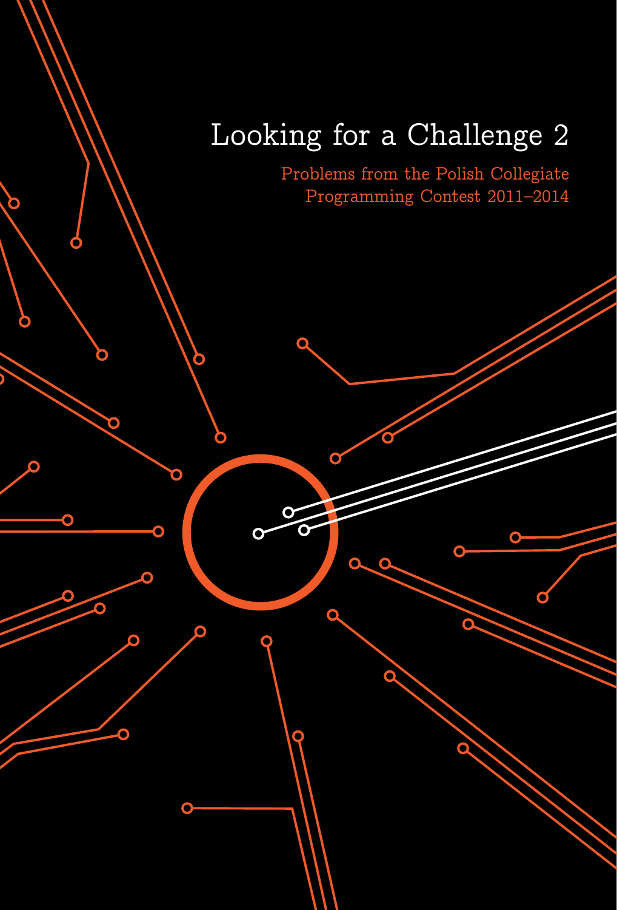# Looking for a Challenge 2

Problems from the Polish Collegiate Programming Contest 2011–2014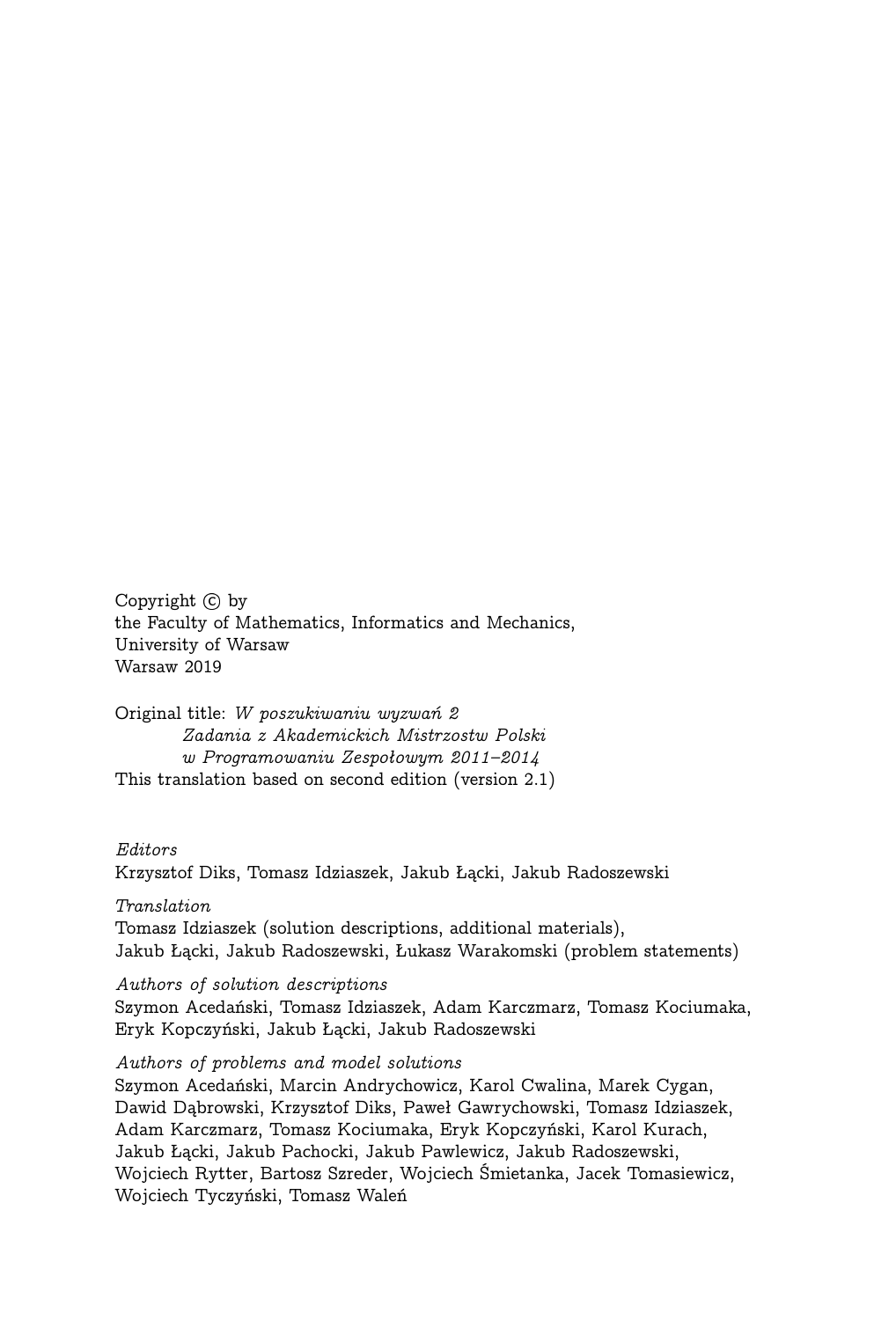Copyright © by
the Faculty of Mathematics, Informatics and Mechanics,
University of Warsaw
Warsaw 2019

Original title: *W poszukiwaniu wyzwań 2*
*Zadania z Akademickich Mistrzostw Polski*
*w Programowaniu Zespołowym 2011–2014*
This translation based on second edition (version 2.1)

*Editors*
Krzysztof Diks, Tomasz Idziaszek, Jakub Łącki, Jakub Radoszewski

*Translation*
Tomasz Idziaszek (solution descriptions, additional materials),
Jakub Łącki, Jakub Radoszewski, Łukasz Warakomski (problem statements)

*Authors of solution descriptions*
Szymon Acedański, Tomasz Idziaszek, Adam Karczmarz, Tomasz Kociumaka,
Eryk Kopczyński, Jakub Łącki, Jakub Radoszewski

*Authors of problems and model solutions*
Szymon Acedański, Marcin Andrychowicz, Karol Cwalina, Marek Cygan,
Dawid Dąbrowski, Krzysztof Diks, Paweł Gawrychowski, Tomasz Idziaszek,
Adam Karczmarz, Tomasz Kociumaka, Eryk Kopczyński, Karol Kurach,
Jakub Łącki, Jakub Pachocki, Jakub Pawlewicz, Jakub Radoszewski,
Wojciech Rytter, Bartosz Szreder, Wojciech Śmietanka, Jacek Tomasiewicz,
Wojciech Tyczyński, Tomasz Waleń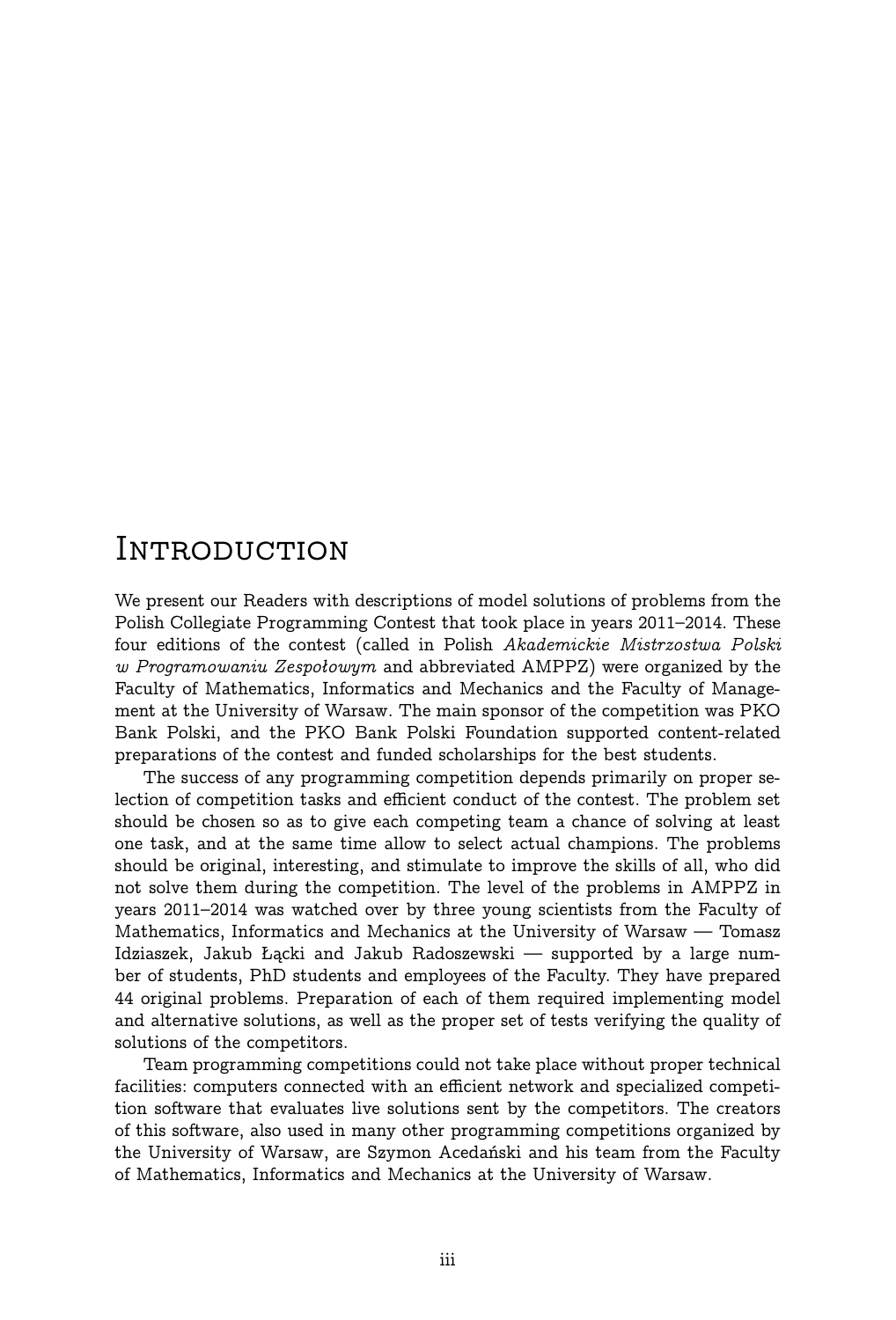# Introduction

We present our Readers with descriptions of model solutions of problems from the Polish Collegiate Programming Contest that took place in years 2011–2014. These four editions of the contest (called in Polish *Akademickie Mistrzostwa Polski w Programowaniu Zespołowym* and abbreviated AMPPZ) were organized by the Faculty of Mathematics, Informatics and Mechanics and the Faculty of Management at the University of Warsaw. The main sponsor of the competition was PKO Bank Polski, and the PKO Bank Polski Foundation supported content-related preparations of the contest and funded scholarships for the best students.

The success of any programming competition depends primarily on proper selection of competition tasks and efficient conduct of the contest. The problem set should be chosen so as to give each competing team a chance of solving at least one task, and at the same time allow to select actual champions. The problems should be original, interesting, and stimulate to improve the skills of all, who did not solve them during the competition. The level of the problems in AMPPZ in years 2011–2014 was watched over by three young scientists from the Faculty of Mathematics, Informatics and Mechanics at the University of Warsaw — Tomasz Idziaszek, Jakub Łącki and Jakub Radoszewski — supported by a large number of students, PhD students and employees of the Faculty. They have prepared 44 original problems. Preparation of each of them required implementing model and alternative solutions, as well as the proper set of tests verifying the quality of solutions of the competitors.

Team programming competitions could not take place without proper technical facilities: computers connected with an efficient network and specialized competition software that evaluates live solutions sent by the competitors. The creators of this software, also used in many other programming competitions organized by the University of Warsaw, are Szymon Acedański and his team from the Faculty of Mathematics, Informatics and Mechanics at the University of Warsaw.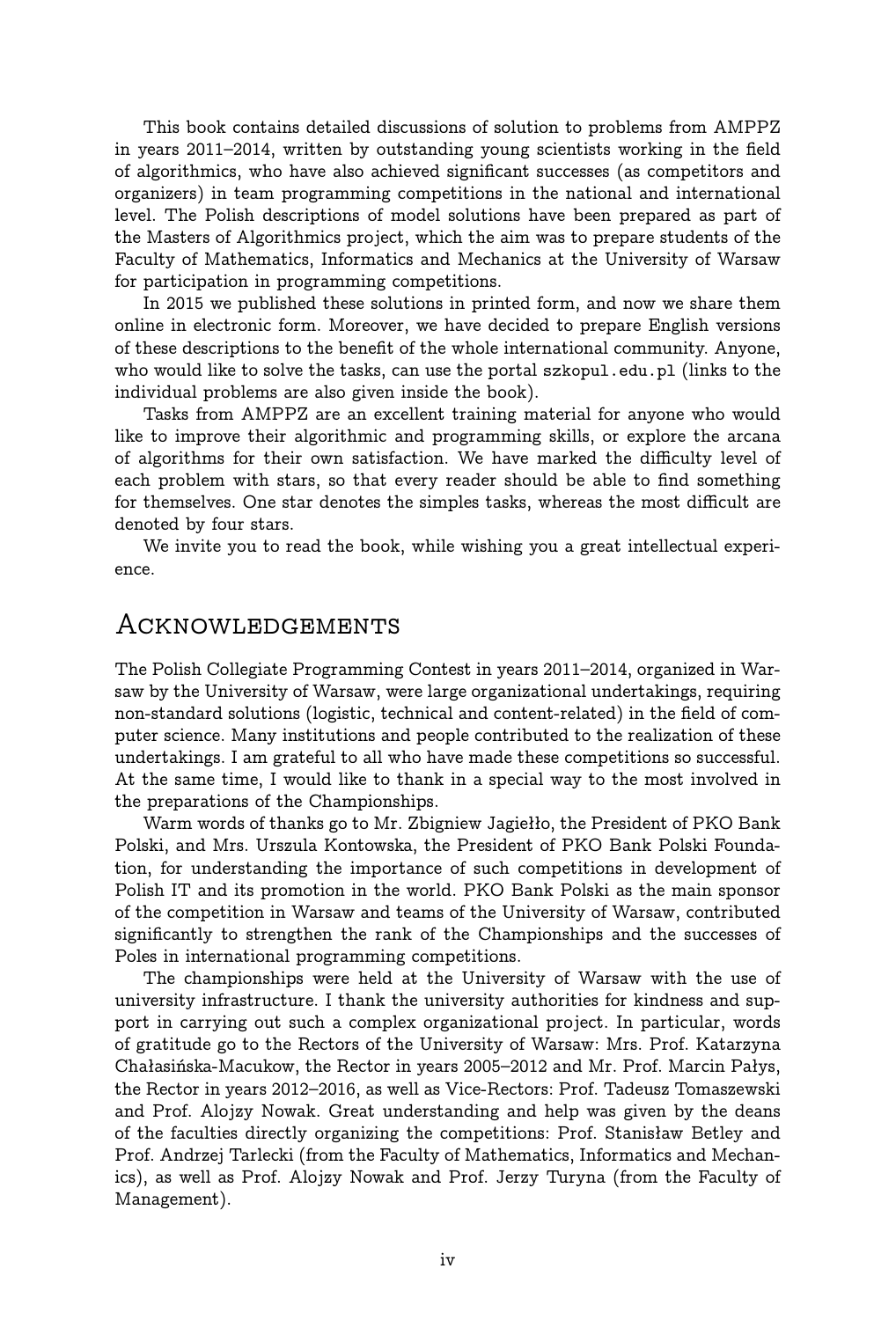This book contains detailed discussions of solution to problems from AMPPZ in years 2011–2014, written by outstanding young scientists working in the field of algorithmics, who have also achieved significant successes (as competitors and organizers) in team programming competitions in the national and international level. The Polish descriptions of model solutions have been prepared as part of the Masters of Algorithmics project, which the aim was to prepare students of the Faculty of Mathematics, Informatics and Mechanics at the University of Warsaw for participation in programming competitions.

In 2015 we published these solutions in printed form, and now we share them online in electronic form. Moreover, we have decided to prepare English versions of these descriptions to the benefit of the whole international community. Anyone, who would like to solve the tasks, can use the portal `szkopul.edu.pl` (links to the individual problems are also given inside the book).

Tasks from AMPPZ are an excellent training material for anyone who would like to improve their algorithmic and programming skills, or explore the arcana of algorithms for their own satisfaction. We have marked the difficulty level of each problem with stars, so that every reader should be able to find something for themselves. One star denotes the simples tasks, whereas the most difficult are denoted by four stars.

We invite you to read the book, while wishing you a great intellectual experience.

## Acknowledgements

The Polish Collegiate Programming Contest in years 2011–2014, organized in Warsaw by the University of Warsaw, were large organizational undertakings, requiring non-standard solutions (logistic, technical and content-related) in the field of computer science. Many institutions and people contributed to the realization of these undertakings. I am grateful to all who have made these competitions so successful. At the same time, I would like to thank in a special way to the most involved in the preparations of the Championships.

Warm words of thanks go to Mr. Zbigniew Jagiełło, the President of PKO Bank Polski, and Mrs. Urszula Kontowska, the President of PKO Bank Polski Foundation, for understanding the importance of such competitions in development of Polish IT and its promotion in the world. PKO Bank Polski as the main sponsor of the competition in Warsaw and teams of the University of Warsaw, contributed significantly to strengthen the rank of the Championships and the successes of Poles in international programming competitions.

The championships were held at the University of Warsaw with the use of university infrastructure. I thank the university authorities for kindness and support in carrying out such a complex organizational project. In particular, words of gratitude go to the Rectors of the University of Warsaw: Mrs. Prof. Katarzyna Chałasińska-Macukow, the Rector in years 2005–2012 and Mr. Prof. Marcin Pałys, the Rector in years 2012–2016, as well as Vice-Rectors: Prof. Tadeusz Tomaszewski and Prof. Alojzy Nowak. Great understanding and help was given by the deans of the faculties directly organizing the competitions: Prof. Stanisław Betley and Prof. Andrzej Tarlecki (from the Faculty of Mathematics, Informatics and Mechanics), as well as Prof. Alojzy Nowak and Prof. Jerzy Turyna (from the Faculty of Management).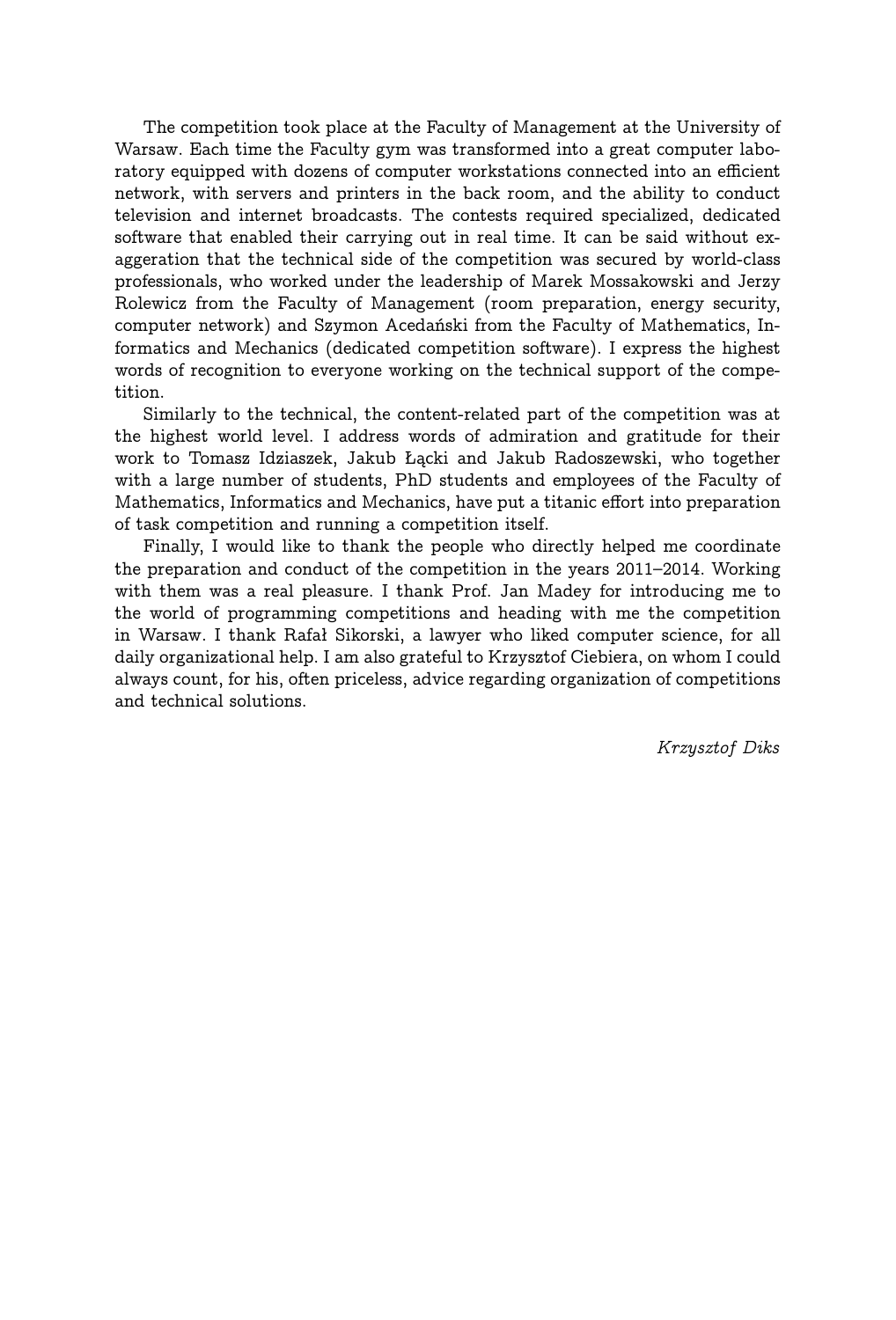The competition took place at the Faculty of Management at the University of Warsaw. Each time the Faculty gym was transformed into a great computer laboratory equipped with dozens of computer workstations connected into an efficient network, with servers and printers in the back room, and the ability to conduct television and internet broadcasts. The contests required specialized, dedicated software that enabled their carrying out in real time. It can be said without exaggeration that the technical side of the competition was secured by world-class professionals, who worked under the leadership of Marek Mossakowski and Jerzy Rolewicz from the Faculty of Management (room preparation, energy security, computer network) and Szymon Acedański from the Faculty of Mathematics, Informatics and Mechanics (dedicated competition software). I express the highest words of recognition to everyone working on the technical support of the competition.

Similarly to the technical, the content-related part of the competition was at the highest world level. I address words of admiration and gratitude for their work to Tomasz Idziaszek, Jakub Łącki and Jakub Radoszewski, who together with a large number of students, PhD students and employees of the Faculty of Mathematics, Informatics and Mechanics, have put a titanic effort into preparation of task competition and running a competition itself.

Finally, I would like to thank the people who directly helped me coordinate the preparation and conduct of the competition in the years 2011–2014. Working with them was a real pleasure. I thank Prof. Jan Madey for introducing me to the world of programming competitions and heading with me the competition in Warsaw. I thank Rafał Sikorski, a lawyer who liked computer science, for all daily organizational help. I am also grateful to Krzysztof Ciebiera, on whom I could always count, for his, often priceless, advice regarding organization of competitions and technical solutions.

*Krzysztof Diks*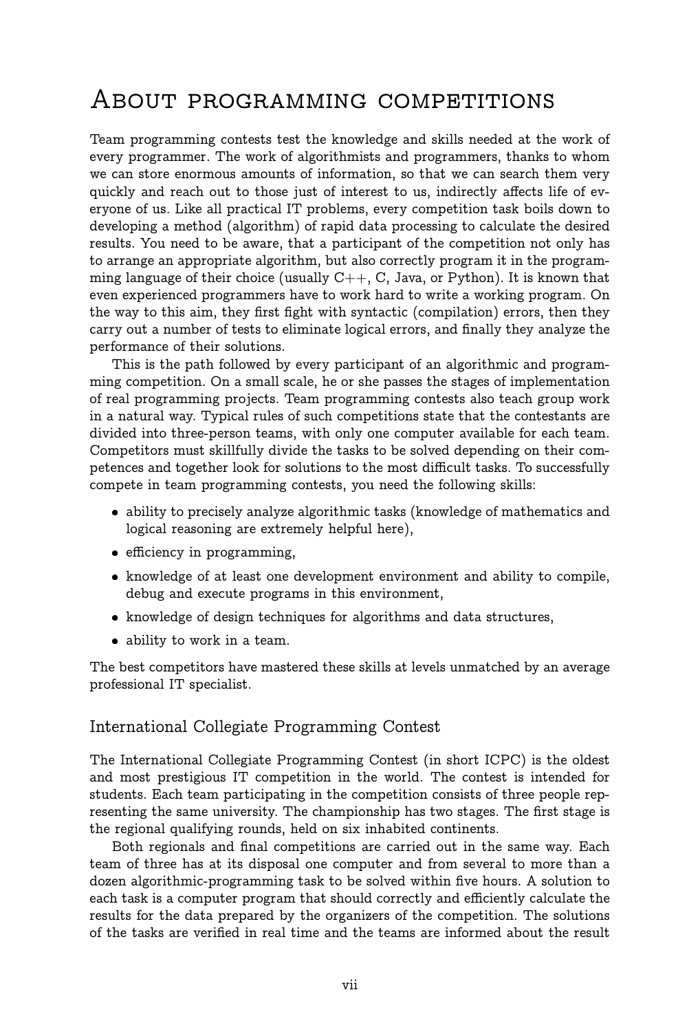# About programming competitions

Team programming contests test the knowledge and skills needed at the work of every programmer. The work of algorithmists and programmers, thanks to whom we can store enormous amounts of information, so that we can search them very quickly and reach out to those just of interest to us, indirectly affects life of everyone of us. Like all practical IT problems, every competition task boils down to developing a method (algorithm) of rapid data processing to calculate the desired results. You need to be aware, that a participant of the competition not only has to arrange an appropriate algorithm, but also correctly program it in the programming language of their choice (usually C++, C, Java, or Python). It is known that even experienced programmers have to work hard to write a working program. On the way to this aim, they first fight with syntactic (compilation) errors, then they carry out a number of tests to eliminate logical errors, and finally they analyze the performance of their solutions.

This is the path followed by every participant of an algorithmic and programming competition. On a small scale, he or she passes the stages of implementation of real programming projects. Team programming contests also teach group work in a natural way. Typical rules of such competitions state that the contestants are divided into three-person teams, with only one computer available for each team. Competitors must skillfully divide the tasks to be solved depending on their competences and together look for solutions to the most difficult tasks. To successfully compete in team programming contests, you need the following skills:

- ability to precisely analyze algorithmic tasks (knowledge of mathematics and logical reasoning are extremely helpful here),
- efficiency in programming,
- knowledge of at least one development environment and ability to compile, debug and execute programs in this environment,
- knowledge of design techniques for algorithms and data structures,
- ability to work in a team.

The best competitors have mastered these skills at levels unmatched by an average professional IT specialist.

## International Collegiate Programming Contest

The International Collegiate Programming Contest (in short ICPC) is the oldest and most prestigious IT competition in the world. The contest is intended for students. Each team participating in the competition consists of three people representing the same university. The championship has two stages. The first stage is the regional qualifying rounds, held on six inhabited continents.

Both regionals and final competitions are carried out in the same way. Each team of three has at its disposal one computer and from several to more than a dozen algorithmic-programming task to be solved within five hours. A solution to each task is a computer program that should correctly and efficiently calculate the results for the data prepared by the organizers of the competition. The solutions of the tasks are verified in real time and the teams are informed about the result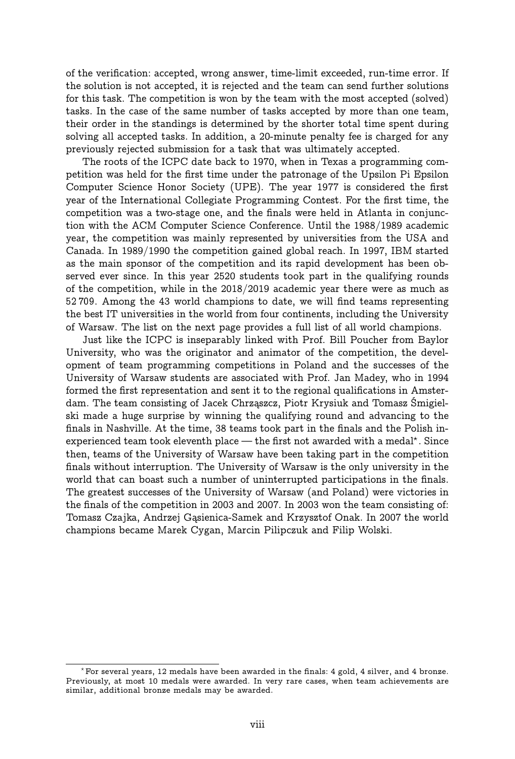of the verification: accepted, wrong answer, time-limit exceeded, run-time error. If the solution is not accepted, it is rejected and the team can send further solutions for this task. The competition is won by the team with the most accepted (solved) tasks. In the case of the same number of tasks accepted by more than one team, their order in the standings is determined by the shorter total time spent during solving all accepted tasks. In addition, a 20-minute penalty fee is charged for any previously rejected submission for a task that was ultimately accepted.

The roots of the ICPC date back to 1970, when in Texas a programming competition was held for the first time under the patronage of the Upsilon Pi Epsilon Computer Science Honor Society (UPE). The year 1977 is considered the first year of the International Collegiate Programming Contest. For the first time, the competition was a two-stage one, and the finals were held in Atlanta in conjunction with the ACM Computer Science Conference. Until the 1988/1989 academic year, the competition was mainly represented by universities from the USA and Canada. In 1989/1990 the competition gained global reach. In 1997, IBM started as the main sponsor of the competition and its rapid development has been observed ever since. In this year 2520 students took part in the qualifying rounds of the competition, while in the 2018/2019 academic year there were as much as 52 709. Among the 43 world champions to date, we will find teams representing the best IT universities in the world from four continents, including the University of Warsaw. The list on the next page provides a full list of all world champions.

Just like the ICPC is inseparably linked with Prof. Bill Poucher from Baylor University, who was the originator and animator of the competition, the development of team programming competitions in Poland and the successes of the University of Warsaw students are associated with Prof. Jan Madey, who in 1994 formed the first representation and sent it to the regional qualifications in Amsterdam. The team consisting of Jacek Chrząszcz, Piotr Krysiuk and Tomasz Śmigielski made a huge surprise by winning the qualifying round and advancing to the finals in Nashville. At the time, 38 teams took part in the finals and the Polish inexperienced team took eleventh place — the first not awarded with a medal*. Since then, teams of the University of Warsaw have been taking part in the competition finals without interruption. The University of Warsaw is the only university in the world that can boast such a number of uninterrupted participations in the finals. The greatest successes of the University of Warsaw (and Poland) were victories in the finals of the competition in 2003 and 2007. In 2003 won the team consisting of: Tomasz Czajka, Andrzej Gąsienica-Samek and Krzysztof Onak. In 2007 the world champions became Marek Cygan, Marcin Pilipczuk and Filip Wolski.

---

* For several years, 12 medals have been awarded in the finals: 4 gold, 4 silver, and 4 bronze. Previously, at most 10 medals were awarded. In very rare cases, when team achievements are similar, additional bronze medals may be awarded.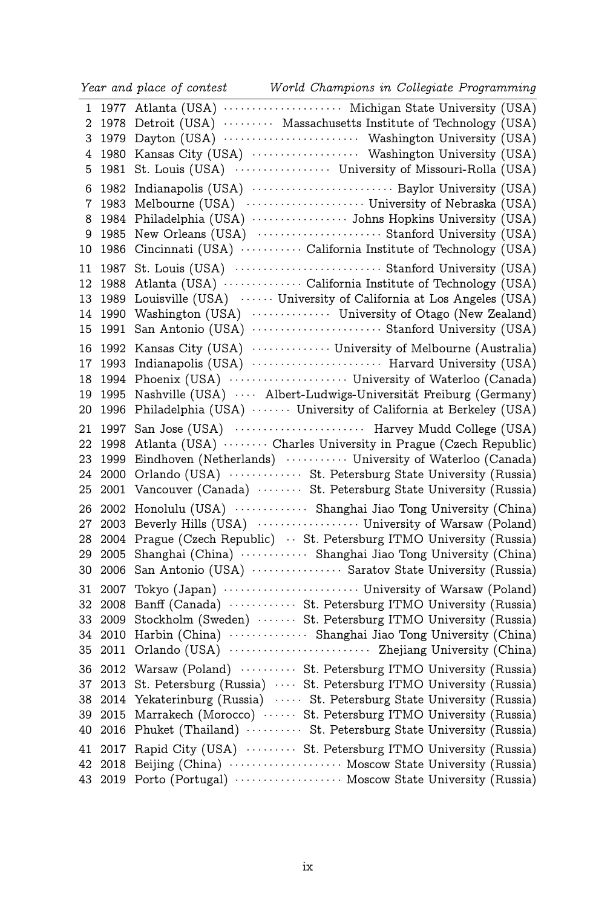| | Year and place of contest | World Champions in Collegiate Programming |
|---|---|---|
| 1 | 1977 Atlanta (USA) | Michigan State University (USA) |
| 2 | 1978 Detroit (USA) | Massachusetts Institute of Technology (USA) |
| 3 | 1979 Dayton (USA) | Washington University (USA) |
| 4 | 1980 Kansas City (USA) | Washington University (USA) |
| 5 | 1981 St. Louis (USA) | University of Missouri-Rolla (USA) |
| 6 | 1982 Indianapolis (USA) | Baylor University (USA) |
| 7 | 1983 Melbourne (USA) | University of Nebraska (USA) |
| 8 | 1984 Philadelphia (USA) | Johns Hopkins University (USA) |
| 9 | 1985 New Orleans (USA) | Stanford University (USA) |
| 10 | 1986 Cincinnati (USA) | California Institute of Technology (USA) |
| 11 | 1987 St. Louis (USA) | Stanford University (USA) |
| 12 | 1988 Atlanta (USA) | California Institute of Technology (USA) |
| 13 | 1989 Louisville (USA) | University of California at Los Angeles (USA) |
| 14 | 1990 Washington (USA) | University of Otago (New Zealand) |
| 15 | 1991 San Antonio (USA) | Stanford University (USA) |
| 16 | 1992 Kansas City (USA) | University of Melbourne (Australia) |
| 17 | 1993 Indianapolis (USA) | Harvard University (USA) |
| 18 | 1994 Phoenix (USA) | University of Waterloo (Canada) |
| 19 | 1995 Nashville (USA) | Albert-Ludwigs-Universität Freiburg (Germany) |
| 20 | 1996 Philadelphia (USA) | University of California at Berkeley (USA) |
| 21 | 1997 San Jose (USA) | Harvey Mudd College (USA) |
| 22 | 1998 Atlanta (USA) | Charles University in Prague (Czech Republic) |
| 23 | 1999 Eindhoven (Netherlands) | University of Waterloo (Canada) |
| 24 | 2000 Orlando (USA) | St. Petersburg State University (Russia) |
| 25 | 2001 Vancouver (Canada) | St. Petersburg State University (Russia) |
| 26 | 2002 Honolulu (USA) | Shanghai Jiao Tong University (China) |
| 27 | 2003 Beverly Hills (USA) | University of Warsaw (Poland) |
| 28 | 2004 Prague (Czech Republic) | St. Petersburg ITMO University (Russia) |
| 29 | 2005 Shanghai (China) | Shanghai Jiao Tong University (China) |
| 30 | 2006 San Antonio (USA) | Saratov State University (Russia) |
| 31 | 2007 Tokyo (Japan) | University of Warsaw (Poland) |
| 32 | 2008 Banff (Canada) | St. Petersburg ITMO University (Russia) |
| 33 | 2009 Stockholm (Sweden) | St. Petersburg ITMO University (Russia) |
| 34 | 2010 Harbin (China) | Shanghai Jiao Tong University (China) |
| 35 | 2011 Orlando (USA) | Zhejiang University (China) |
| 36 | 2012 Warsaw (Poland) | St. Petersburg ITMO University (Russia) |
| 37 | 2013 St. Petersburg (Russia) | St. Petersburg ITMO University (Russia) |
| 38 | 2014 Yekaterinburg (Russia) | St. Petersburg State University (Russia) |
| 39 | 2015 Marrakech (Morocco) | St. Petersburg ITMO University (Russia) |
| 40 | 2016 Phuket (Thailand) | St. Petersburg State University (Russia) |
| 41 | 2017 Rapid City (USA) | St. Petersburg ITMO University (Russia) |
| 42 | 2018 Beijing (China) | Moscow State University (Russia) |
| 43 | 2019 Porto (Portugal) | Moscow State University (Russia) |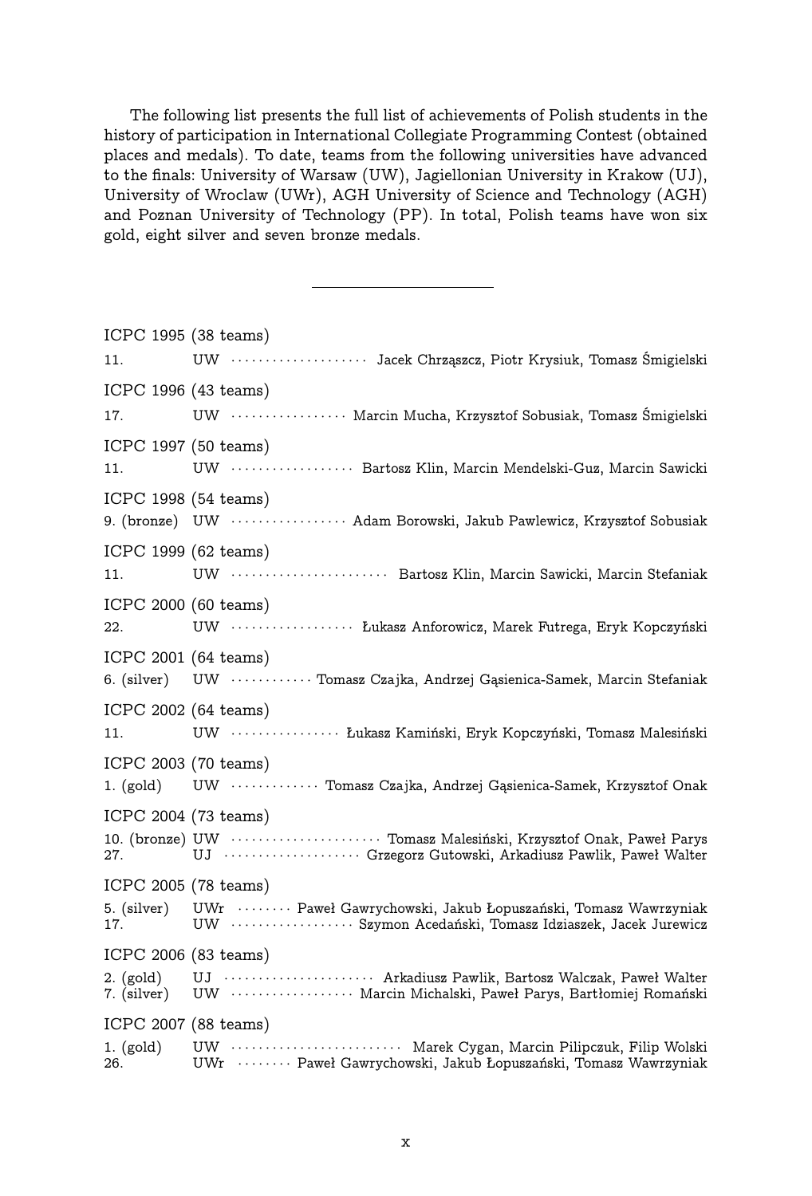The following list presents the full list of achievements of Polish students in the history of participation in International Collegiate Programming Contest (obtained places and medals). To date, teams from the following universities have advanced to the finals: University of Warsaw (UW), Jagiellonian University in Krakow (UJ), University of Wroclaw (UWr), AGH University of Science and Technology (AGH) and Poznan University of Technology (PP). In total, Polish teams have won six gold, eight silver and seven bronze medals.

---

ICPC 1995 (38 teams)

11. UW · · · · · · · · · · Jacek Chrząszcz, Piotr Krysiuk, Tomasz Śmigielski

ICPC 1996 (43 teams)

17. UW · · · · · · · · · · Marcin Mucha, Krzysztof Sobusiak, Tomasz Śmigielski

ICPC 1997 (50 teams)

11. UW · · · · · · · · · · Bartosz Klin, Marcin Mendelski-Guz, Marcin Sawicki

ICPC 1998 (54 teams)

9. (bronze) UW · · · · · · · · · · Adam Borowski, Jakub Pawlewicz, Krzysztof Sobusiak

ICPC 1999 (62 teams)

11. UW · · · · · · · · · · Bartosz Klin, Marcin Sawicki, Marcin Stefaniak

ICPC 2000 (60 teams)

22. UW · · · · · · · · · · Łukasz Anforowicz, Marek Futrega, Eryk Kopczyński

ICPC 2001 (64 teams)

6. (silver) UW · · · · · · · · · · Tomasz Czajka, Andrzej Gąsienica-Samek, Marcin Stefaniak

ICPC 2002 (64 teams)

11. UW · · · · · · · · · · Łukasz Kamiński, Eryk Kopczyński, Tomasz Malesiński

ICPC 2003 (70 teams)

1. (gold) UW · · · · · · · · · · Tomasz Czajka, Andrzej Gąsienica-Samek, Krzysztof Onak

ICPC 2004 (73 teams)

10. (bronze) UW · · · · · · · · · · Tomasz Malesiński, Krzysztof Onak, Paweł Parys
27. UJ · · · · · · · · · · Grzegorz Gutowski, Arkadiusz Pawlik, Paweł Walter

ICPC 2005 (78 teams)

5. (silver) UWr · · · · · · · · · · Paweł Gawrychowski, Jakub Łopuszański, Tomasz Wawrzyniak
17. UW · · · · · · · · · · Szymon Acedański, Tomasz Idziaszek, Jacek Jurewicz

ICPC 2006 (83 teams)

2. (gold) UJ · · · · · · · · · · Arkadiusz Pawlik, Bartosz Walczak, Paweł Walter
7. (silver) UW · · · · · · · · · · Marcin Michalski, Paweł Parys, Bartłomiej Romański

ICPC 2007 (88 teams)

1. (gold) UW · · · · · · · · · · Marek Cygan, Marcin Pilipczuk, Filip Wolski
26. UWr · · · · · · · · · · Paweł Gawrychowski, Jakub Łopuszański, Tomasz Wawrzyniak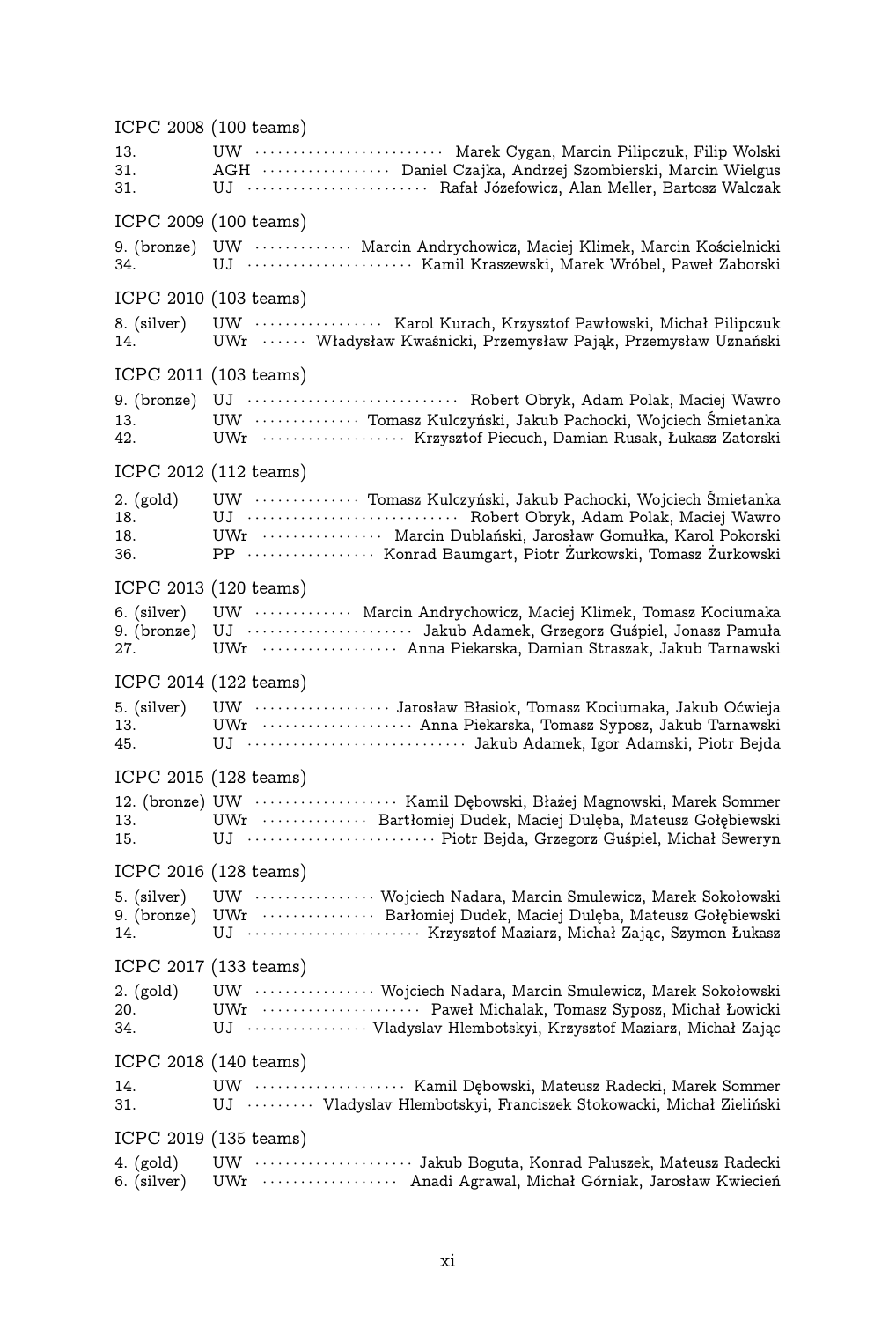ICPC 2008 (100 teams)

| | | |
|---|---|---|
| 13. | UW | Marek Cygan, Marcin Pilipczuk, Filip Wolski |
| 31. | AGH | Daniel Czajka, Andrzej Szombierski, Marcin Wielgus |
| 31. | UJ | Rafał Józefowicz, Alan Meller, Bartosz Walczak |

ICPC 2009 (100 teams)

| | | |
|---|---|---|
| 9. (bronze) | UW | Marcin Andrychowicz, Maciej Klimek, Marcin Kościelnicki |
| 34. | UJ | Kamil Kraszewski, Marek Wróbel, Paweł Zaborski |

ICPC 2010 (103 teams)

| | | |
|---|---|---|
| 8. (silver) | UW | Karol Kurach, Krzysztof Pawłowski, Michał Pilipczuk |
| 14. | UWr | Władysław Kwaśnicki, Przemysław Pająk, Przemysław Uznański |

ICPC 2011 (103 teams)

| | | |
|---|---|---|
| 9. (bronze) | UJ | Robert Obryk, Adam Polak, Maciej Wawro |
| 13. | UW | Tomasz Kulczyński, Jakub Pachocki, Wojciech Śmietanka |
| 42. | UWr | Krzysztof Piecuch, Damian Rusak, Łukasz Zatorski |

ICPC 2012 (112 teams)

| | | |
|---|---|---|
| 2. (gold) | UW | Tomasz Kulczyński, Jakub Pachocki, Wojciech Śmietanka |
| 18. | UJ | Robert Obryk, Adam Polak, Maciej Wawro |
| 18. | UWr | Marcin Dublański, Jarosław Gomułka, Karol Pokorski |
| 36. | PP | Konrad Baumgart, Piotr Żurkowski, Tomasz Żurkowski |

ICPC 2013 (120 teams)

| | | |
|---|---|---|
| 6. (silver) | UW | Marcin Andrychowicz, Maciej Klimek, Tomasz Kociumaka |
| 9. (bronze) | UJ | Jakub Adamek, Grzegorz Guśpiel, Jonasz Pamuła |
| 27. | UWr | Anna Piekarska, Damian Straszak, Jakub Tarnawski |

ICPC 2014 (122 teams)

| | | |
|---|---|---|
| 5. (silver) | UW | Jarosław Błasiok, Tomasz Kociumaka, Jakub Oćwieja |
| 13. | UWr | Anna Piekarska, Tomasz Syposz, Jakub Tarnawski |
| 45. | UJ | Jakub Adamek, Igor Adamski, Piotr Bejda |

ICPC 2015 (128 teams)

| | | |
|---|---|---|
| 12. (bronze) | UW | Kamil Dębowski, Błażej Magnowski, Marek Sommer |
| 13. | UWr | Bartłomiej Dudek, Maciej Dulęba, Mateusz Gołębiewski |
| 15. | UJ | Piotr Bejda, Grzegorz Guśpiel, Michał Seweryn |

ICPC 2016 (128 teams)

| | | |
|---|---|---|
| 5. (silver) | UW | Wojciech Nadara, Marcin Smulewicz, Marek Sokołowski |
| 9. (bronze) | UWr | Barłomiej Dudek, Maciej Dulęba, Mateusz Gołębiewski |
| 14. | UJ | Krzysztof Maziarz, Michał Zając, Szymon Łukasz |

ICPC 2017 (133 teams)

| | | |
|---|---|---|
| 2. (gold) | UW | Wojciech Nadara, Marcin Smulewicz, Marek Sokołowski |
| 20. | UWr | Paweł Michalak, Tomasz Syposz, Michał Łowicki |
| 34. | UJ | Vladyslav Hlembotskyi, Krzysztof Maziarz, Michał Zając |

ICPC 2018 (140 teams)

| | | |
|---|---|---|
| 14. | UW | Kamil Dębowski, Mateusz Radecki, Marek Sommer |
| 31. | UJ | Vladyslav Hlembotskyi, Franciszek Stokowacki, Michał Zieliński |

ICPC 2019 (135 teams)

| | | |
|---|---|---|
| 4. (gold) | UW | Jakub Boguta, Konrad Paluszek, Mateusz Radecki |
| 6. (silver) | UWr | Anadi Agrawal, Michał Górniak, Jarosław Kwiecień |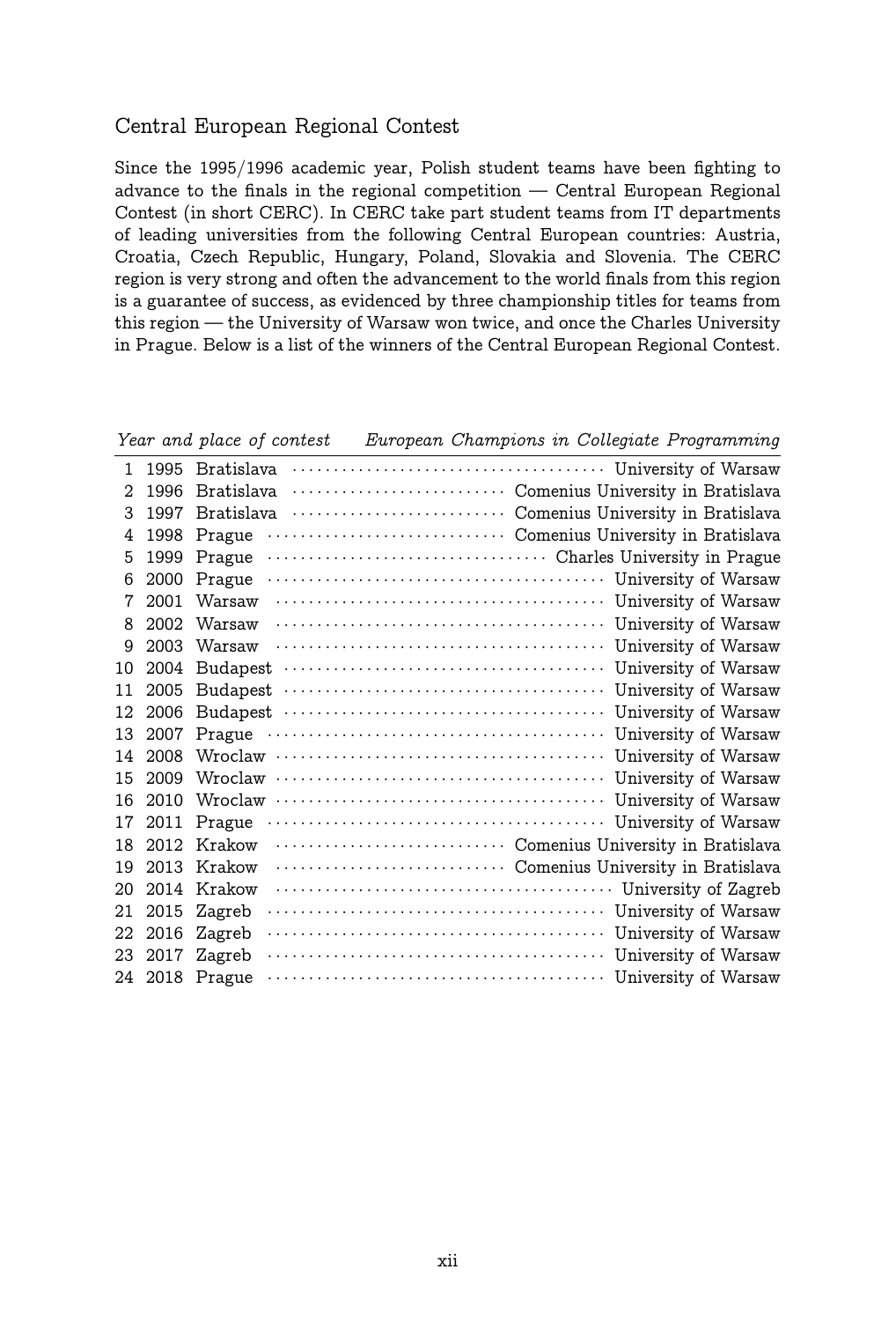## Central European Regional Contest

Since the 1995/1996 academic year, Polish student teams have been fighting to advance to the finals in the regional competition — Central European Regional Contest (in short CERC). In CERC take part student teams from IT departments of leading universities from the following Central European countries: Austria, Croatia, Czech Republic, Hungary, Poland, Slovakia and Slovenia. The CERC region is very strong and often the advancement to the world finals from this region is a guarantee of success, as evidenced by three championship titles for teams from this region — the University of Warsaw won twice, and once the Charles University in Prague. Below is a list of the winners of the Central European Regional Contest.

| | *Year and place of contest* | | *European Champions in Collegiate Programming* |
|---|---|---|---|
| 1 | 1995 | Bratislava | University of Warsaw |
| 2 | 1996 | Bratislava | Comenius University in Bratislava |
| 3 | 1997 | Bratislava | Comenius University in Bratislava |
| 4 | 1998 | Prague | Comenius University in Bratislava |
| 5 | 1999 | Prague | Charles University in Prague |
| 6 | 2000 | Prague | University of Warsaw |
| 7 | 2001 | Warsaw | University of Warsaw |
| 8 | 2002 | Warsaw | University of Warsaw |
| 9 | 2003 | Warsaw | University of Warsaw |
| 10 | 2004 | Budapest | University of Warsaw |
| 11 | 2005 | Budapest | University of Warsaw |
| 12 | 2006 | Budapest | University of Warsaw |
| 13 | 2007 | Prague | University of Warsaw |
| 14 | 2008 | Wroclaw | University of Warsaw |
| 15 | 2009 | Wroclaw | University of Warsaw |
| 16 | 2010 | Wroclaw | University of Warsaw |
| 17 | 2011 | Prague | University of Warsaw |
| 18 | 2012 | Krakow | Comenius University in Bratislava |
| 19 | 2013 | Krakow | Comenius University in Bratislava |
| 20 | 2014 | Krakow | University of Zagreb |
| 21 | 2015 | Zagreb | University of Warsaw |
| 22 | 2016 | Zagreb | University of Warsaw |
| 23 | 2017 | Zagreb | University of Warsaw |
| 24 | 2018 | Prague | University of Warsaw |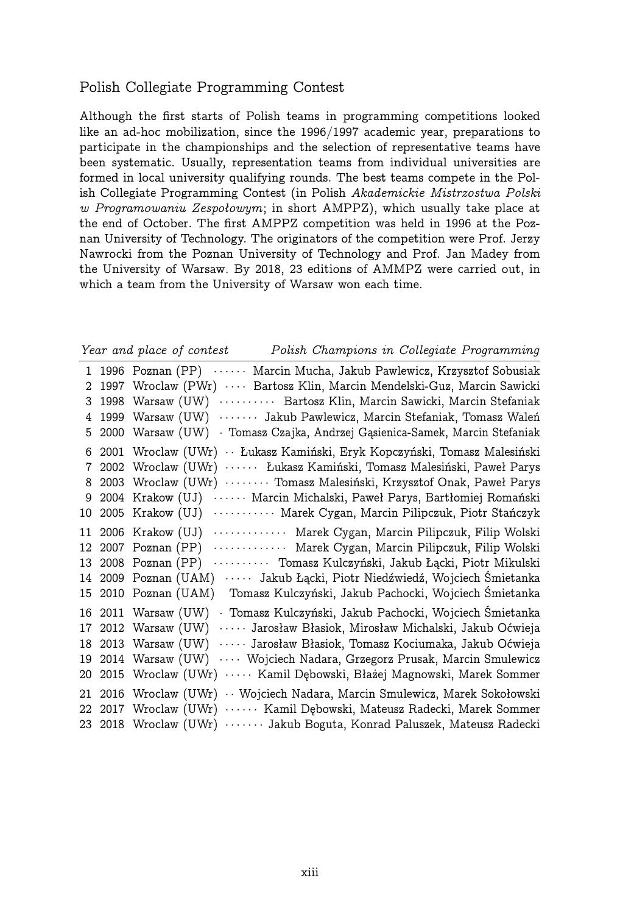## Polish Collegiate Programming Contest

Although the first starts of Polish teams in programming competitions looked like an ad-hoc mobilization, since the 1996/1997 academic year, preparations to participate in the championships and the selection of representative teams have been systematic. Usually, representation teams from individual universities are formed in local university qualifying rounds. The best teams compete in the Polish Collegiate Programming Contest (in Polish *Akademickie Mistrzostwa Polski w Programowaniu Zespołowym*; in short AMPPZ), which usually take place at the end of October. The first AMPPZ competition was held in 1996 at the Poznan University of Technology. The originators of the competition were Prof. Jerzy Nawrocki from the Poznan University of Technology and Prof. Jan Madey from the University of Warsaw. By 2018, 23 editions of AMMPZ were carried out, in which a team from the University of Warsaw won each time.

| | *Year and place of contest* | | *Polish Champions in Collegiate Programming* |
|---|---|---|---|
| 1 | 1996 | Poznan (PP) | Marcin Mucha, Jakub Pawlewicz, Krzysztof Sobusiak |
| 2 | 1997 | Wroclaw (PWr) | Bartosz Klin, Marcin Mendelski-Guz, Marcin Sawicki |
| 3 | 1998 | Warsaw (UW) | Bartosz Klin, Marcin Sawicki, Marcin Stefaniak |
| 4 | 1999 | Warsaw (UW) | Jakub Pawlewicz, Marcin Stefaniak, Tomasz Waleń |
| 5 | 2000 | Warsaw (UW) | Tomasz Czajka, Andrzej Gąsienica-Samek, Marcin Stefaniak |
| 6 | 2001 | Wroclaw (UWr) | Łukasz Kamiński, Eryk Kopczyński, Tomasz Malesiński |
| 7 | 2002 | Wroclaw (UWr) | Łukasz Kamiński, Tomasz Malesiński, Paweł Parys |
| 8 | 2003 | Wroclaw (UWr) | Tomasz Malesiński, Krzysztof Onak, Paweł Parys |
| 9 | 2004 | Krakow (UJ) | Marcin Michalski, Paweł Parys, Bartłomiej Romański |
| 10 | 2005 | Krakow (UJ) | Marek Cygan, Marcin Pilipczuk, Piotr Stańczyk |
| 11 | 2006 | Krakow (UJ) | Marek Cygan, Marcin Pilipczuk, Filip Wolski |
| 12 | 2007 | Poznan (PP) | Marek Cygan, Marcin Pilipczuk, Filip Wolski |
| 13 | 2008 | Poznan (PP) | Tomasz Kulczyński, Jakub Łącki, Piotr Mikulski |
| 14 | 2009 | Poznan (UAM) | Jakub Łącki, Piotr Niedźwiedź, Wojciech Śmietanka |
| 15 | 2010 | Poznan (UAM) | Tomasz Kulczyński, Jakub Pachocki, Wojciech Śmietanka |
| 16 | 2011 | Warsaw (UW) | Tomasz Kulczyński, Jakub Pachocki, Wojciech Śmietanka |
| 17 | 2012 | Warsaw (UW) | Jarosław Błasiok, Mirosław Michalski, Jakub Oćwieja |
| 18 | 2013 | Warsaw (UW) | Jarosław Błasiok, Tomasz Kociumaka, Jakub Oćwieja |
| 19 | 2014 | Warsaw (UW) | Wojciech Nadara, Grzegorz Prusak, Marcin Smulewicz |
| 20 | 2015 | Wroclaw (UWr) | Kamil Dębowski, Błażej Magnowski, Marek Sommer |
| 21 | 2016 | Wroclaw (UWr) | Wojciech Nadara, Marcin Smulewicz, Marek Sokołowski |
| 22 | 2017 | Wroclaw (UWr) | Kamil Dębowski, Mateusz Radecki, Marek Sommer |
| 23 | 2018 | Wroclaw (UWr) | Jakub Boguta, Konrad Paluszek, Mateusz Radecki |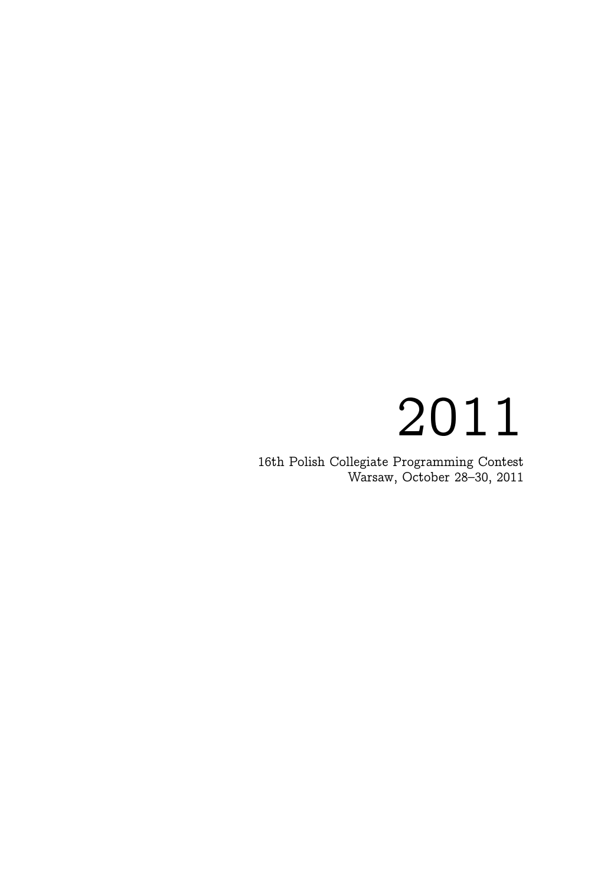# 2011

16th Polish Collegiate Programming Contest
Warsaw, October 28–30, 2011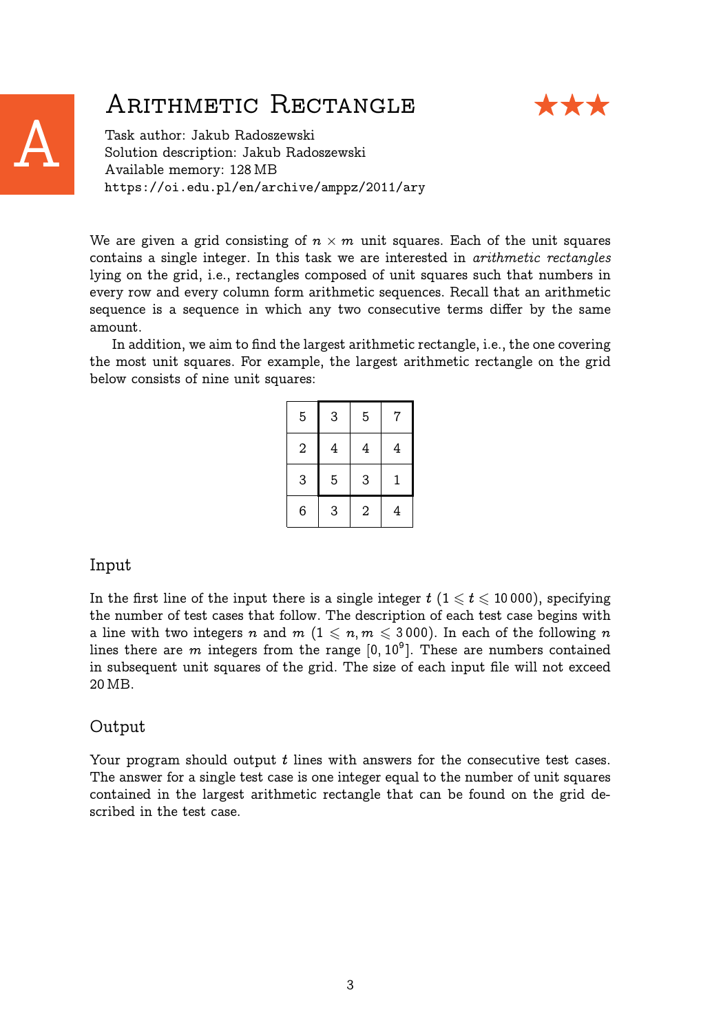# A Arithmetic Rectangle ★★★

Task author: Jakub Radoszewski
Solution description: Jakub Radoszewski
Available memory: 128 MB
https://oi.edu.pl/en/archive/amppz/2011/ary

We are given a grid consisting of $n \times m$ unit squares. Each of the unit squares contains a single integer. In this task we are interested in *arithmetic rectangles* lying on the grid, i.e., rectangles composed of unit squares such that numbers in every row and every column form arithmetic sequences. Recall that an arithmetic sequence is a sequence in which any two consecutive terms differ by the same amount.

In addition, we aim to find the largest arithmetic rectangle, i.e., the one covering the most unit squares. For example, the largest arithmetic rectangle on the grid below consists of nine unit squares:

| | | | |
|---|---|---|---|
| 5 | 3 | 5 | 7 |
| 2 | 4 | 4 | 4 |
| 3 | 5 | 3 | 1 |
| 6 | 3 | 2 | 4 |

## Input

In the first line of the input there is a single integer $t$ ($1 \leqslant t \leqslant 10\,000$), specifying the number of test cases that follow. The description of each test case begins with a line with two integers $n$ and $m$ ($1 \leqslant n, m \leqslant 3\,000$). In each of the following $n$ lines there are $m$ integers from the range $[0, 10^9]$. These are numbers contained in subsequent unit squares of the grid. The size of each input file will not exceed 20 MB.

## Output

Your program should output $t$ lines with answers for the consecutive test cases. The answer for a single test case is one integer equal to the number of unit squares contained in the largest arithmetic rectangle that can be found on the grid described in the test case.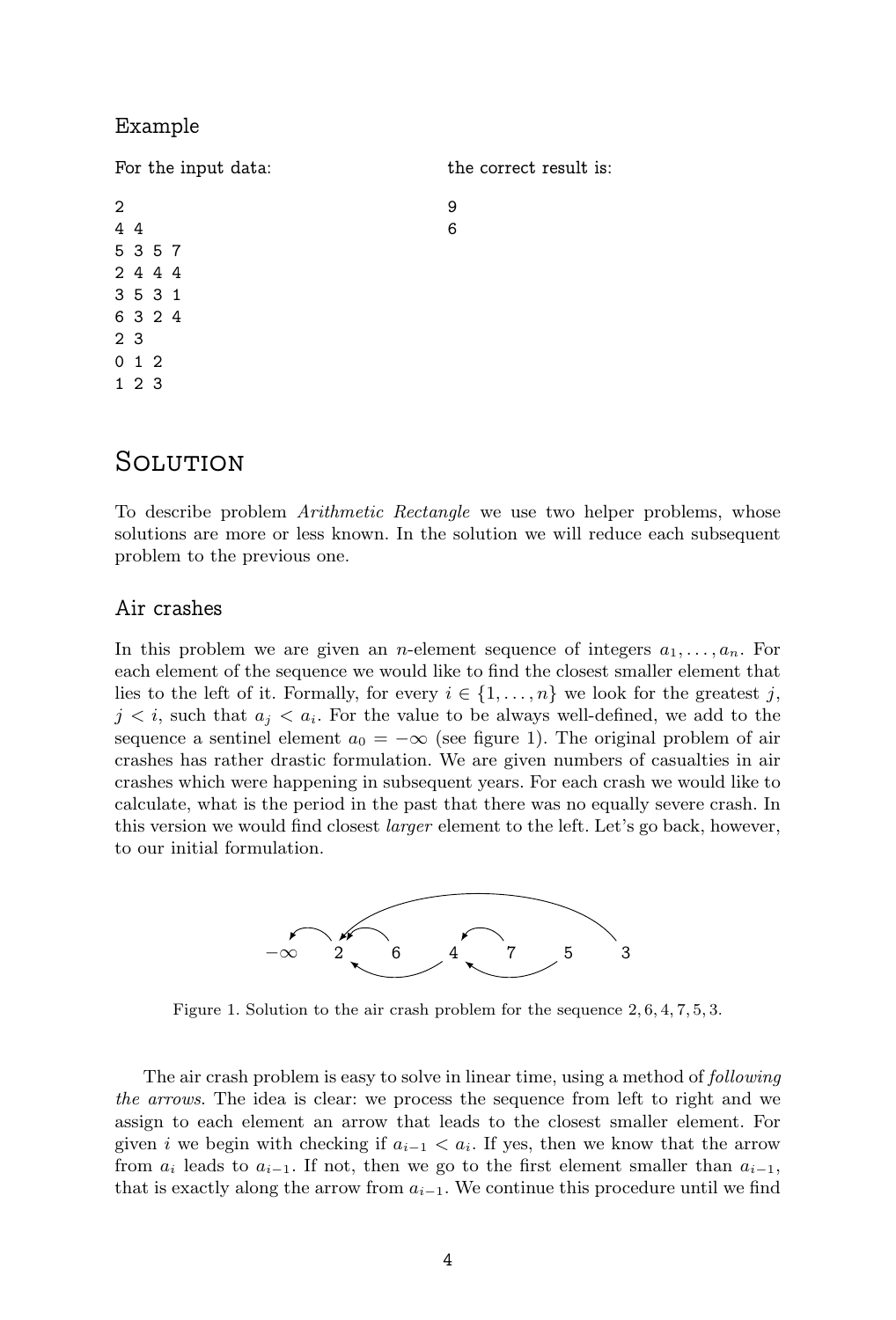### Example

For the input data:

```
2
4 4
5 3 5 7
2 4 4 4
3 5 3 1
6 3 2 4
2 3
0 1 2
1 2 3
```

the correct result is:

```
9
6
```

# Solution

To describe problem *Arithmetic Rectangle* we use two helper problems, whose solutions are more or less known. In the solution we will reduce each subsequent problem to the previous one.

## Air crashes

In this problem we are given an $n$-element sequence of integers $a_1, \ldots, a_n$. For each element of the sequence we would like to find the closest smaller element that lies to the left of it. Formally, for every $i \in \{1, \ldots, n\}$ we look for the greatest $j$, $j < i$, such that $a_j < a_i$. For the value to be always well-defined, we add to the sequence a sentinel element $a_0 = -\infty$ (see figure 1). The original problem of air crashes has rather drastic formulation. We are given numbers of casualties in air crashes which were happening in subsequent years. For each crash we would like to calculate, what is the period in the past that there was no equally severe crash. In this version we would find closest *larger* element to the left. Let's go back, however, to our initial formulation.

$-\infty$ 2 6 4 7 5 3

Figure 1. Solution to the air crash problem for the sequence $2, 6, 4, 7, 5, 3$.

The air crash problem is easy to solve in linear time, using a method of *following the arrows*. The idea is clear: we process the sequence from left to right and we assign to each element an arrow that leads to the closest smaller element. For given $i$ we begin with checking if $a_{i-1} < a_i$. If yes, then we know that the arrow from $a_i$ leads to $a_{i-1}$. If not, then we go to the first element smaller than $a_{i-1}$, that is exactly along the arrow from $a_{i-1}$. We continue this procedure until we find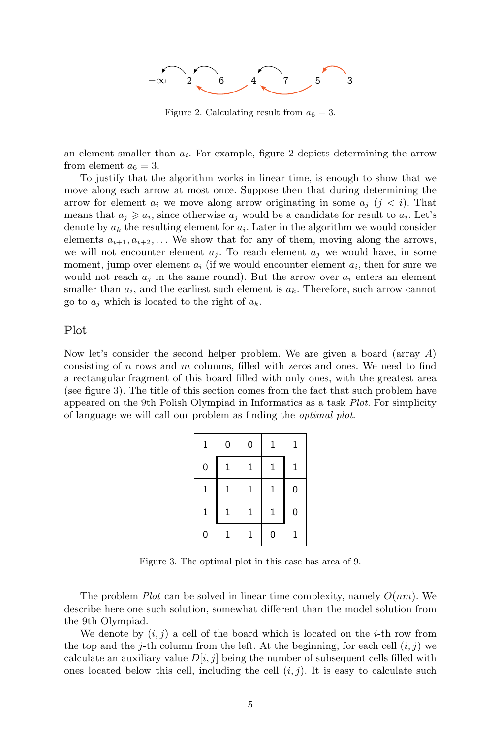−∞ 2 6 4 7 5 3

Figure 2. Calculating result from $a_6 = 3$.

an element smaller than $a_i$. For example, figure 2 depicts determining the arrow from element $a_6 = 3$.

To justify that the algorithm works in linear time, is enough to show that we move along each arrow at most once. Suppose then that during determining the arrow for element $a_i$ we move along arrow originating in some $a_j$ ($j < i$). That means that $a_j \geqslant a_i$, since otherwise $a_j$ would be a candidate for result to $a_i$. Let's denote by $a_k$ the resulting element for $a_i$. Later in the algorithm we would consider elements $a_{i+1}, a_{i+2}, \ldots$ We show that for any of them, moving along the arrows, we will not encounter element $a_j$. To reach element $a_j$ we would have, in some moment, jump over element $a_i$ (if we would encounter element $a_i$, then for sure we would not reach $a_j$ in the same round). But the arrow over $a_i$ enters an element smaller than $a_i$, and the earliest such element is $a_k$. Therefore, such arrow cannot go to $a_j$ which is located to the right of $a_k$.

## Plot

Now let's consider the second helper problem. We are given a board (array $A$) consisting of $n$ rows and $m$ columns, filled with zeros and ones. We need to find a rectangular fragment of this board filled with only ones, with the greatest area (see figure 3). The title of this section comes from the fact that such problem have appeared on the 9th Polish Olympiad in Informatics as a task *Plot*. For simplicity of language we will call our problem as finding the *optimal plot*.

| 1 | 0 | 0 | 1 | 1 |
|---|---|---|---|---|
| 0 | 1 | 1 | 1 | 1 |
| 1 | 1 | 1 | 1 | 0 |
| 1 | 1 | 1 | 1 | 0 |
| 0 | 1 | 1 | 0 | 1 |

Figure 3. The optimal plot in this case has area of 9.

The problem *Plot* can be solved in linear time complexity, namely $O(nm)$. We describe here one such solution, somewhat different than the model solution from the 9th Olympiad.

We denote by $(i, j)$ a cell of the board which is located on the $i$-th row from the top and the $j$-th column from the left. At the beginning, for each cell $(i, j)$ we calculate an auxiliary value $D[i, j]$ being the number of subsequent cells filled with ones located below this cell, including the cell $(i, j)$. It is easy to calculate such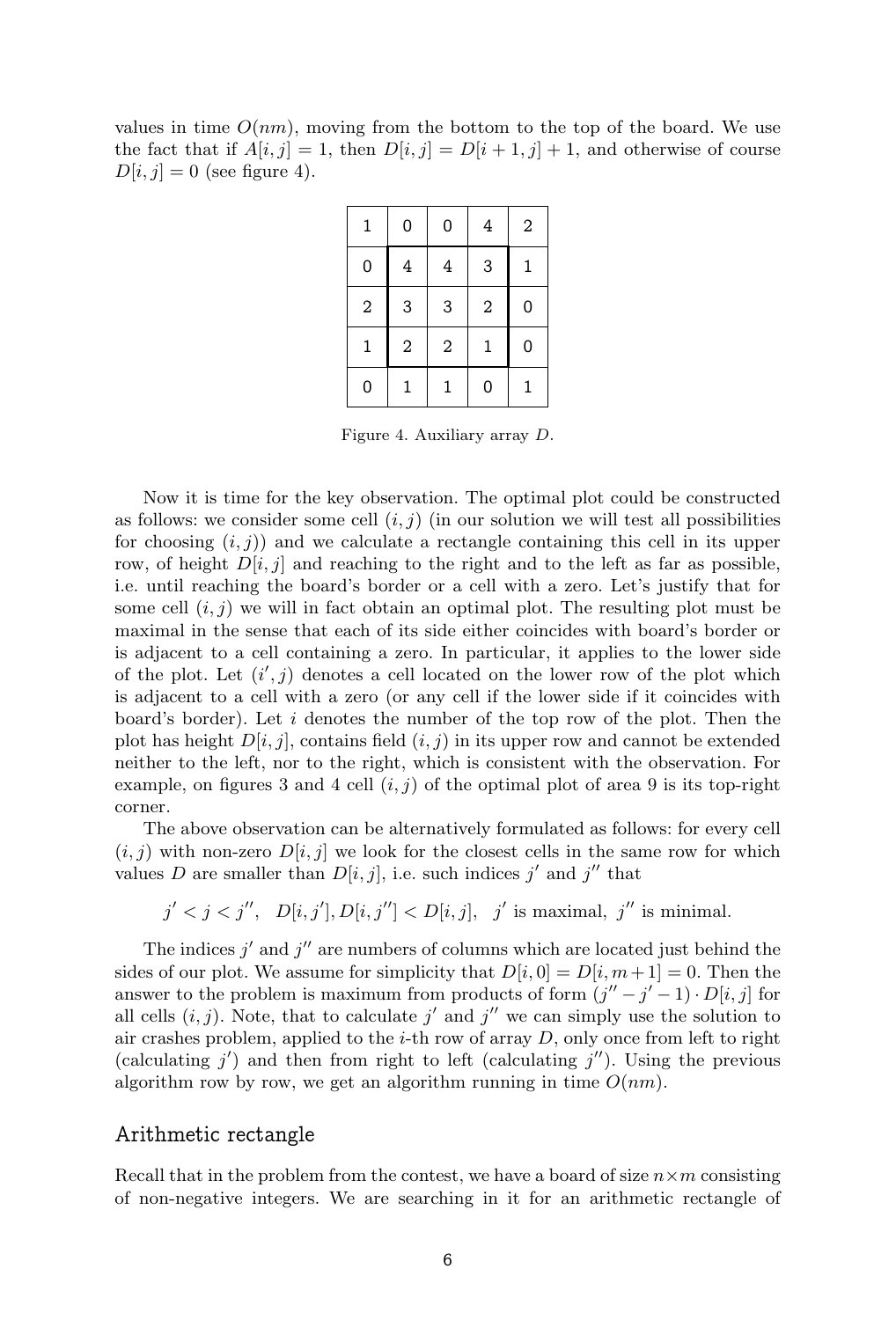values in time $O(nm)$, moving from the bottom to the top of the board. We use the fact that if $A[i, j] = 1$, then $D[i, j] = D[i + 1, j] + 1$, and otherwise of course $D[i, j] = 0$ (see figure 4).

| | | | | |
|---|---|---|---|---|
| 1 | 0 | 0 | 4 | 2 |
| 0 | 4 | 4 | 3 | 1 |
| 2 | 3 | 3 | 2 | 0 |
| 1 | 2 | 2 | 1 | 0 |
| 0 | 1 | 1 | 0 | 1 |

Figure 4. Auxiliary array $D$.

Now it is time for the key observation. The optimal plot could be constructed as follows: we consider some cell $(i, j)$ (in our solution we will test all possibilities for choosing $(i, j)$) and we calculate a rectangle containing this cell in its upper row, of height $D[i, j]$ and reaching to the right and to the left as far as possible, i.e. until reaching the board's border or a cell with a zero. Let's justify that for some cell $(i, j)$ we will in fact obtain an optimal plot. The resulting plot must be maximal in the sense that each of its side either coincides with board's border or is adjacent to a cell containing a zero. In particular, it applies to the lower side of the plot. Let $(i', j)$ denotes a cell located on the lower row of the plot which is adjacent to a cell with a zero (or any cell if the lower side if it coincides with board's border). Let $i$ denotes the number of the top row of the plot. Then the plot has height $D[i, j]$, contains field $(i, j)$ in its upper row and cannot be extended neither to the left, nor to the right, which is consistent with the observation. For example, on figures 3 and 4 cell $(i, j)$ of the optimal plot of area 9 is its top-right corner.

The above observation can be alternatively formulated as follows: for every cell $(i, j)$ with non-zero $D[i, j]$ we look for the closest cells in the same row for which values $D$ are smaller than $D[i, j]$, i.e. such indices $j'$ and $j''$ that

$$j' < j < j'', \quad D[i, j'], D[i, j''] < D[i, j], \quad j' \text{ is maximal}, \; j'' \text{ is minimal}.$$

The indices $j'$ and $j''$ are numbers of columns which are located just behind the sides of our plot. We assume for simplicity that $D[i, 0] = D[i, m+1] = 0$. Then the answer to the problem is maximum from products of form $(j'' - j' - 1) \cdot D[i, j]$ for all cells $(i, j)$. Note, that to calculate $j'$ and $j''$ we can simply use the solution to air crashes problem, applied to the $i$-th row of array $D$, only once from left to right (calculating $j'$) and then from right to left (calculating $j''$). Using the previous algorithm row by row, we get an algorithm running in time $O(nm)$.

## Arithmetic rectangle

Recall that in the problem from the contest, we have a board of size $n \times m$ consisting of non-negative integers. We are searching in it for an arithmetic rectangle of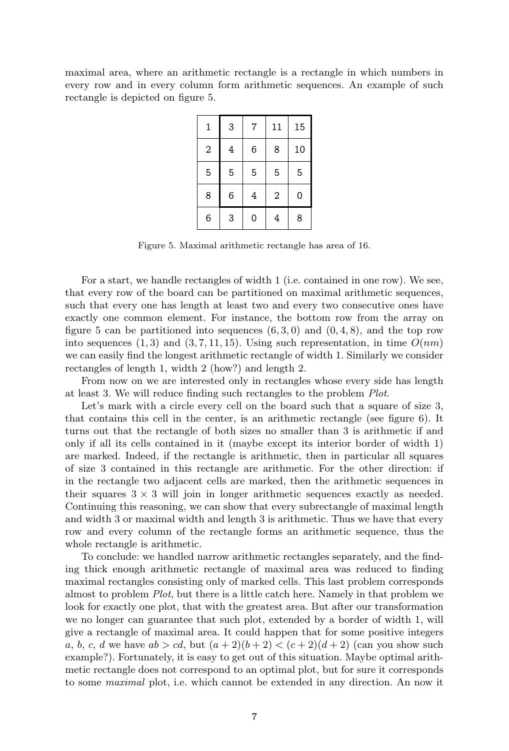maximal area, where an arithmetic rectangle is a rectangle in which numbers in every row and in every column form arithmetic sequences. An example of such rectangle is depicted on figure 5.

| | | | | |
|---|---|---|---|---|
| 1 | 3 | 7 | 11 | 15 |
| 2 | 4 | 6 | 8 | 10 |
| 5 | 5 | 5 | 5 | 5 |
| 8 | 6 | 4 | 2 | 0 |
| 6 | 3 | 0 | 4 | 8 |

Figure 5. Maximal arithmetic rectangle has area of 16.

For a start, we handle rectangles of width 1 (i.e. contained in one row). We see, that every row of the board can be partitioned on maximal arithmetic sequences, such that every one has length at least two and every two consecutive ones have exactly one common element. For instance, the bottom row from the array on figure 5 can be partitioned into sequences $(6, 3, 0)$ and $(0, 4, 8)$, and the top row into sequences $(1, 3)$ and $(3, 7, 11, 15)$. Using such representation, in time $O(nm)$ we can easily find the longest arithmetic rectangle of width 1. Similarly we consider rectangles of length 1, width 2 (how?) and length 2.

From now on we are interested only in rectangles whose every side has length at least 3. We will reduce finding such rectangles to the problem *Plot*.

Let's mark with a circle every cell on the board such that a square of size 3, that contains this cell in the center, is an arithmetic rectangle (see figure 6). It turns out that the rectangle of both sizes no smaller than 3 is arithmetic if and only if all its cells contained in it (maybe except its interior border of width 1) are marked. Indeed, if the rectangle is arithmetic, then in particular all squares of size 3 contained in this rectangle are arithmetic. For the other direction: if in the rectangle two adjacent cells are marked, then the arithmetic sequences in their squares $3 \times 3$ will join in longer arithmetic sequences exactly as needed. Continuing this reasoning, we can show that every subrectangle of maximal length and width 3 or maximal width and length 3 is arithmetic. Thus we have that every row and every column of the rectangle forms an arithmetic sequence, thus the whole rectangle is arithmetic.

To conclude: we handled narrow arithmetic rectangles separately, and the finding thick enough arithmetic rectangle of maximal area was reduced to finding maximal rectangles consisting only of marked cells. This last problem corresponds almost to problem *Plot*, but there is a little catch here. Namely in that problem we look for exactly one plot, that with the greatest area. But after our transformation we no longer can guarantee that such plot, extended by a border of width 1, will give a rectangle of maximal area. It could happen that for some positive integers $a$, $b$, $c$, $d$ we have $ab > cd$, but $(a + 2)(b + 2) < (c + 2)(d + 2)$ (can you show such example?). Fortunately, it is easy to get out of this situation. Maybe optimal arithmetic rectangle does not correspond to an optimal plot, but for sure it corresponds to some *maximal* plot, i.e. which cannot be extended in any direction. An now it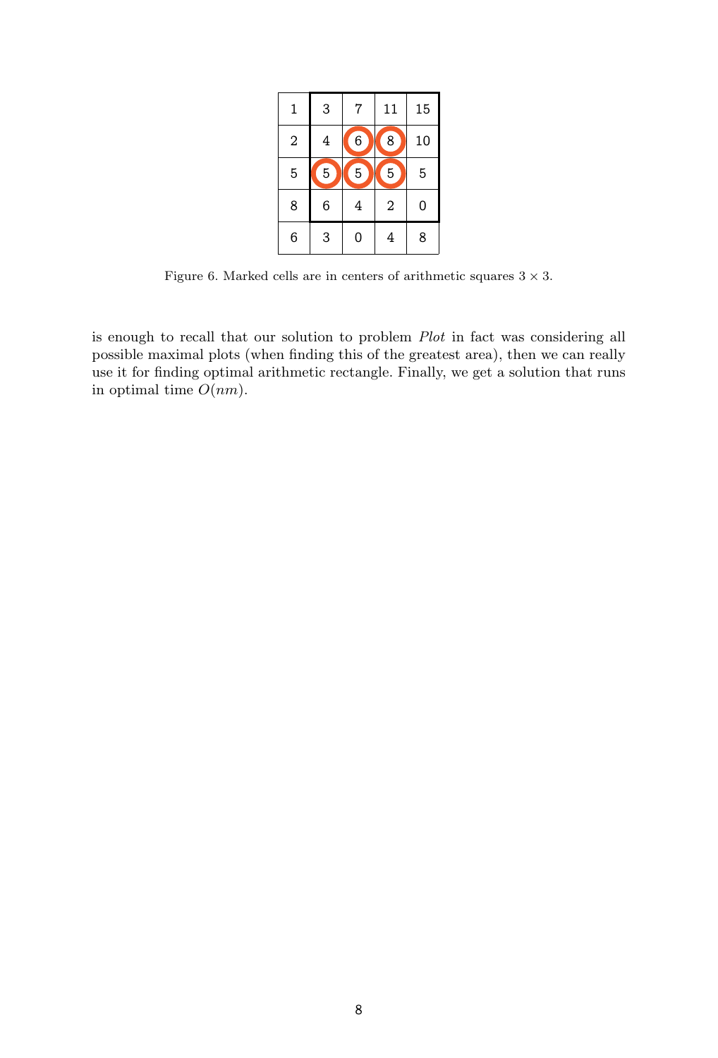| 1 | 3 | 7 | 11 | 15 |
|---|---|---|---|---|
| 2 | 4 | 6 | 8 | 10 |
| 5 | 5 | 5 | 5 | 5 |
| 8 | 6 | 4 | 2 | 0 |
| 6 | 3 | 0 | 4 | 8 |

Figure 6. Marked cells are in centers of arithmetic squares $3 \times 3$.

is enough to recall that our solution to problem *Plot* in fact was considering all possible maximal plots (when finding this of the greatest area), then we can really use it for finding optimal arithmetic rectangle. Finally, we get a solution that runs in optimal time $O(nm)$.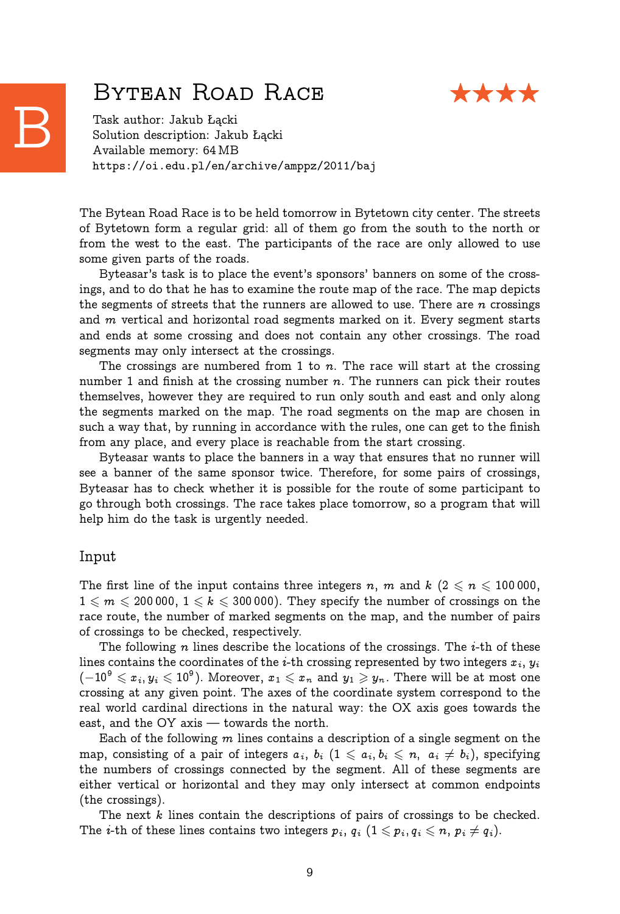# B Bytean Road Race

★★★★

Task author: Jakub Łącki
Solution description: Jakub Łącki
Available memory: 64 MB
https://oi.edu.pl/en/archive/amppz/2011/baj

The Bytean Road Race is to be held tomorrow in Bytetown city center. The streets of Bytetown form a regular grid: all of them go from the south to the north or from the west to the east. The participants of the race are only allowed to use some given parts of the roads.

Byteasar's task is to place the event's sponsors' banners on some of the crossings, and to do that he has to examine the route map of the race. The map depicts the segments of streets that the runners are allowed to use. There are $n$ crossings and $m$ vertical and horizontal road segments marked on it. Every segment starts and ends at some crossing and does not contain any other crossings. The road segments may only intersect at the crossings.

The crossings are numbered from 1 to $n$. The race will start at the crossing number 1 and finish at the crossing number $n$. The runners can pick their routes themselves, however they are required to run only south and east and only along the segments marked on the map. The road segments on the map are chosen in such a way that, by running in accordance with the rules, one can get to the finish from any place, and every place is reachable from the start crossing.

Byteasar wants to place the banners in a way that ensures that no runner will see a banner of the same sponsor twice. Therefore, for some pairs of crossings, Byteasar has to check whether it is possible for the route of some participant to go through both crossings. The race takes place tomorrow, so a program that will help him do the task is urgently needed.

## Input

The first line of the input contains three integers $n$, $m$ and $k$ ($2 \leqslant n \leqslant 100\,000$, $1 \leqslant m \leqslant 200\,000$, $1 \leqslant k \leqslant 300\,000$). They specify the number of crossings on the race route, the number of marked segments on the map, and the number of pairs of crossings to be checked, respectively.

The following $n$ lines describe the locations of the crossings. The $i$-th of these lines contains the coordinates of the $i$-th crossing represented by two integers $x_i$, $y_i$ ($-10^9 \leqslant x_i, y_i \leqslant 10^9$). Moreover, $x_1 \leqslant x_n$ and $y_1 \geqslant y_n$. There will be at most one crossing at any given point. The axes of the coordinate system correspond to the real world cardinal directions in the natural way: the OX axis goes towards the east, and the OY axis — towards the north.

Each of the following $m$ lines contains a description of a single segment on the map, consisting of a pair of integers $a_i$, $b_i$ ($1 \leqslant a_i, b_i \leqslant n$, $a_i \neq b_i$), specifying the numbers of crossings connected by the segment. All of these segments are either vertical or horizontal and they may only intersect at common endpoints (the crossings).

The next $k$ lines contain the descriptions of pairs of crossings to be checked. The $i$-th of these lines contains two integers $p_i$, $q_i$ ($1 \leqslant p_i, q_i \leqslant n$, $p_i \neq q_i$).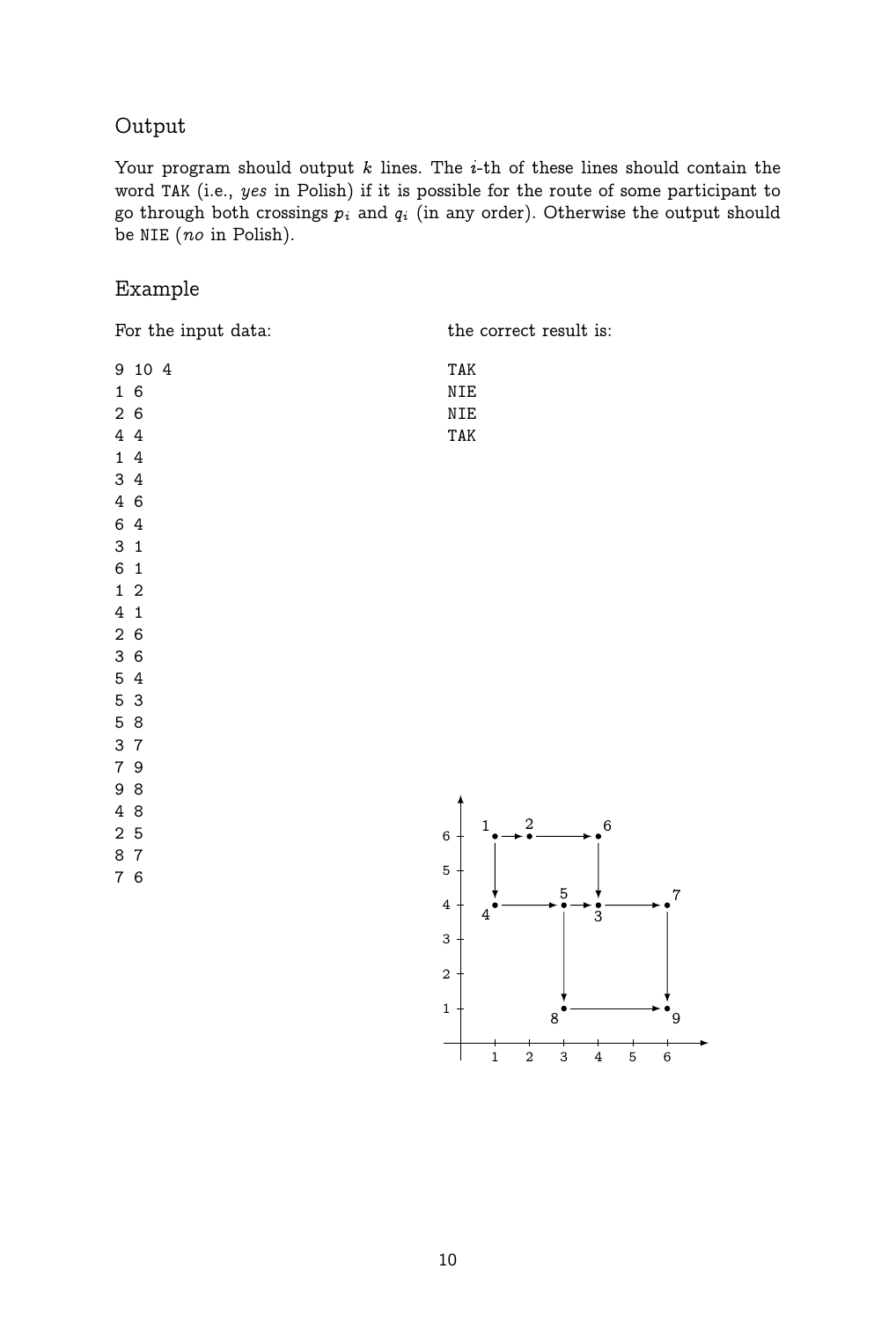## Output

Your program should output $k$ lines. The $i$-th of these lines should contain the word TAK (i.e., *yes* in Polish) if it is possible for the route of some participant to go through both crossings $p_i$ and $q_i$ (in any order). Otherwise the output should be NIE (*no* in Polish).

## Example

For the input data:

```
9 10 4
1 6
2 6
4 4
1 4
3 4
4 6
6 4
3 1
6 1
1 2
4 1
2 6
3 6
5 4
5 3
5 8
3 7
7 9
9 8
4 8
2 5
8 7
7 6
```

the correct result is:

```
TAK
NIE
NIE
TAK
```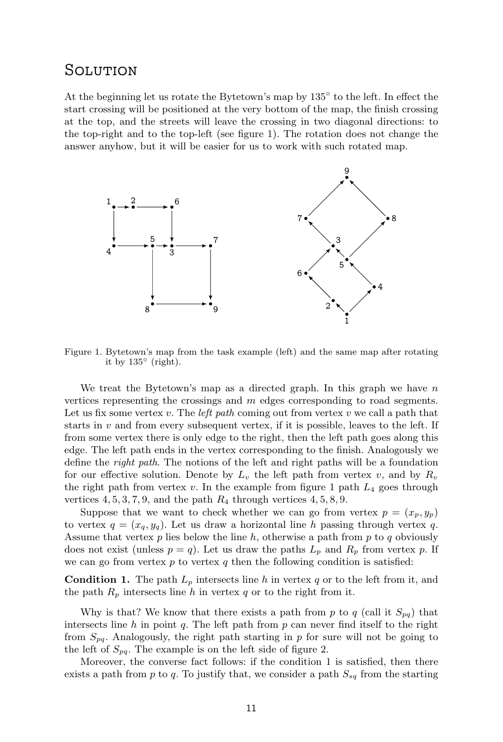# Solution

At the beginning let us rotate the Bytetown's map by 135° to the left. In effect the start crossing will be positioned at the very bottom of the map, the finish crossing at the top, and the streets will leave the crossing in two diagonal directions: to the top-right and to the top-left (see figure 1). The rotation does not change the answer anyhow, but it will be easier for us to work with such rotated map.

Figure 1. Bytetown's map from the task example (left) and the same map after rotating it by 135° (right).

We treat the Bytetown's map as a directed graph. In this graph we have $n$ vertices representing the crossings and $m$ edges corresponding to road segments. Let us fix some vertex $v$. The *left path* coming out from vertex $v$ we call a path that starts in $v$ and from every subsequent vertex, if it is possible, leaves to the left. If from some vertex there is only edge to the right, then the left path goes along this edge. The left path ends in the vertex corresponding to the finish. Analogously we define the *right path*. The notions of the left and right paths will be a foundation for our effective solution. Denote by $L_v$ the left path from vertex $v$, and by $R_v$ the right path from vertex $v$. In the example from figure 1 path $L_4$ goes through vertices $4, 5, 3, 7, 9$, and the path $R_4$ through vertices $4, 5, 8, 9$.

Suppose that we want to check whether we can go from vertex $p = (x_p, y_p)$ to vertex $q = (x_q, y_q)$. Let us draw a horizontal line $h$ passing through vertex $q$. Assume that vertex $p$ lies below the line $h$, otherwise a path from $p$ to $q$ obviously does not exist (unless $p = q$). Let us draw the paths $L_p$ and $R_p$ from vertex $p$. If we can go from vertex $p$ to vertex $q$ then the following condition is satisfied:

**Condition 1.** The path $L_p$ intersects line $h$ in vertex $q$ or to the left from it, and the path $R_p$ intersects line $h$ in vertex $q$ or to the right from it.

Why is that? We know that there exists a path from $p$ to $q$ (call it $S_{pq}$) that intersects line $h$ in point $q$. The left path from $p$ can never find itself to the right from $S_{pq}$. Analogously, the right path starting in $p$ for sure will not be going to the left of $S_{pq}$. The example is on the left side of figure 2.

Moreover, the converse fact follows: if the condition 1 is satisfied, then there exists a path from $p$ to $q$. To justify that, we consider a path $S_{sq}$ from the starting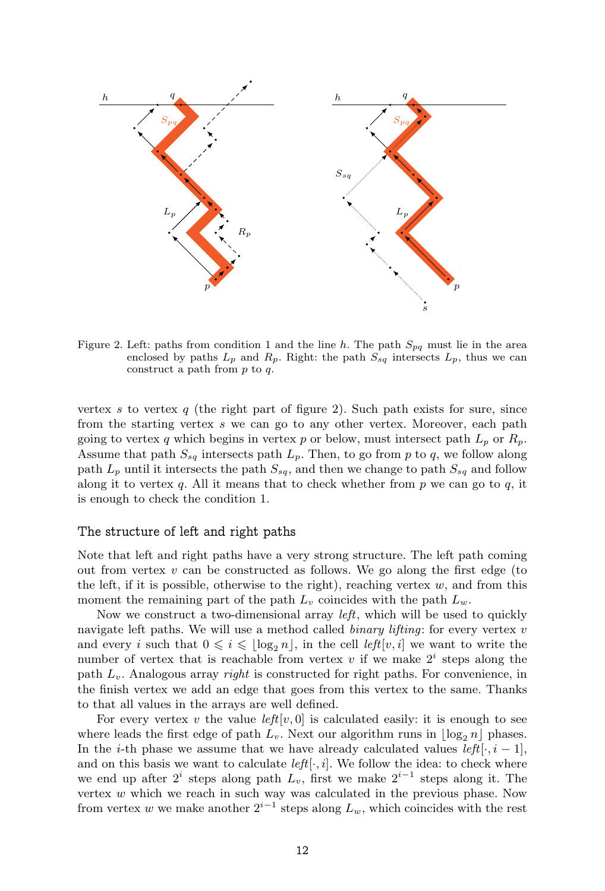Figure 2. Left: paths from condition 1 and the line $h$. The path $S_{pq}$ must lie in the area enclosed by paths $L_p$ and $R_p$. Right: the path $S_{sq}$ intersects $L_p$, thus we can construct a path from $p$ to $q$.

vertex $s$ to vertex $q$ (the right part of figure 2). Such path exists for sure, since from the starting vertex $s$ we can go to any other vertex. Moreover, each path going to vertex $q$ which begins in vertex $p$ or below, must intersect path $L_p$ or $R_p$. Assume that path $S_{sq}$ intersects path $L_p$. Then, to go from $p$ to $q$, we follow along path $L_p$ until it intersects the path $S_{sq}$, and then we change to path $S_{sq}$ and follow along it to vertex $q$. All it means that to check whether from $p$ we can go to $q$, it is enough to check the condition 1.

## The structure of left and right paths

Note that left and right paths have a very strong structure. The left path coming out from vertex $v$ can be constructed as follows. We go along the first edge (to the left, if it is possible, otherwise to the right), reaching vertex $w$, and from this moment the remaining part of the path $L_v$ coincides with the path $L_w$.

Now we construct a two-dimensional array *left*, which will be used to quickly navigate left paths. We will use a method called *binary lifting*: for every vertex $v$ and every $i$ such that $0 \leqslant i \leqslant \lfloor \log_2 n \rfloor$, in the cell $left[v, i]$ we want to write the number of vertex that is reachable from vertex $v$ if we make $2^i$ steps along the path $L_v$. Analogous array *right* is constructed for right paths. For convenience, in the finish vertex we add an edge that goes from this vertex to the same. Thanks to that all values in the arrays are well defined.

For every vertex $v$ the value $left[v, 0]$ is calculated easily: it is enough to see where leads the first edge of path $L_v$. Next our algorithm runs in $\lfloor \log_2 n \rfloor$ phases. In the $i$-th phase we assume that we have already calculated values $left[\cdot, i-1]$, and on this basis we want to calculate $left[\cdot, i]$. We follow the idea: to check where we end up after $2^i$ steps along path $L_v$, first we make $2^{i-1}$ steps along it. The vertex $w$ which we reach in such way was calculated in the previous phase. Now from vertex $w$ we make another $2^{i-1}$ steps along $L_w$, which coincides with the rest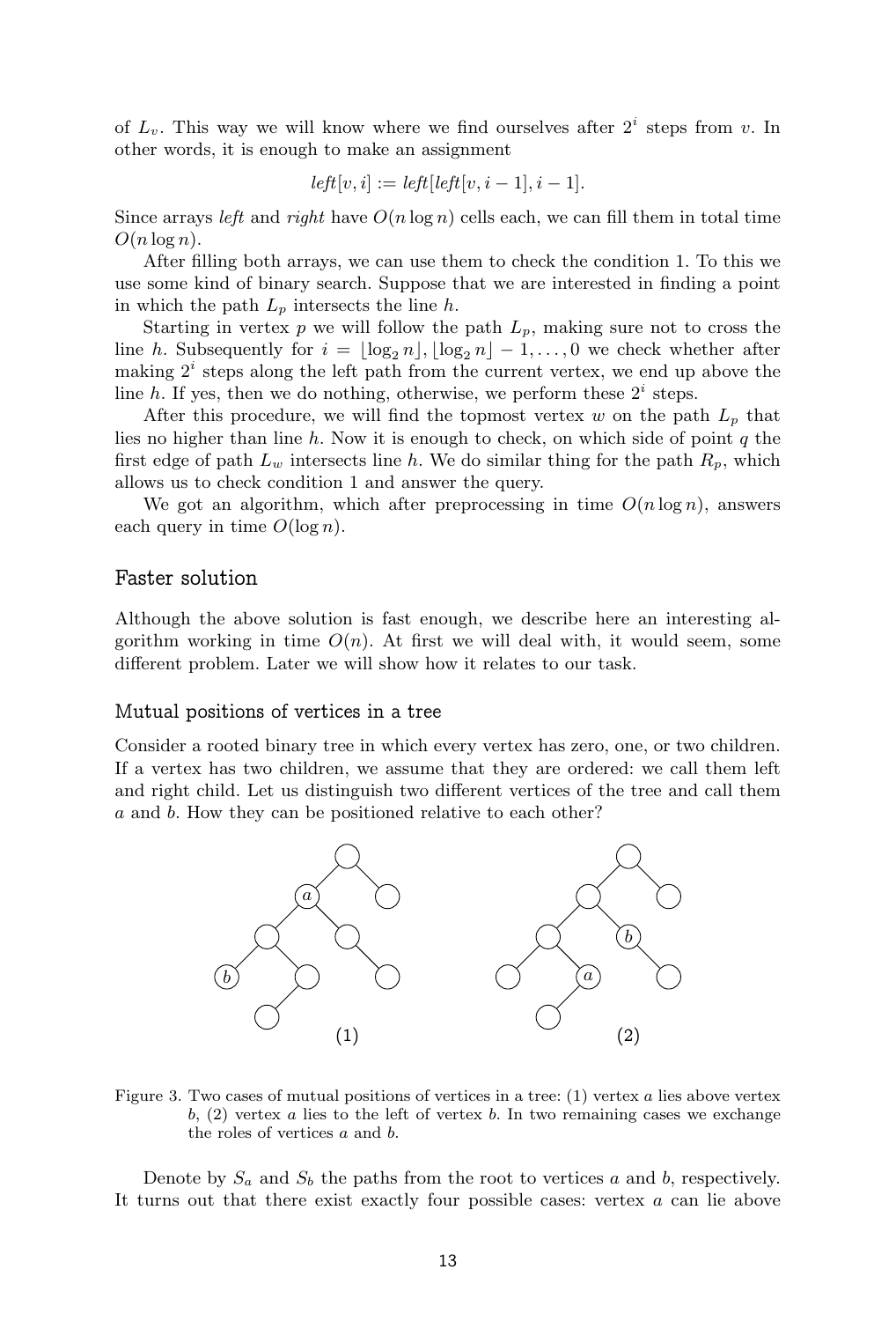of $L_v$. This way we will know where we find ourselves after $2^i$ steps from $v$. In other words, it is enough to make an assignment

$$\mathit{left}[v, i] := \mathit{left}[\mathit{left}[v, i-1], i-1].$$

Since arrays *left* and *right* have $O(n \log n)$ cells each, we can fill them in total time $O(n \log n)$.

After filling both arrays, we can use them to check the condition 1. To this we use some kind of binary search. Suppose that we are interested in finding a point in which the path $L_p$ intersects the line $h$.

Starting in vertex $p$ we will follow the path $L_p$, making sure not to cross the line $h$. Subsequently for $i = \lfloor \log_2 n \rfloor, \lfloor \log_2 n \rfloor - 1, \ldots, 0$ we check whether after making $2^i$ steps along the left path from the current vertex, we end up above the line $h$. If yes, then we do nothing, otherwise, we perform these $2^i$ steps.

After this procedure, we will find the topmost vertex $w$ on the path $L_p$ that lies no higher than line $h$. Now it is enough to check, on which side of point $q$ the first edge of path $L_w$ intersects line $h$. We do similar thing for the path $R_p$, which allows us to check condition 1 and answer the query.

We got an algorithm, which after preprocessing in time $O(n \log n)$, answers each query in time $O(\log n)$.

## Faster solution

Although the above solution is fast enough, we describe here an interesting algorithm working in time $O(n)$. At first we will deal with, it would seem, some different problem. Later we will show how it relates to our task.

### Mutual positions of vertices in a tree

Consider a rooted binary tree in which every vertex has zero, one, or two children. If a vertex has two children, we assume that they are ordered: we call them left and right child. Let us distinguish two different vertices of the tree and call them $a$ and $b$. How they can be positioned relative to each other?

Figure 3. Two cases of mutual positions of vertices in a tree: (1) vertex $a$ lies above vertex $b$, (2) vertex $a$ lies to the left of vertex $b$. In two remaining cases we exchange the roles of vertices $a$ and $b$.

Denote by $S_a$ and $S_b$ the paths from the root to vertices $a$ and $b$, respectively. It turns out that there exist exactly four possible cases: vertex $a$ can lie above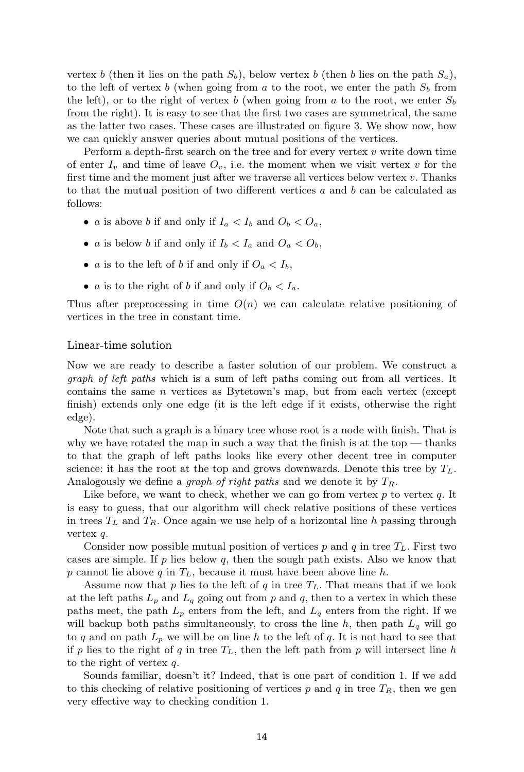vertex $b$ (then it lies on the path $S_b$), below vertex $b$ (then $b$ lies on the path $S_a$), to the left of vertex $b$ (when going from $a$ to the root, we enter the path $S_b$ from the left), or to the right of vertex $b$ (when going from $a$ to the root, we enter $S_b$ from the right). It is easy to see that the first two cases are symmetrical, the same as the latter two cases. These cases are illustrated on figure 3. We show now, how we can quickly answer queries about mutual positions of the vertices.

Perform a depth-first search on the tree and for every vertex $v$ write down time of enter $I_v$ and time of leave $O_v$, i.e. the moment when we visit vertex $v$ for the first time and the moment just after we traverse all vertices below vertex $v$. Thanks to that the mutual position of two different vertices $a$ and $b$ can be calculated as follows:

- $a$ is above $b$ if and only if $I_a < I_b$ and $O_b < O_a$,
- $a$ is below $b$ if and only if $I_b < I_a$ and $O_a < O_b$,
- $a$ is to the left of $b$ if and only if $O_a < I_b$,
- $a$ is to the right of $b$ if and only if $O_b < I_a$.

Thus after preprocessing in time $O(n)$ we can calculate relative positioning of vertices in the tree in constant time.

### Linear-time solution

Now we are ready to describe a faster solution of our problem. We construct a *graph of left paths* which is a sum of left paths coming out from all vertices. It contains the same $n$ vertices as Bytetown's map, but from each vertex (except finish) extends only one edge (it is the left edge if it exists, otherwise the right edge).

Note that such a graph is a binary tree whose root is a node with finish. That is why we have rotated the map in such a way that the finish is at the top — thanks to that the graph of left paths looks like every other decent tree in computer science: it has the root at the top and grows downwards. Denote this tree by $T_L$. Analogously we define a *graph of right paths* and we denote it by $T_R$.

Like before, we want to check, whether we can go from vertex $p$ to vertex $q$. It is easy to guess, that our algorithm will check relative positions of these vertices in trees $T_L$ and $T_R$. Once again we use help of a horizontal line $h$ passing through vertex $q$.

Consider now possible mutual position of vertices $p$ and $q$ in tree $T_L$. First two cases are simple. If $p$ lies below $q$, then the sough path exists. Also we know that $p$ cannot lie above $q$ in $T_L$, because it must have been above line $h$.

Assume now that $p$ lies to the left of $q$ in tree $T_L$. That means that if we look at the left paths $L_p$ and $L_q$ going out from $p$ and $q$, then to a vertex in which these paths meet, the path $L_p$ enters from the left, and $L_q$ enters from the right. If we will backup both paths simultaneously, to cross the line $h$, then path $L_q$ will go to $q$ and on path $L_p$ we will be on line $h$ to the left of $q$. It is not hard to see that if $p$ lies to the right of $q$ in tree $T_L$, then the left path from $p$ will intersect line $h$ to the right of vertex $q$.

Sounds familiar, doesn't it? Indeed, that is one part of condition 1. If we add to this checking of relative positioning of vertices $p$ and $q$ in tree $T_R$, then we gen very effective way to checking condition 1.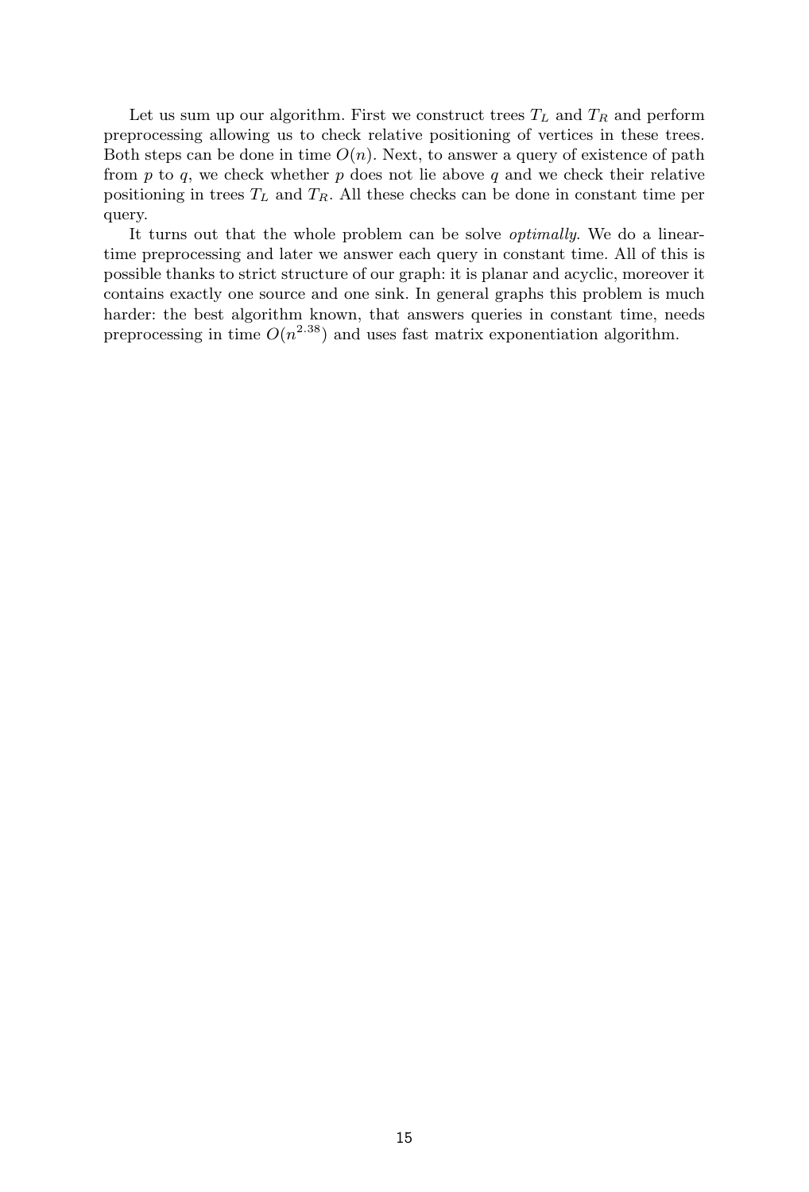Let us sum up our algorithm. First we construct trees $T_L$ and $T_R$ and perform preprocessing allowing us to check relative positioning of vertices in these trees. Both steps can be done in time $O(n)$. Next, to answer a query of existence of path from $p$ to $q$, we check whether $p$ does not lie above $q$ and we check their relative positioning in trees $T_L$ and $T_R$. All these checks can be done in constant time per query.

It turns out that the whole problem can be solve *optimally*. We do a linear-time preprocessing and later we answer each query in constant time. All of this is possible thanks to strict structure of our graph: it is planar and acyclic, moreover it contains exactly one source and one sink. In general graphs this problem is much harder: the best algorithm known, that answers queries in constant time, needs preprocessing in time $O(n^{2.38})$ and uses fast matrix exponentiation algorithm.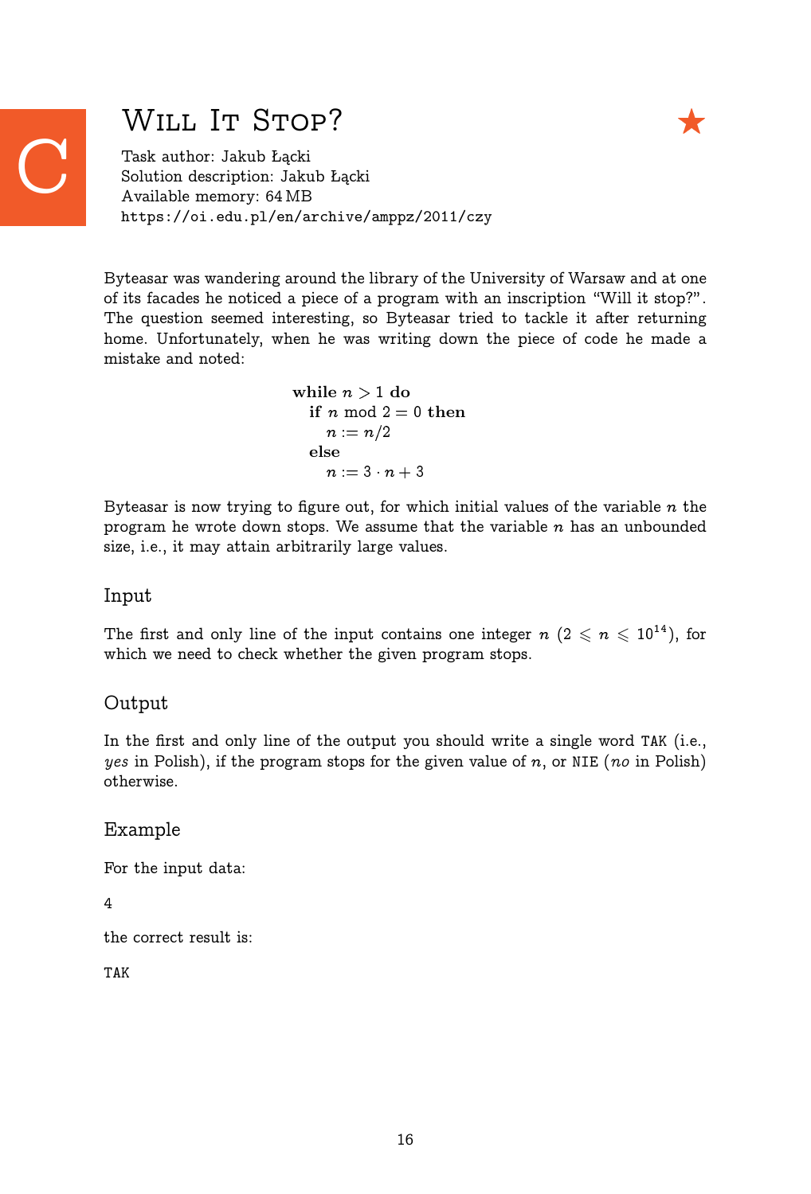# C Will It Stop? ★

Task author: Jakub Łącki
Solution description: Jakub Łącki
Available memory: 64 MB
https://oi.edu.pl/en/archive/amppz/2011/czy

Byteasar was wandering around the library of the University of Warsaw and at one of its facades he noticed a piece of a program with an inscription "Will it stop?". The question seemed interesting, so Byteasar tried to tackle it after returning home. Unfortunately, when he was writing down the piece of code he made a mistake and noted:

```
while n > 1 do
  if n mod 2 = 0 then
    n := n/2
  else
    n := 3 · n + 3
```

Byteasar is now trying to figure out, for which initial values of the variable $n$ the program he wrote down stops. We assume that the variable $n$ has an unbounded size, i.e., it may attain arbitrarily large values.

## Input

The first and only line of the input contains one integer $n$ ($2 \leqslant n \leqslant 10^{14}$), for which we need to check whether the given program stops.

## Output

In the first and only line of the output you should write a single word TAK (i.e., *yes* in Polish), if the program stops for the given value of $n$, or NIE (*no* in Polish) otherwise.

## Example

For the input data:

```
4
```

the correct result is:

```
TAK
```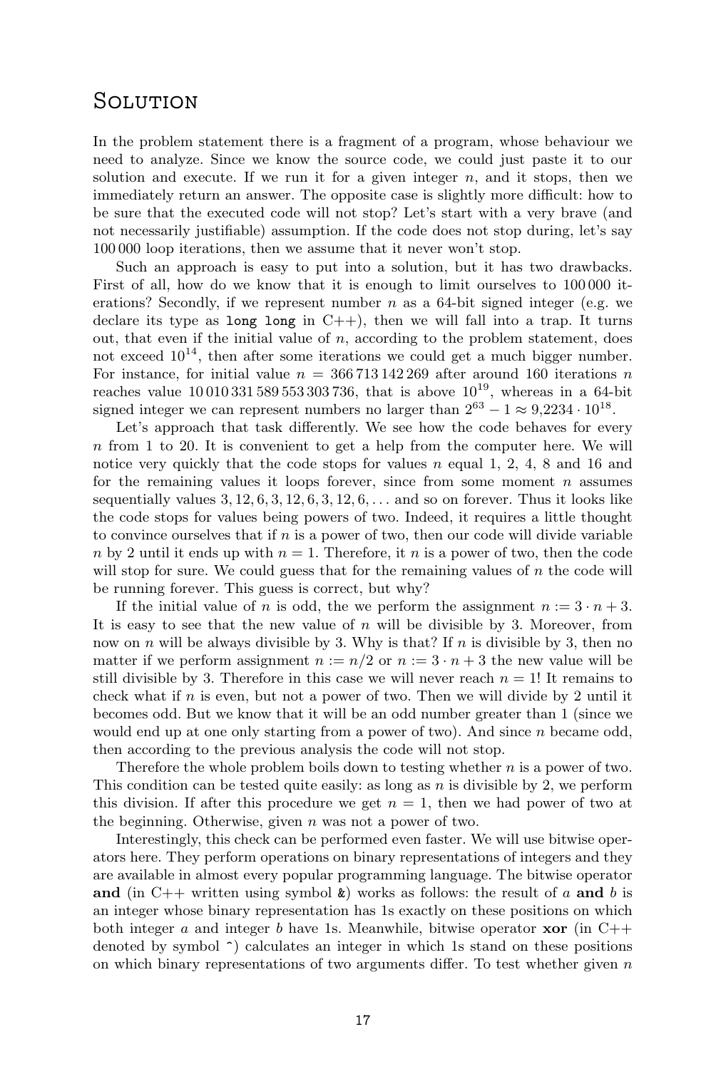# Solution

In the problem statement there is a fragment of a program, whose behaviour we need to analyze. Since we know the source code, we could just paste it to our solution and execute. If we run it for a given integer $n$, and it stops, then we immediately return an answer. The opposite case is slightly more difficult: how to be sure that the executed code will not stop? Let's start with a very brave (and not necessarily justifiable) assumption. If the code does not stop during, let's say 100 000 loop iterations, then we assume that it never won't stop.

Such an approach is easy to put into a solution, but it has two drawbacks. First of all, how do we know that it is enough to limit ourselves to 100 000 iterations? Secondly, if we represent number $n$ as a 64-bit signed integer (e.g. we declare its type as `long long` in C++), then we will fall into a trap. It turns out, that even if the initial value of $n$, according to the problem statement, does not exceed $10^{14}$, then after some iterations we could get a much bigger number. For instance, for initial value $n = 366\,713\,142\,269$ after around 160 iterations $n$ reaches value $10\,010\,331\,589\,553\,303\,736$, that is above $10^{19}$, whereas in a 64-bit signed integer we can represent numbers no larger than $2^{63} - 1 \approx 9{,}2234 \cdot 10^{18}$.

Let's approach that task differently. We see how the code behaves for every $n$ from 1 to 20. It is convenient to get a help from the computer here. We will notice very quickly that the code stops for values $n$ equal 1, 2, 4, 8 and 16 and for the remaining values it loops forever, since from some moment $n$ assumes sequentially values $3, 12, 6, 3, 12, 6, 3, 12, 6, \ldots$ and so on forever. Thus it looks like the code stops for values being powers of two. Indeed, it requires a little thought to convince ourselves that if $n$ is a power of two, then our code will divide variable $n$ by 2 until it ends up with $n = 1$. Therefore, it $n$ is a power of two, then the code will stop for sure. We could guess that for the remaining values of $n$ the code will be running forever. This guess is correct, but why?

If the initial value of $n$ is odd, the we perform the assignment $n := 3 \cdot n + 3$. It is easy to see that the new value of $n$ will be divisible by 3. Moreover, from now on $n$ will be always divisible by 3. Why is that? If $n$ is divisible by 3, then no matter if we perform assignment $n := n/2$ or $n := 3 \cdot n + 3$ the new value will be still divisible by 3. Therefore in this case we will never reach $n = 1$! It remains to check what if $n$ is even, but not a power of two. Then we will divide by 2 until it becomes odd. But we know that it will be an odd number greater than 1 (since we would end up at one only starting from a power of two). And since $n$ became odd, then according to the previous analysis the code will not stop.

Therefore the whole problem boils down to testing whether $n$ is a power of two. This condition can be tested quite easily: as long as $n$ is divisible by 2, we perform this division. If after this procedure we get $n = 1$, then we had power of two at the beginning. Otherwise, given $n$ was not a power of two.

Interestingly, this check can be performed even faster. We will use bitwise operators here. They perform operations on binary representations of integers and they are available in almost every popular programming language. The bitwise operator **and** (in C++ written using symbol `&`) works as follows: the result of $a$ **and** $b$ is an integer whose binary representation has 1s exactly on these positions on which both integer $a$ and integer $b$ have 1s. Meanwhile, bitwise operator **xor** (in C++ denoted by symbol `^`) calculates an integer in which 1s stand on these positions on which binary representations of two arguments differ. To test whether given $n$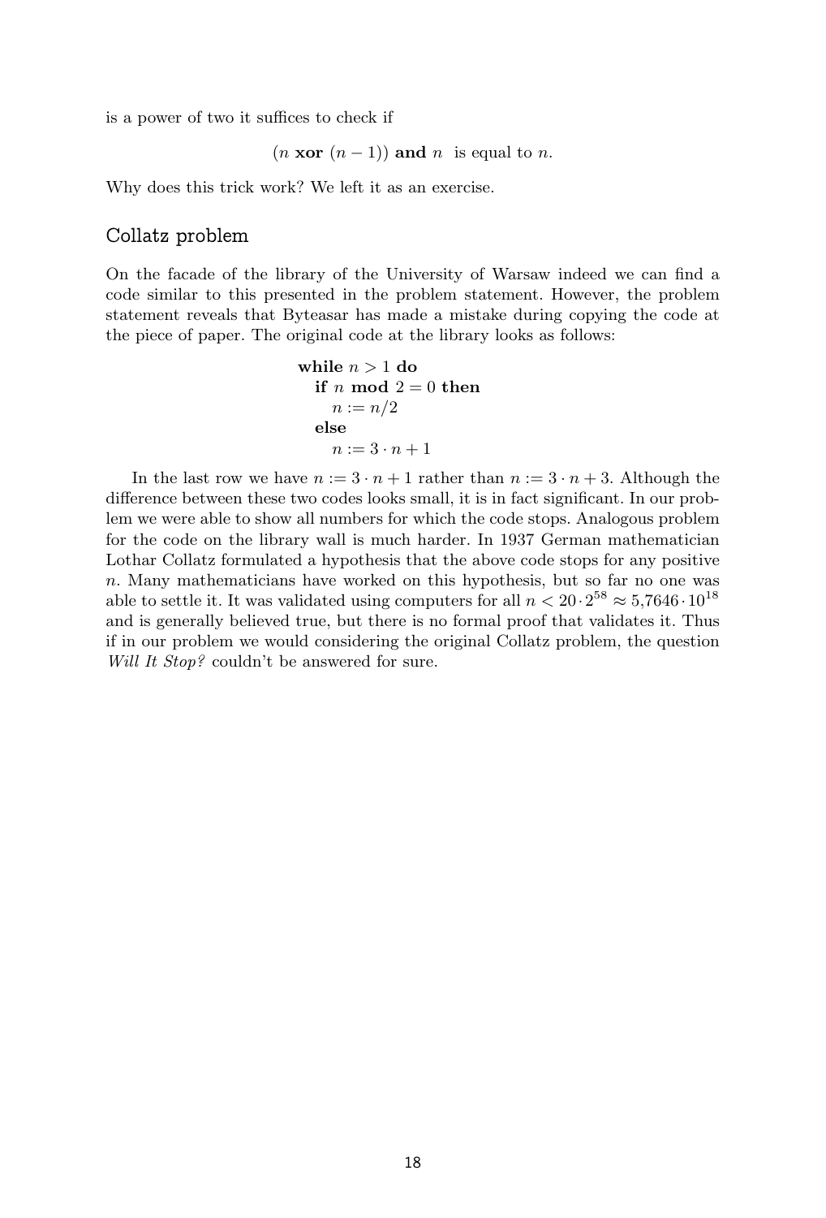is a power of two it suffices to check if

$$(n \textbf{ xor } (n-1)) \textbf{ and } n \text{ is equal to } n.$$

Why does this trick work? We left it as an exercise.

## Collatz problem

On the facade of the library of the University of Warsaw indeed we can find a code similar to this presented in the problem statement. However, the problem statement reveals that Byteasar has made a mistake during copying the code at the piece of paper. The original code at the library looks as follows:

```
while n > 1 do
  if n mod 2 = 0 then
    n := n/2
  else
    n := 3 · n + 1
```

In the last row we have $n := 3 \cdot n + 1$ rather than $n := 3 \cdot n + 3$. Although the difference between these two codes looks small, it is in fact significant. In our problem we were able to show all numbers for which the code stops. Analogous problem for the code on the library wall is much harder. In 1937 German mathematician Lothar Collatz formulated a hypothesis that the above code stops for any positive $n$. Many mathematicians have worked on this hypothesis, but so far no one was able to settle it. It was validated using computers for all $n < 20 \cdot 2^{58} \approx 5{,}7646 \cdot 10^{18}$ and is generally believed true, but there is no formal proof that validates it. Thus if in our problem we would considering the original Collatz problem, the question *Will It Stop?* couldn't be answered for sure.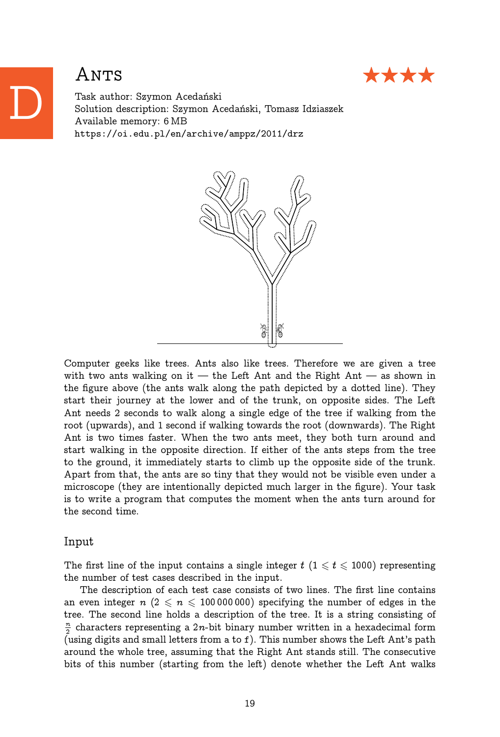# D Ants ★★★★

Task author: Szymon Acedański
Solution description: Szymon Acedański, Tomasz Idziaszek
Available memory: 6 MB
https://oi.edu.pl/en/archive/amppz/2011/drz

Computer geeks like trees. Ants also like trees. Therefore we are given a tree with two ants walking on it — the Left Ant and the Right Ant — as shown in the figure above (the ants walk along the path depicted by a dotted line). They start their journey at the lower and of the trunk, on opposite sides. The Left Ant needs 2 seconds to walk along a single edge of the tree if walking from the root (upwards), and 1 second if walking towards the root (downwards). The Right Ant is two times faster. When the two ants meet, they both turn around and start walking in the opposite direction. If either of the ants steps from the tree to the ground, it immediately starts to climb up the opposite side of the trunk. Apart from that, the ants are so tiny that they would not be visible even under a microscope (they are intentionally depicted much larger in the figure). Your task is to write a program that computes the moment when the ants turn around for the second time.

## Input

The first line of the input contains a single integer $t$ ($1 \leqslant t \leqslant 1000$) representing the number of test cases described in the input.

The description of each test case consists of two lines. The first line contains an even integer $n$ ($2 \leqslant n \leqslant 100\,000\,000$) specifying the number of edges in the tree. The second line holds a description of the tree. It is a string consisting of $\frac{n}{2}$ characters representing a $2n$-bit binary number written in a hexadecimal form (using digits and small letters from a to f). This number shows the Left Ant's path around the whole tree, assuming that the Right Ant stands still. The consecutive bits of this number (starting from the left) denote whether the Left Ant walks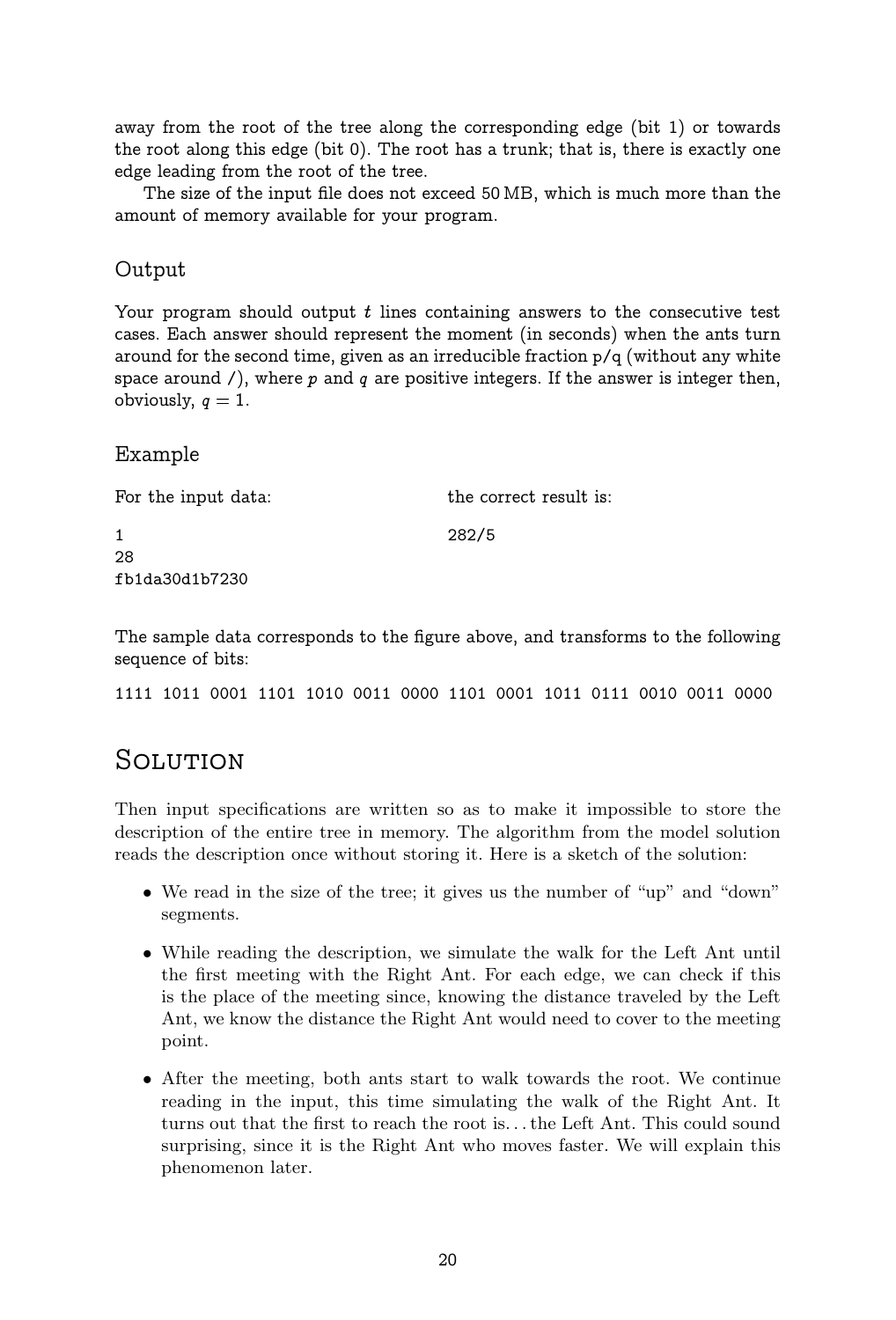away from the root of the tree along the corresponding edge (bit 1) or towards the root along this edge (bit 0). The root has a trunk; that is, there is exactly one edge leading from the root of the tree.

The size of the input file does not exceed 50 MB, which is much more than the amount of memory available for your program.

## Output

Your program should output $t$ lines containing answers to the consecutive test cases. Each answer should represent the moment (in seconds) when the ants turn around for the second time, given as an irreducible fraction p/q (without any white space around /), where $p$ and $q$ are positive integers. If the answer is integer then, obviously, $q = 1$.

## Example

| For the input data: | the correct result is: |
|---|---|
| 1<br>28<br>fb1da30d1b7230 | 282/5 |

The sample data corresponds to the figure above, and transforms to the following sequence of bits:

```
1111 1011 0001 1101 1010 0011 0000 1101 0001 1011 0111 0010 0011 0000
```

# Solution

Then input specifications are written so as to make it impossible to store the description of the entire tree in memory. The algorithm from the model solution reads the description once without storing it. Here is a sketch of the solution:

- We read in the size of the tree; it gives us the number of "up" and "down" segments.
- While reading the description, we simulate the walk for the Left Ant until the first meeting with the Right Ant. For each edge, we can check if this is the place of the meeting since, knowing the distance traveled by the Left Ant, we know the distance the Right Ant would need to cover to the meeting point.
- After the meeting, both ants start to walk towards the root. We continue reading in the input, this time simulating the walk of the Right Ant. It turns out that the first to reach the root is... the Left Ant. This could sound surprising, since it is the Right Ant who moves faster. We will explain this phenomenon later.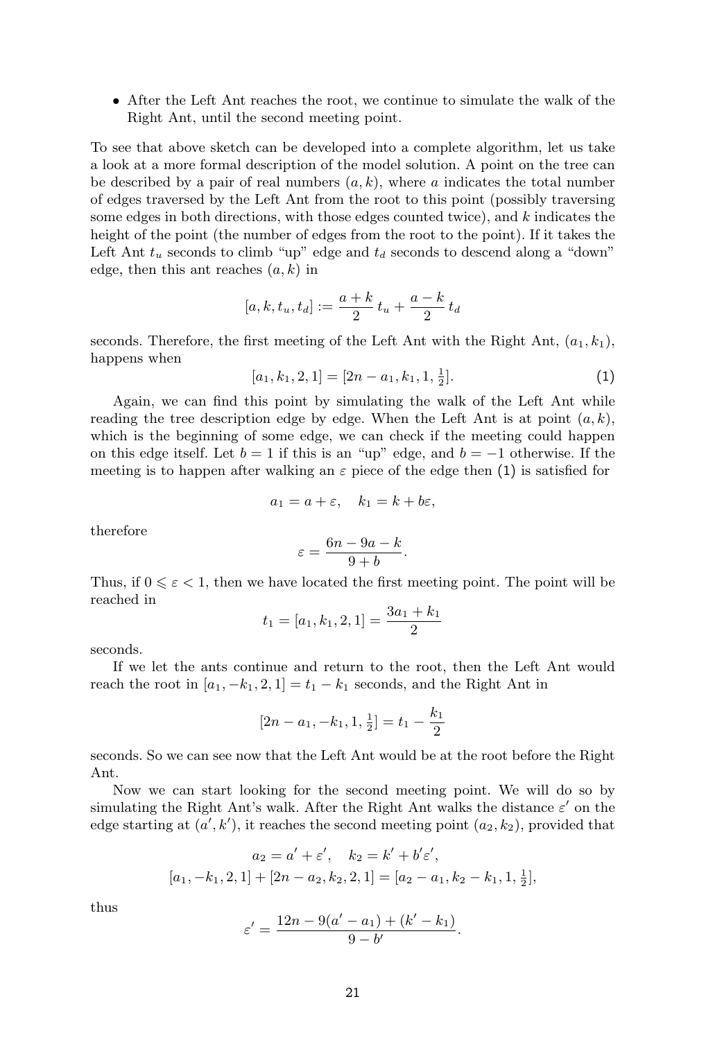- After the Left Ant reaches the root, we continue to simulate the walk of the Right Ant, until the second meeting point.

To see that above sketch can be developed into a complete algorithm, let us take a look at a more formal description of the model solution. A point on the tree can be described by a pair of real numbers $(a, k)$, where $a$ indicates the total number of edges traversed by the Left Ant from the root to this point (possibly traversing some edges in both directions, with those edges counted twice), and $k$ indicates the height of the point (the number of edges from the root to the point). If it takes the Left Ant $t_u$ seconds to climb "up" edge and $t_d$ seconds to descend along a "down" edge, then this ant reaches $(a, k)$ in

$$[a, k, t_u, t_d] := \frac{a+k}{2}\, t_u + \frac{a-k}{2}\, t_d$$

seconds. Therefore, the first meeting of the Left Ant with the Right Ant, $(a_1, k_1)$, happens when

$$[a_1, k_1, 2, 1] = [2n - a_1, k_1, 1, \tfrac{1}{2}]. \tag{1}$$

Again, we can find this point by simulating the walk of the Left Ant while reading the tree description edge by edge. When the Left Ant is at point $(a, k)$, which is the beginning of some edge, we can check if the meeting could happen on this edge itself. Let $b = 1$ if this is an "up" edge, and $b = -1$ otherwise. If the meeting is to happen after walking an $\varepsilon$ piece of the edge then (1) is satisfied for

$$a_1 = a + \varepsilon, \quad k_1 = k + b\varepsilon,$$

therefore

$$\varepsilon = \frac{6n - 9a - k}{9 + b}.$$

Thus, if $0 \leqslant \varepsilon < 1$, then we have located the first meeting point. The point will be reached in

$$t_1 = [a_1, k_1, 2, 1] = \frac{3a_1 + k_1}{2}$$

seconds.

If we let the ants continue and return to the root, then the Left Ant would reach the root in $[a_1, -k_1, 2, 1] = t_1 - k_1$ seconds, and the Right Ant in

$$[2n - a_1, -k_1, 1, \tfrac{1}{2}] = t_1 - \frac{k_1}{2}$$

seconds. So we can see now that the Left Ant would be at the root before the Right Ant.

Now we can start looking for the second meeting point. We will do so by simulating the Right Ant's walk. After the Right Ant walks the distance $\varepsilon'$ on the edge starting at $(a', k')$, it reaches the second meeting point $(a_2, k_2)$, provided that

$$a_2 = a' + \varepsilon', \quad k_2 = k' + b'\varepsilon',$$

$$[a_1, -k_1, 2, 1] + [2n - a_2, k_2, 2, 1] = [a_2 - a_1, k_2 - k_1, 1, \tfrac{1}{2}],$$

thus

$$\varepsilon' = \frac{12n - 9(a' - a_1) + (k' - k_1)}{9 - b'}.$$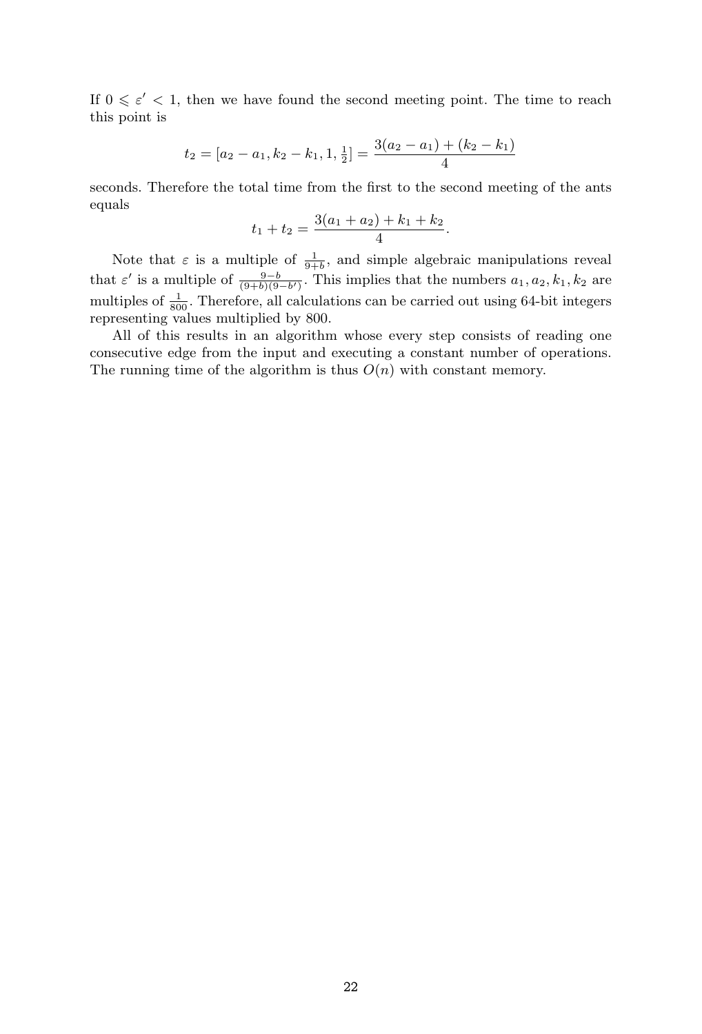If $0 \leqslant \varepsilon' < 1$, then we have found the second meeting point. The time to reach this point is

$$t_2 = [a_2 - a_1, k_2 - k_1, 1, \tfrac{1}{2}] = \frac{3(a_2 - a_1) + (k_2 - k_1)}{4}$$

seconds. Therefore the total time from the first to the second meeting of the ants equals

$$t_1 + t_2 = \frac{3(a_1 + a_2) + k_1 + k_2}{4}.$$

Note that $\varepsilon$ is a multiple of $\frac{1}{9+b}$, and simple algebraic manipulations reveal that $\varepsilon'$ is a multiple of $\frac{9-b}{(9+b)(9-b')}$. This implies that the numbers $a_1, a_2, k_1, k_2$ are multiples of $\frac{1}{800}$. Therefore, all calculations can be carried out using 64-bit integers representing values multiplied by 800.

All of this results in an algorithm whose every step consists of reading one consecutive edge from the input and executing a constant number of operations. The running time of the algorithm is thus $O(n)$ with constant memory.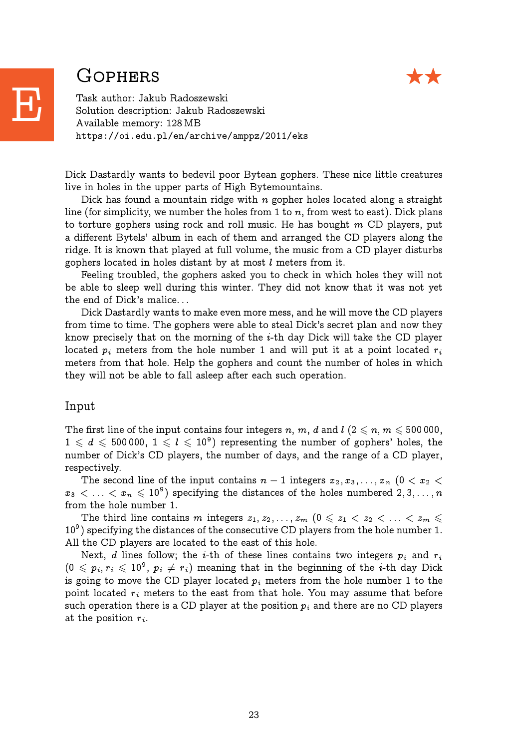E

# Gophers

★★

Task author: Jakub Radoszewski
Solution description: Jakub Radoszewski
Available memory: 128 MB
https://oi.edu.pl/en/archive/amppz/2011/eks

Dick Dastardly wants to bedevil poor Bytean gophers. These nice little creatures live in holes in the upper parts of High Bytemountains.

Dick has found a mountain ridge with $n$ gopher holes located along a straight line (for simplicity, we number the holes from 1 to $n$, from west to east). Dick plans to torture gophers using rock and roll music. He has bought $m$ CD players, put a different Bytels' album in each of them and arranged the CD players along the ridge. It is known that played at full volume, the music from a CD player disturbs gophers located in holes distant by at most $l$ meters from it.

Feeling troubled, the gophers asked you to check in which holes they will not be able to sleep well during this winter. They did not know that it was not yet the end of Dick's malice...

Dick Dastardly wants to make even more mess, and he will move the CD players from time to time. The gophers were able to steal Dick's secret plan and now they know precisely that on the morning of the $i$-th day Dick will take the CD player located $p_i$ meters from the hole number 1 and will put it at a point located $r_i$ meters from that hole. Help the gophers and count the number of holes in which they will not be able to fall asleep after each such operation.

## Input

The first line of the input contains four integers $n$, $m$, $d$ and $l$ ($2 \leqslant n, m \leqslant 500\,000$, $1 \leqslant d \leqslant 500\,000$, $1 \leqslant l \leqslant 10^9$) representing the number of gophers' holes, the number of Dick's CD players, the number of days, and the range of a CD player, respectively.

The second line of the input contains $n-1$ integers $x_2, x_3, \ldots, x_n$ ($0 < x_2 < x_3 < \ldots < x_n \leqslant 10^9$) specifying the distances of the holes numbered $2, 3, \ldots, n$ from the hole number 1.

The third line contains $m$ integers $z_1, z_2, \ldots, z_m$ ($0 \leqslant z_1 < z_2 < \ldots < z_m \leqslant 10^9$) specifying the distances of the consecutive CD players from the hole number 1. All the CD players are located to the east of this hole.

Next, $d$ lines follow; the $i$-th of these lines contains two integers $p_i$ and $r_i$ ($0 \leqslant p_i, r_i \leqslant 10^9$, $p_i \neq r_i$) meaning that in the beginning of the $i$-th day Dick is going to move the CD player located $p_i$ meters from the hole number 1 to the point located $r_i$ meters to the east from that hole. You may assume that before such operation there is a CD player at the position $p_i$ and there are no CD players at the position $r_i$.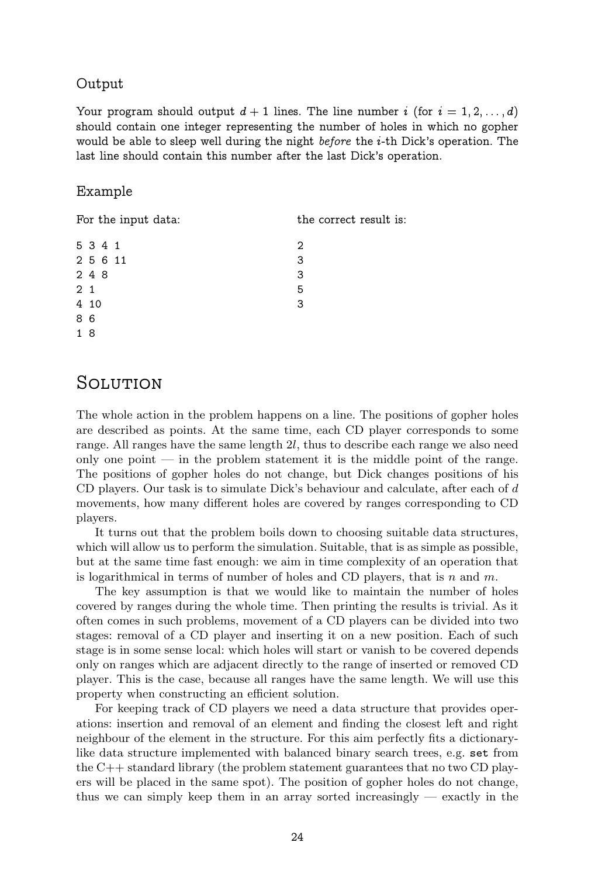### Output

Your program should output $d + 1$ lines. The line number $i$ (for $i = 1, 2, \ldots, d$) should contain one integer representing the number of holes in which no gopher would be able to sleep well during the night *before* the $i$-th Dick's operation. The last line should contain this number after the last Dick's operation.

### Example

For the input data:

```
5 3 4 1
2 5 6 11
2 4 8
2 1
4 10
8 6
1 8
```

the correct result is:

```
2
3
3
5
3
```

# Solution

The whole action in the problem happens on a line. The positions of gopher holes are described as points. At the same time, each CD player corresponds to some range. All ranges have the same length $2l$, thus to describe each range we also need only one point — in the problem statement it is the middle point of the range. The positions of gopher holes do not change, but Dick changes positions of his CD players. Our task is to simulate Dick's behaviour and calculate, after each of $d$ movements, how many different holes are covered by ranges corresponding to CD players.

It turns out that the problem boils down to choosing suitable data structures, which will allow us to perform the simulation. Suitable, that is as simple as possible, but at the same time fast enough: we aim in time complexity of an operation that is logarithmical in terms of number of holes and CD players, that is $n$ and $m$.

The key assumption is that we would like to maintain the number of holes covered by ranges during the whole time. Then printing the results is trivial. As it often comes in such problems, movement of a CD players can be divided into two stages: removal of a CD player and inserting it on a new position. Each of such stage is in some sense local: which holes will start or vanish to be covered depends only on ranges which are adjacent directly to the range of inserted or removed CD player. This is the case, because all ranges have the same length. We will use this property when constructing an efficient solution.

For keeping track of CD players we need a data structure that provides operations: insertion and removal of an element and finding the closest left and right neighbour of the element in the structure. For this aim perfectly fits a dictionary-like data structure implemented with balanced binary search trees, e.g. `set` from the C++ standard library (the problem statement guarantees that no two CD players will be placed in the same spot). The position of gopher holes do not change, thus we can simply keep them in an array sorted increasingly — exactly in the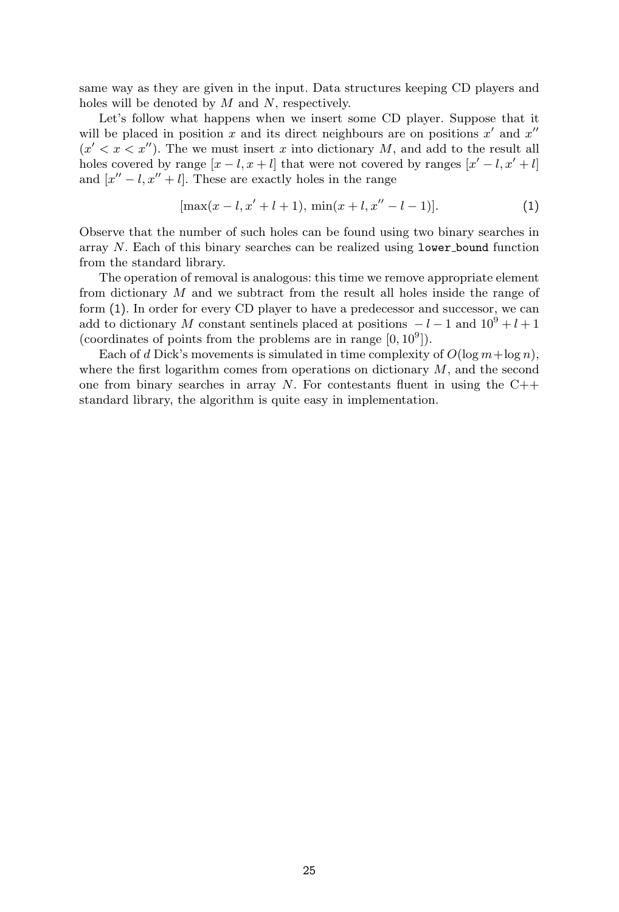same way as they are given in the input. Data structures keeping CD players and holes will be denoted by $M$ and $N$, respectively.

Let's follow what happens when we insert some CD player. Suppose that it will be placed in position $x$ and its direct neighbours are on positions $x'$ and $x''$ ($x' < x < x''$). The we must insert $x$ into dictionary $M$, and add to the result all holes covered by range $[x-l, x+l]$ that were not covered by ranges $[x'-l, x'+l]$ and $[x''-l, x''+l]$. These are exactly holes in the range

$$[\max(x-l, x'+l+1),\ \min(x+l, x''-l-1)]. \qquad (1)$$

Observe that the number of such holes can be found using two binary searches in array $N$. Each of this binary searches can be realized using `lower_bound` function from the standard library.

The operation of removal is analogous: this time we remove appropriate element from dictionary $M$ and we subtract from the result all holes inside the range of form (1). In order for every CD player to have a predecessor and successor, we can add to dictionary $M$ constant sentinels placed at positions $-l-1$ and $10^9+l+1$ (coordinates of points from the problems are in range $[0, 10^9]$).

Each of $d$ Dick's movements is simulated in time complexity of $O(\log m + \log n)$, where the first logarithm comes from operations on dictionary $M$, and the second one from binary searches in array $N$. For contestants fluent in using the C++ standard library, the algorithm is quite easy in implementation.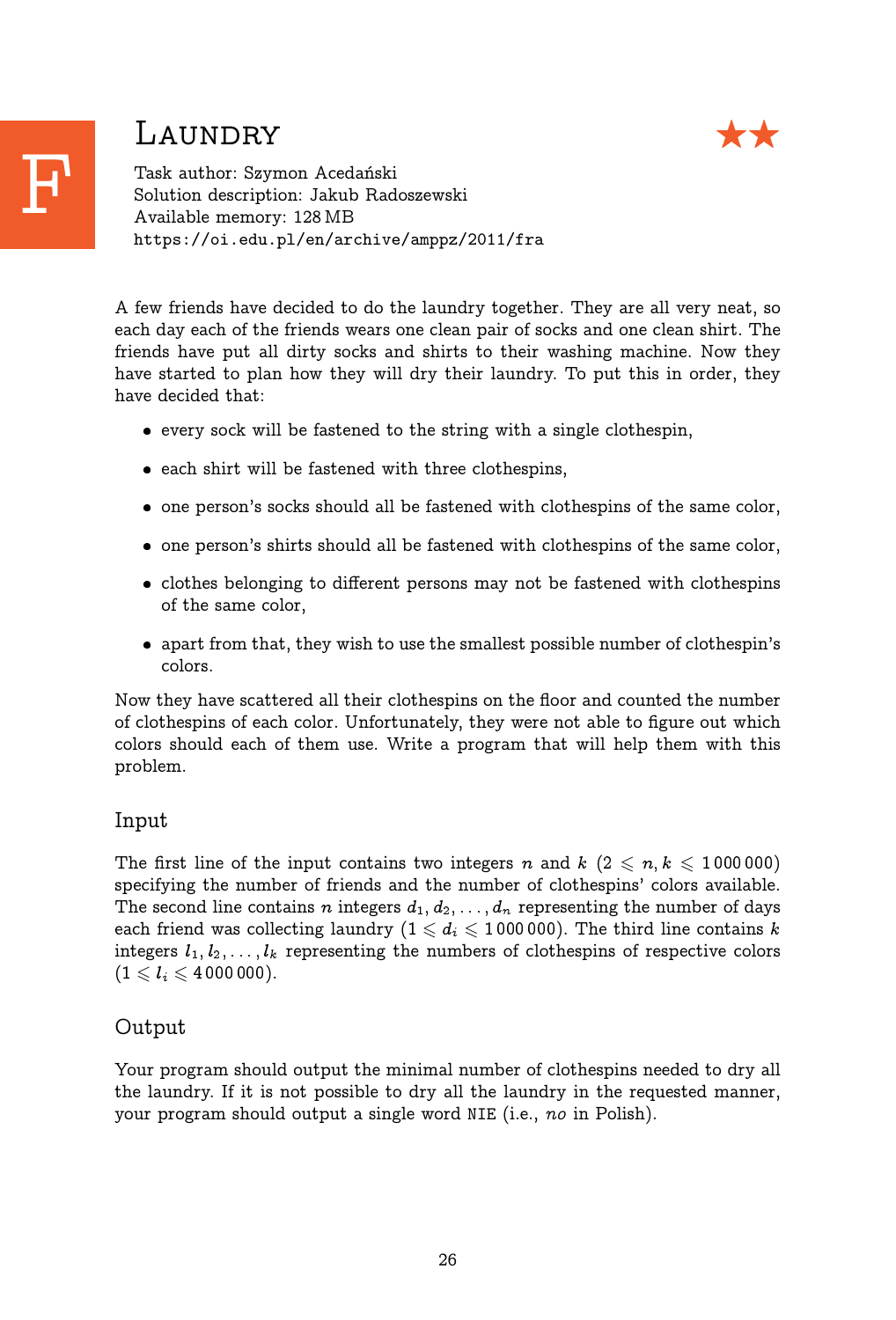# F Laundry ★★

Task author: Szymon Acedański
Solution description: Jakub Radoszewski
Available memory: 128 MB
https://oi.edu.pl/en/archive/amppz/2011/fra

A few friends have decided to do the laundry together. They are all very neat, so each day each of the friends wears one clean pair of socks and one clean shirt. The friends have put all dirty socks and shirts to their washing machine. Now they have started to plan how they will dry their laundry. To put this in order, they have decided that:

- every sock will be fastened to the string with a single clothespin,
- each shirt will be fastened with three clothespins,
- one person's socks should all be fastened with clothespins of the same color,
- one person's shirts should all be fastened with clothespins of the same color,
- clothes belonging to different persons may not be fastened with clothespins of the same color,
- apart from that, they wish to use the smallest possible number of clothespin's colors.

Now they have scattered all their clothespins on the floor and counted the number of clothespins of each color. Unfortunately, they were not able to figure out which colors should each of them use. Write a program that will help them with this problem.

## Input

The first line of the input contains two integers $n$ and $k$ ($2 \leqslant n, k \leqslant 1\,000\,000$) specifying the number of friends and the number of clothespins' colors available. The second line contains $n$ integers $d_1, d_2, \ldots, d_n$ representing the number of days each friend was collecting laundry ($1 \leqslant d_i \leqslant 1\,000\,000$). The third line contains $k$ integers $l_1, l_2, \ldots, l_k$ representing the numbers of clothespins of respective colors ($1 \leqslant l_i \leqslant 4\,000\,000$).

## Output

Your program should output the minimal number of clothespins needed to dry all the laundry. If it is not possible to dry all the laundry in the requested manner, your program should output a single word NIE (i.e., *no* in Polish).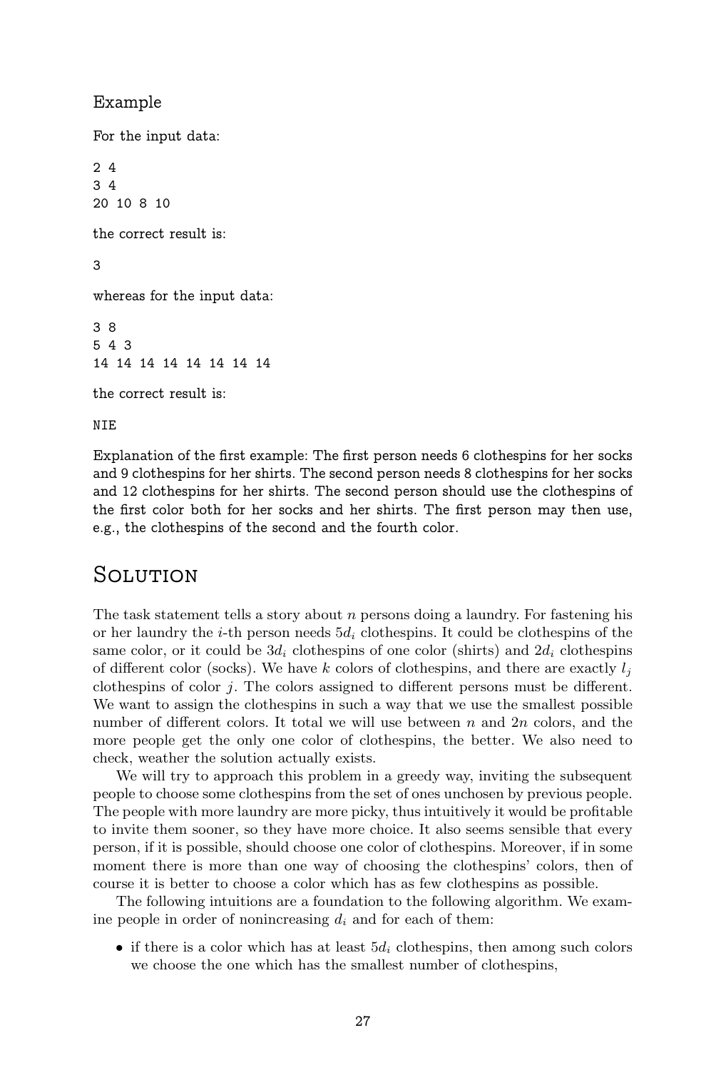## Example

For the input data:

```
2 4
3 4
20 10 8 10
```

the correct result is:

```
3
```

whereas for the input data:

```
3 8
5 4 3
14 14 14 14 14 14 14 14
```

the correct result is:

```
NIE
```

Explanation of the first example: The first person needs 6 clothespins for her socks and 9 clothespins for her shirts. The second person needs 8 clothespins for her socks and 12 clothespins for her shirts. The second person should use the clothespins of the first color both for her socks and her shirts. The first person may then use, e.g., the clothespins of the second and the fourth color.

# Solution

The task statement tells a story about $n$ persons doing a laundry. For fastening his or her laundry the $i$-th person needs $5d_i$ clothespins. It could be clothespins of the same color, or it could be $3d_i$ clothespins of one color (shirts) and $2d_i$ clothespins of different color (socks). We have $k$ colors of clothespins, and there are exactly $l_j$ clothespins of color $j$. The colors assigned to different persons must be different. We want to assign the clothespins in such a way that we use the smallest possible number of different colors. It total we will use between $n$ and $2n$ colors, and the more people get the only one color of clothespins, the better. We also need to check, weather the solution actually exists.

We will try to approach this problem in a greedy way, inviting the subsequent people to choose some clothespins from the set of ones unchosen by previous people. The people with more laundry are more picky, thus intuitively it would be profitable to invite them sooner, so they have more choice. It also seems sensible that every person, if it is possible, should choose one color of clothespins. Moreover, if in some moment there is more than one way of choosing the clothespins' colors, then of course it is better to choose a color which has as few clothespins as possible.

The following intuitions are a foundation to the following algorithm. We examine people in order of nonincreasing $d_i$ and for each of them:

- if there is a color which has at least $5d_i$ clothespins, then among such colors we choose the one which has the smallest number of clothespins,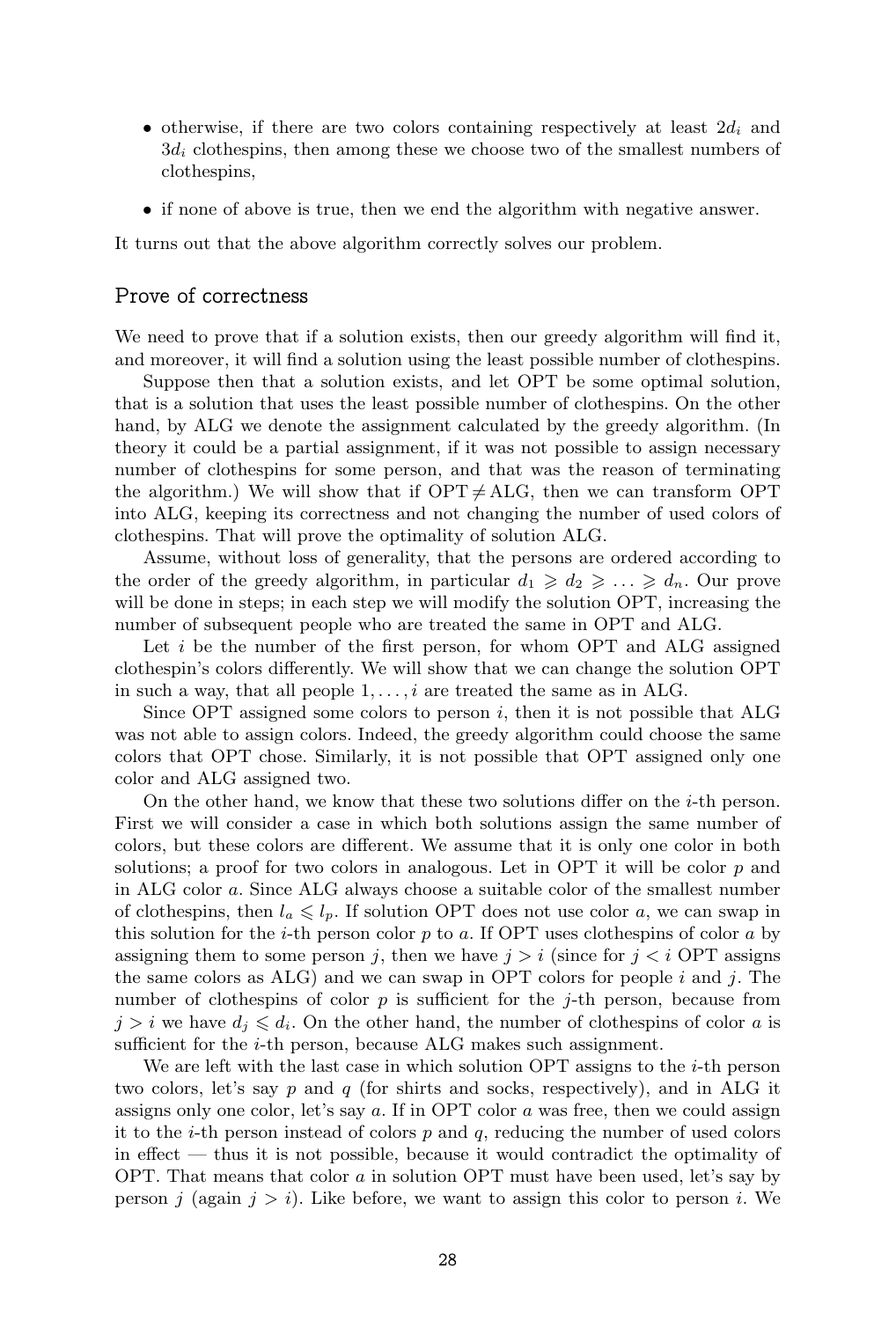- otherwise, if there are two colors containing respectively at least $2d_i$ and $3d_i$ clothespins, then among these we choose two of the smallest numbers of clothespins,
- if none of above is true, then we end the algorithm with negative answer.

It turns out that the above algorithm correctly solves our problem.

## Prove of correctness

We need to prove that if a solution exists, then our greedy algorithm will find it, and moreover, it will find a solution using the least possible number of clothespins.

Suppose then that a solution exists, and let OPT be some optimal solution, that is a solution that uses the least possible number of clothespins. On the other hand, by ALG we denote the assignment calculated by the greedy algorithm. (In theory it could be a partial assignment, if it was not possible to assign necessary number of clothespins for some person, and that was the reason of terminating the algorithm.) We will show that if $\mathrm{OPT} \neq \mathrm{ALG}$, then we can transform OPT into ALG, keeping its correctness and not changing the number of used colors of clothespins. That will prove the optimality of solution ALG.

Assume, without loss of generality, that the persons are ordered according to the order of the greedy algorithm, in particular $d_1 \geqslant d_2 \geqslant \ldots \geqslant d_n$. Our prove will be done in steps; in each step we will modify the solution OPT, increasing the number of subsequent people who are treated the same in OPT and ALG.

Let $i$ be the number of the first person, for whom OPT and ALG assigned clothespin's colors differently. We will show that we can change the solution OPT in such a way, that all people $1, \ldots, i$ are treated the same as in ALG.

Since OPT assigned some colors to person $i$, then it is not possible that ALG was not able to assign colors. Indeed, the greedy algorithm could choose the same colors that OPT chose. Similarly, it is not possible that OPT assigned only one color and ALG assigned two.

On the other hand, we know that these two solutions differ on the $i$-th person. First we will consider a case in which both solutions assign the same number of colors, but these colors are different. We assume that it is only one color in both solutions; a proof for two colors in analogous. Let in OPT it will be color $p$ and in ALG color $a$. Since ALG always choose a suitable color of the smallest number of clothespins, then $l_a \leqslant l_p$. If solution OPT does not use color $a$, we can swap in this solution for the $i$-th person color $p$ to $a$. If OPT uses clothespins of color $a$ by assigning them to some person $j$, then we have $j > i$ (since for $j < i$ OPT assigns the same colors as ALG) and we can swap in OPT colors for people $i$ and $j$. The number of clothespins of color $p$ is sufficient for the $j$-th person, because from $j > i$ we have $d_j \leqslant d_i$. On the other hand, the number of clothespins of color $a$ is sufficient for the $i$-th person, because ALG makes such assignment.

We are left with the last case in which solution OPT assigns to the $i$-th person two colors, let's say $p$ and $q$ (for shirts and socks, respectively), and in ALG it assigns only one color, let's say $a$. If in OPT color $a$ was free, then we could assign it to the $i$-th person instead of colors $p$ and $q$, reducing the number of used colors in effect — thus it is not possible, because it would contradict the optimality of OPT. That means that color $a$ in solution OPT must have been used, let's say by person $j$ (again $j > i$). Like before, we want to assign this color to person $i$. We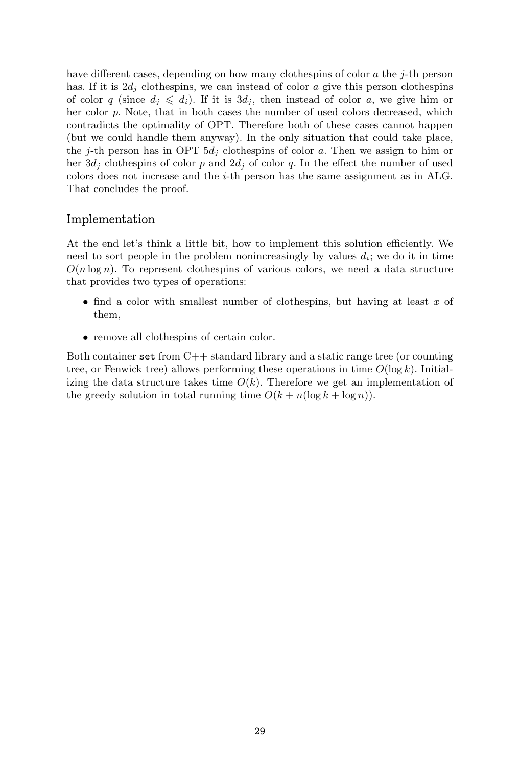have different cases, depending on how many clothespins of color $a$ the $j$-th person has. If it is $2d_j$ clothespins, we can instead of color $a$ give this person clothespins of color $q$ (since $d_j \leqslant d_i$). If it is $3d_j$, then instead of color $a$, we give him or her color $p$. Note, that in both cases the number of used colors decreased, which contradicts the optimality of OPT. Therefore both of these cases cannot happen (but we could handle them anyway). In the only situation that could take place, the $j$-th person has in OPT $5d_j$ clothespins of color $a$. Then we assign to him or her $3d_j$ clothespins of color $p$ and $2d_j$ of color $q$. In the effect the number of used colors does not increase and the $i$-th person has the same assignment as in ALG. That concludes the proof.

## Implementation

At the end let's think a little bit, how to implement this solution efficiently. We need to sort people in the problem nonincreasingly by values $d_i$; we do it in time $O(n \log n)$. To represent clothespins of various colors, we need a data structure that provides two types of operations:

- find a color with smallest number of clothespins, but having at least $x$ of them,
- remove all clothespins of certain color.

Both container `set` from C++ standard library and a static range tree (or counting tree, or Fenwick tree) allows performing these operations in time $O(\log k)$. Initializing the data structure takes time $O(k)$. Therefore we get an implementation of the greedy solution in total running time $O(k + n(\log k + \log n))$.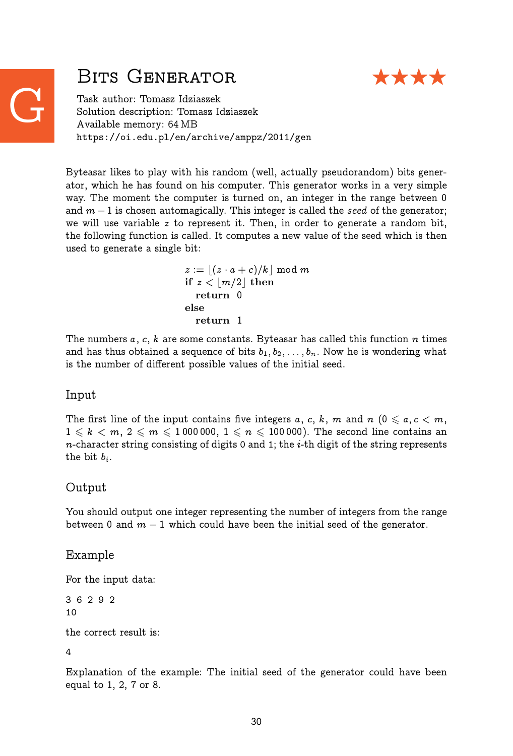# G Bits Generator ★★★★

Task author: Tomasz Idziaszek
Solution description: Tomasz Idziaszek
Available memory: 64 MB
https://oi.edu.pl/en/archive/amppz/2011/gen

Byteasar likes to play with his random (well, actually pseudorandom) bits generator, which he has found on his computer. This generator works in a very simple way. The moment the computer is turned on, an integer in the range between 0 and $m - 1$ is chosen automagically. This integer is called the *seed* of the generator; we will use variable $z$ to represent it. Then, in order to generate a random bit, the following function is called. It computes a new value of the seed which is then used to generate a single bit:

$$
\begin{aligned}
& z := \lfloor (z \cdot a + c)/k \rfloor \bmod m \\
& \textbf{if } z < \lfloor m/2 \rfloor \textbf{ then} \\
& \quad \textbf{return } 0 \\
& \textbf{else} \\
& \quad \textbf{return } 1
\end{aligned}
$$

The numbers $a$, $c$, $k$ are some constants. Byteasar has called this function $n$ times and has thus obtained a sequence of bits $b_1, b_2, \ldots, b_n$. Now he is wondering what is the number of different possible values of the initial seed.

## Input

The first line of the input contains five integers $a$, $c$, $k$, $m$ and $n$ ($0 \leqslant a, c < m$, $1 \leqslant k < m$, $2 \leqslant m \leqslant 1\,000\,000$, $1 \leqslant n \leqslant 100\,000$). The second line contains an $n$-character string consisting of digits 0 and 1; the $i$-th digit of the string represents the bit $b_i$.

## Output

You should output one integer representing the number of integers from the range between 0 and $m - 1$ which could have been the initial seed of the generator.

## Example

For the input data:

```
3 6 2 9 2
10
```

the correct result is:

```
4
```

Explanation of the example: The initial seed of the generator could have been equal to 1, 2, 7 or 8.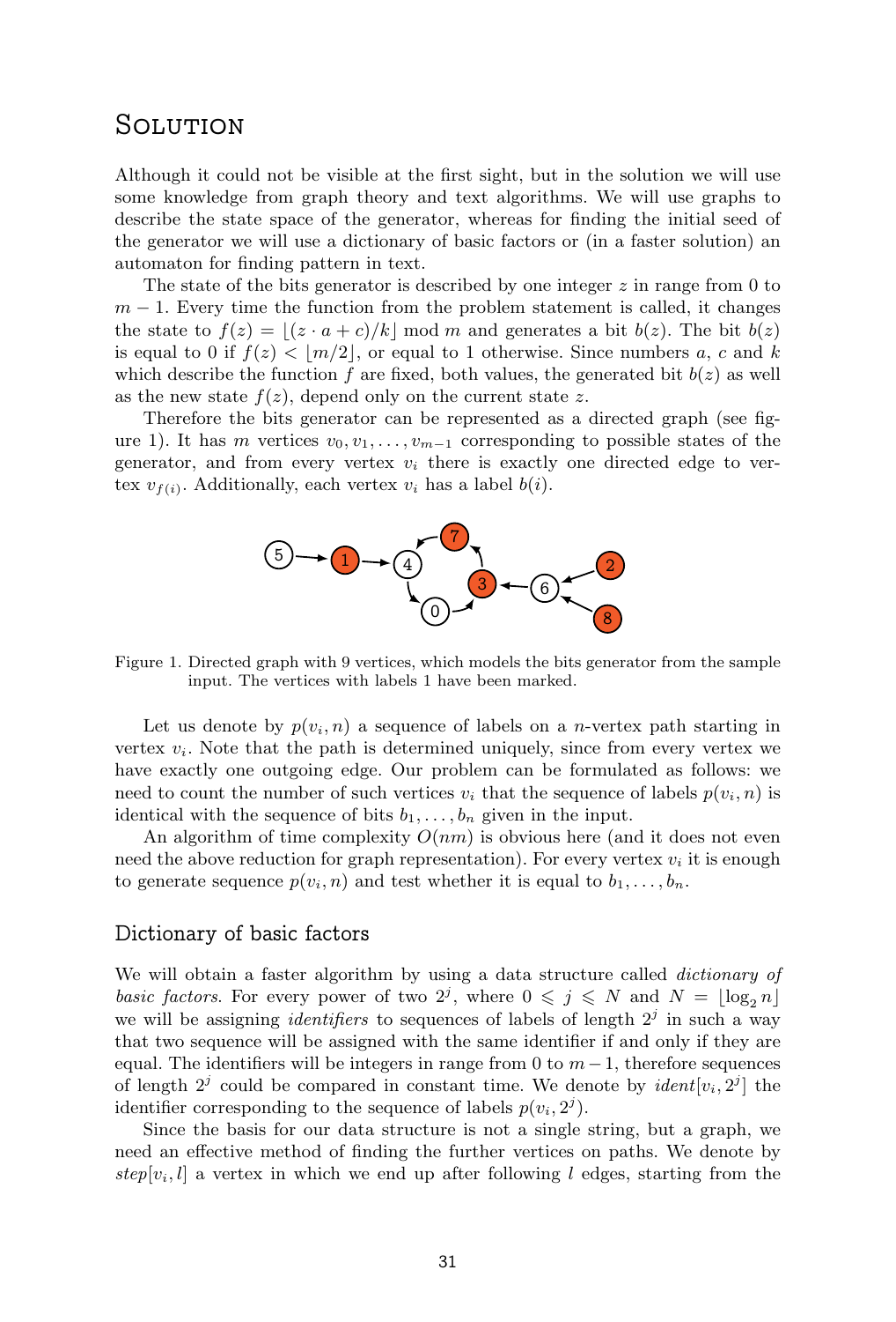# Solution

Although it could not be visible at the first sight, but in the solution we will use some knowledge from graph theory and text algorithms. We will use graphs to describe the state space of the generator, whereas for finding the initial seed of the generator we will use a dictionary of basic factors or (in a faster solution) an automaton for finding pattern in text.

The state of the bits generator is described by one integer $z$ in range from 0 to $m-1$. Every time the function from the problem statement is called, it changes the state to $f(z) = \lfloor (z \cdot a + c)/k \rfloor \bmod m$ and generates a bit $b(z)$. The bit $b(z)$ is equal to 0 if $f(z) < \lfloor m/2 \rfloor$, or equal to 1 otherwise. Since numbers $a$, $c$ and $k$ which describe the function $f$ are fixed, both values, the generated bit $b(z)$ as well as the new state $f(z)$, depend only on the current state $z$.

Therefore the bits generator can be represented as a directed graph (see figure 1). It has $m$ vertices $v_0, v_1, \ldots, v_{m-1}$ corresponding to possible states of the generator, and from every vertex $v_i$ there is exactly one directed edge to vertex $v_{f(i)}$. Additionally, each vertex $v_i$ has a label $b(i)$.

Figure 1. Directed graph with 9 vertices, which models the bits generator from the sample input. The vertices with labels 1 have been marked.

Let us denote by $p(v_i, n)$ a sequence of labels on a $n$-vertex path starting in vertex $v_i$. Note that the path is determined uniquely, since from every vertex we have exactly one outgoing edge. Our problem can be formulated as follows: we need to count the number of such vertices $v_i$ that the sequence of labels $p(v_i, n)$ is identical with the sequence of bits $b_1, \ldots, b_n$ given in the input.

An algorithm of time complexity $O(nm)$ is obvious here (and it does not even need the above reduction for graph representation). For every vertex $v_i$ it is enough to generate sequence $p(v_i, n)$ and test whether it is equal to $b_1, \ldots, b_n$.

## Dictionary of basic factors

We will obtain a faster algorithm by using a data structure called *dictionary of basic factors*. For every power of two $2^j$, where $0 \leqslant j \leqslant N$ and $N = \lfloor \log_2 n \rfloor$ we will be assigning *identifiers* to sequences of labels of length $2^j$ in such a way that two sequence will be assigned with the same identifier if and only if they are equal. The identifiers will be integers in range from 0 to $m-1$, therefore sequences of length $2^j$ could be compared in constant time. We denote by $ident[v_i, 2^j]$ the identifier corresponding to the sequence of labels $p(v_i, 2^j)$.

Since the basis for our data structure is not a single string, but a graph, we need an effective method of finding the further vertices on paths. We denote by $step[v_i, l]$ a vertex in which we end up after following $l$ edges, starting from the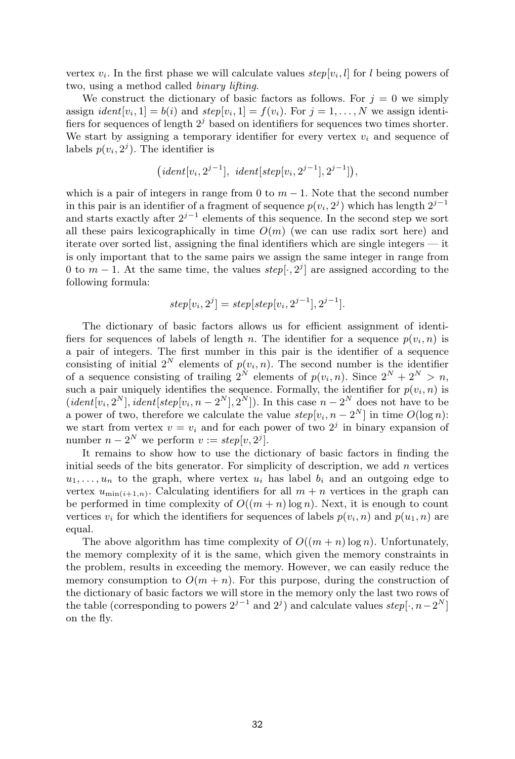vertex $v_i$. In the first phase we will calculate values $step[v_i, l]$ for $l$ being powers of two, using a method called *binary lifting*.

We construct the dictionary of basic factors as follows. For $j = 0$ we simply assign $ident[v_i, 1] = b(i)$ and $step[v_i, 1] = f(v_i)$. For $j = 1, \ldots, N$ we assign identifiers for sequences of length $2^j$ based on identifiers for sequences two times shorter. We start by assigning a temporary identifier for every vertex $v_i$ and sequence of labels $p(v_i, 2^j)$. The identifier is

$$\big(ident[v_i, 2^{j-1}],\ ident[step[v_i, 2^{j-1}], 2^{j-1}]\big),$$

which is a pair of integers in range from 0 to $m - 1$. Note that the second number in this pair is an identifier of a fragment of sequence $p(v_i, 2^j)$ which has length $2^{j-1}$ and starts exactly after $2^{j-1}$ elements of this sequence. In the second step we sort all these pairs lexicographically in time $O(m)$ (we can use radix sort here) and iterate over sorted list, assigning the final identifiers which are single integers — it is only important that to the same pairs we assign the same integer in range from 0 to $m - 1$. At the same time, the values $step[\cdot, 2^j]$ are assigned according to the following formula:

$$step[v_i, 2^j] = step[step[v_i, 2^{j-1}], 2^{j-1}].$$

The dictionary of basic factors allows us for efficient assignment of identifiers for sequences of labels of length $n$. The identifier for a sequence $p(v_i, n)$ is a pair of integers. The first number in this pair is the identifier of a sequence consisting of initial $2^N$ elements of $p(v_i, n)$. The second number is the identifier of a sequence consisting of trailing $2^N$ elements of $p(v_i, n)$. Since $2^N + 2^N > n$, such a pair uniquely identifies the sequence. Formally, the identifier for $p(v_i, n)$ is $(ident[v_i, 2^N], ident[step[v_i, n - 2^N], 2^N])$. In this case $n - 2^N$ does not have to be a power of two, therefore we calculate the value $step[v_i, n - 2^N]$ in time $O(\log n)$: we start from vertex $v = v_i$ and for each power of two $2^j$ in binary expansion of number $n - 2^N$ we perform $v := step[v, 2^j]$.

It remains to show how to use the dictionary of basic factors in finding the initial seeds of the bits generator. For simplicity of description, we add $n$ vertices $u_1, \ldots, u_n$ to the graph, where vertex $u_i$ has label $b_i$ and an outgoing edge to vertex $u_{\min(i+1,n)}$. Calculating identifiers for all $m + n$ vertices in the graph can be performed in time complexity of $O((m + n) \log n)$. Next, it is enough to count vertices $v_i$ for which the identifiers for sequences of labels $p(v_i, n)$ and $p(u_1, n)$ are equal.

The above algorithm has time complexity of $O((m + n) \log n)$. Unfortunately, the memory complexity of it is the same, which given the memory constraints in the problem, results in exceeding the memory. However, we can easily reduce the memory consumption to $O(m + n)$. For this purpose, during the construction of the dictionary of basic factors we will store in the memory only the last two rows of the table (corresponding to powers $2^{j-1}$ and $2^j$) and calculate values $step[\cdot, n - 2^N]$ on the fly.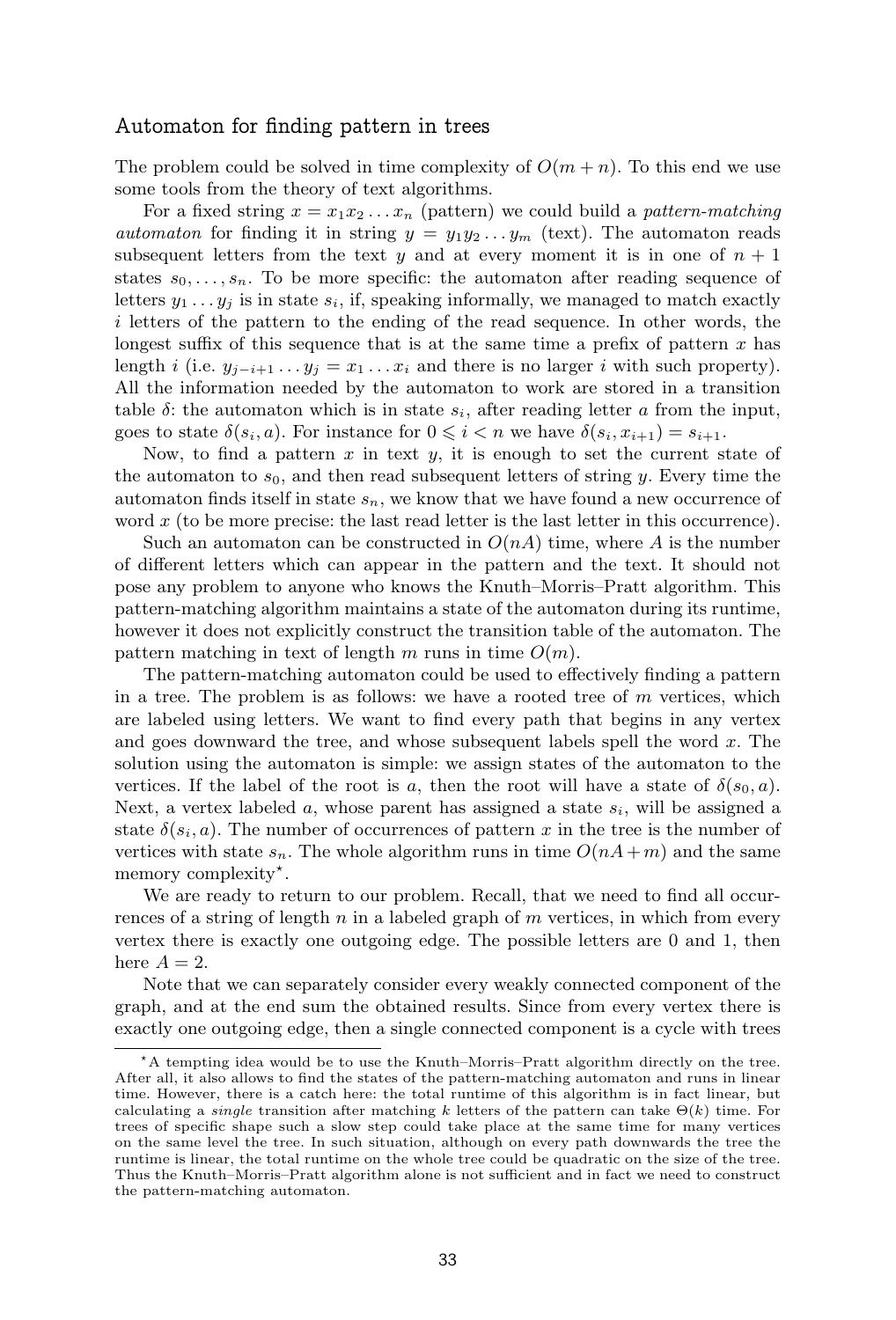### Automaton for finding pattern in trees

The problem could be solved in time complexity of $O(m + n)$. To this end we use some tools from the theory of text algorithms.

For a fixed string $x = x_1x_2 \dots x_n$ (pattern) we could build a *pattern-matching automaton* for finding it in string $y = y_1y_2 \dots y_m$ (text). The automaton reads subsequent letters from the text $y$ and at every moment it is in one of $n + 1$ states $s_0, \dots, s_n$. To be more specific: the automaton after reading sequence of letters $y_1 \dots y_j$ is in state $s_i$, if, speaking informally, we managed to match exactly $i$ letters of the pattern to the ending of the read sequence. In other words, the longest suffix of this sequence that is at the same time a prefix of pattern $x$ has length $i$ (i.e. $y_{j-i+1} \dots y_j = x_1 \dots x_i$ and there is no larger $i$ with such property). All the information needed by the automaton to work are stored in a transition table $\delta$: the automaton which is in state $s_i$, after reading letter $a$ from the input, goes to state $\delta(s_i, a)$. For instance for $0 \leqslant i < n$ we have $\delta(s_i, x_{i+1}) = s_{i+1}$.

Now, to find a pattern $x$ in text $y$, it is enough to set the current state of the automaton to $s_0$, and then read subsequent letters of string $y$. Every time the automaton finds itself in state $s_n$, we know that we have found a new occurrence of word $x$ (to be more precise: the last read letter is the last letter in this occurrence).

Such an automaton can be constructed in $O(nA)$ time, where $A$ is the number of different letters which can appear in the pattern and the text. It should not pose any problem to anyone who knows the Knuth–Morris–Pratt algorithm. This pattern-matching algorithm maintains a state of the automaton during its runtime, however it does not explicitly construct the transition table of the automaton. The pattern matching in text of length $m$ runs in time $O(m)$.

The pattern-matching automaton could be used to effectively finding a pattern in a tree. The problem is as follows: we have a rooted tree of $m$ vertices, which are labeled using letters. We want to find every path that begins in any vertex and goes downward the tree, and whose subsequent labels spell the word $x$. The solution using the automaton is simple: we assign states of the automaton to the vertices. If the label of the root is $a$, then the root will have a state of $\delta(s_0, a)$. Next, a vertex labeled $a$, whose parent has assigned a state $s_i$, will be assigned a state $\delta(s_i, a)$. The number of occurrences of pattern $x$ in the tree is the number of vertices with state $s_n$. The whole algorithm runs in time $O(nA + m)$ and the same memory complexity*.

We are ready to return to our problem. Recall, that we need to find all occurrences of a string of length $n$ in a labeled graph of $m$ vertices, in which from every vertex there is exactly one outgoing edge. The possible letters are 0 and 1, then here $A = 2$.

Note that we can separately consider every weakly connected component of the graph, and at the end sum the obtained results. Since from every vertex there is exactly one outgoing edge, then a single connected component is a cycle with trees

---

* A tempting idea would be to use the Knuth–Morris–Pratt algorithm directly on the tree. After all, it also allows to find the states of the pattern-matching automaton and runs in linear time. However, there is a catch here: the total runtime of this algorithm is in fact linear, but calculating a *single* transition after matching $k$ letters of the pattern can take $\Theta(k)$ time. For trees of specific shape such a slow step could take place at the same time for many vertices on the same level the tree. In such situation, although on every path downwards the tree the runtime is linear, the total runtime on the whole tree could be quadratic on the size of the tree. Thus the Knuth–Morris–Pratt algorithm alone is not sufficient and in fact we need to construct the pattern-matching automaton.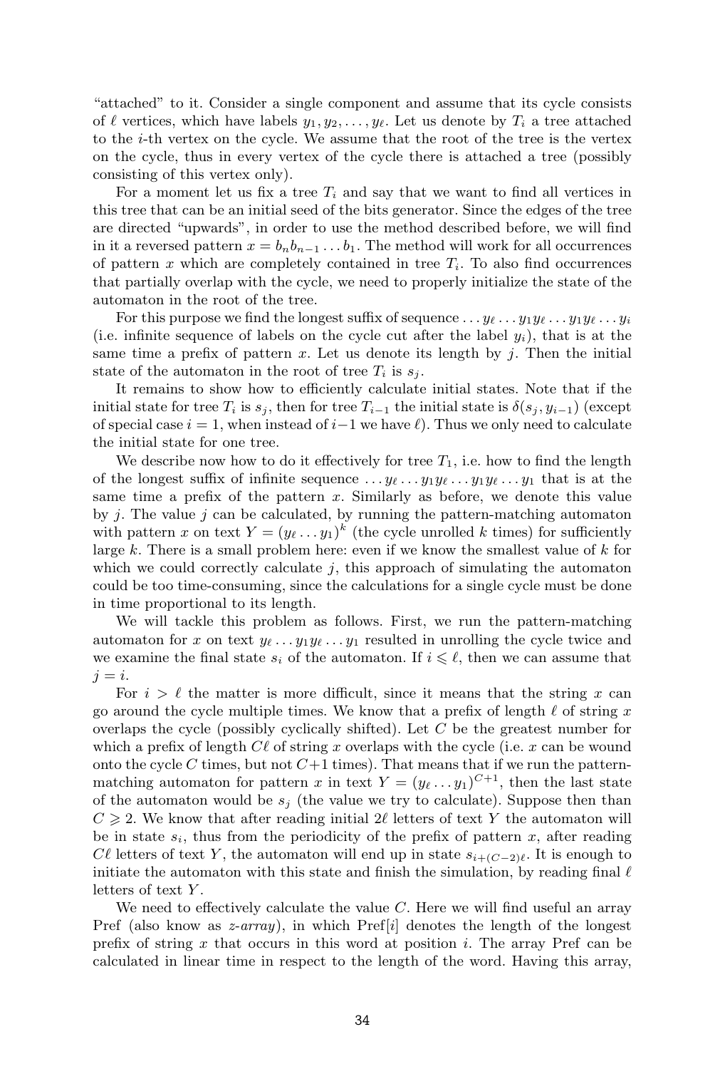"attached" to it. Consider a single component and assume that its cycle consists of $\ell$ vertices, which have labels $y_1, y_2, \ldots, y_\ell$. Let us denote by $T_i$ a tree attached to the $i$-th vertex on the cycle. We assume that the root of the tree is the vertex on the cycle, thus in every vertex of the cycle there is attached a tree (possibly consisting of this vertex only).

For a moment let us fix a tree $T_i$ and say that we want to find all vertices in this tree that can be an initial seed of the bits generator. Since the edges of the tree are directed "upwards", in order to use the method described before, we will find in it a reversed pattern $x = b_n b_{n-1} \ldots b_1$. The method will work for all occurrences of pattern $x$ which are completely contained in tree $T_i$. To also find occurrences that partially overlap with the cycle, we need to properly initialize the state of the automaton in the root of the tree.

For this purpose we find the longest suffix of sequence $\ldots y_\ell \ldots y_1 y_\ell \ldots y_1 y_\ell \ldots y_i$ (i.e. infinite sequence of labels on the cycle cut after the label $y_i$), that is at the same time a prefix of pattern $x$. Let us denote its length by $j$. Then the initial state of the automaton in the root of tree $T_i$ is $s_j$.

It remains to show how to efficiently calculate initial states. Note that if the initial state for tree $T_i$ is $s_j$, then for tree $T_{i-1}$ the initial state is $\delta(s_j, y_{i-1})$ (except of special case $i = 1$, when instead of $i-1$ we have $\ell$). Thus we only need to calculate the initial state for one tree.

We describe now how to do it effectively for tree $T_1$, i.e. how to find the length of the longest suffix of infinite sequence $\ldots y_\ell \ldots y_1 y_\ell \ldots y_1 y_\ell \ldots y_1$ that is at the same time a prefix of the pattern $x$. Similarly as before, we denote this value by $j$. The value $j$ can be calculated, by running the pattern-matching automaton with pattern $x$ on text $Y = (y_\ell \ldots y_1)^k$ (the cycle unrolled $k$ times) for sufficiently large $k$. There is a small problem here: even if we know the smallest value of $k$ for which we could correctly calculate $j$, this approach of simulating the automaton could be too time-consuming, since the calculations for a single cycle must be done in time proportional to its length.

We will tackle this problem as follows. First, we run the pattern-matching automaton for $x$ on text $y_\ell \ldots y_1 y_\ell \ldots y_1$ resulted in unrolling the cycle twice and we examine the final state $s_i$ of the automaton. If $i \leqslant \ell$, then we can assume that $j = i$.

For $i > \ell$ the matter is more difficult, since it means that the string $x$ can go around the cycle multiple times. We know that a prefix of length $\ell$ of string $x$ overlaps the cycle (possibly cyclically shifted). Let $C$ be the greatest number for which a prefix of length $C\ell$ of string $x$ overlaps with the cycle (i.e. $x$ can be wound onto the cycle $C$ times, but not $C+1$ times). That means that if we run the pattern-matching automaton for pattern $x$ in text $Y = (y_\ell \ldots y_1)^{C+1}$, then the last state of the automaton would be $s_j$ (the value we try to calculate). Suppose then than $C \geqslant 2$. We know that after reading initial $2\ell$ letters of text $Y$ the automaton will be in state $s_i$, thus from the periodicity of the prefix of pattern $x$, after reading $C\ell$ letters of text $Y$, the automaton will end up in state $s_{i+(C-2)\ell}$. It is enough to initiate the automaton with this state and finish the simulation, by reading final $\ell$ letters of text $Y$.

We need to effectively calculate the value $C$. Here we will find useful an array Pref (also know as *z-array*), in which Pref$[i]$ denotes the length of the longest prefix of string $x$ that occurs in this word at position $i$. The array Pref can be calculated in linear time in respect to the length of the word. Having this array,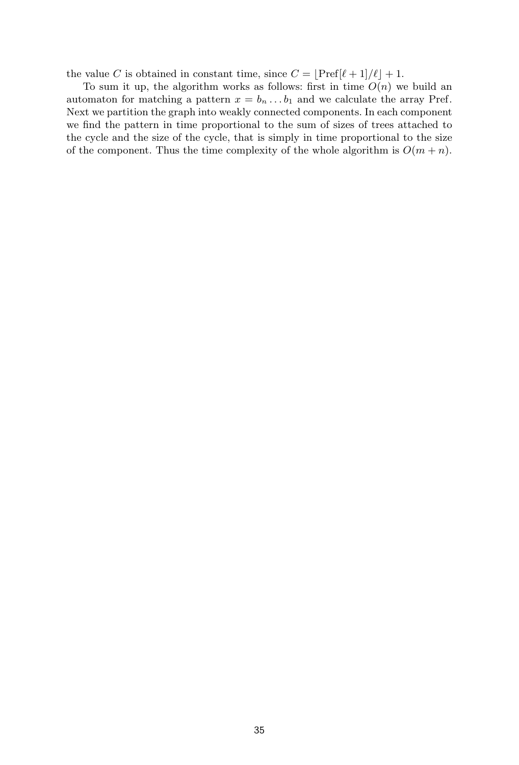the value $C$ is obtained in constant time, since $C = \lfloor \text{Pref}[\ell + 1]/\ell \rfloor + 1$.

To sum it up, the algorithm works as follows: first in time $O(n)$ we build an automaton for matching a pattern $x = b_n \ldots b_1$ and we calculate the array Pref. Next we partition the graph into weakly connected components. In each component we find the pattern in time proportional to the sum of sizes of trees attached to the cycle and the size of the cycle, that is simply in time proportional to the size of the component. Thus the time complexity of the whole algorithm is $O(m + n)$.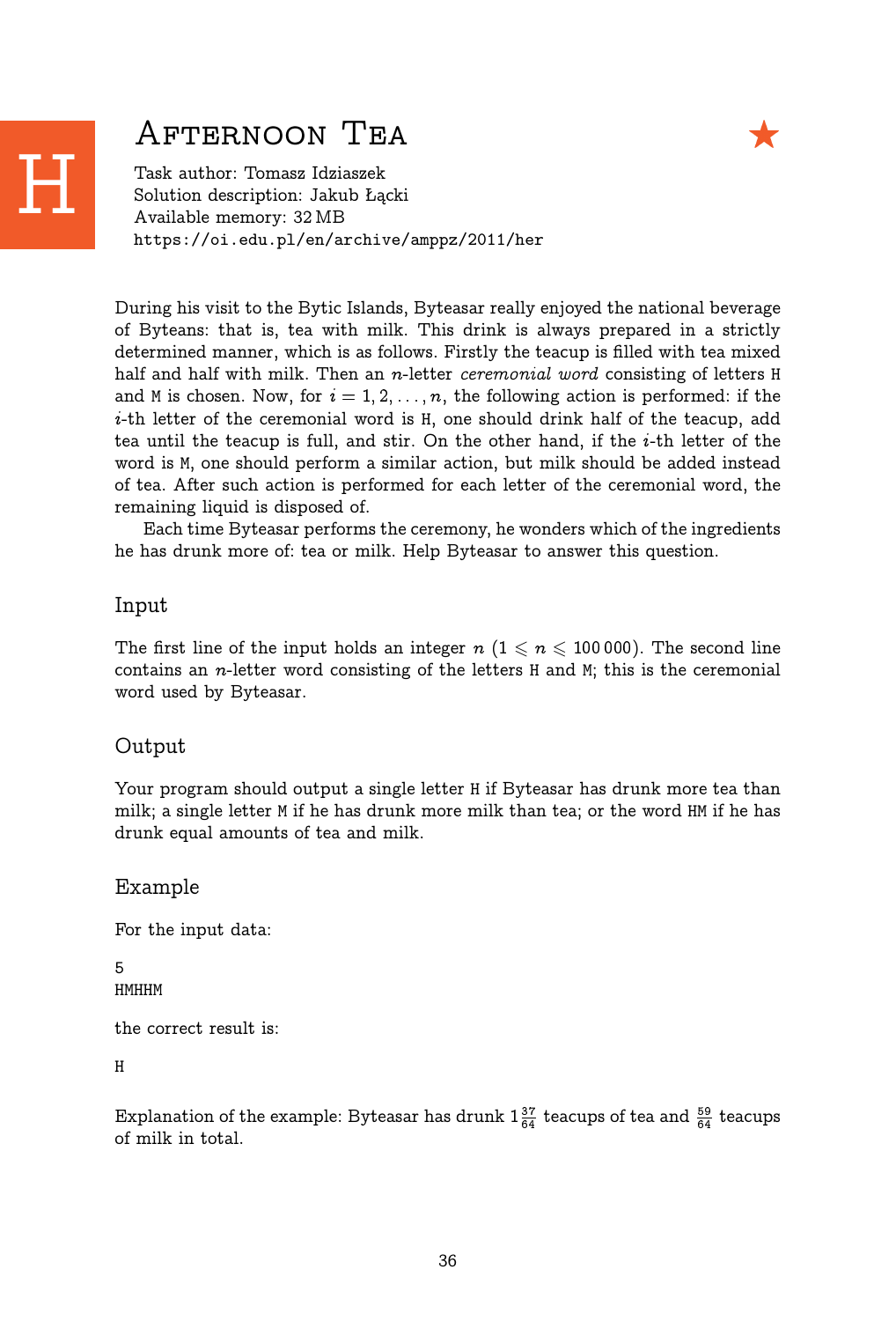# H Afternoon Tea ★

Task author: Tomasz Idziaszek
Solution description: Jakub Łącki
Available memory: 32 MB
https://oi.edu.pl/en/archive/amppz/2011/her

During his visit to the Bytic Islands, Byteasar really enjoyed the national beverage of Byteans: that is, tea with milk. This drink is always prepared in a strictly determined manner, which is as follows. Firstly the teacup is filled with tea mixed half and half with milk. Then an $n$-letter *ceremonial word* consisting of letters H and M is chosen. Now, for $i = 1, 2, \ldots, n$, the following action is performed: if the $i$-th letter of the ceremonial word is H, one should drink half of the teacup, add tea until the teacup is full, and stir. On the other hand, if the $i$-th letter of the word is M, one should perform a similar action, but milk should be added instead of tea. After such action is performed for each letter of the ceremonial word, the remaining liquid is disposed of.

Each time Byteasar performs the ceremony, he wonders which of the ingredients he has drunk more of: tea or milk. Help Byteasar to answer this question.

## Input

The first line of the input holds an integer $n$ ($1 \leqslant n \leqslant 100\,000$). The second line contains an $n$-letter word consisting of the letters H and M; this is the ceremonial word used by Byteasar.

## Output

Your program should output a single letter H if Byteasar has drunk more tea than milk; a single letter M if he has drunk more milk than tea; or the word HM if he has drunk equal amounts of tea and milk.

## Example

For the input data:

```
5
HMHHM
```

the correct result is:

```
H
```

Explanation of the example: Byteasar has drunk $1\frac{37}{64}$ teacups of tea and $\frac{59}{64}$ teacups of milk in total.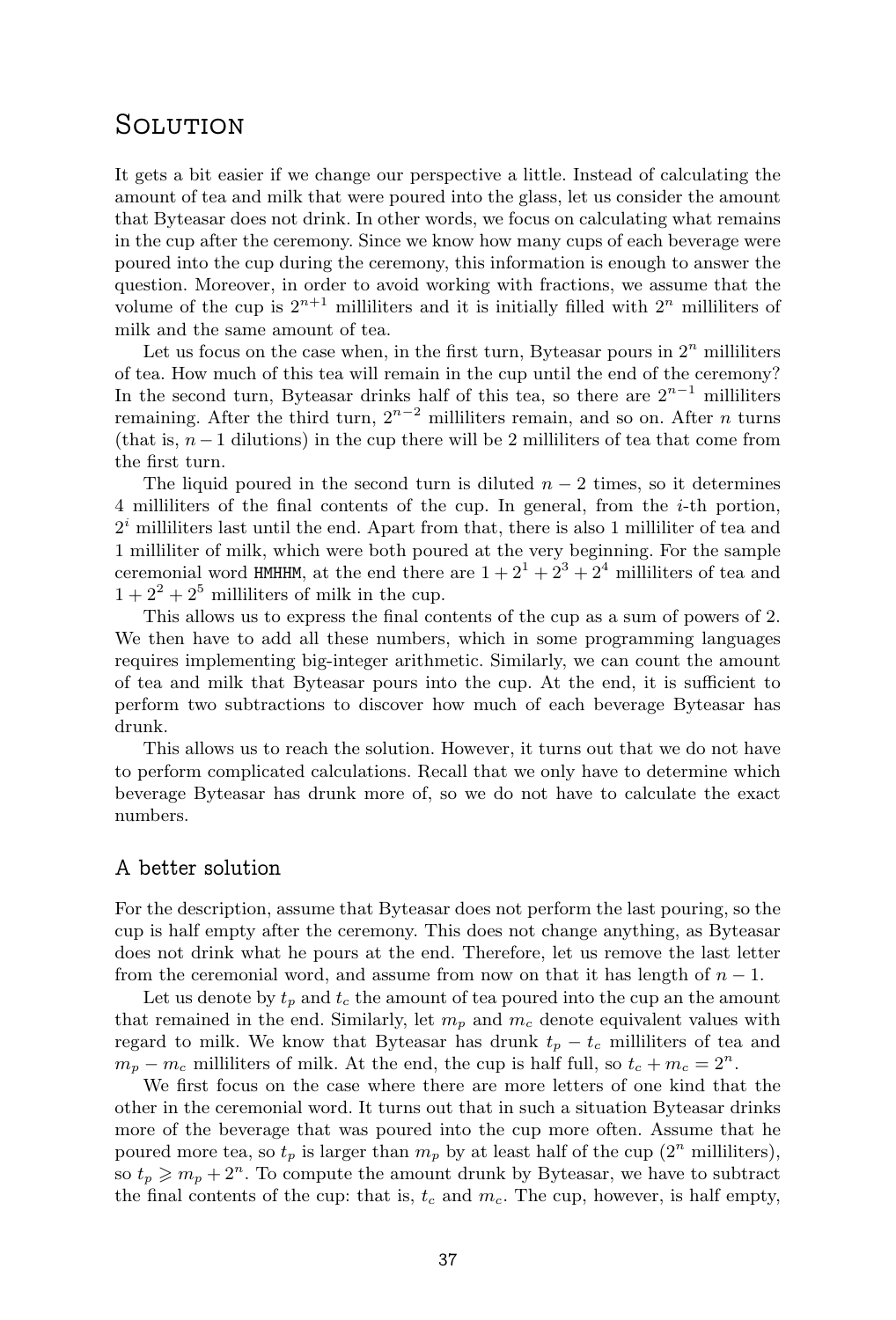# Solution

It gets a bit easier if we change our perspective a little. Instead of calculating the amount of tea and milk that were poured into the glass, let us consider the amount that Byteasar does not drink. In other words, we focus on calculating what remains in the cup after the ceremony. Since we know how many cups of each beverage were poured into the cup during the ceremony, this information is enough to answer the question. Moreover, in order to avoid working with fractions, we assume that the volume of the cup is $2^{n+1}$ milliliters and it is initially filled with $2^n$ milliliters of milk and the same amount of tea.

Let us focus on the case when, in the first turn, Byteasar pours in $2^n$ milliliters of tea. How much of this tea will remain in the cup until the end of the ceremony? In the second turn, Byteasar drinks half of this tea, so there are $2^{n-1}$ milliliters remaining. After the third turn, $2^{n-2}$ milliliters remain, and so on. After $n$ turns (that is, $n-1$ dilutions) in the cup there will be 2 milliliters of tea that come from the first turn.

The liquid poured in the second turn is diluted $n-2$ times, so it determines 4 milliliters of the final contents of the cup. In general, from the $i$-th portion, $2^i$ milliliters last until the end. Apart from that, there is also 1 milliliter of tea and 1 milliliter of milk, which were both poured at the very beginning. For the sample ceremonial word `HMHHM`, at the end there are $1 + 2^1 + 2^3 + 2^4$ milliliters of tea and $1 + 2^2 + 2^5$ milliliters of milk in the cup.

This allows us to express the final contents of the cup as a sum of powers of 2. We then have to add all these numbers, which in some programming languages requires implementing big-integer arithmetic. Similarly, we can count the amount of tea and milk that Byteasar pours into the cup. At the end, it is sufficient to perform two subtractions to discover how much of each beverage Byteasar has drunk.

This allows us to reach the solution. However, it turns out that we do not have to perform complicated calculations. Recall that we only have to determine which beverage Byteasar has drunk more of, so we do not have to calculate the exact numbers.

## A better solution

For the description, assume that Byteasar does not perform the last pouring, so the cup is half empty after the ceremony. This does not change anything, as Byteasar does not drink what he pours at the end. Therefore, let us remove the last letter from the ceremonial word, and assume from now on that it has length of $n-1$.

Let us denote by $t_p$ and $t_c$ the amount of tea poured into the cup an the amount that remained in the end. Similarly, let $m_p$ and $m_c$ denote equivalent values with regard to milk. We know that Byteasar has drunk $t_p - t_c$ milliliters of tea and $m_p - m_c$ milliliters of milk. At the end, the cup is half full, so $t_c + m_c = 2^n$.

We first focus on the case where there are more letters of one kind that the other in the ceremonial word. It turns out that in such a situation Byteasar drinks more of the beverage that was poured into the cup more often. Assume that he poured more tea, so $t_p$ is larger than $m_p$ by at least half of the cup ($2^n$ milliliters), so $t_p \geqslant m_p + 2^n$. To compute the amount drunk by Byteasar, we have to subtract the final contents of the cup: that is, $t_c$ and $m_c$. The cup, however, is half empty,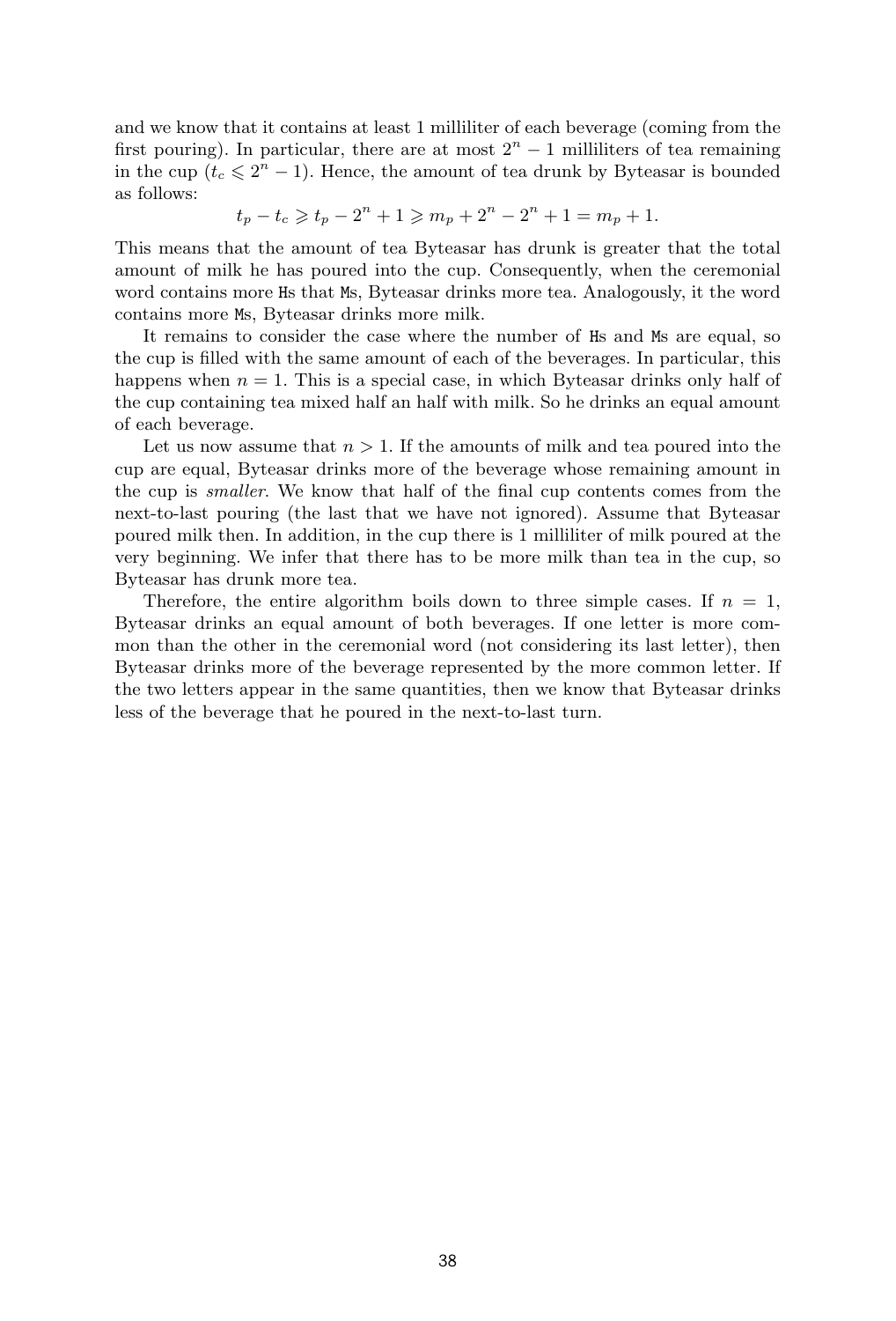and we know that it contains at least 1 milliliter of each beverage (coming from the first pouring). In particular, there are at most $2^n - 1$ milliliters of tea remaining in the cup ($t_c \leqslant 2^n - 1$). Hence, the amount of tea drunk by Byteasar is bounded as follows:

$$t_p - t_c \geqslant t_p - 2^n + 1 \geqslant m_p + 2^n - 2^n + 1 = m_p + 1.$$

This means that the amount of tea Byteasar has drunk is greater that the total amount of milk he has poured into the cup. Consequently, when the ceremonial word contains more `H`s that `M`s, Byteasar drinks more tea. Analogously, it the word contains more `M`s, Byteasar drinks more milk.

It remains to consider the case where the number of `H`s and `M`s are equal, so the cup is filled with the same amount of each of the beverages. In particular, this happens when $n = 1$. This is a special case, in which Byteasar drinks only half of the cup containing tea mixed half an half with milk. So he drinks an equal amount of each beverage.

Let us now assume that $n > 1$. If the amounts of milk and tea poured into the cup are equal, Byteasar drinks more of the beverage whose remaining amount in the cup is *smaller*. We know that half of the final cup contents comes from the next-to-last pouring (the last that we have not ignored). Assume that Byteasar poured milk then. In addition, in the cup there is 1 milliliter of milk poured at the very beginning. We infer that there has to be more milk than tea in the cup, so Byteasar has drunk more tea.

Therefore, the entire algorithm boils down to three simple cases. If $n = 1$, Byteasar drinks an equal amount of both beverages. If one letter is more common than the other in the ceremonial word (not considering its last letter), then Byteasar drinks more of the beverage represented by the more common letter. If the two letters appear in the same quantities, then we know that Byteasar drinks less of the beverage that he poured in the next-to-last turn.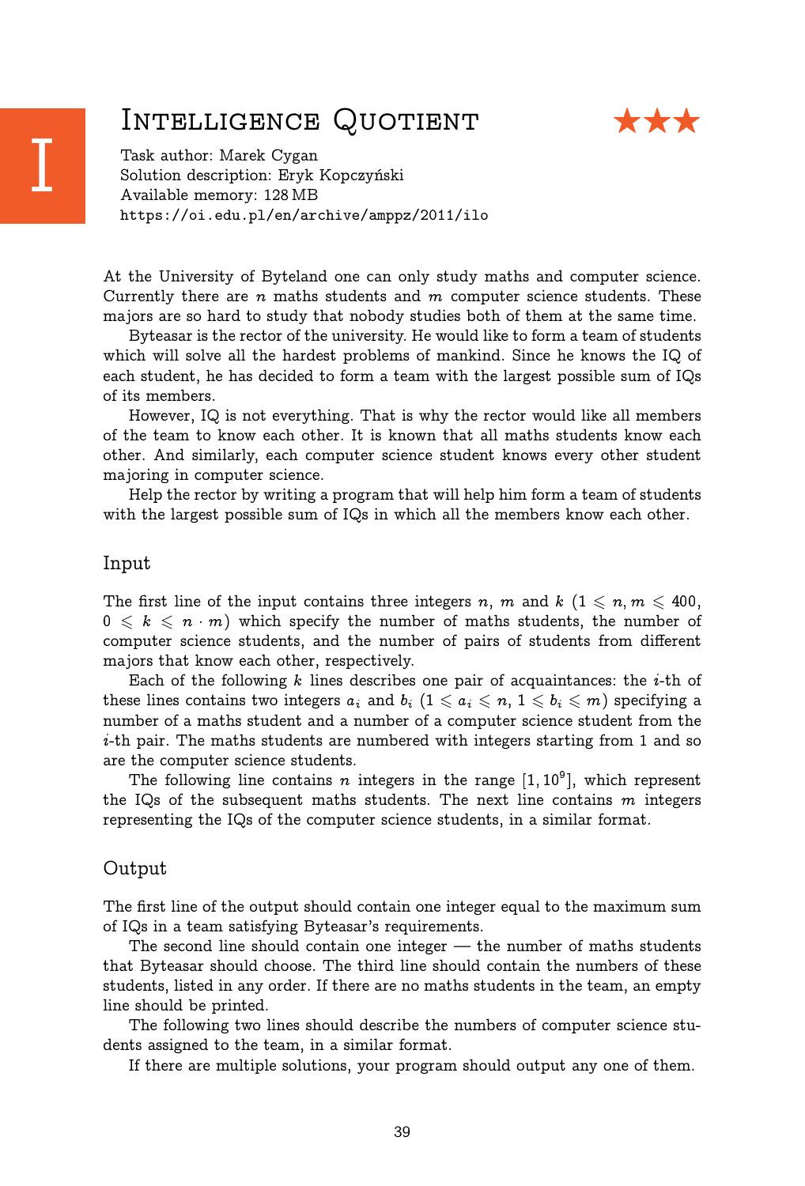# Intelligence Quotient ★★★

Task author: Marek Cygan
Solution description: Eryk Kopczyński
Available memory: 128 MB
https://oi.edu.pl/en/archive/amppz/2011/ilo

At the University of Byteland one can only study maths and computer science. Currently there are $n$ maths students and $m$ computer science students. These majors are so hard to study that nobody studies both of them at the same time.

Byteasar is the rector of the university. He would like to form a team of students which will solve all the hardest problems of mankind. Since he knows the IQ of each student, he has decided to form a team with the largest possible sum of IQs of its members.

However, IQ is not everything. That is why the rector would like all members of the team to know each other. It is known that all maths students know each other. And similarly, each computer science student knows every other student majoring in computer science.

Help the rector by writing a program that will help him form a team of students with the largest possible sum of IQs in which all the members know each other.

## Input

The first line of the input contains three integers $n$, $m$ and $k$ ($1 \leqslant n, m \leqslant 400$, $0 \leqslant k \leqslant n \cdot m$) which specify the number of maths students, the number of computer science students, and the number of pairs of students from different majors that know each other, respectively.

Each of the following $k$ lines describes one pair of acquaintances: the $i$-th of these lines contains two integers $a_i$ and $b_i$ ($1 \leqslant a_i \leqslant n$, $1 \leqslant b_i \leqslant m$) specifying a number of a maths student and a number of a computer science student from the $i$-th pair. The maths students are numbered with integers starting from 1 and so are the computer science students.

The following line contains $n$ integers in the range $[1, 10^9]$, which represent the IQs of the subsequent maths students. The next line contains $m$ integers representing the IQs of the computer science students, in a similar format.

## Output

The first line of the output should contain one integer equal to the maximum sum of IQs in a team satisfying Byteasar's requirements.

The second line should contain one integer — the number of maths students that Byteasar should choose. The third line should contain the numbers of these students, listed in any order. If there are no maths students in the team, an empty line should be printed.

The following two lines should describe the numbers of computer science students assigned to the team, in a similar format.

If there are multiple solutions, your program should output any one of them.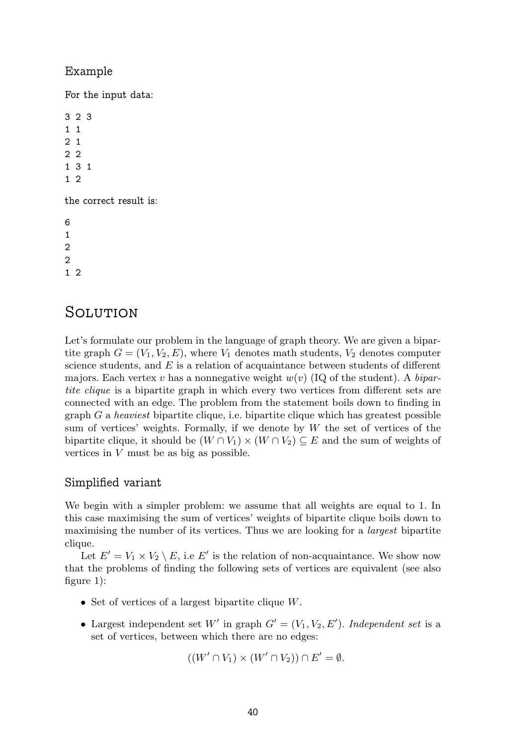### Example

For the input data:

```
3 2 3
1 1
2 1
2 2
1 3 1
1 2
```

the correct result is:

```
6
1
2
2
1 2
```

# Solution

Let's formulate our problem in the language of graph theory. We are given a bipartite graph $G = (V_1, V_2, E)$, where $V_1$ denotes math students, $V_2$ denotes computer science students, and $E$ is a relation of acquaintance between students of different majors. Each vertex $v$ has a nonnegative weight $w(v)$ (IQ of the student). A *bipartite clique* is a bipartite graph in which every two vertices from different sets are connected with an edge. The problem from the statement boils down to finding in graph $G$ a *heaviest* bipartite clique, i.e. bipartite clique which has greatest possible sum of vertices' weights. Formally, if we denote by $W$ the set of vertices of the bipartite clique, it should be $(W \cap V_1) \times (W \cap V_2) \subseteq E$ and the sum of weights of vertices in $V$ must be as big as possible.

### Simplified variant

We begin with a simpler problem: we assume that all weights are equal to 1. In this case maximising the sum of vertices' weights of bipartite clique boils down to maximising the number of its vertices. Thus we are looking for a *largest* bipartite clique.

Let $E' = V_1 \times V_2 \setminus E$, i.e $E'$ is the relation of non-acquaintance. We show now that the problems of finding the following sets of vertices are equivalent (see also figure 1):

- Set of vertices of a largest bipartite clique $W$.
- Largest independent set $W'$ in graph $G' = (V_1, V_2, E')$. *Independent set* is a set of vertices, between which there are no edges:

$$((W' \cap V_1) \times (W' \cap V_2)) \cap E' = \emptyset.$$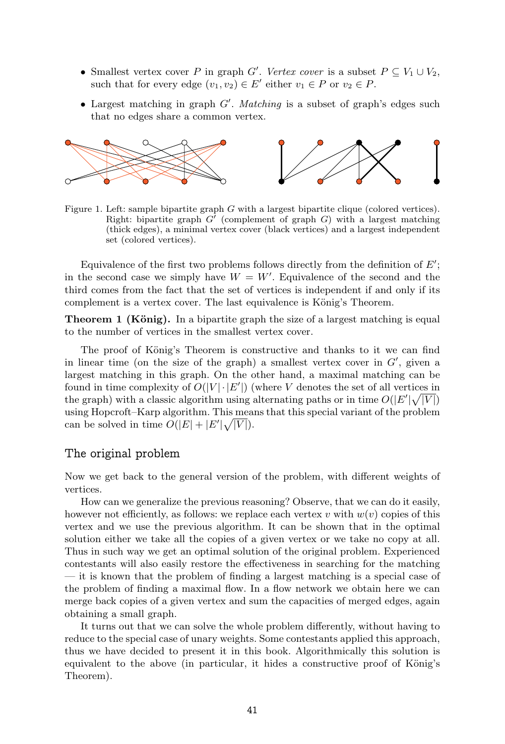- Smallest vertex cover $P$ in graph $G'$. *Vertex cover* is a subset $P \subseteq V_1 \cup V_2$, such that for every edge $(v_1, v_2) \in E'$ either $v_1 \in P$ or $v_2 \in P$.
- Largest matching in graph $G'$. *Matching* is a subset of graph's edges such that no edges share a common vertex.

Figure 1. Left: sample bipartite graph $G$ with a largest bipartite clique (colored vertices). Right: bipartite graph $G'$ (complement of graph $G$) with a largest matching (thick edges), a minimal vertex cover (black vertices) and a largest independent set (colored vertices).

Equivalence of the first two problems follows directly from the definition of $E'$; in the second case we simply have $W = W'$. Equivalence of the second and the third comes from the fact that the set of vertices is independent if and only if its complement is a vertex cover. The last equivalence is König's Theorem.

**Theorem 1 (König).** In a bipartite graph the size of a largest matching is equal to the number of vertices in the smallest vertex cover.

The proof of König's Theorem is constructive and thanks to it we can find in linear time (on the size of the graph) a smallest vertex cover in $G'$, given a largest matching in this graph. On the other hand, a maximal matching can be found in time complexity of $O(|V| \cdot |E'|)$ (where $V$ denotes the set of all vertices in the graph) with a classic algorithm using alternating paths or in time $O(|E'|\sqrt{|V|})$ using Hopcroft–Karp algorithm. This means that this special variant of the problem can be solved in time $O(|E| + |E'|\sqrt{|V|})$.

## The original problem

Now we get back to the general version of the problem, with different weights of vertices.

How can we generalize the previous reasoning? Observe, that we can do it easily, however not efficiently, as follows: we replace each vertex $v$ with $w(v)$ copies of this vertex and we use the previous algorithm. It can be shown that in the optimal solution either we take all the copies of a given vertex or we take no copy at all. Thus in such way we get an optimal solution of the original problem. Experienced contestants will also easily restore the effectiveness in searching for the matching — it is known that the problem of finding a largest matching is a special case of the problem of finding a maximal flow. In a flow network we obtain here we can merge back copies of a given vertex and sum the capacities of merged edges, again obtaining a small graph.

It turns out that we can solve the whole problem differently, without having to reduce to the special case of unary weights. Some contestants applied this approach, thus we have decided to present it in this book. Algorithmically this solution is equivalent to the above (in particular, it hides a constructive proof of König's Theorem).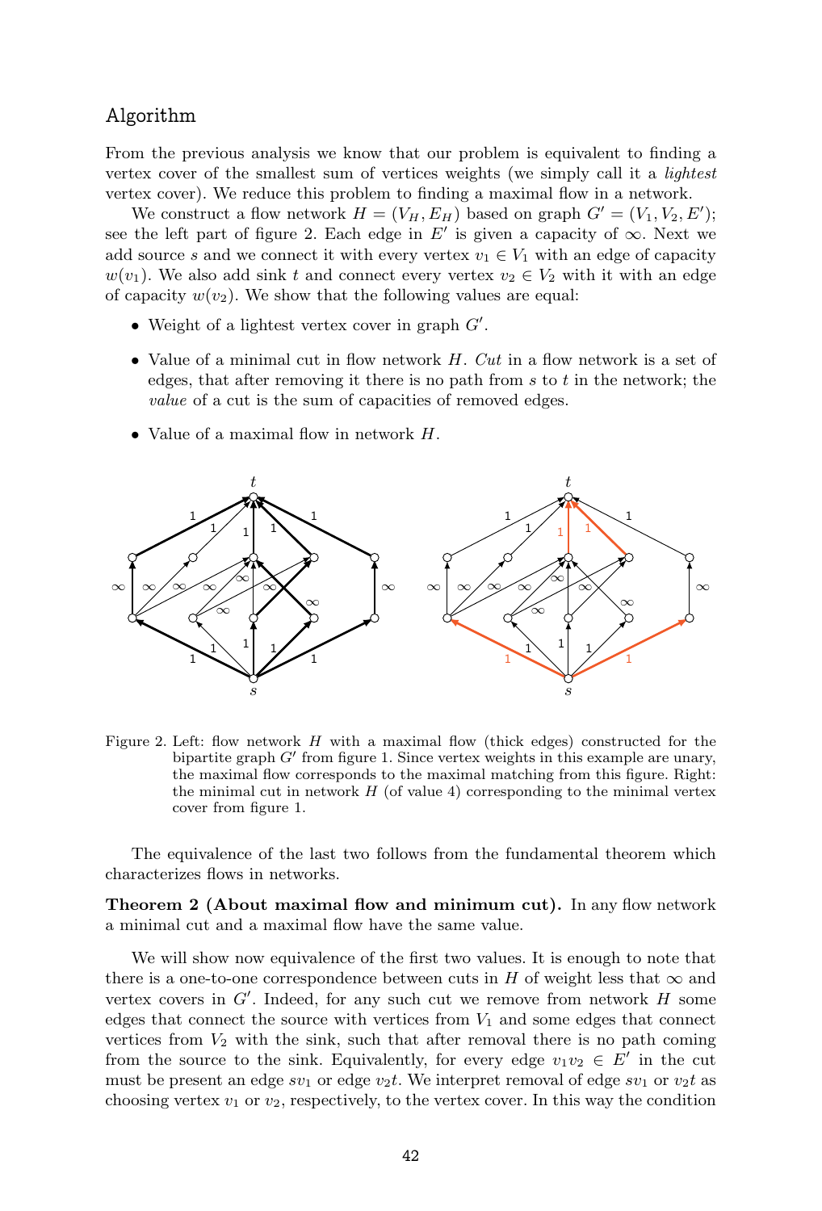### Algorithm

From the previous analysis we know that our problem is equivalent to finding a vertex cover of the smallest sum of vertices weights (we simply call it a *lightest* vertex cover). We reduce this problem to finding a maximal flow in a network.

We construct a flow network $H = (V_H, E_H)$ based on graph $G' = (V_1, V_2, E')$; see the left part of figure 2. Each edge in $E'$ is given a capacity of $\infty$. Next we add source $s$ and we connect it with every vertex $v_1 \in V_1$ with an edge of capacity $w(v_1)$. We also add sink $t$ and connect every vertex $v_2 \in V_2$ with it with an edge of capacity $w(v_2)$. We show that the following values are equal:

- Weight of a lightest vertex cover in graph $G'$.
- Value of a minimal cut in flow network $H$. *Cut* in a flow network is a set of edges, that after removing it there is no path from $s$ to $t$ in the network; the *value* of a cut is the sum of capacities of removed edges.
- Value of a maximal flow in network $H$.

Figure 2. Left: flow network $H$ with a maximal flow (thick edges) constructed for the bipartite graph $G'$ from figure 1. Since vertex weights in this example are unary, the maximal flow corresponds to the maximal matching from this figure. Right: the minimal cut in network $H$ (of value 4) corresponding to the minimal vertex cover from figure 1.

The equivalence of the last two follows from the fundamental theorem which characterizes flows in networks.

**Theorem 2 (About maximal flow and minimum cut).** In any flow network a minimal cut and a maximal flow have the same value.

We will show now equivalence of the first two values. It is enough to note that there is a one-to-one correspondence between cuts in $H$ of weight less that $\infty$ and vertex covers in $G'$. Indeed, for any such cut we remove from network $H$ some edges that connect the source with vertices from $V_1$ and some edges that connect vertices from $V_2$ with the sink, such that after removal there is no path coming from the source to the sink. Equivalently, for every edge $v_1v_2 \in E'$ in the cut must be present an edge $sv_1$ or edge $v_2t$. We interpret removal of edge $sv_1$ or $v_2t$ as choosing vertex $v_1$ or $v_2$, respectively, to the vertex cover. In this way the condition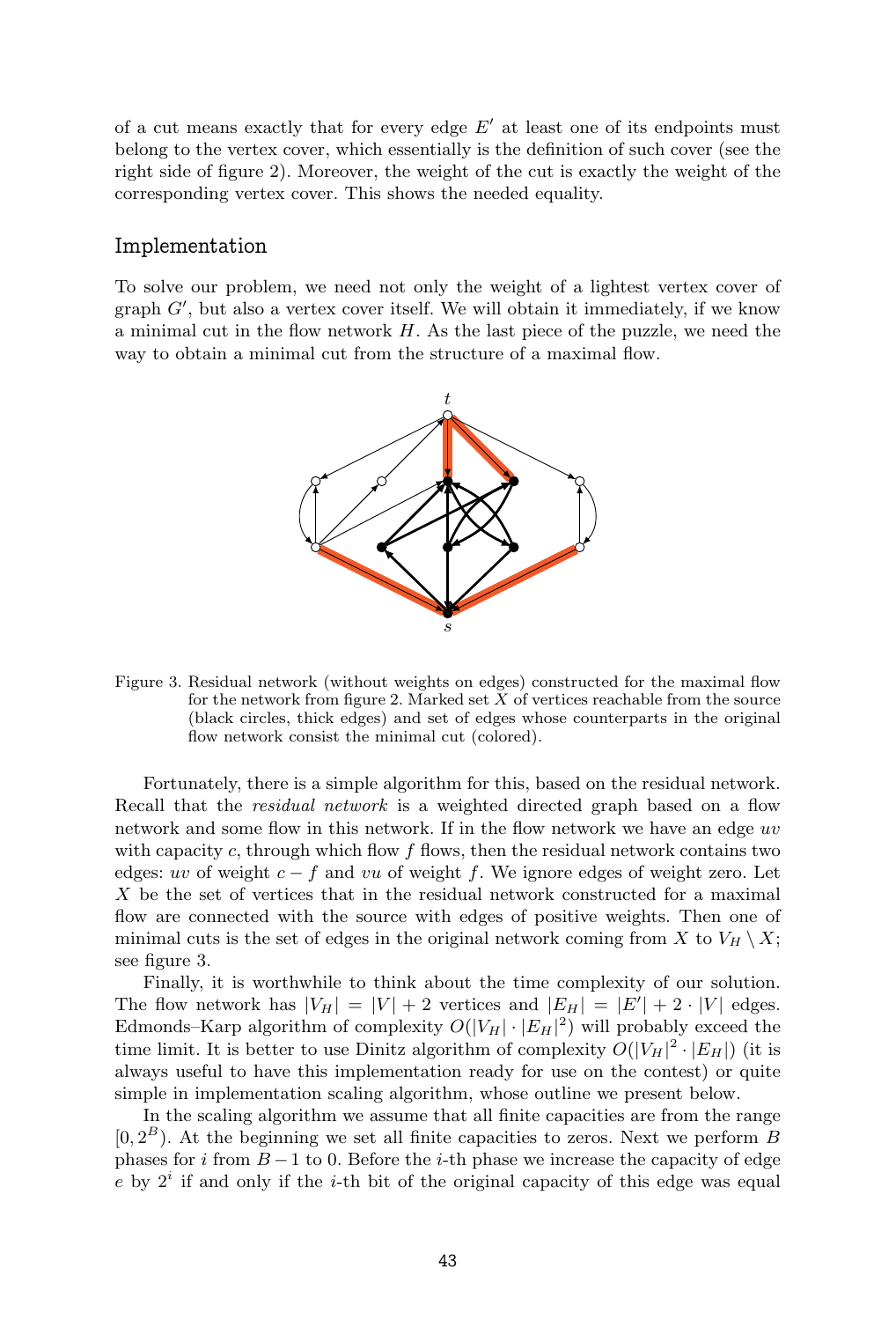of a cut means exactly that for every edge $E'$ at least one of its endpoints must belong to the vertex cover, which essentially is the definition of such cover (see the right side of figure 2). Moreover, the weight of the cut is exactly the weight of the corresponding vertex cover. This shows the needed equality.

## Implementation

To solve our problem, we need not only the weight of a lightest vertex cover of graph $G'$, but also a vertex cover itself. We will obtain it immediately, if we know a minimal cut in the flow network $H$. As the last piece of the puzzle, we need the way to obtain a minimal cut from the structure of a maximal flow.

Figure 3. Residual network (without weights on edges) constructed for the maximal flow for the network from figure 2. Marked set $X$ of vertices reachable from the source (black circles, thick edges) and set of edges whose counterparts in the original flow network consist the minimal cut (colored).

Fortunately, there is a simple algorithm for this, based on the residual network. Recall that the *residual network* is a weighted directed graph based on a flow network and some flow in this network. If in the flow network we have an edge $uv$ with capacity $c$, through which flow $f$ flows, then the residual network contains two edges: $uv$ of weight $c - f$ and $vu$ of weight $f$. We ignore edges of weight zero. Let $X$ be the set of vertices that in the residual network constructed for a maximal flow are connected with the source with edges of positive weights. Then one of minimal cuts is the set of edges in the original network coming from $X$ to $V_H \setminus X$; see figure 3.

Finally, it is worthwhile to think about the time complexity of our solution. The flow network has $|V_H| = |V| + 2$ vertices and $|E_H| = |E'| + 2 \cdot |V|$ edges. Edmonds–Karp algorithm of complexity $O(|V_H| \cdot |E_H|^2)$ will probably exceed the time limit. It is better to use Dinitz algorithm of complexity $O(|V_H|^2 \cdot |E_H|)$ (it is always useful to have this implementation ready for use on the contest) or quite simple in implementation scaling algorithm, whose outline we present below.

In the scaling algorithm we assume that all finite capacities are from the range $[0, 2^B)$. At the beginning we set all finite capacities to zeros. Next we perform $B$ phases for $i$ from $B-1$ to 0. Before the $i$-th phase we increase the capacity of edge $e$ by $2^i$ if and only if the $i$-th bit of the original capacity of this edge was equal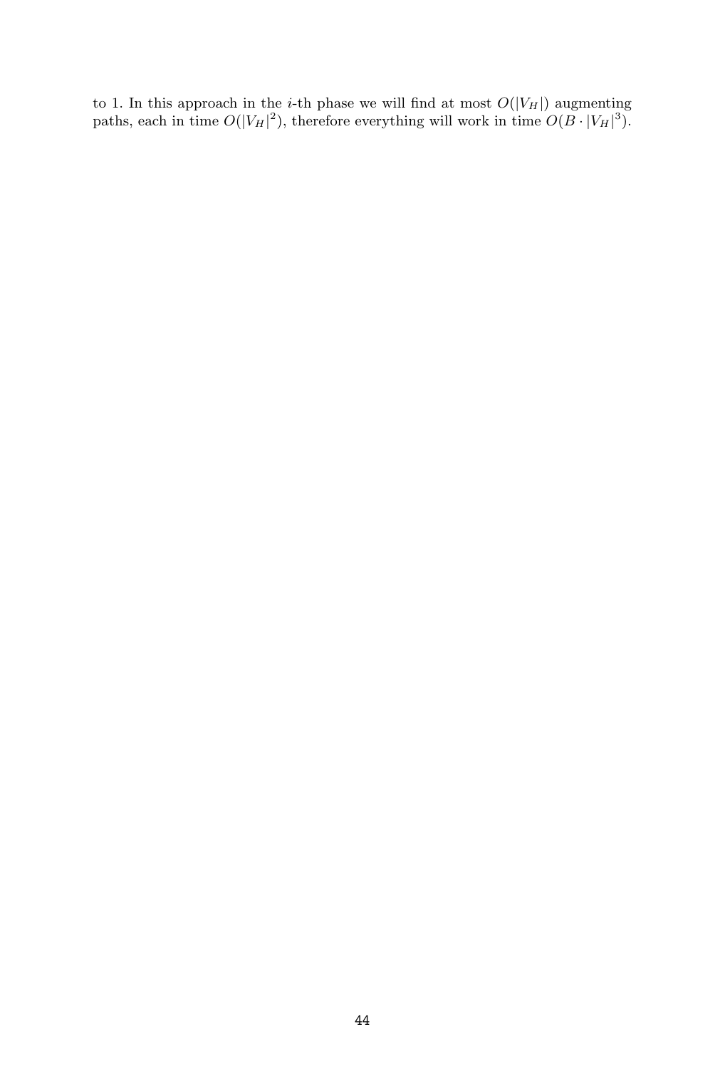to 1. In this approach in the $i$-th phase we will find at most $O(|V_H|)$ augmenting paths, each in time $O(|V_H|^2)$, therefore everything will work in time $O(B \cdot |V_H|^3)$.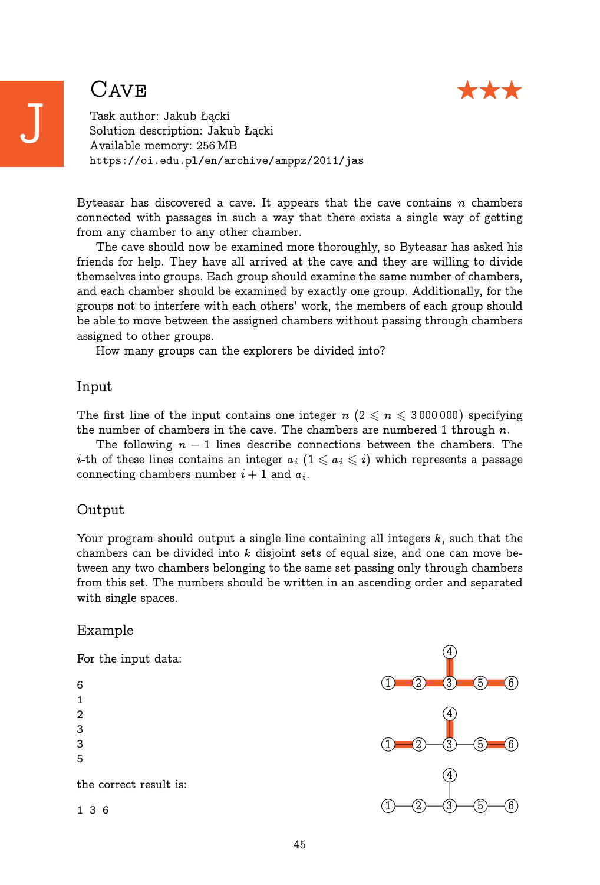# J Cave ★★★

Task author: Jakub Łącki
Solution description: Jakub Łącki
Available memory: 256 MB
https://oi.edu.pl/en/archive/amppz/2011/jas

Byteasar has discovered a cave. It appears that the cave contains $n$ chambers connected with passages in such a way that there exists a single way of getting from any chamber to any other chamber.

The cave should now be examined more thoroughly, so Byteasar has asked his friends for help. They have all arrived at the cave and they are willing to divide themselves into groups. Each group should examine the same number of chambers, and each chamber should be examined by exactly one group. Additionally, for the groups not to interfere with each others' work, the members of each group should be able to move between the assigned chambers without passing through chambers assigned to other groups.

How many groups can the explorers be divided into?

## Input

The first line of the input contains one integer $n$ ($2 \leqslant n \leqslant 3\,000\,000$) specifying the number of chambers in the cave. The chambers are numbered 1 through $n$.

The following $n-1$ lines describe connections between the chambers. The $i$-th of these lines contains an integer $a_i$ ($1 \leqslant a_i \leqslant i$) which represents a passage connecting chambers number $i+1$ and $a_i$.

## Output

Your program should output a single line containing all integers $k$, such that the chambers can be divided into $k$ disjoint sets of equal size, and one can move between any two chambers belonging to the same set passing only through chambers from this set. The numbers should be written in an ascending order and separated with single spaces.

## Example

For the input data:

```
6
1
2
3
3
5
```

the correct result is:

```
1 3 6
```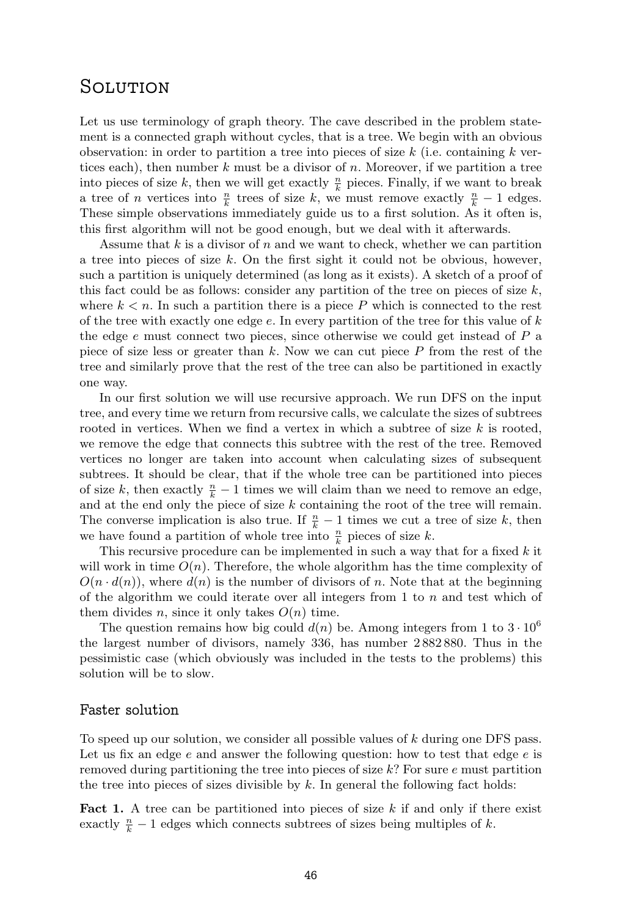# Solution

Let us use terminology of graph theory. The cave described in the problem statement is a connected graph without cycles, that is a tree. We begin with an obvious observation: in order to partition a tree into pieces of size $k$ (i.e. containing $k$ vertices each), then number $k$ must be a divisor of $n$. Moreover, if we partition a tree into pieces of size $k$, then we will get exactly $\frac{n}{k}$ pieces. Finally, if we want to break a tree of $n$ vertices into $\frac{n}{k}$ trees of size $k$, we must remove exactly $\frac{n}{k} - 1$ edges. These simple observations immediately guide us to a first solution. As it often is, this first algorithm will not be good enough, but we deal with it afterwards.

Assume that $k$ is a divisor of $n$ and we want to check, whether we can partition a tree into pieces of size $k$. On the first sight it could not be obvious, however, such a partition is uniquely determined (as long as it exists). A sketch of a proof of this fact could be as follows: consider any partition of the tree on pieces of size $k$, where $k < n$. In such a partition there is a piece $P$ which is connected to the rest of the tree with exactly one edge $e$. In every partition of the tree for this value of $k$ the edge $e$ must connect two pieces, since otherwise we could get instead of $P$ a piece of size less or greater than $k$. Now we can cut piece $P$ from the rest of the tree and similarly prove that the rest of the tree can also be partitioned in exactly one way.

In our first solution we will use recursive approach. We run DFS on the input tree, and every time we return from recursive calls, we calculate the sizes of subtrees rooted in vertices. When we find a vertex in which a subtree of size $k$ is rooted, we remove the edge that connects this subtree with the rest of the tree. Removed vertices no longer are taken into account when calculating sizes of subsequent subtrees. It should be clear, that if the whole tree can be partitioned into pieces of size $k$, then exactly $\frac{n}{k} - 1$ times we will claim than we need to remove an edge, and at the end only the piece of size $k$ containing the root of the tree will remain. The converse implication is also true. If $\frac{n}{k} - 1$ times we cut a tree of size $k$, then we have found a partition of whole tree into $\frac{n}{k}$ pieces of size $k$.

This recursive procedure can be implemented in such a way that for a fixed $k$ it will work in time $O(n)$. Therefore, the whole algorithm has the time complexity of $O(n \cdot d(n))$, where $d(n)$ is the number of divisors of $n$. Note that at the beginning of the algorithm we could iterate over all integers from 1 to $n$ and test which of them divides $n$, since it only takes $O(n)$ time.

The question remains how big could $d(n)$ be. Among integers from 1 to $3 \cdot 10^6$ the largest number of divisors, namely 336, has number 2 882 880. Thus in the pessimistic case (which obviously was included in the tests to the problems) this solution will be to slow.

## Faster solution

To speed up our solution, we consider all possible values of $k$ during one DFS pass. Let us fix an edge $e$ and answer the following question: how to test that edge $e$ is removed during partitioning the tree into pieces of size $k$? For sure $e$ must partition the tree into pieces of sizes divisible by $k$. In general the following fact holds:

**Fact 1.** A tree can be partitioned into pieces of size $k$ if and only if there exist exactly $\frac{n}{k} - 1$ edges which connects subtrees of sizes being multiples of $k$.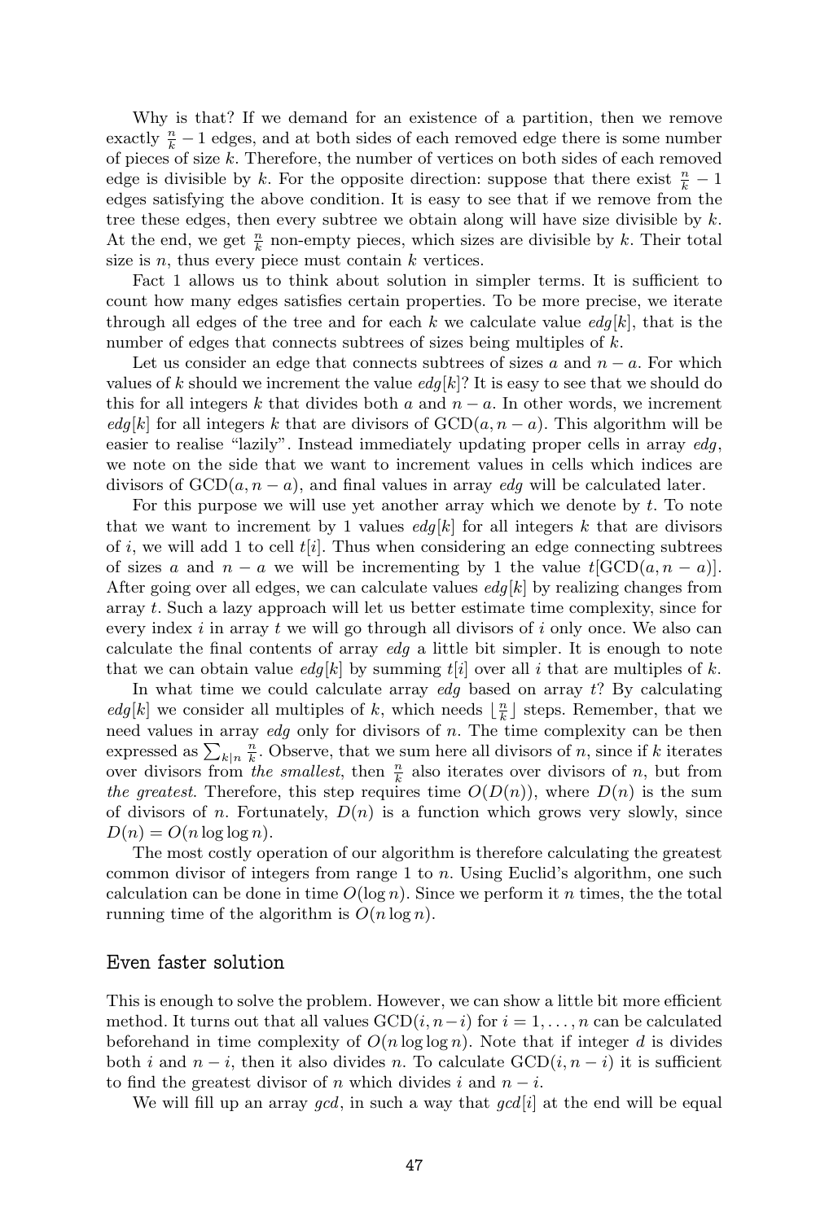Why is that? If we demand for an existence of a partition, then we remove exactly $\frac{n}{k} - 1$ edges, and at both sides of each removed edge there is some number of pieces of size $k$. Therefore, the number of vertices on both sides of each removed edge is divisible by $k$. For the opposite direction: suppose that there exist $\frac{n}{k} - 1$ edges satisfying the above condition. It is easy to see that if we remove from the tree these edges, then every subtree we obtain along will have size divisible by $k$. At the end, we get $\frac{n}{k}$ non-empty pieces, which sizes are divisible by $k$. Their total size is $n$, thus every piece must contain $k$ vertices.

Fact 1 allows us to think about solution in simpler terms. It is sufficient to count how many edges satisfies certain properties. To be more precise, we iterate through all edges of the tree and for each $k$ we calculate value $edg[k]$, that is the number of edges that connects subtrees of sizes being multiples of $k$.

Let us consider an edge that connects subtrees of sizes $a$ and $n - a$. For which values of $k$ should we increment the value $edg[k]$? It is easy to see that we should do this for all integers $k$ that divides both $a$ and $n - a$. In other words, we increment $edg[k]$ for all integers $k$ that are divisors of $\mathrm{GCD}(a, n - a)$. This algorithm will be easier to realise "lazily". Instead immediately updating proper cells in array $edg$, we note on the side that we want to increment values in cells which indices are divisors of $\mathrm{GCD}(a, n - a)$, and final values in array $edg$ will be calculated later.

For this purpose we will use yet another array which we denote by $t$. To note that we want to increment by 1 values $edg[k]$ for all integers $k$ that are divisors of $i$, we will add 1 to cell $t[i]$. Thus when considering an edge connecting subtrees of sizes $a$ and $n - a$ we will be incrementing by 1 the value $t[\mathrm{GCD}(a, n - a)]$. After going over all edges, we can calculate values $edg[k]$ by realizing changes from array $t$. Such a lazy approach will let us better estimate time complexity, since for every index $i$ in array $t$ we will go through all divisors of $i$ only once. We also can calculate the final contents of array $edg$ a little bit simpler. It is enough to note that we can obtain value $edg[k]$ by summing $t[i]$ over all $i$ that are multiples of $k$.

In what time we could calculate array $edg$ based on array $t$? By calculating $edg[k]$ we consider all multiples of $k$, which needs $\lfloor \frac{n}{k} \rfloor$ steps. Remember, that we need values in array $edg$ only for divisors of $n$. The time complexity can be then expressed as $\sum_{k|n} \frac{n}{k}$. Observe, that we sum here all divisors of $n$, since if $k$ iterates over divisors from *the smallest*, then $\frac{n}{k}$ also iterates over divisors of $n$, but from *the greatest*. Therefore, this step requires time $O(D(n))$, where $D(n)$ is the sum of divisors of $n$. Fortunately, $D(n)$ is a function which grows very slowly, since $D(n) = O(n \log \log n)$.

The most costly operation of our algorithm is therefore calculating the greatest common divisor of integers from range 1 to $n$. Using Euclid's algorithm, one such calculation can be done in time $O(\log n)$. Since we perform it $n$ times, the the total running time of the algorithm is $O(n \log n)$.

## Even faster solution

This is enough to solve the problem. However, we can show a little bit more efficient method. It turns out that all values $\mathrm{GCD}(i, n-i)$ for $i = 1, \ldots, n$ can be calculated beforehand in time complexity of $O(n \log \log n)$. Note that if integer $d$ is divides both $i$ and $n - i$, then it also divides $n$. To calculate $\mathrm{GCD}(i, n - i)$ it is sufficient to find the greatest divisor of $n$ which divides $i$ and $n - i$.

We will fill up an array $gcd$, in such a way that $gcd[i]$ at the end will be equal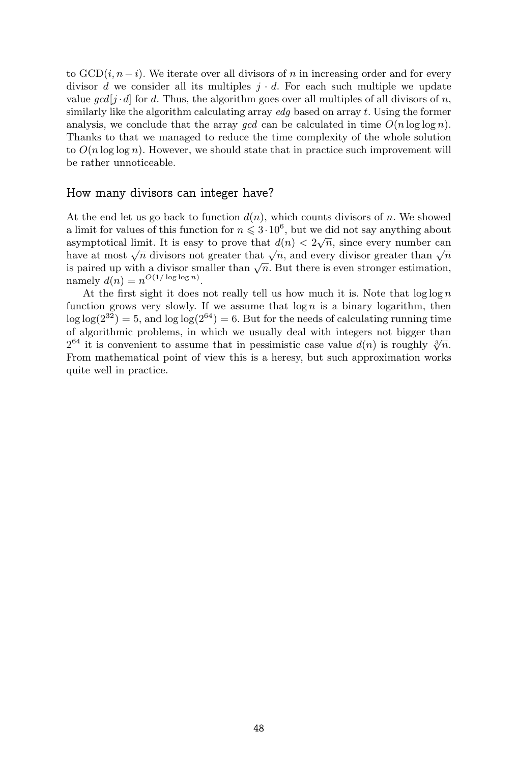to $\text{GCD}(i, n-i)$. We iterate over all divisors of $n$ in increasing order and for every divisor $d$ we consider all its multiples $j \cdot d$. For each such multiple we update value $gcd[j \cdot d]$ for $d$. Thus, the algorithm goes over all multiples of all divisors of $n$, similarly like the algorithm calculating array *edg* based on array $t$. Using the former analysis, we conclude that the array *gcd* can be calculated in time $O(n \log \log n)$. Thanks to that we managed to reduce the time complexity of the whole solution to $O(n \log \log n)$. However, we should state that in practice such improvement will be rather unnoticeable.

## How many divisors can integer have?

At the end let us go back to function $d(n)$, which counts divisors of $n$. We showed a limit for values of this function for $n \leqslant 3 \cdot 10^6$, but we did not say anything about asymptotical limit. It is easy to prove that $d(n) < 2\sqrt{n}$, since every number can have at most $\sqrt{n}$ divisors not greater that $\sqrt{n}$, and every divisor greater than $\sqrt{n}$ is paired up with a divisor smaller than $\sqrt{n}$. But there is even stronger estimation, namely $d(n) = n^{O(1/\log \log n)}$.

At the first sight it does not really tell us how much it is. Note that $\log \log n$ function grows very slowly. If we assume that $\log n$ is a binary logarithm, then $\log \log(2^{32}) = 5$, and $\log \log(2^{64}) = 6$. But for the needs of calculating running time of algorithmic problems, in which we usually deal with integers not bigger than $2^{64}$ it is convenient to assume that in pessimistic case value $d(n)$ is roughly $\sqrt[3]{n}$. From mathematical point of view this is a heresy, but such approximation works quite well in practice.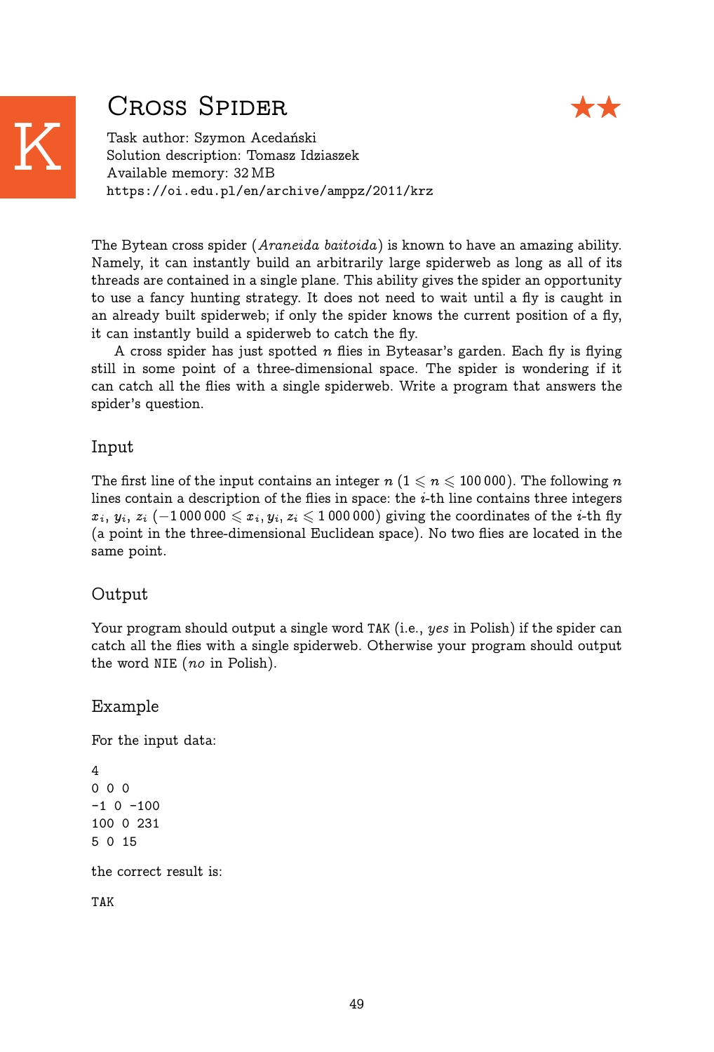# K Cross Spider ★★

Task author: Szymon Acedański
Solution description: Tomasz Idziaszek
Available memory: 32 MB
https://oi.edu.pl/en/archive/amppz/2011/krz

The Bytean cross spider (*Araneida baitoida*) is known to have an amazing ability. Namely, it can instantly build an arbitrarily large spiderweb as long as all of its threads are contained in a single plane. This ability gives the spider an opportunity to use a fancy hunting strategy. It does not need to wait until a fly is caught in an already built spiderweb; if only the spider knows the current position of a fly, it can instantly build a spiderweb to catch the fly.

A cross spider has just spotted $n$ flies in Byteasar's garden. Each fly is flying still in some point of a three-dimensional space. The spider is wondering if it can catch all the flies with a single spiderweb. Write a program that answers the spider's question.

## Input

The first line of the input contains an integer $n$ ($1 \leqslant n \leqslant 100\,000$). The following $n$ lines contain a description of the flies in space: the $i$-th line contains three integers $x_i$, $y_i$, $z_i$ ($-1\,000\,000 \leqslant x_i, y_i, z_i \leqslant 1\,000\,000$) giving the coordinates of the $i$-th fly (a point in the three-dimensional Euclidean space). No two flies are located in the same point.

## Output

Your program should output a single word TAK (i.e., *yes* in Polish) if the spider can catch all the flies with a single spiderweb. Otherwise your program should output the word NIE (*no* in Polish).

## Example

For the input data:

```
4
0 0 0
-1 0 -100
100 0 231
5 0 15
```

the correct result is:

```
TAK
```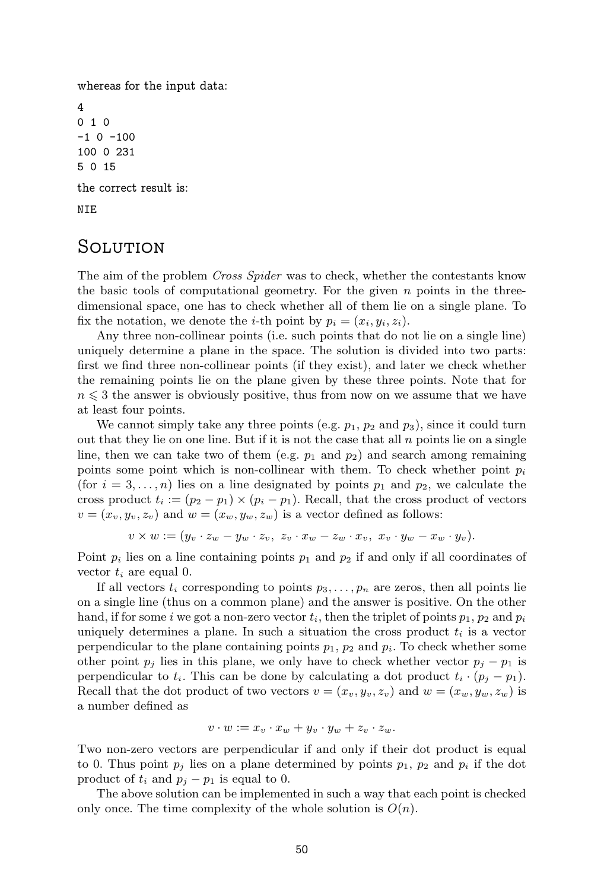whereas for the input data:

```
4
0 1 0
-1 0 -100
100 0 231
5 0 15
```

the correct result is:

```
NIE
```

# Solution

The aim of the problem *Cross Spider* was to check, whether the contestants know the basic tools of computational geometry. For the given $n$ points in the three-dimensional space, one has to check whether all of them lie on a single plane. To fix the notation, we denote the $i$-th point by $p_i = (x_i, y_i, z_i)$.

Any three non-collinear points (i.e. such points that do not lie on a single line) uniquely determine a plane in the space. The solution is divided into two parts: first we find three non-collinear points (if they exist), and later we check whether the remaining points lie on the plane given by these three points. Note that for $n \leqslant 3$ the answer is obviously positive, thus from now on we assume that we have at least four points.

We cannot simply take any three points (e.g. $p_1$, $p_2$ and $p_3$), since it could turn out that they lie on one line. But if it is not the case that all $n$ points lie on a single line, then we can take two of them (e.g. $p_1$ and $p_2$) and search among remaining points some point which is non-collinear with them. To check whether point $p_i$ (for $i = 3, \ldots, n$) lies on a line designated by points $p_1$ and $p_2$, we calculate the cross product $t_i := (p_2 - p_1) \times (p_i - p_1)$. Recall, that the cross product of vectors $v = (x_v, y_v, z_v)$ and $w = (x_w, y_w, z_w)$ is a vector defined as follows:

$$v \times w := (y_v \cdot z_w - y_w \cdot z_v,\ z_v \cdot x_w - z_w \cdot x_v,\ x_v \cdot y_w - x_w \cdot y_v).$$

Point $p_i$ lies on a line containing points $p_1$ and $p_2$ if and only if all coordinates of vector $t_i$ are equal 0.

If all vectors $t_i$ corresponding to points $p_3, \ldots, p_n$ are zeros, then all points lie on a single line (thus on a common plane) and the answer is positive. On the other hand, if for some $i$ we got a non-zero vector $t_i$, then the triplet of points $p_1$, $p_2$ and $p_i$ uniquely determines a plane. In such a situation the cross product $t_i$ is a vector perpendicular to the plane containing points $p_1$, $p_2$ and $p_i$. To check whether some other point $p_j$ lies in this plane, we only have to check whether vector $p_j - p_1$ is perpendicular to $t_i$. This can be done by calculating a dot product $t_i \cdot (p_j - p_1)$. Recall that the dot product of two vectors $v = (x_v, y_v, z_v)$ and $w = (x_w, y_w, z_w)$ is a number defined as

$$v \cdot w := x_v \cdot x_w + y_v \cdot y_w + z_v \cdot z_w.$$

Two non-zero vectors are perpendicular if and only if their dot product is equal to 0. Thus point $p_j$ lies on a plane determined by points $p_1$, $p_2$ and $p_i$ if the dot product of $t_i$ and $p_j - p_1$ is equal to 0.

The above solution can be implemented in such a way that each point is checked only once. The time complexity of the whole solution is $O(n)$.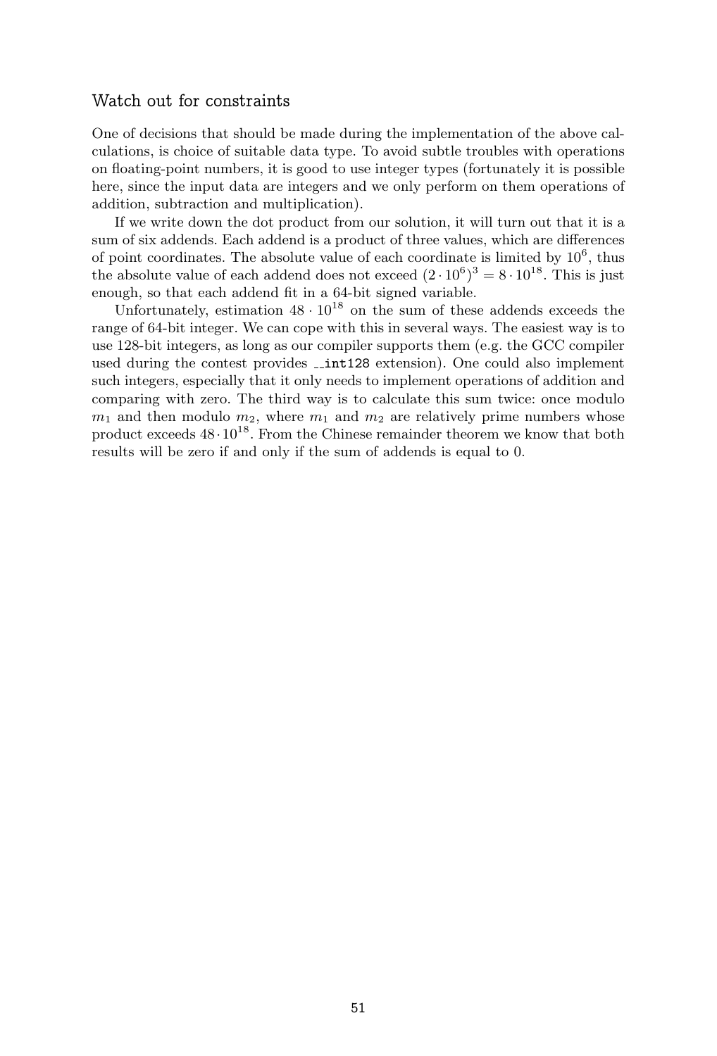### Watch out for constraints

One of decisions that should be made during the implementation of the above calculations, is choice of suitable data type. To avoid subtle troubles with operations on floating-point numbers, it is good to use integer types (fortunately it is possible here, since the input data are integers and we only perform on them operations of addition, subtraction and multiplication).

If we write down the dot product from our solution, it will turn out that it is a sum of six addends. Each addend is a product of three values, which are differences of point coordinates. The absolute value of each coordinate is limited by $10^6$, thus the absolute value of each addend does not exceed $(2 \cdot 10^6)^3 = 8 \cdot 10^{18}$. This is just enough, so that each addend fit in a 64-bit signed variable.

Unfortunately, estimation $48 \cdot 10^{18}$ on the sum of these addends exceeds the range of 64-bit integer. We can cope with this in several ways. The easiest way is to use 128-bit integers, as long as our compiler supports them (e.g. the GCC compiler used during the contest provides `__int128` extension). One could also implement such integers, especially that it only needs to implement operations of addition and comparing with zero. The third way is to calculate this sum twice: once modulo $m_1$ and then modulo $m_2$, where $m_1$ and $m_2$ are relatively prime numbers whose product exceeds $48 \cdot 10^{18}$. From the Chinese remainder theorem we know that both results will be zero if and only if the sum of addends is equal to 0.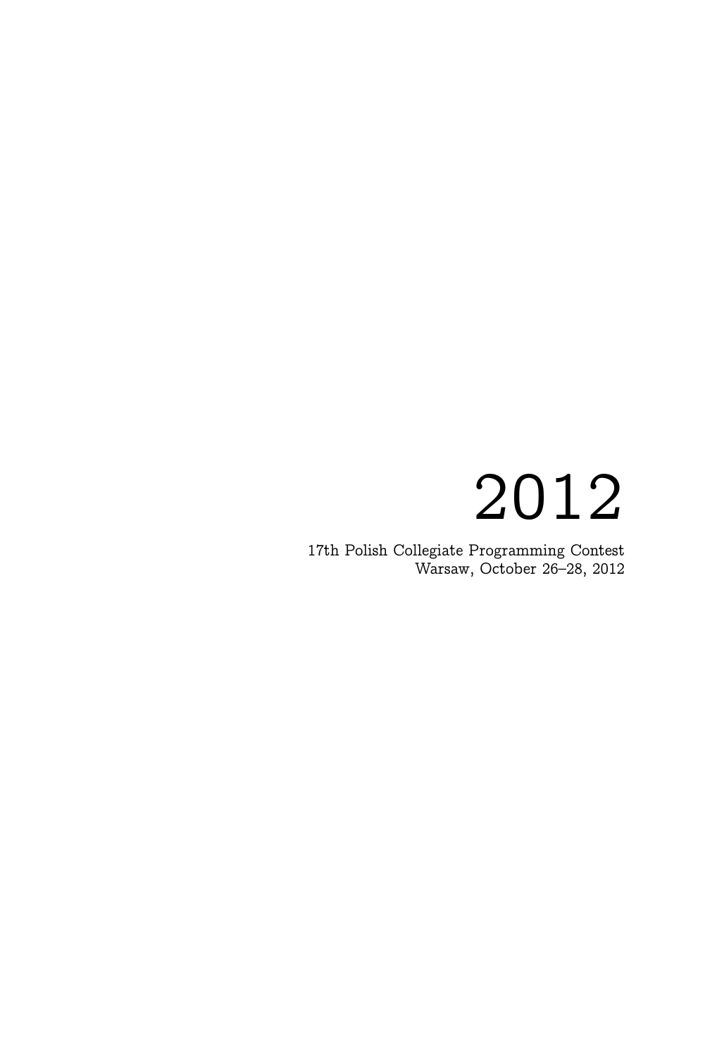# 2012

17th Polish Collegiate Programming Contest
Warsaw, October 26–28, 2012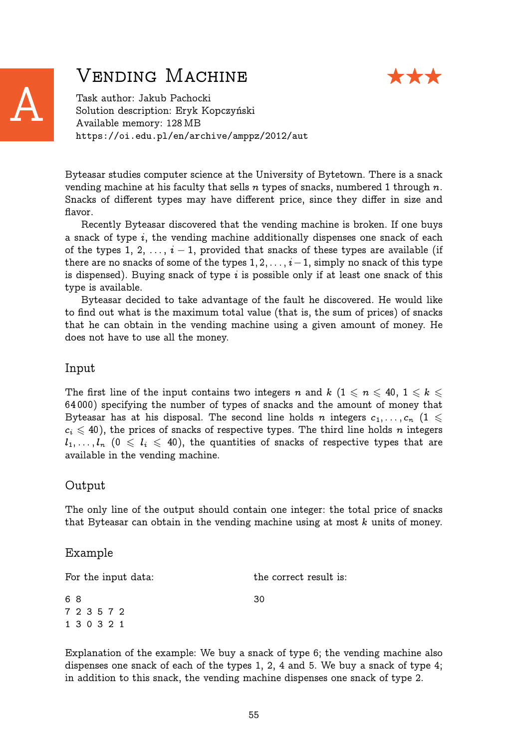# A Vending Machine ★★★

Task author: Jakub Pachocki
Solution description: Eryk Kopczyński
Available memory: 128 MB
https://oi.edu.pl/en/archive/amppz/2012/aut

Byteasar studies computer science at the University of Bytetown. There is a snack vending machine at his faculty that sells $n$ types of snacks, numbered 1 through $n$. Snacks of different types may have different price, since they differ in size and flavor.

Recently Byteasar discovered that the vending machine is broken. If one buys a snack of type $i$, the vending machine additionally dispenses one snack of each of the types $1, 2, \ldots, i-1$, provided that snacks of these types are available (if there are no snacks of some of the types $1, 2, \ldots, i-1$, simply no snack of this type is dispensed). Buying snack of type $i$ is possible only if at least one snack of this type is available.

Byteasar decided to take advantage of the fault he discovered. He would like to find out what is the maximum total value (that is, the sum of prices) of snacks that he can obtain in the vending machine using a given amount of money. He does not have to use all the money.

## Input

The first line of the input contains two integers $n$ and $k$ ($1 \leqslant n \leqslant 40$, $1 \leqslant k \leqslant 64\,000$) specifying the number of types of snacks and the amount of money that Byteasar has at his disposal. The second line holds $n$ integers $c_1, \ldots, c_n$ ($1 \leqslant c_i \leqslant 40$), the prices of snacks of respective types. The third line holds $n$ integers $l_1, \ldots, l_n$ ($0 \leqslant l_i \leqslant 40$), the quantities of snacks of respective types that are available in the vending machine.

## Output

The only line of the output should contain one integer: the total price of snacks that Byteasar can obtain in the vending machine using at most $k$ units of money.

## Example

For the input data:

```
6 8
7 2 3 5 7 2
1 3 0 3 2 1
```

the correct result is:

```
30
```

Explanation of the example: We buy a snack of type 6; the vending machine also dispenses one snack of each of the types 1, 2, 4 and 5. We buy a snack of type 4; in addition to this snack, the vending machine dispenses one snack of type 2.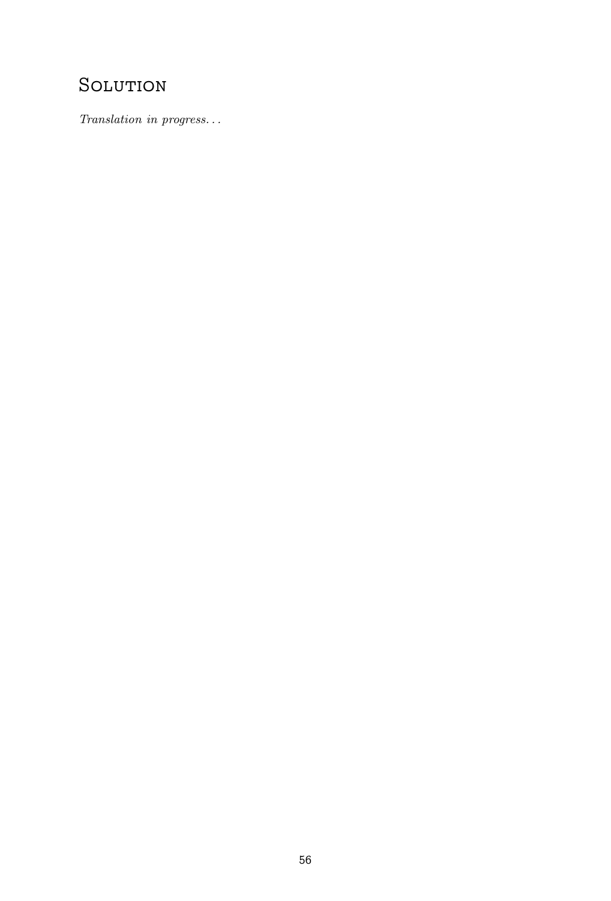## Solution

*Translation in progress...*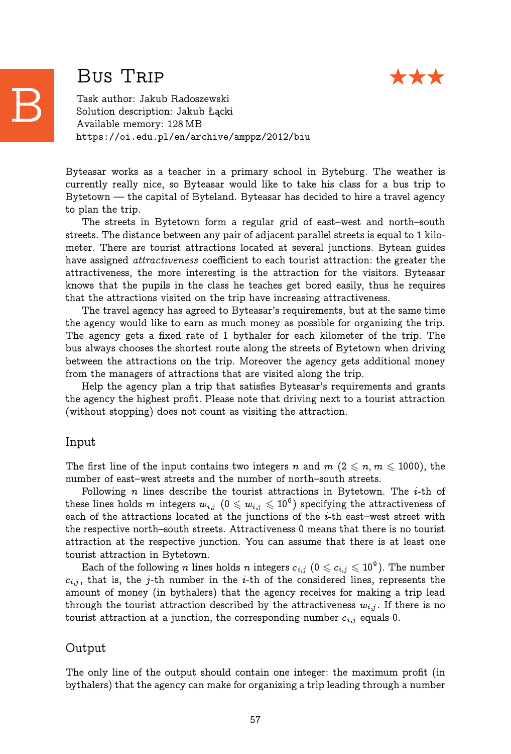B

# Bus Trip

★★★

Task author: Jakub Radoszewski
Solution description: Jakub Łącki
Available memory: 128 MB
https://oi.edu.pl/en/archive/amppz/2012/biu

Byteasar works as a teacher in a primary school in Byteburg. The weather is currently really nice, so Byteasar would like to take his class for a bus trip to Bytetown — the capital of Byteland. Byteasar has decided to hire a travel agency to plan the trip.

The streets in Bytetown form a regular grid of east–west and north–south streets. The distance between any pair of adjacent parallel streets is equal to 1 kilometer. There are tourist attractions located at several junctions. Bytean guides have assigned *attractiveness* coefficient to each tourist attraction: the greater the attractiveness, the more interesting is the attraction for the visitors. Byteasar knows that the pupils in the class he teaches get bored easily, thus he requires that the attractions visited on the trip have increasing attractiveness.

The travel agency has agreed to Byteasar's requirements, but at the same time the agency would like to earn as much money as possible for organizing the trip. The agency gets a fixed rate of 1 bythaler for each kilometer of the trip. The bus always chooses the shortest route along the streets of Bytetown when driving between the attractions on the trip. Moreover the agency gets additional money from the managers of attractions that are visited along the trip.

Help the agency plan a trip that satisfies Byteasar's requirements and grants the agency the highest profit. Please note that driving next to a tourist attraction (without stopping) does not count as visiting the attraction.

## Input

The first line of the input contains two integers $n$ and $m$ ($2 \leqslant n, m \leqslant 1000$), the number of east–west streets and the number of north–south streets.

Following $n$ lines describe the tourist attractions in Bytetown. The $i$-th of these lines holds $m$ integers $w_{i,j}$ ($0 \leqslant w_{i,j} \leqslant 10^6$) specifying the attractiveness of each of the attractions located at the junctions of the $i$-th east–west street with the respective north–south streets. Attractiveness 0 means that there is no tourist attraction at the respective junction. You can assume that there is at least one tourist attraction in Bytetown.

Each of the following $n$ lines holds $n$ integers $c_{i,j}$ ($0 \leqslant c_{i,j} \leqslant 10^9$). The number $c_{i,j}$, that is, the $j$-th number in the $i$-th of the considered lines, represents the amount of money (in bythalers) that the agency receives for making a trip lead through the tourist attraction described by the attractiveness $w_{i,j}$. If there is no tourist attraction at a junction, the corresponding number $c_{i,j}$ equals 0.

## Output

The only line of the output should contain one integer: the maximum profit (in bythalers) that the agency can make for organizing a trip leading through a number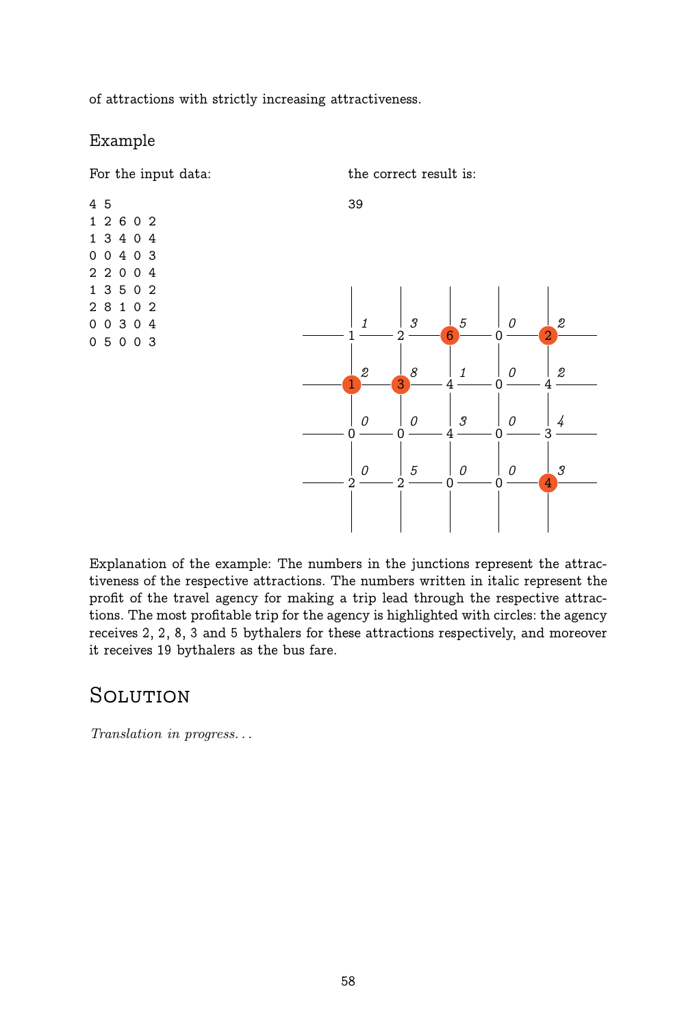of attractions with strictly increasing attractiveness.

## Example

For the input data:

```
4 5
1 2 6 0 2
1 3 4 0 4
0 0 4 0 3
2 2 0 0 4
1 3 5 0 2
2 8 1 0 2
0 0 3 0 4
0 5 0 0 3
```

the correct result is:

```
39
```

Explanation of the example: The numbers in the junctions represent the attractiveness of the respective attractions. The numbers written in italic represent the profit of the travel agency for making a trip lead through the respective attractions. The most profitable trip for the agency is highlighted with circles: the agency receives 2, 2, 8, 3 and 5 bythalers for these attractions respectively, and moreover it receives 19 bythalers as the bus fare.

# Solution

*Translation in progress...*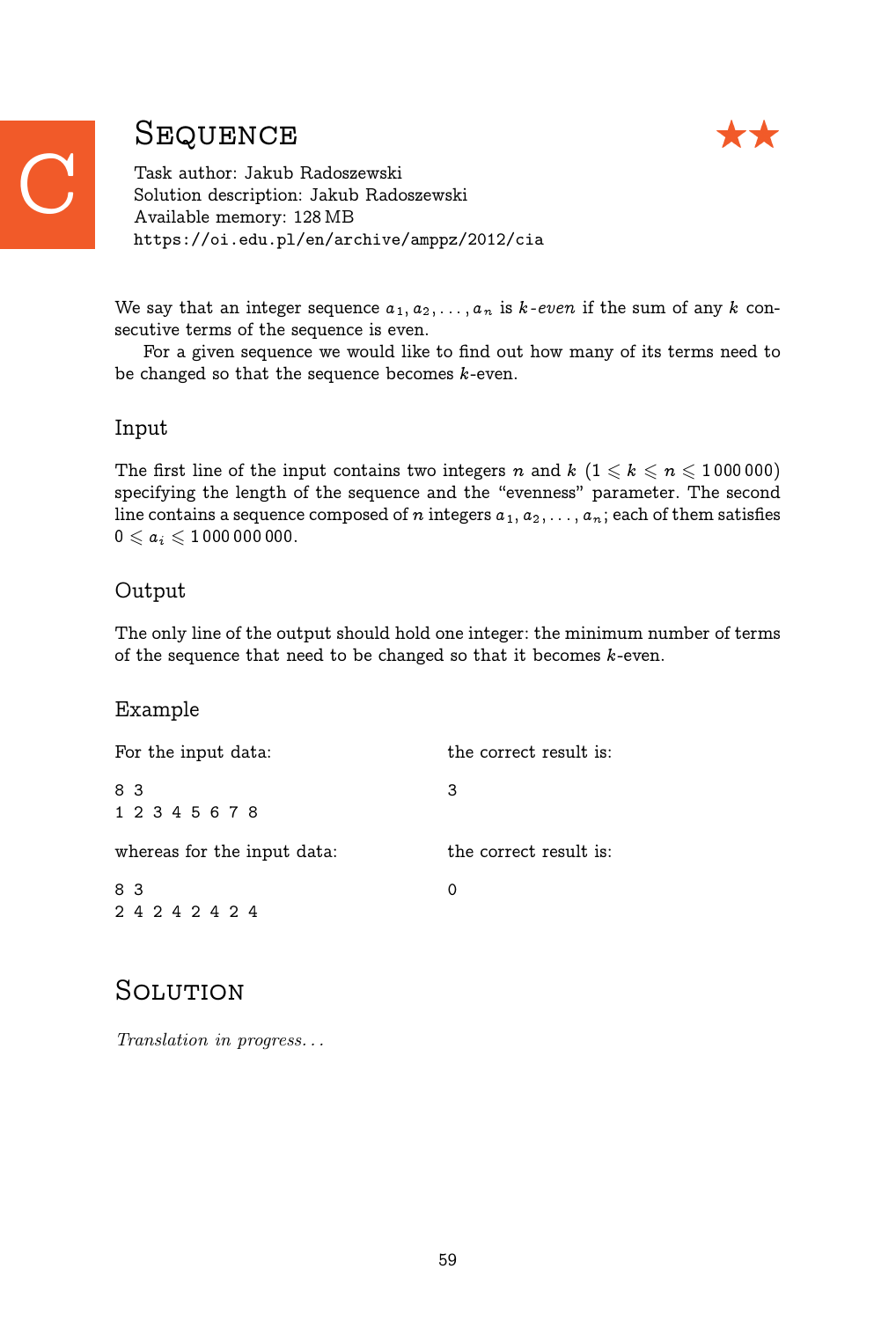# C Sequence ★★

Task author: Jakub Radoszewski
Solution description: Jakub Radoszewski
Available memory: 128 MB
https://oi.edu.pl/en/archive/amppz/2012/cia

We say that an integer sequence $a_1, a_2, \ldots, a_n$ is $k$-*even* if the sum of any $k$ consecutive terms of the sequence is even.

For a given sequence we would like to find out how many of its terms need to be changed so that the sequence becomes $k$-even.

## Input

The first line of the input contains two integers $n$ and $k$ ($1 \leqslant k \leqslant n \leqslant 1\,000\,000$) specifying the length of the sequence and the "evenness" parameter. The second line contains a sequence composed of $n$ integers $a_1, a_2, \ldots, a_n$; each of them satisfies $0 \leqslant a_i \leqslant 1\,000\,000\,000$.

## Output

The only line of the output should hold one integer: the minimum number of terms of the sequence that need to be changed so that it becomes $k$-even.

## Example

For the input data:

```
8 3
1 2 3 4 5 6 7 8
```

the correct result is:

```
3
```

whereas for the input data:

```
8 3
2 4 2 4 2 4 2 4
```

the correct result is:

```
0
```

# Solution

*Translation in progress...*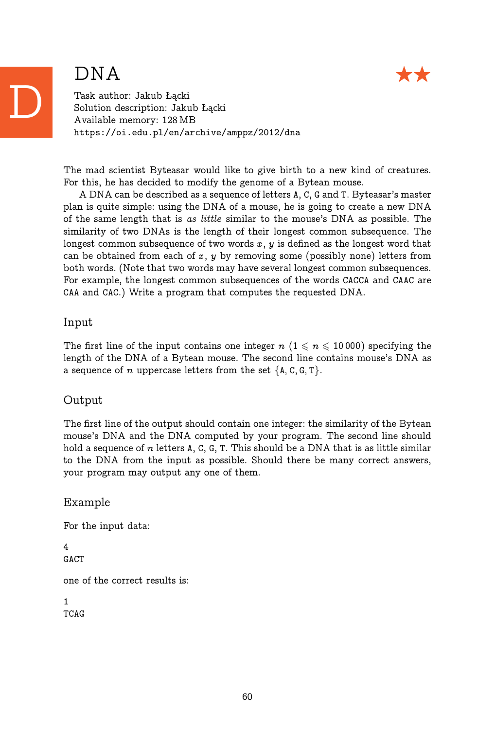# D DNA ★★

Task author: Jakub Łącki
Solution description: Jakub Łącki
Available memory: 128 MB
https://oi.edu.pl/en/archive/amppz/2012/dna

The mad scientist Byteasar would like to give birth to a new kind of creatures. For this, he has decided to modify the genome of a Bytean mouse.

A DNA can be described as a sequence of letters A, C, G and T. Byteasar's master plan is quite simple: using the DNA of a mouse, he is going to create a new DNA of the same length that is *as little* similar to the mouse's DNA as possible. The similarity of two DNAs is the length of their longest common subsequence. The longest common subsequence of two words $x$, $y$ is defined as the longest word that can be obtained from each of $x$, $y$ by removing some (possibly none) letters from both words. (Note that two words may have several longest common subsequences. For example, the longest common subsequences of the words CACCA and CAAC are CAA and CAC.) Write a program that computes the requested DNA.

## Input

The first line of the input contains one integer $n$ ($1 \leqslant n \leqslant 10\,000$) specifying the length of the DNA of a Bytean mouse. The second line contains mouse's DNA as a sequence of $n$ uppercase letters from the set {A, C, G, T}.

## Output

The first line of the output should contain one integer: the similarity of the Bytean mouse's DNA and the DNA computed by your program. The second line should hold a sequence of $n$ letters A, C, G, T. This should be a DNA that is as little similar to the DNA from the input as possible. Should there be many correct answers, your program may output any one of them.

## Example

For the input data:

```
4
GACT
```

one of the correct results is:

```
1
TCAG
```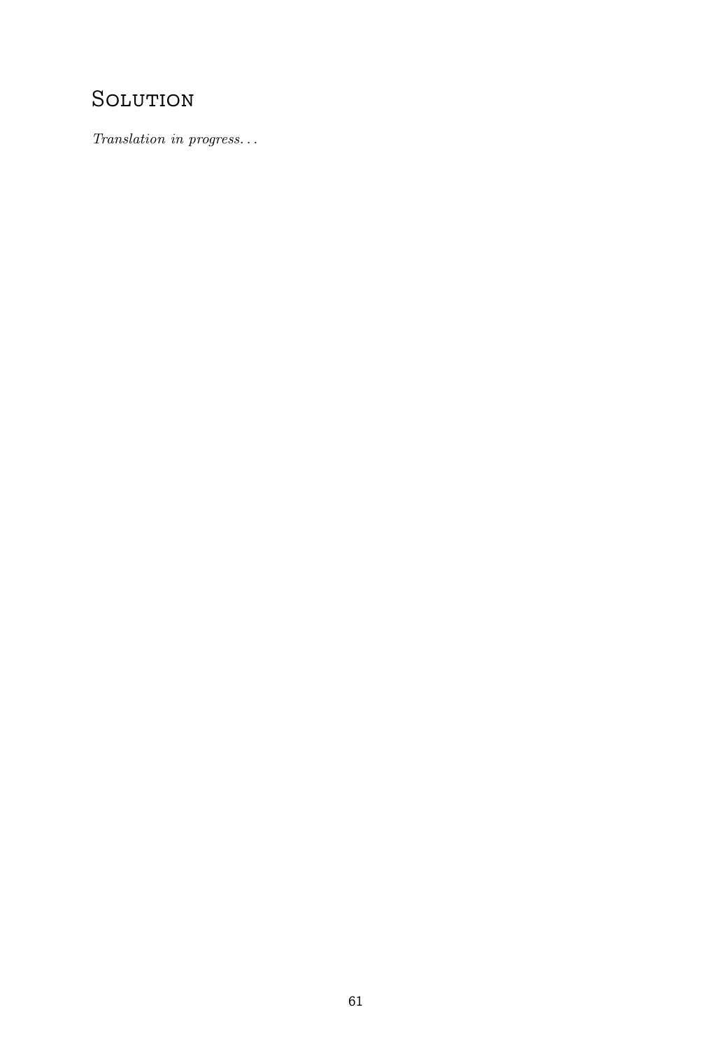# Solution

*Translation in progress...*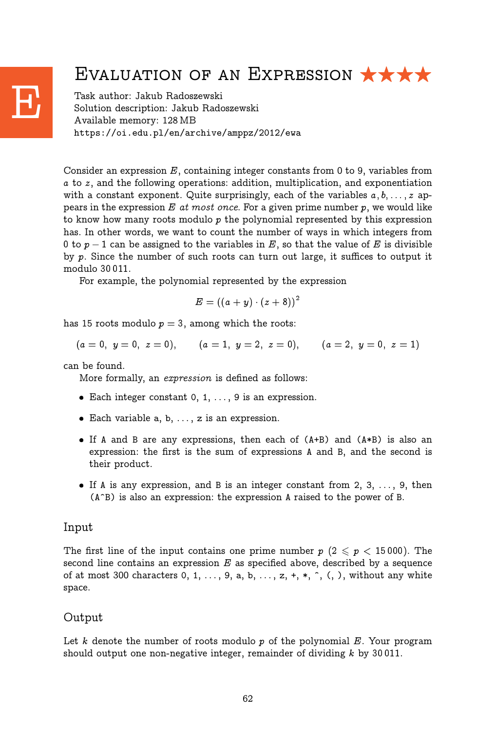# Evaluation of an Expression ★★★★

E

Task author: Jakub Radoszewski
Solution description: Jakub Radoszewski
Available memory: 128 MB
https://oi.edu.pl/en/archive/amppz/2012/ewa

Consider an expression $E$, containing integer constants from 0 to 9, variables from $a$ to $z$, and the following operations: addition, multiplication, and exponentiation with a constant exponent. Quite surprisingly, each of the variables $a, b, \ldots, z$ appears in the expression $E$ *at most once*. For a given prime number $p$, we would like to know how many roots modulo $p$ the polynomial represented by this expression has. In other words, we want to count the number of ways in which integers from 0 to $p-1$ can be assigned to the variables in $E$, so that the value of $E$ is divisible by $p$. Since the number of such roots can turn out large, it suffices to output it modulo 30 011.

For example, the polynomial represented by the expression

$$E = \left((a+y)\cdot(z+8)\right)^2$$

has 15 roots modulo $p = 3$, among which the roots:

$$(a=0,\ y=0,\ z=0), \qquad (a=1,\ y=2,\ z=0), \qquad (a=2,\ y=0,\ z=1)$$

can be found.

More formally, an *expression* is defined as follows:

- Each integer constant 0, 1, ..., 9 is an expression.
- Each variable a, b, ..., z is an expression.
- If A and B are any expressions, then each of (A+B) and (A*B) is also an expression: the first is the sum of expressions A and B, and the second is their product.
- If A is any expression, and B is an integer constant from 2, 3, ..., 9, then (A^B) is also an expression: the expression A raised to the power of B.

## Input

The first line of the input contains one prime number $p$ ($2 \leqslant p < 15\,000$). The second line contains an expression $E$ as specified above, described by a sequence of at most 300 characters 0, 1, ..., 9, a, b, ..., z, +, *, ^, (, ), without any white space.

## Output

Let $k$ denote the number of roots modulo $p$ of the polynomial $E$. Your program should output one non-negative integer, remainder of dividing $k$ by 30 011.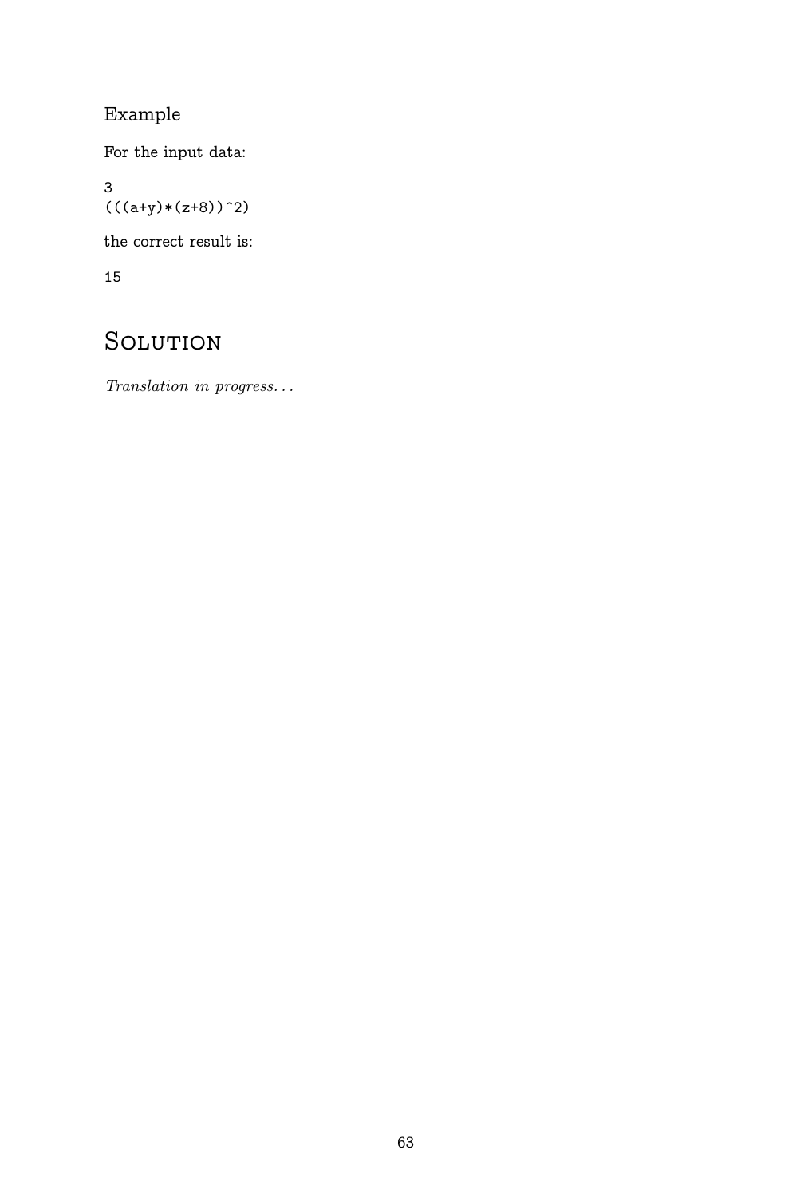### Example

For the input data:

```
3
(((a+y)*(z+8))^2)
```

the correct result is:

```
15
```

## Solution

*Translation in progress...*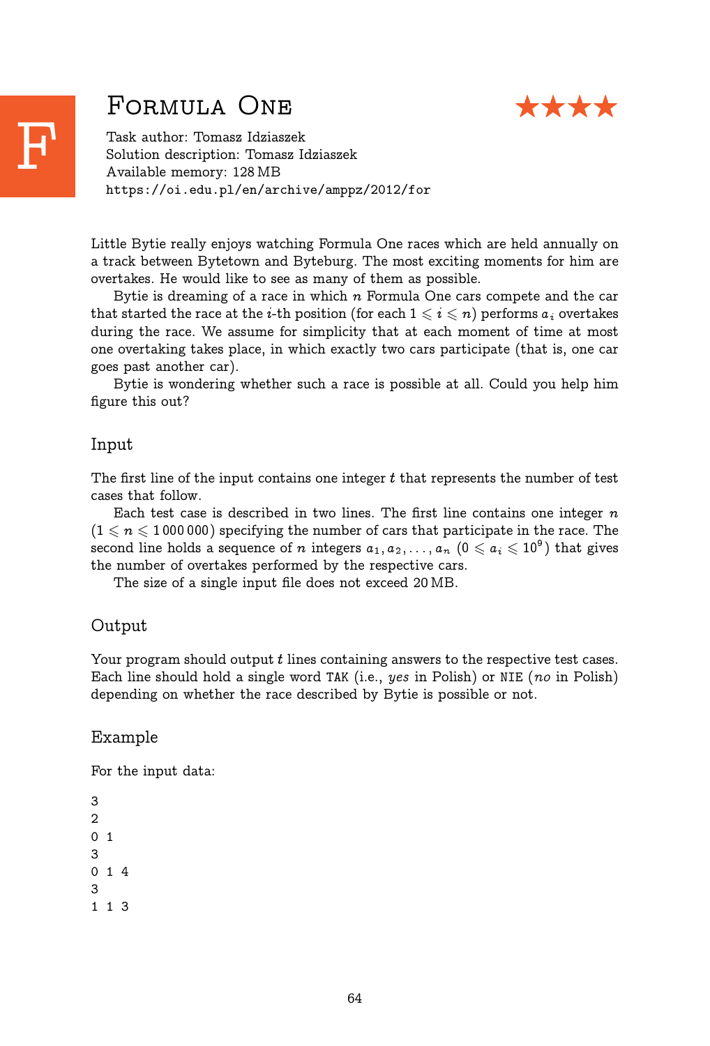# Formula One ★★★★

Task author: Tomasz Idziaszek
Solution description: Tomasz Idziaszek
Available memory: 128 MB
https://oi.edu.pl/en/archive/amppz/2012/for

Little Bytie really enjoys watching Formula One races which are held annually on a track between Bytetown and Byteburg. The most exciting moments for him are overtakes. He would like to see as many of them as possible.

Bytie is dreaming of a race in which $n$ Formula One cars compete and the car that started the race at the $i$-th position (for each $1 \leqslant i \leqslant n$) performs $a_i$ overtakes during the race. We assume for simplicity that at each moment of time at most one overtaking takes place, in which exactly two cars participate (that is, one car goes past another car).

Bytie is wondering whether such a race is possible at all. Could you help him figure this out?

## Input

The first line of the input contains one integer $t$ that represents the number of test cases that follow.

Each test case is described in two lines. The first line contains one integer $n$ ($1 \leqslant n \leqslant 1\,000\,000$) specifying the number of cars that participate in the race. The second line holds a sequence of $n$ integers $a_1, a_2, \ldots, a_n$ ($0 \leqslant a_i \leqslant 10^9$) that gives the number of overtakes performed by the respective cars.

The size of a single input file does not exceed 20 MB.

## Output

Your program should output $t$ lines containing answers to the respective test cases. Each line should hold a single word `TAK` (i.e., *yes* in Polish) or `NIE` (*no* in Polish) depending on whether the race described by Bytie is possible or not.

## Example

For the input data:

```
3
2
0 1
3
0 1 4
3
1 1 3
```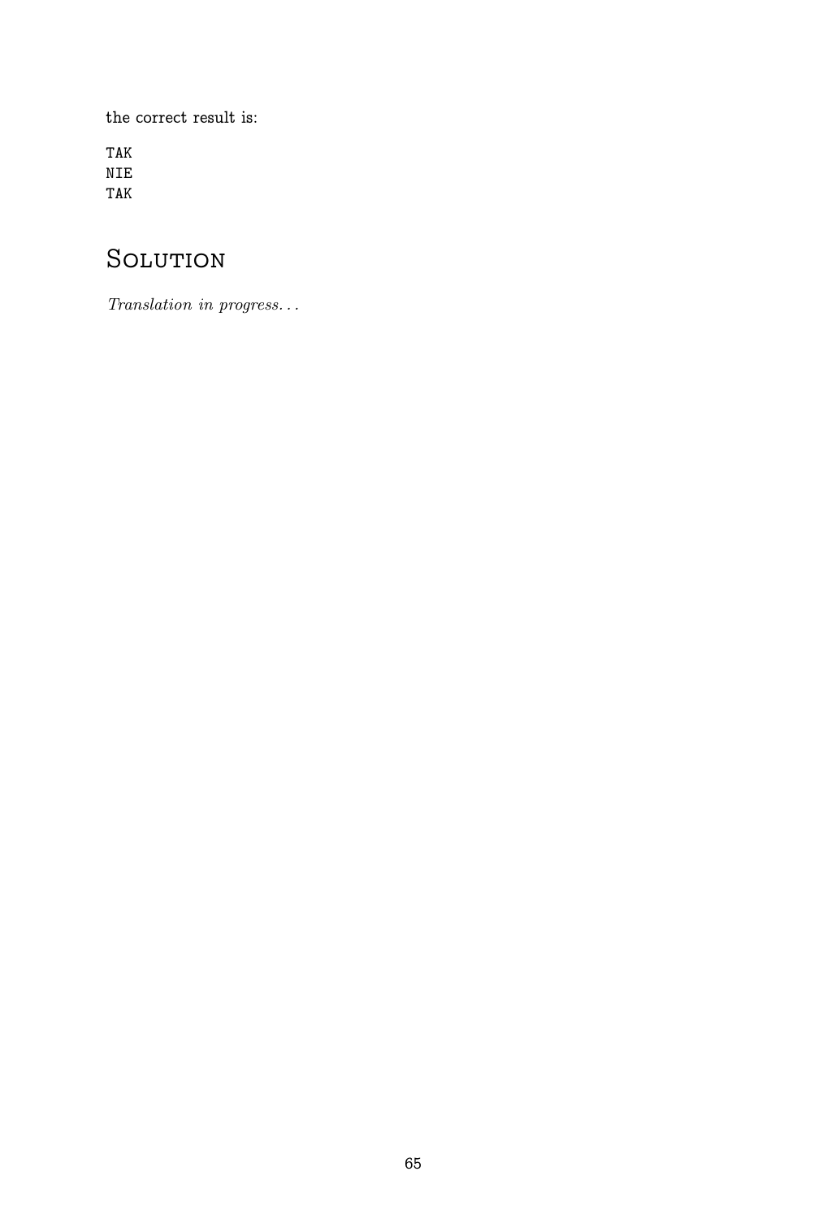the correct result is:

```
TAK
NIE
TAK
```

## Solution

*Translation in progress...*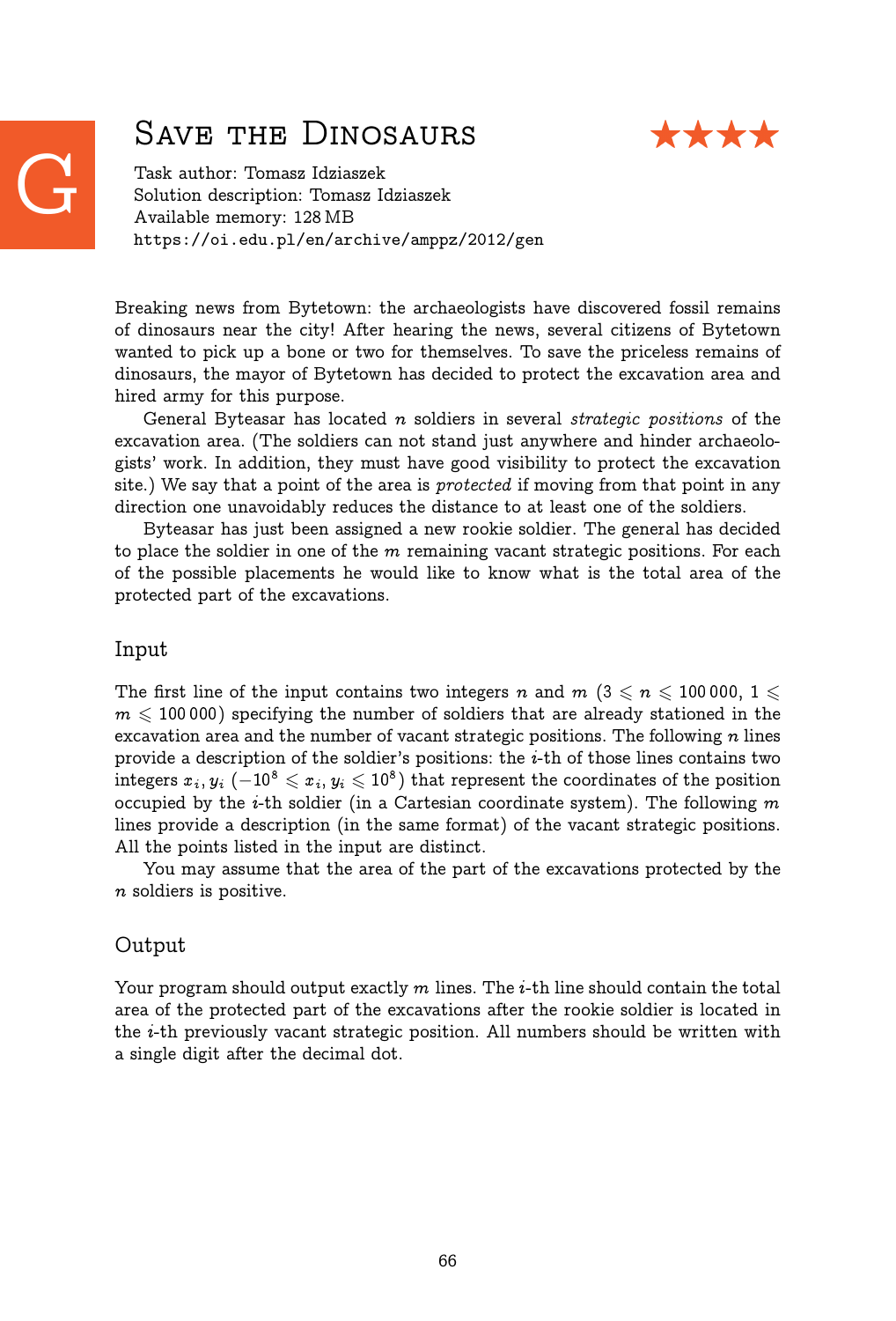# G Save the Dinosaurs ★★★★

Task author: Tomasz Idziaszek
Solution description: Tomasz Idziaszek
Available memory: 128 MB
https://oi.edu.pl/en/archive/amppz/2012/gen

Breaking news from Bytetown: the archaeologists have discovered fossil remains of dinosaurs near the city! After hearing the news, several citizens of Bytetown wanted to pick up a bone or two for themselves. To save the priceless remains of dinosaurs, the mayor of Bytetown has decided to protect the excavation area and hired army for this purpose.

General Byteasar has located $n$ soldiers in several *strategic positions* of the excavation area. (The soldiers can not stand just anywhere and hinder archaeologists' work. In addition, they must have good visibility to protect the excavation site.) We say that a point of the area is *protected* if moving from that point in any direction one unavoidably reduces the distance to at least one of the soldiers.

Byteasar has just been assigned a new rookie soldier. The general has decided to place the soldier in one of the $m$ remaining vacant strategic positions. For each of the possible placements he would like to know what is the total area of the protected part of the excavations.

## Input

The first line of the input contains two integers $n$ and $m$ ($3 \leqslant n \leqslant 100\,000$, $1 \leqslant m \leqslant 100\,000$) specifying the number of soldiers that are already stationed in the excavation area and the number of vacant strategic positions. The following $n$ lines provide a description of the soldier's positions: the $i$-th of those lines contains two integers $x_i, y_i$ ($-10^8 \leqslant x_i, y_i \leqslant 10^8$) that represent the coordinates of the position occupied by the $i$-th soldier (in a Cartesian coordinate system). The following $m$ lines provide a description (in the same format) of the vacant strategic positions. All the points listed in the input are distinct.

You may assume that the area of the part of the excavations protected by the $n$ soldiers is positive.

## Output

Your program should output exactly $m$ lines. The $i$-th line should contain the total area of the protected part of the excavations after the rookie soldier is located in the $i$-th previously vacant strategic position. All numbers should be written with a single digit after the decimal dot.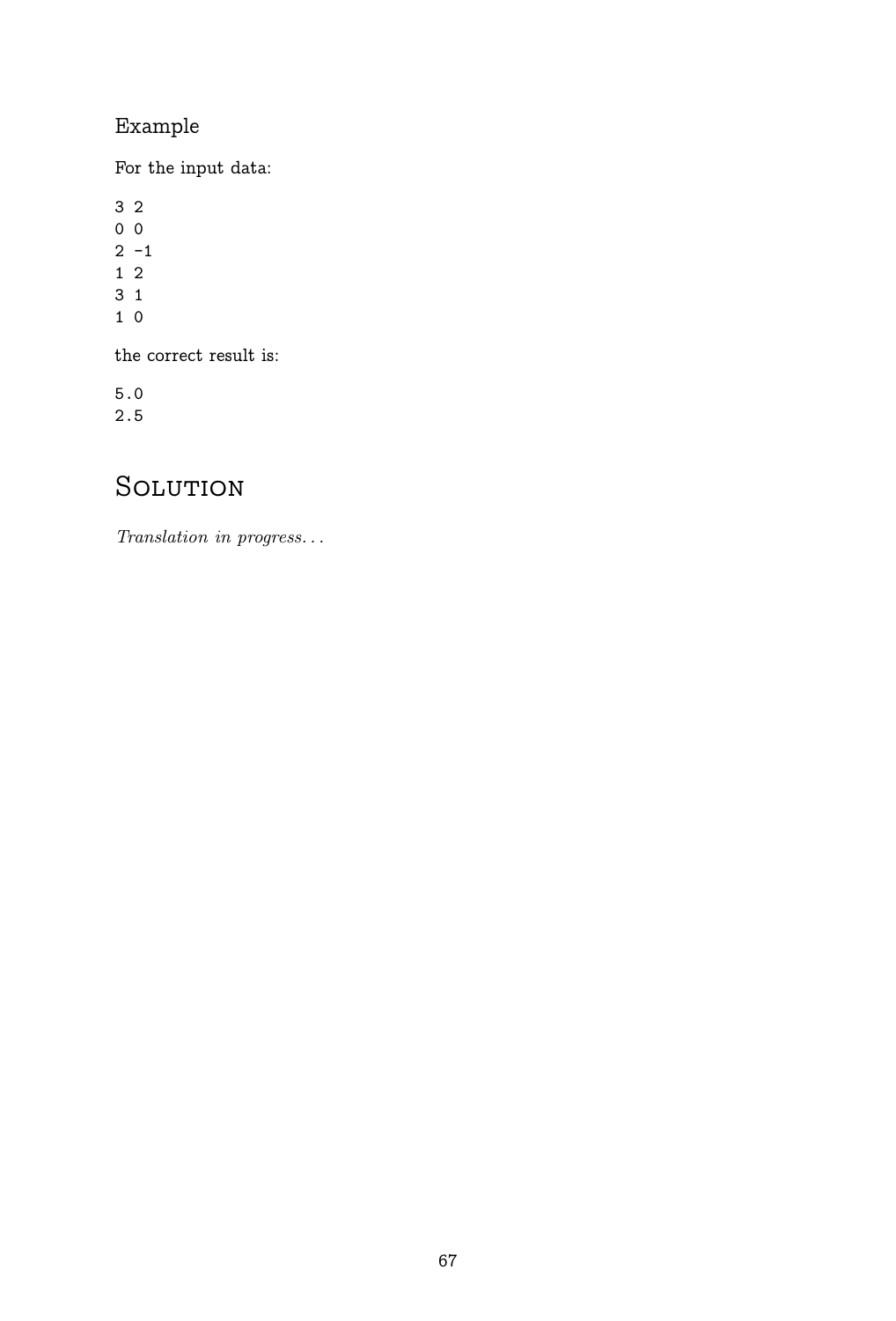### Example

For the input data:

```
3 2
0 0
2 -1
1 2
3 1
1 0
```

the correct result is:

```
5.0
2.5
```

# Solution

*Translation in progress...*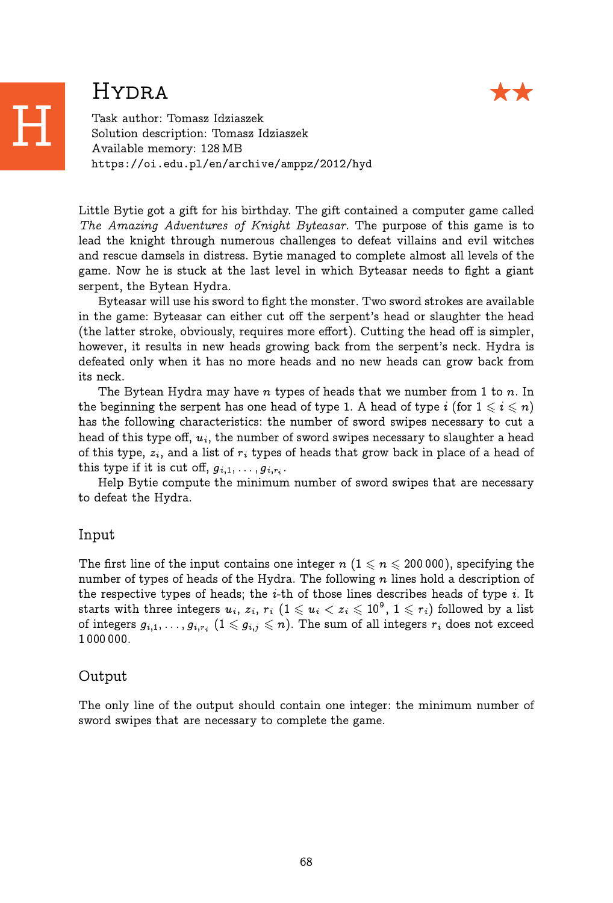# Hydra ★★

Task author: Tomasz Idziaszek
Solution description: Tomasz Idziaszek
Available memory: 128 MB
https://oi.edu.pl/en/archive/amppz/2012/hyd

Little Bytie got a gift for his birthday. The gift contained a computer game called *The Amazing Adventures of Knight Byteasar*. The purpose of this game is to lead the knight through numerous challenges to defeat villains and evil witches and rescue damsels in distress. Bytie managed to complete almost all levels of the game. Now he is stuck at the last level in which Byteasar needs to fight a giant serpent, the Bytean Hydra.

Byteasar will use his sword to fight the monster. Two sword strokes are available in the game: Byteasar can either cut off the serpent's head or slaughter the head (the latter stroke, obviously, requires more effort). Cutting the head off is simpler, however, it results in new heads growing back from the serpent's neck. Hydra is defeated only when it has no more heads and no new heads can grow back from its neck.

The Bytean Hydra may have $n$ types of heads that we number from 1 to $n$. In the beginning the serpent has one head of type 1. A head of type $i$ (for $1 \leqslant i \leqslant n$) has the following characteristics: the number of sword swipes necessary to cut a head of this type off, $u_i$, the number of sword swipes necessary to slaughter a head of this type, $z_i$, and a list of $r_i$ types of heads that grow back in place of a head of this type if it is cut off, $g_{i,1}, \ldots, g_{i,r_i}$.

Help Bytie compute the minimum number of sword swipes that are necessary to defeat the Hydra.

## Input

The first line of the input contains one integer $n$ ($1 \leqslant n \leqslant 200\,000$), specifying the number of types of heads of the Hydra. The following $n$ lines hold a description of the respective types of heads; the $i$-th of those lines describes heads of type $i$. It starts with three integers $u_i$, $z_i$, $r_i$ ($1 \leqslant u_i < z_i \leqslant 10^9$, $1 \leqslant r_i$) followed by a list of integers $g_{i,1}, \ldots, g_{i,r_i}$ ($1 \leqslant g_{i,j} \leqslant n$). The sum of all integers $r_i$ does not exceed $1\,000\,000$.

## Output

The only line of the output should contain one integer: the minimum number of sword swipes that are necessary to complete the game.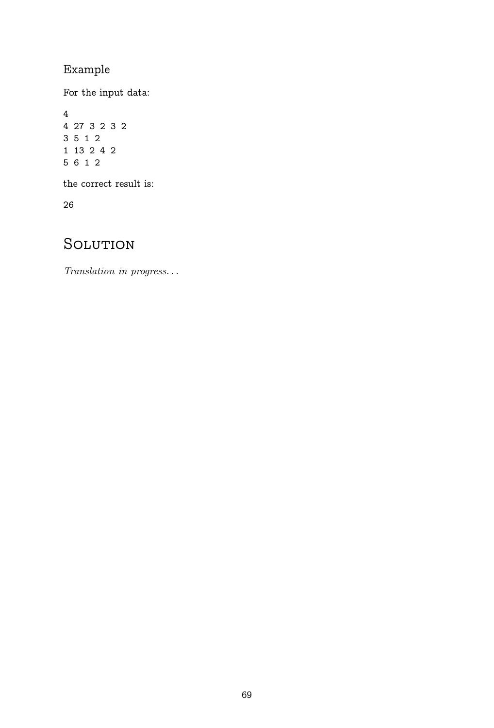### Example

For the input data:

```
4
4 27 3 2 3 2
3 5 1 2
1 13 2 4 2
5 6 1 2
```

the correct result is:

```
26
```

# Solution

*Translation in progress...*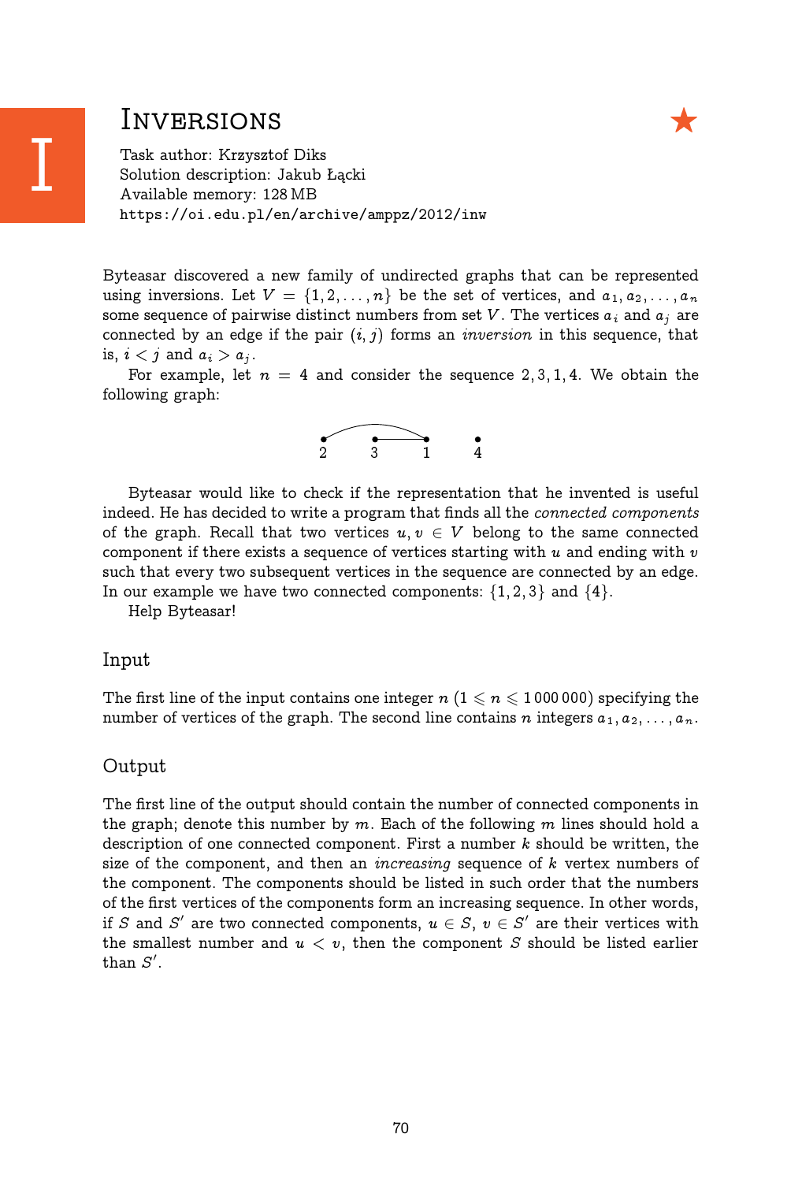# Inversions

Task author: Krzysztof Diks
Solution description: Jakub Łącki
Available memory: 128 MB
https://oi.edu.pl/en/archive/amppz/2012/inw

Byteasar discovered a new family of undirected graphs that can be represented using inversions. Let $V = \{1, 2, \ldots, n\}$ be the set of vertices, and $a_1, a_2, \ldots, a_n$ some sequence of pairwise distinct numbers from set $V$. The vertices $a_i$ and $a_j$ are connected by an edge if the pair $(i, j)$ forms an *inversion* in this sequence, that is, $i < j$ and $a_i > a_j$.

For example, let $n = 4$ and consider the sequence $2, 3, 1, 4$. We obtain the following graph:

2 3 1 4

Byteasar would like to check if the representation that he invented is useful indeed. He has decided to write a program that finds all the *connected components* of the graph. Recall that two vertices $u, v \in V$ belong to the same connected component if there exists a sequence of vertices starting with $u$ and ending with $v$ such that every two subsequent vertices in the sequence are connected by an edge. In our example we have two connected components: $\{1, 2, 3\}$ and $\{4\}$.

Help Byteasar!

## Input

The first line of the input contains one integer $n$ ($1 \leqslant n \leqslant 1\,000\,000$) specifying the number of vertices of the graph. The second line contains $n$ integers $a_1, a_2, \ldots, a_n$.

## Output

The first line of the output should contain the number of connected components in the graph; denote this number by $m$. Each of the following $m$ lines should hold a description of one connected component. First a number $k$ should be written, the size of the component, and then an *increasing* sequence of $k$ vertex numbers of the component. The components should be listed in such order that the numbers of the first vertices of the components form an increasing sequence. In other words, if $S$ and $S'$ are two connected components, $u \in S$, $v \in S'$ are their vertices with the smallest number and $u < v$, then the component $S$ should be listed earlier than $S'$.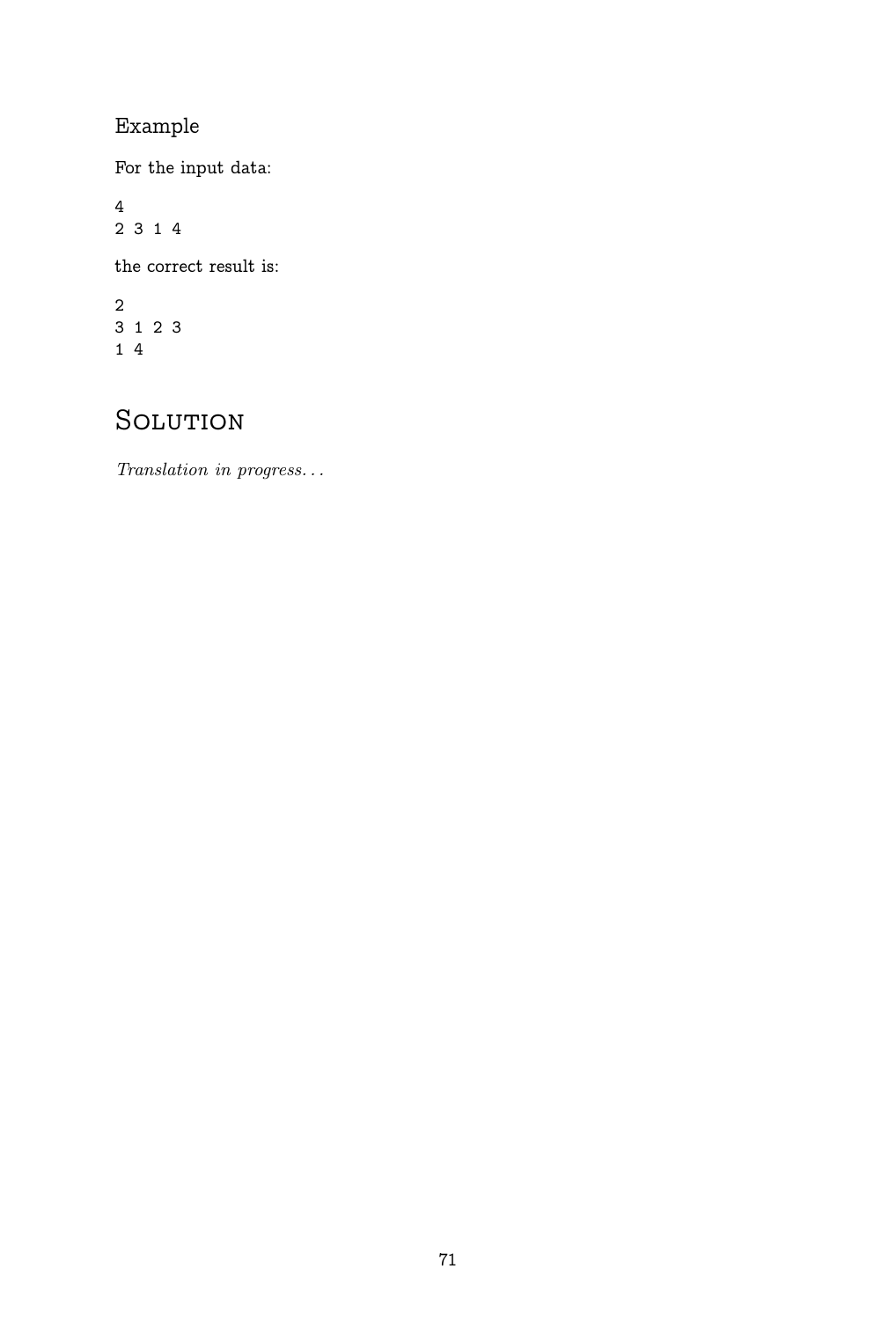### Example

For the input data:

```
4
2 3 1 4
```

the correct result is:

```
2
3 1 2 3
1 4
```

## Solution

*Translation in progress. . .*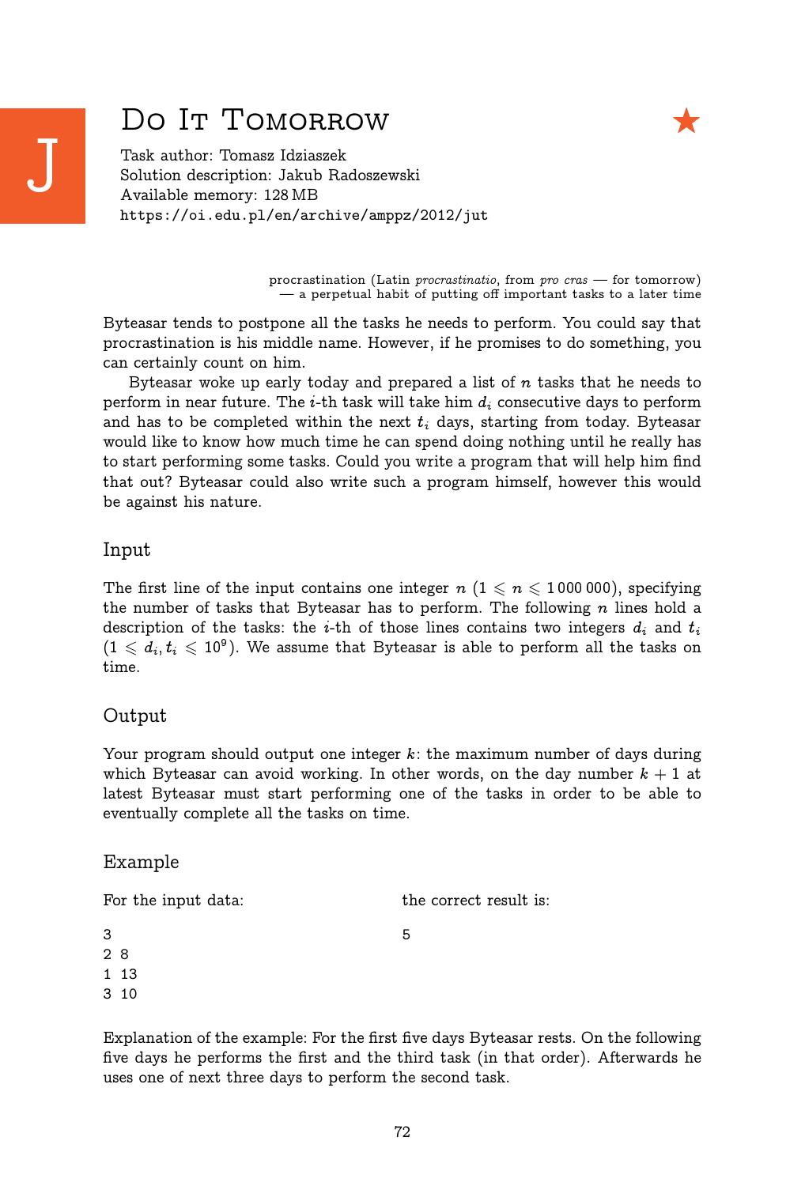# J Do It Tomorrow ★

Task author: Tomasz Idziaszek
Solution description: Jakub Radoszewski
Available memory: 128 MB
https://oi.edu.pl/en/archive/amppz/2012/jut

procrastination (Latin *procrastinatio*, from *pro cras* — for tomorrow)
— a perpetual habit of putting off important tasks to a later time

Byteasar tends to postpone all the tasks he needs to perform. You could say that procrastination is his middle name. However, if he promises to do something, you can certainly count on him.

Byteasar woke up early today and prepared a list of $n$ tasks that he needs to perform in near future. The $i$-th task will take him $d_i$ consecutive days to perform and has to be completed within the next $t_i$ days, starting from today. Byteasar would like to know how much time he can spend doing nothing until he really has to start performing some tasks. Could you write a program that will help him find that out? Byteasar could also write such a program himself, however this would be against his nature.

## Input

The first line of the input contains one integer $n$ ($1 \leqslant n \leqslant 1\,000\,000$), specifying the number of tasks that Byteasar has to perform. The following $n$ lines hold a description of the tasks: the $i$-th of those lines contains two integers $d_i$ and $t_i$ ($1 \leqslant d_i, t_i \leqslant 10^9$). We assume that Byteasar is able to perform all the tasks on time.

## Output

Your program should output one integer $k$: the maximum number of days during which Byteasar can avoid working. In other words, on the day number $k+1$ at latest Byteasar must start performing one of the tasks in order to be able to eventually complete all the tasks on time.

## Example

For the input data:

```
3
2 8
1 13
3 10
```

the correct result is:

```
5
```

Explanation of the example: For the first five days Byteasar rests. On the following five days he performs the first and the third task (in that order). Afterwards he uses one of next three days to perform the second task.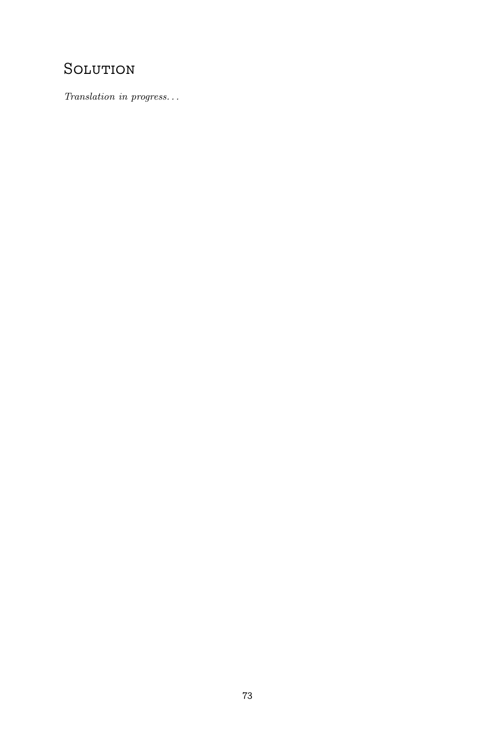# Solution

*Translation in progress. . .*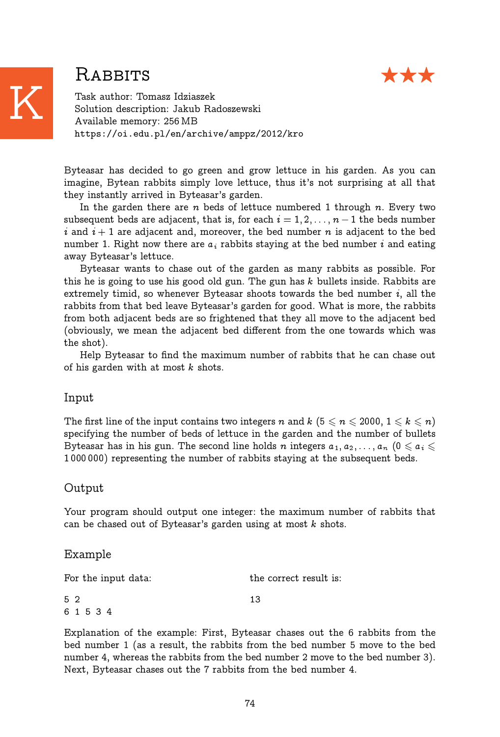# K Rabbits ★★★

Task author: Tomasz Idziaszek
Solution description: Jakub Radoszewski
Available memory: 256 MB
https://oi.edu.pl/en/archive/amppz/2012/kro

Byteasar has decided to go green and grow lettuce in his garden. As you can imagine, Bytean rabbits simply love lettuce, thus it's not surprising at all that they instantly arrived in Byteasar's garden.

In the garden there are $n$ beds of lettuce numbered 1 through $n$. Every two subsequent beds are adjacent, that is, for each $i = 1, 2, \ldots, n-1$ the beds number $i$ and $i+1$ are adjacent and, moreover, the bed number $n$ is adjacent to the bed number 1. Right now there are $a_i$ rabbits staying at the bed number $i$ and eating away Byteasar's lettuce.

Byteasar wants to chase out of the garden as many rabbits as possible. For this he is going to use his good old gun. The gun has $k$ bullets inside. Rabbits are extremely timid, so whenever Byteasar shoots towards the bed number $i$, all the rabbits from that bed leave Byteasar's garden for good. What is more, the rabbits from both adjacent beds are so frightened that they all move to the adjacent bed (obviously, we mean the adjacent bed different from the one towards which was the shot).

Help Byteasar to find the maximum number of rabbits that he can chase out of his garden with at most $k$ shots.

## Input

The first line of the input contains two integers $n$ and $k$ ($5 \leqslant n \leqslant 2000$, $1 \leqslant k \leqslant n$) specifying the number of beds of lettuce in the garden and the number of bullets Byteasar has in his gun. The second line holds $n$ integers $a_1, a_2, \ldots, a_n$ ($0 \leqslant a_i \leqslant 1\,000\,000$) representing the number of rabbits staying at the subsequent beds.

## Output

Your program should output one integer: the maximum number of rabbits that can be chased out of Byteasar's garden using at most $k$ shots.

## Example

For the input data:

```
5 2
6 1 5 3 4
```

the correct result is:

```
13
```

Explanation of the example: First, Byteasar chases out the 6 rabbits from the bed number 1 (as a result, the rabbits from the bed number 5 move to the bed number 4, whereas the rabbits from the bed number 2 move to the bed number 3). Next, Byteasar chases out the 7 rabbits from the bed number 4.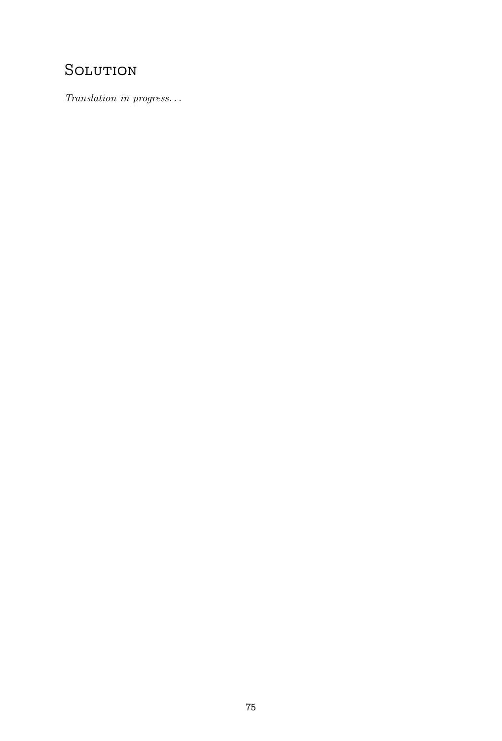## Solution

*Translation in progress. . .*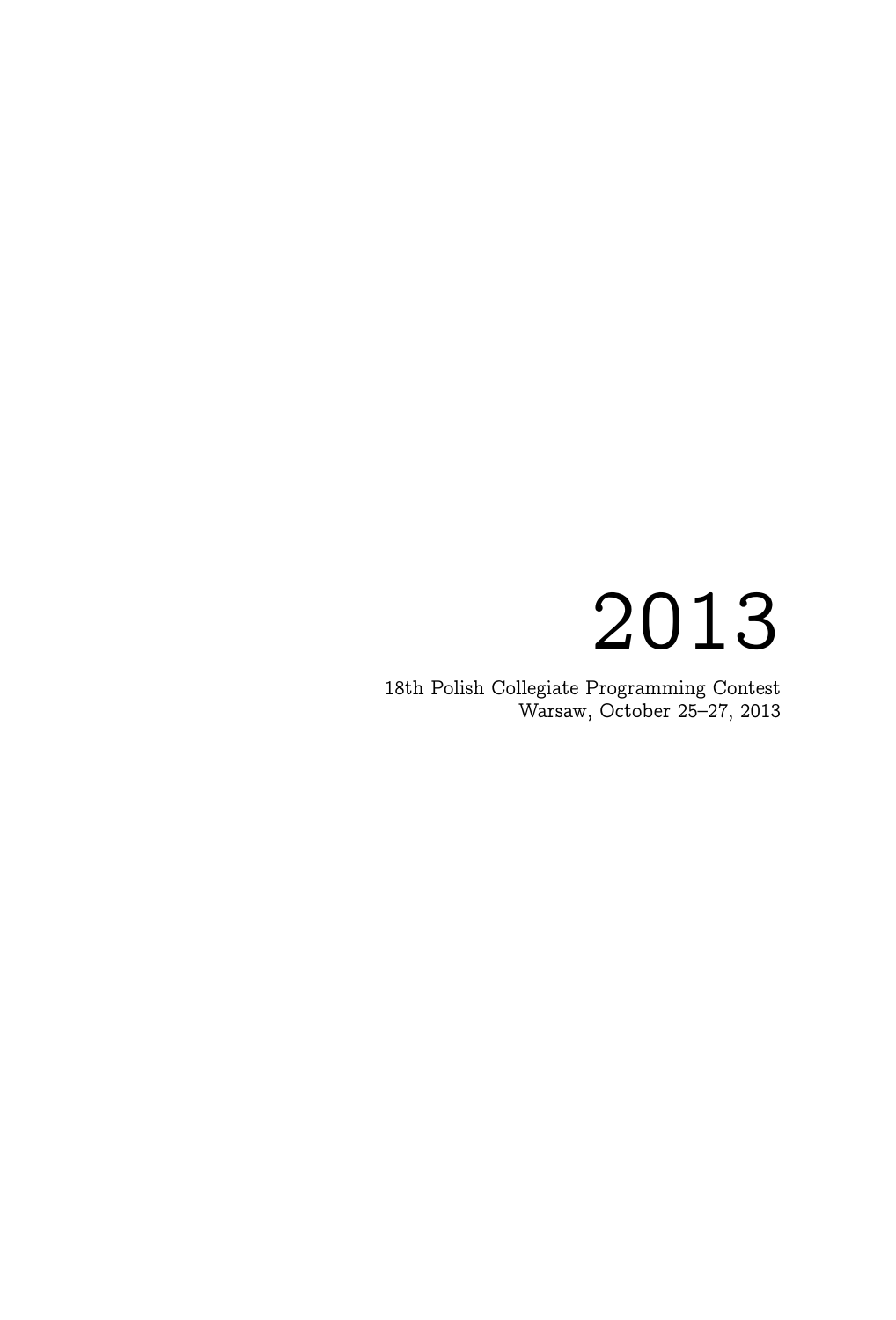# 2013

18th Polish Collegiate Programming Contest
Warsaw, October 25–27, 2013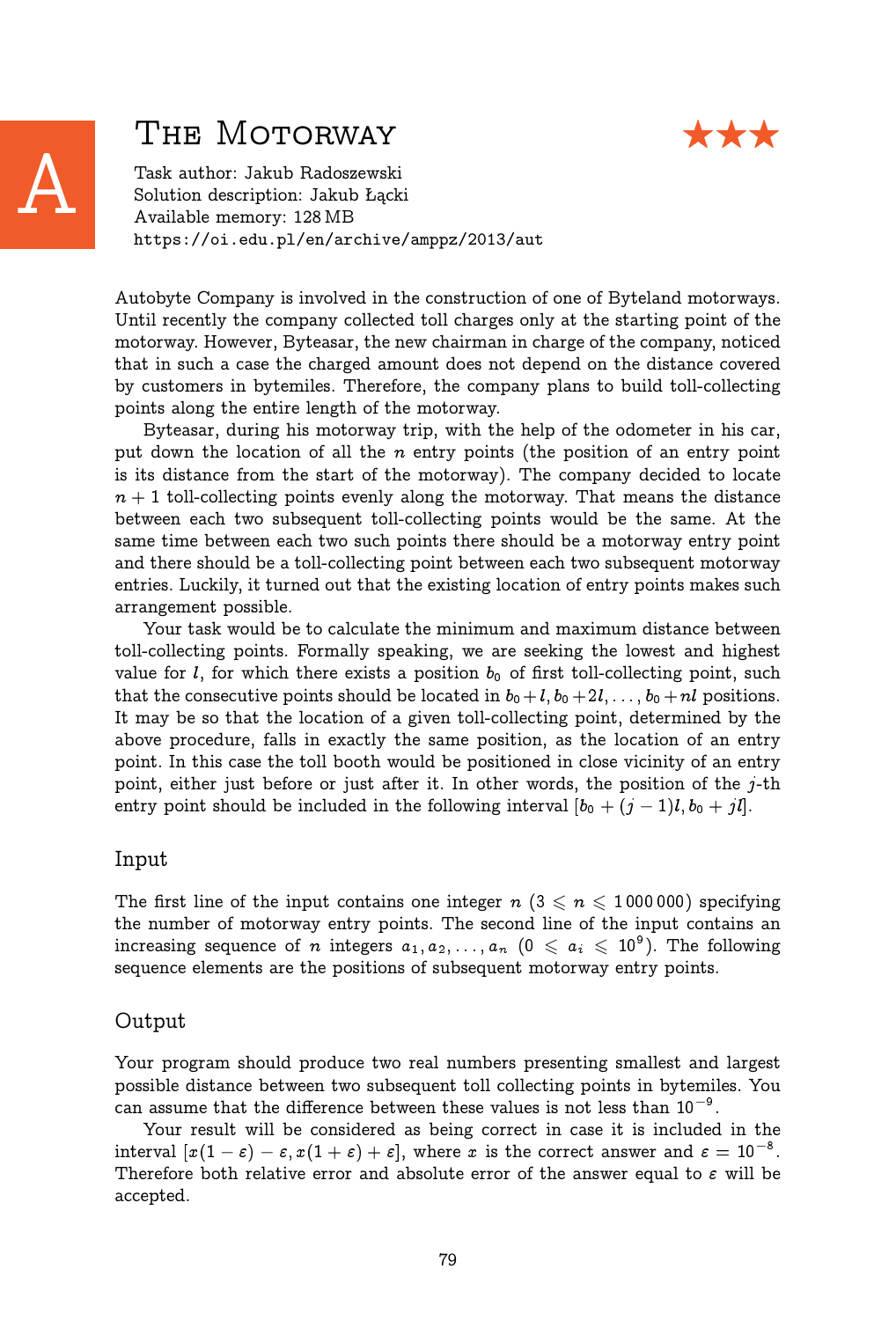# A The Motorway ★★★

Task author: Jakub Radoszewski
Solution description: Jakub Łącki
Available memory: 128 MB
https://oi.edu.pl/en/archive/amppz/2013/aut

Autobyte Company is involved in the construction of one of Byteland motorways. Until recently the company collected toll charges only at the starting point of the motorway. However, Byteasar, the new chairman in charge of the company, noticed that in such a case the charged amount does not depend on the distance covered by customers in bytemiles. Therefore, the company plans to build toll-collecting points along the entire length of the motorway.

Byteasar, during his motorway trip, with the help of the odometer in his car, put down the location of all the $n$ entry points (the position of an entry point is its distance from the start of the motorway). The company decided to locate $n+1$ toll-collecting points evenly along the motorway. That means the distance between each two subsequent toll-collecting points would be the same. At the same time between each two such points there should be a motorway entry point and there should be a toll-collecting point between each two subsequent motorway entries. Luckily, it turned out that the existing location of entry points makes such arrangement possible.

Your task would be to calculate the minimum and maximum distance between toll-collecting points. Formally speaking, we are seeking the lowest and highest value for $l$, for which there exists a position $b_0$ of first toll-collecting point, such that the consecutive points should be located in $b_0+l, b_0+2l, \ldots, b_0+nl$ positions. It may be so that the location of a given toll-collecting point, determined by the above procedure, falls in exactly the same position, as the location of an entry point. In this case the toll booth would be positioned in close vicinity of an entry point, either just before or just after it. In other words, the position of the $j$-th entry point should be included in the following interval $[b_0+(j-1)l, b_0+jl]$.

## Input

The first line of the input contains one integer $n$ $(3 \leqslant n \leqslant 1\,000\,000)$ specifying the number of motorway entry points. The second line of the input contains an increasing sequence of $n$ integers $a_1, a_2, \ldots, a_n$ $(0 \leqslant a_i \leqslant 10^9)$. The following sequence elements are the positions of subsequent motorway entry points.

## Output

Your program should produce two real numbers presenting smallest and largest possible distance between two subsequent toll collecting points in bytemiles. You can assume that the difference between these values is not less than $10^{-9}$.

Your result will be considered as being correct in case it is included in the interval $[x(1-\varepsilon)-\varepsilon, x(1+\varepsilon)+\varepsilon]$, where $x$ is the correct answer and $\varepsilon = 10^{-8}$. Therefore both relative error and absolute error of the answer equal to $\varepsilon$ will be accepted.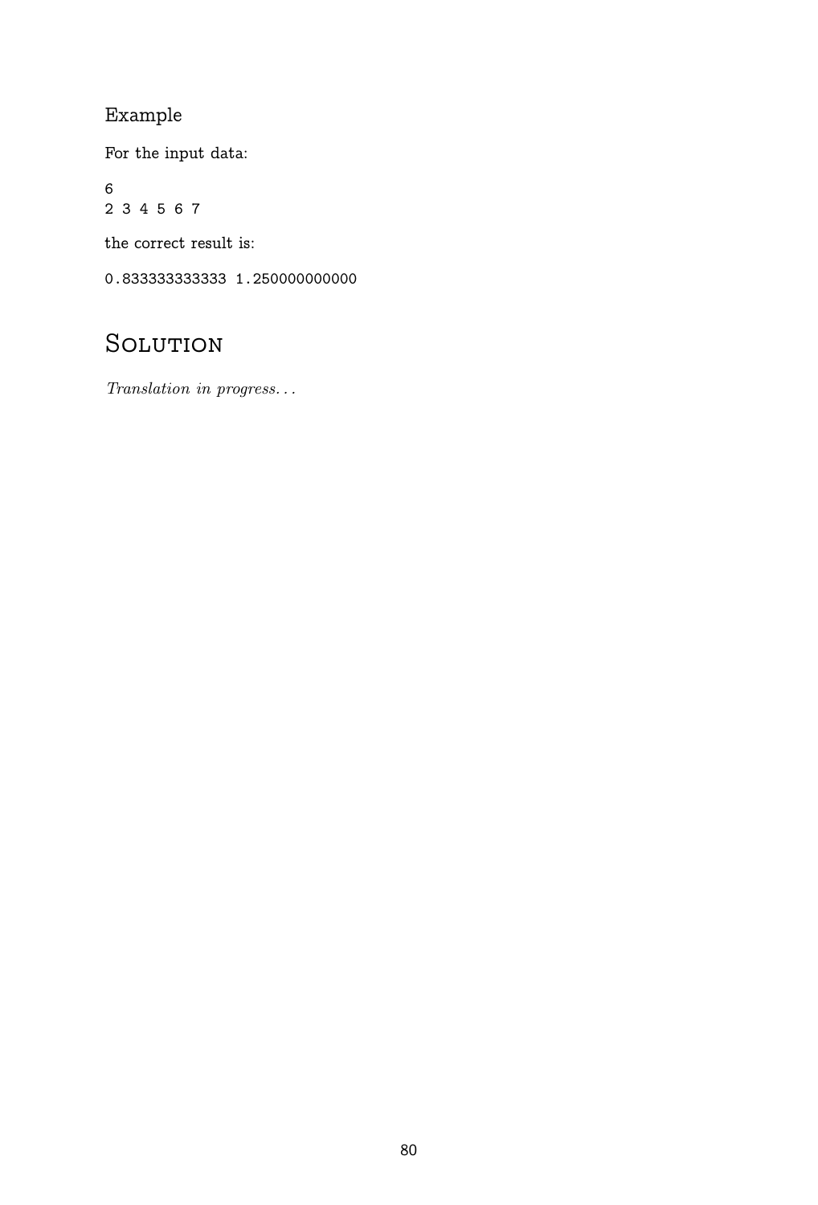### Example

For the input data:

```
6
2 3 4 5 6 7
```

the correct result is:

```
0.833333333333 1.250000000000
```

## Solution

*Translation in progress...*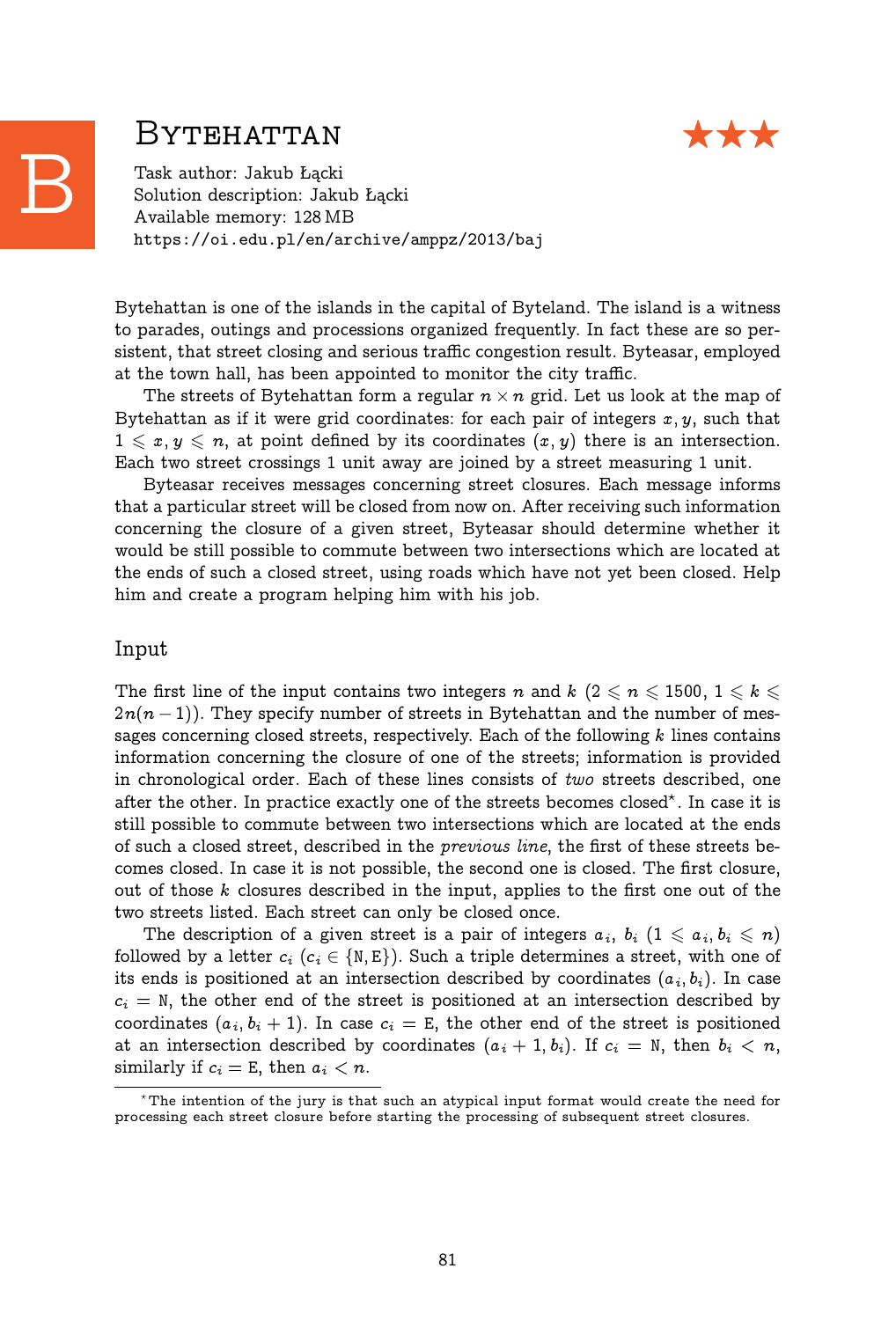# B Bytehattan ★★★

Task author: Jakub Łącki
Solution description: Jakub Łącki
Available memory: 128 MB
https://oi.edu.pl/en/archive/amppz/2013/baj

Bytehattan is one of the islands in the capital of Byteland. The island is a witness to parades, outings and processions organized frequently. In fact these are so persistent, that street closing and serious traffic congestion result. Byteasar, employed at the town hall, has been appointed to monitor the city traffic.

The streets of Bytehattan form a regular $n \times n$ grid. Let us look at the map of Bytehattan as if it were grid coordinates: for each pair of integers $x, y$, such that $1 \leqslant x, y \leqslant n$, at point defined by its coordinates $(x, y)$ there is an intersection. Each two street crossings 1 unit away are joined by a street measuring 1 unit.

Byteasar receives messages concerning street closures. Each message informs that a particular street will be closed from now on. After receiving such information concerning the closure of a given street, Byteasar should determine whether it would be still possible to commute between two intersections which are located at the ends of such a closed street, using roads which have not yet been closed. Help him and create a program helping him with his job.

## Input

The first line of the input contains two integers $n$ and $k$ ($2 \leqslant n \leqslant 1500$, $1 \leqslant k \leqslant 2n(n-1)$). They specify number of streets in Bytehattan and the number of messages concerning closed streets, respectively. Each of the following $k$ lines contains information concerning the closure of one of the streets; information is provided in chronological order. Each of these lines consists of *two* streets described, one after the other. In practice exactly one of the streets becomes closed*. In case it is still possible to commute between two intersections which are located at the ends of such a closed street, described in the *previous line*, the first of these streets becomes closed. In case it is not possible, the second one is closed. The first closure, out of those $k$ closures described in the input, applies to the first one out of the two streets listed. Each street can only be closed once.

The description of a given street is a pair of integers $a_i$, $b_i$ ($1 \leqslant a_i, b_i \leqslant n$) followed by a letter $c_i$ ($c_i \in \{\texttt{N}, \texttt{E}\}$). Such a triple determines a street, with one of its ends is positioned at an intersection described by coordinates $(a_i, b_i)$. In case $c_i = \texttt{N}$, the other end of the street is positioned at an intersection described by coordinates $(a_i, b_i + 1)$. In case $c_i = \texttt{E}$, the other end of the street is positioned at an intersection described by coordinates $(a_i + 1, b_i)$. If $c_i = \texttt{N}$, then $b_i < n$, similarly if $c_i = \texttt{E}$, then $a_i < n$.

---

*The intention of the jury is that such an atypical input format would create the need for processing each street closure before starting the processing of subsequent street closures.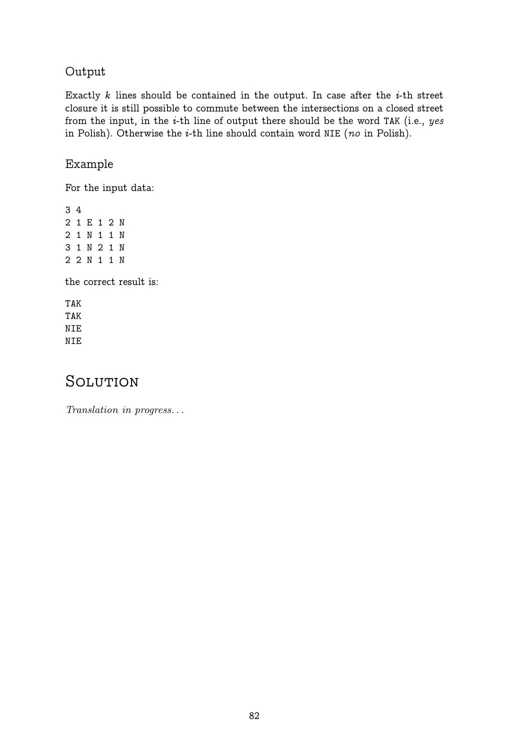### Output

Exactly $k$ lines should be contained in the output. In case after the $i$-th street closure it is still possible to commute between the intersections on a closed street from the input, in the $i$-th line of output there should be the word TAK (i.e., *yes* in Polish). Otherwise the $i$-th line should contain word NIE (*no* in Polish).

### Example

For the input data:

```
3 4
2 1 E 1 2 N
2 1 N 1 1 N
3 1 N 2 1 N
2 2 N 1 1 N
```

the correct result is:

```
TAK
TAK
NIE
NIE
```

## Solution

*Translation in progress...*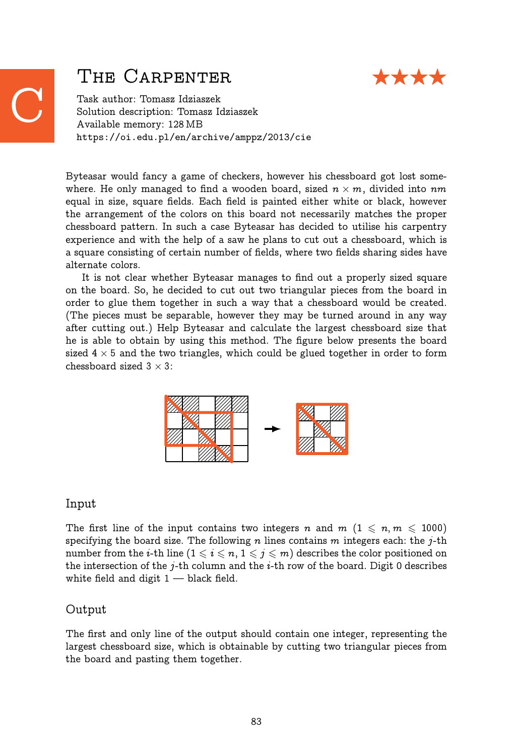# The Carpenter

★★★★

Task author: Tomasz Idziaszek
Solution description: Tomasz Idziaszek
Available memory: 128 MB
https://oi.edu.pl/en/archive/amppz/2013/cie

Byteasar would fancy a game of checkers, however his chessboard got lost somewhere. He only managed to find a wooden board, sized $n \times m$, divided into $nm$ equal in size, square fields. Each field is painted either white or black, however the arrangement of the colors on this board not necessarily matches the proper chessboard pattern. In such a case Byteasar has decided to utilise his carpentry experience and with the help of a saw he plans to cut out a chessboard, which is a square consisting of certain number of fields, where two fields sharing sides have alternate colors.

It is not clear whether Byteasar manages to find out a properly sized square on the board. So, he decided to cut out two triangular pieces from the board in order to glue them together in such a way that a chessboard would be created. (The pieces must be separable, however they may be turned around in any way after cutting out.) Help Byteasar and calculate the largest chessboard size that he is able to obtain by using this method. The figure below presents the board sized $4 \times 5$ and the two triangles, which could be glued together in order to form chessboard sized $3 \times 3$:

## Input

The first line of the input contains two integers $n$ and $m$ $(1 \leqslant n, m \leqslant 1000)$ specifying the board size. The following $n$ lines contains $m$ integers each: the $j$-th number from the $i$-th line $(1 \leqslant i \leqslant n, 1 \leqslant j \leqslant m)$ describes the color positioned on the intersection of the $j$-th column and the $i$-th row of the board. Digit 0 describes white field and digit 1 — black field.

## Output

The first and only line of the output should contain one integer, representing the largest chessboard size, which is obtainable by cutting two triangular pieces from the board and pasting them together.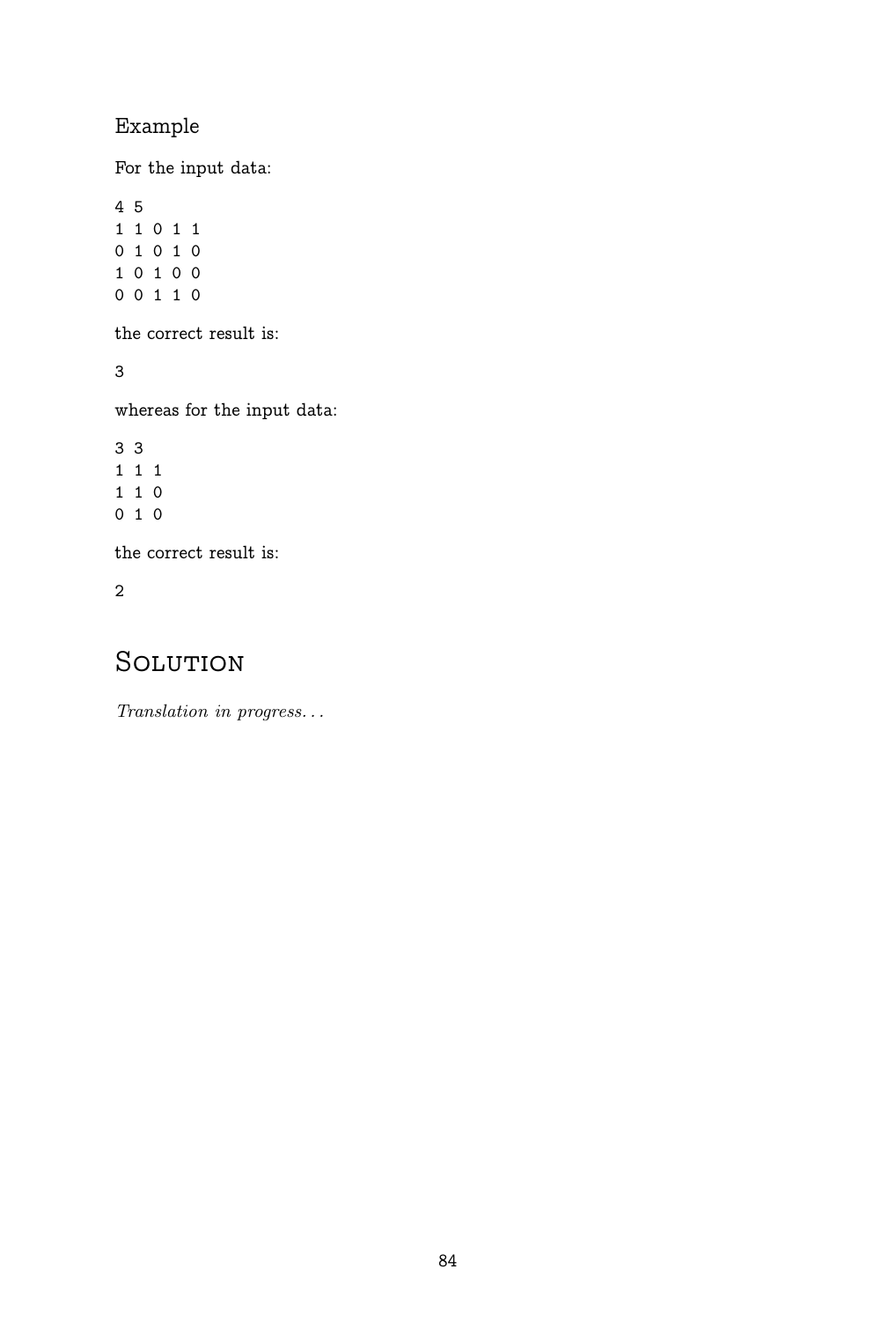### Example

For the input data:

```
4 5
1 1 0 1 1
0 1 0 1 0
1 0 1 0 0
0 0 1 1 0
```

the correct result is:

```
3
```

whereas for the input data:

```
3 3
1 1 1
1 1 0
0 1 0
```

the correct result is:

```
2
```

## Solution

*Translation in progress...*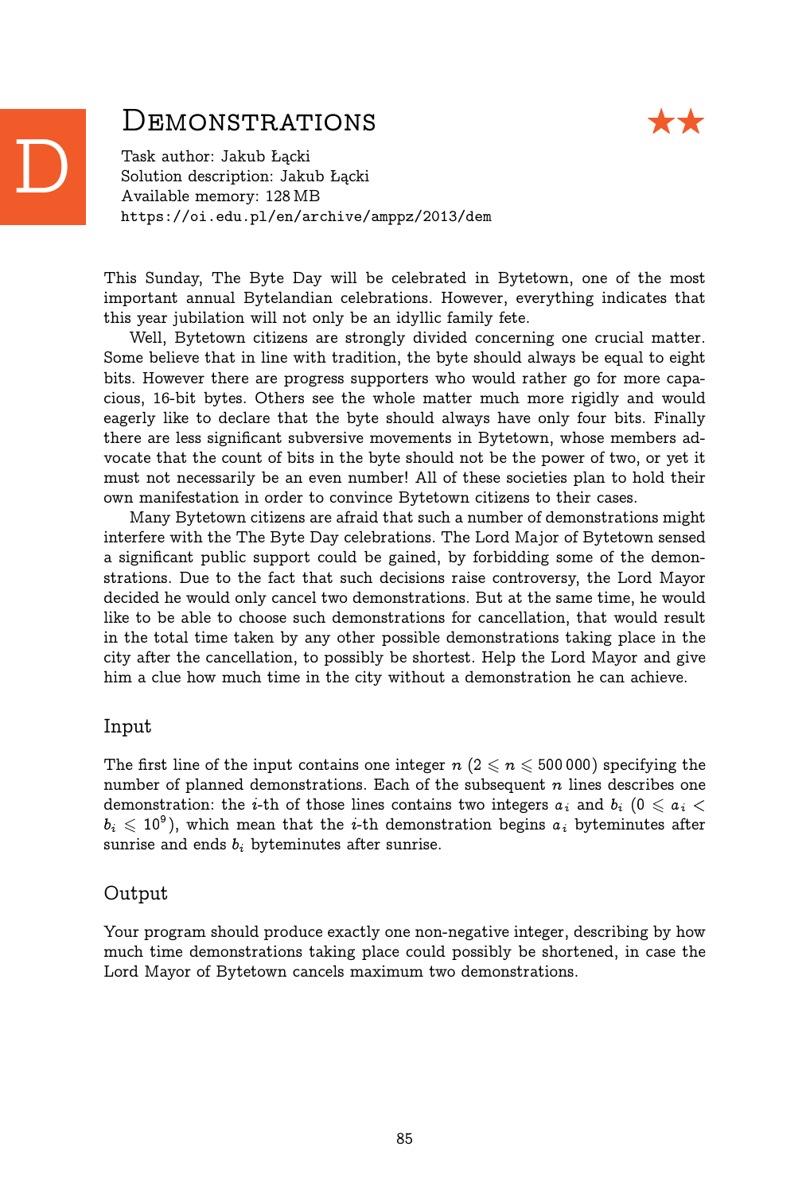# D Demonstrations ★★

Task author: Jakub Łącki
Solution description: Jakub Łącki
Available memory: 128 MB
https://oi.edu.pl/en/archive/amppz/2013/dem

This Sunday, The Byte Day will be celebrated in Bytetown, one of the most important annual Bytelandian celebrations. However, everything indicates that this year jubilation will not only be an idyllic family fete.

Well, Bytetown citizens are strongly divided concerning one crucial matter. Some believe that in line with tradition, the byte should always be equal to eight bits. However there are progress supporters who would rather go for more capacious, 16-bit bytes. Others see the whole matter much more rigidly and would eagerly like to declare that the byte should always have only four bits. Finally there are less significant subversive movements in Bytetown, whose members advocate that the count of bits in the byte should not be the power of two, or yet it must not necessarily be an even number! All of these societies plan to hold their own manifestation in order to convince Bytetown citizens to their cases.

Many Bytetown citizens are afraid that such a number of demonstrations might interfere with the The Byte Day celebrations. The Lord Major of Bytetown sensed a significant public support could be gained, by forbidding some of the demonstrations. Due to the fact that such decisions raise controversy, the Lord Mayor decided he would only cancel two demonstrations. But at the same time, he would like to be able to choose such demonstrations for cancellation, that would result in the total time taken by any other possible demonstrations taking place in the city after the cancellation, to possibly be shortest. Help the Lord Mayor and give him a clue how much time in the city without a demonstration he can achieve.

## Input

The first line of the input contains one integer $n$ ($2 \leqslant n \leqslant 500\,000$) specifying the number of planned demonstrations. Each of the subsequent $n$ lines describes one demonstration: the $i$-th of those lines contains two integers $a_i$ and $b_i$ ($0 \leqslant a_i < b_i \leqslant 10^9$), which mean that the $i$-th demonstration begins $a_i$ byteminutes after sunrise and ends $b_i$ byteminutes after sunrise.

## Output

Your program should produce exactly one non-negative integer, describing by how much time demonstrations taking place could possibly be shortened, in case the Lord Mayor of Bytetown cancels maximum two demonstrations.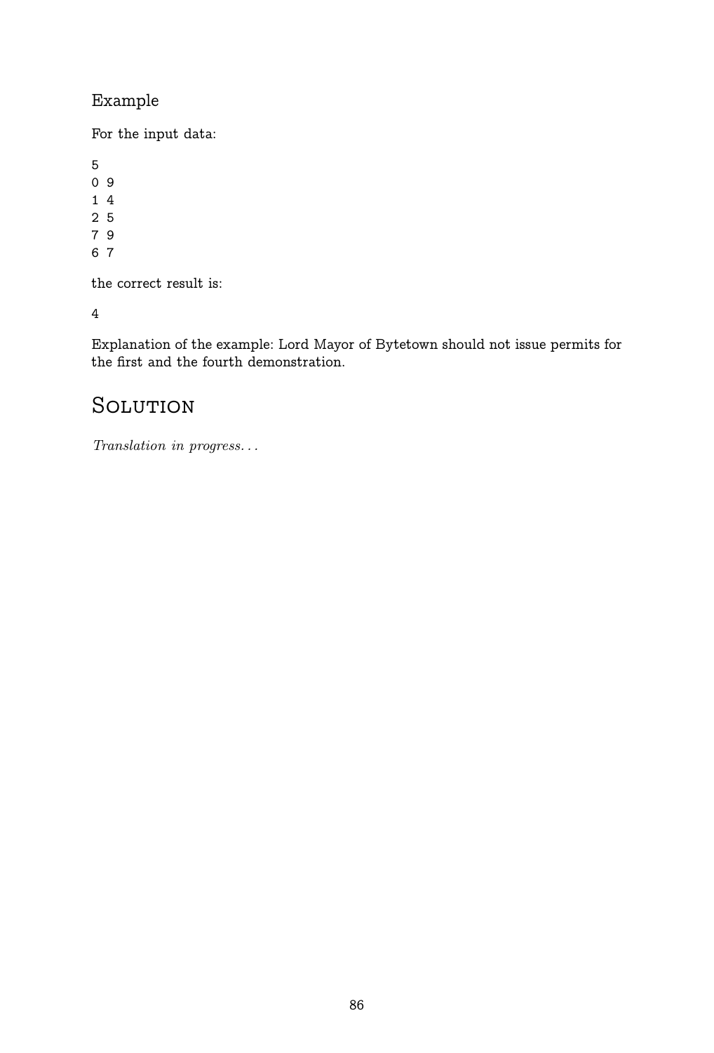### Example

For the input data:

```
5
0 9
1 4
2 5
7 9
6 7
```

the correct result is:

```
4
```

Explanation of the example: Lord Mayor of Bytetown should not issue permits for the first and the fourth demonstration.

## Solution

*Translation in progress...*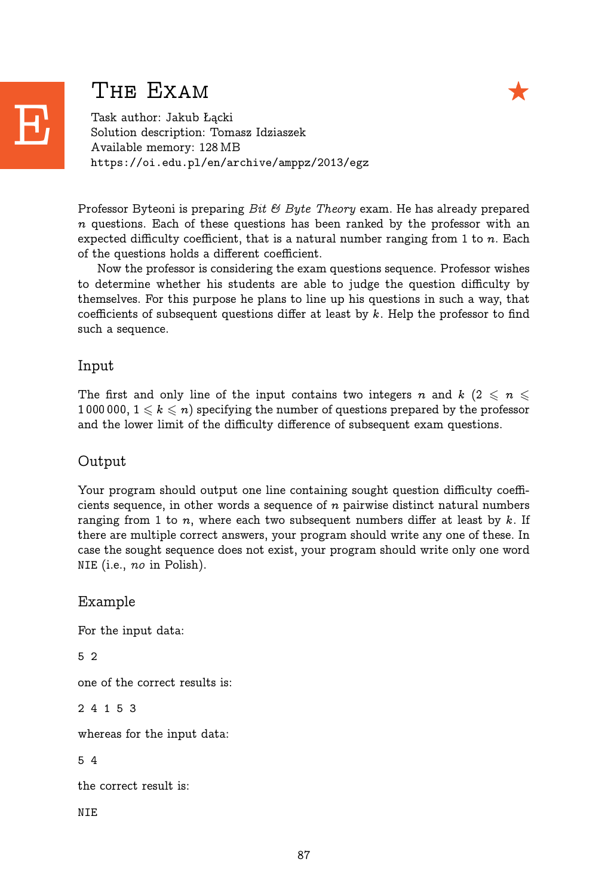# E The Exam ★

Task author: Jakub Łącki
Solution description: Tomasz Idziaszek
Available memory: 128 MB
https://oi.edu.pl/en/archive/amppz/2013/egz

Professor Byteoni is preparing *Bit & Byte Theory* exam. He has already prepared $n$ questions. Each of these questions has been ranked by the professor with an expected difficulty coefficient, that is a natural number ranging from 1 to $n$. Each of the questions holds a different coefficient.

Now the professor is considering the exam questions sequence. Professor wishes to determine whether his students are able to judge the question difficulty by themselves. For this purpose he plans to line up his questions in such a way, that coefficients of subsequent questions differ at least by $k$. Help the professor to find such a sequence.

## Input

The first and only line of the input contains two integers $n$ and $k$ ($2 \leqslant n \leqslant 1\,000\,000$, $1 \leqslant k \leqslant n$) specifying the number of questions prepared by the professor and the lower limit of the difficulty difference of subsequent exam questions.

## Output

Your program should output one line containing sought question difficulty coefficients sequence, in other words a sequence of $n$ pairwise distinct natural numbers ranging from 1 to $n$, where each two subsequent numbers differ at least by $k$. If there are multiple correct answers, your program should write any one of these. In case the sought sequence does not exist, your program should write only one word NIE (i.e., *no* in Polish).

## Example

For the input data:

```
5 2
```

one of the correct results is:

```
2 4 1 5 3
```

whereas for the input data:

```
5 4
```

the correct result is:

```
NIE
```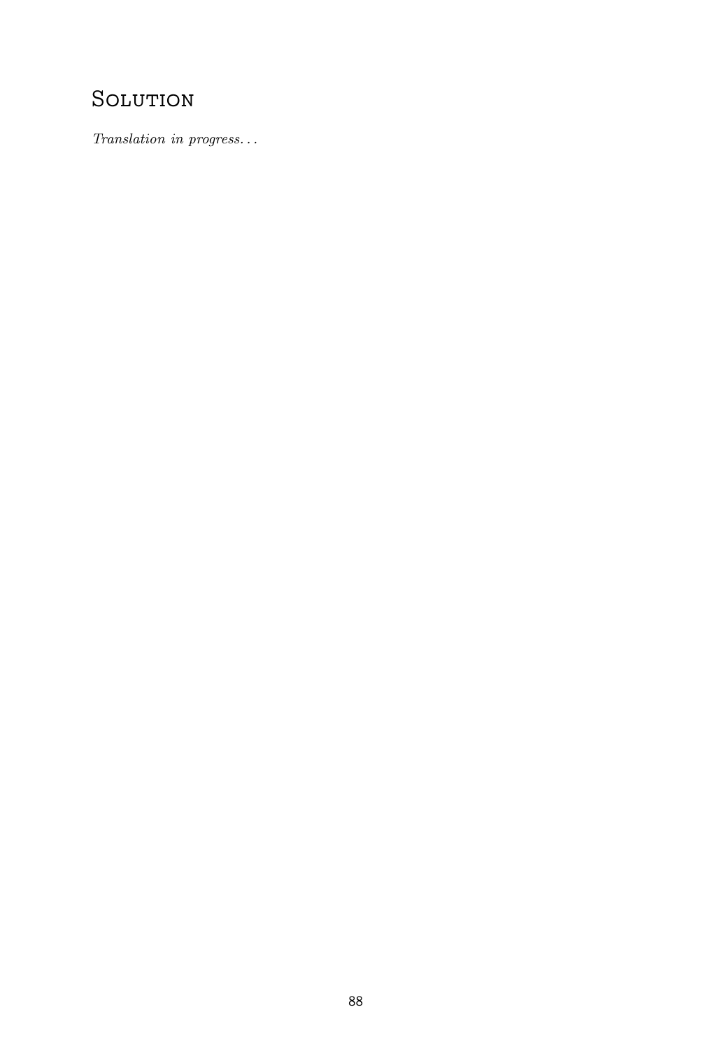## Solution

*Translation in progress. . .*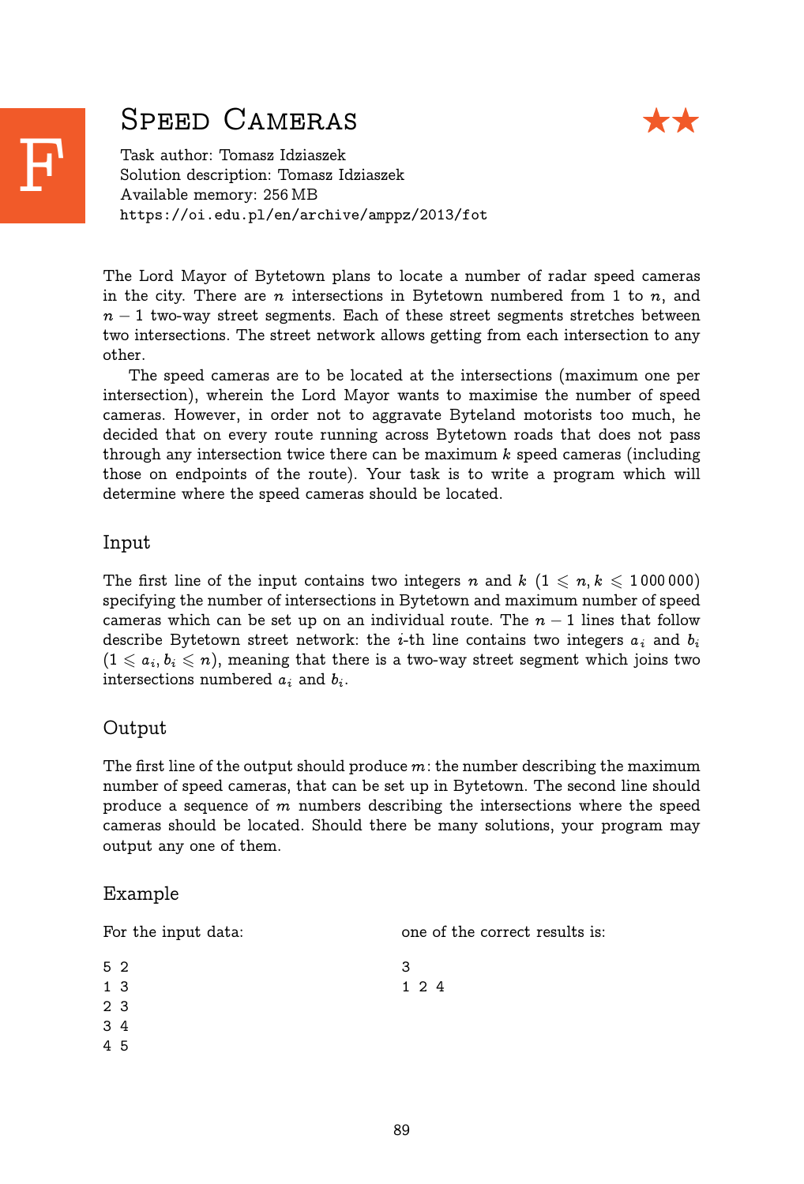# F Speed Cameras ★★

Task author: Tomasz Idziaszek
Solution description: Tomasz Idziaszek
Available memory: 256 MB
https://oi.edu.pl/en/archive/amppz/2013/fot

The Lord Mayor of Bytetown plans to locate a number of radar speed cameras in the city. There are $n$ intersections in Bytetown numbered from 1 to $n$, and $n-1$ two-way street segments. Each of these street segments stretches between two intersections. The street network allows getting from each intersection to any other.

The speed cameras are to be located at the intersections (maximum one per intersection), wherein the Lord Mayor wants to maximise the number of speed cameras. However, in order not to aggravate Byteland motorists too much, he decided that on every route running across Bytetown roads that does not pass through any intersection twice there can be maximum $k$ speed cameras (including those on endpoints of the route). Your task is to write a program which will determine where the speed cameras should be located.

## Input

The first line of the input contains two integers $n$ and $k$ ($1 \leqslant n, k \leqslant 1\,000\,000$) specifying the number of intersections in Bytetown and maximum number of speed cameras which can be set up on an individual route. The $n-1$ lines that follow describe Bytetown street network: the $i$-th line contains two integers $a_i$ and $b_i$ ($1 \leqslant a_i, b_i \leqslant n$), meaning that there is a two-way street segment which joins two intersections numbered $a_i$ and $b_i$.

## Output

The first line of the output should produce $m$: the number describing the maximum number of speed cameras, that can be set up in Bytetown. The second line should produce a sequence of $m$ numbers describing the intersections where the speed cameras should be located. Should there be many solutions, your program may output any one of them.

## Example

For the input data:

```
5 2
1 3
2 3
3 4
4 5
```

one of the correct results is:

```
3
1 2 4
```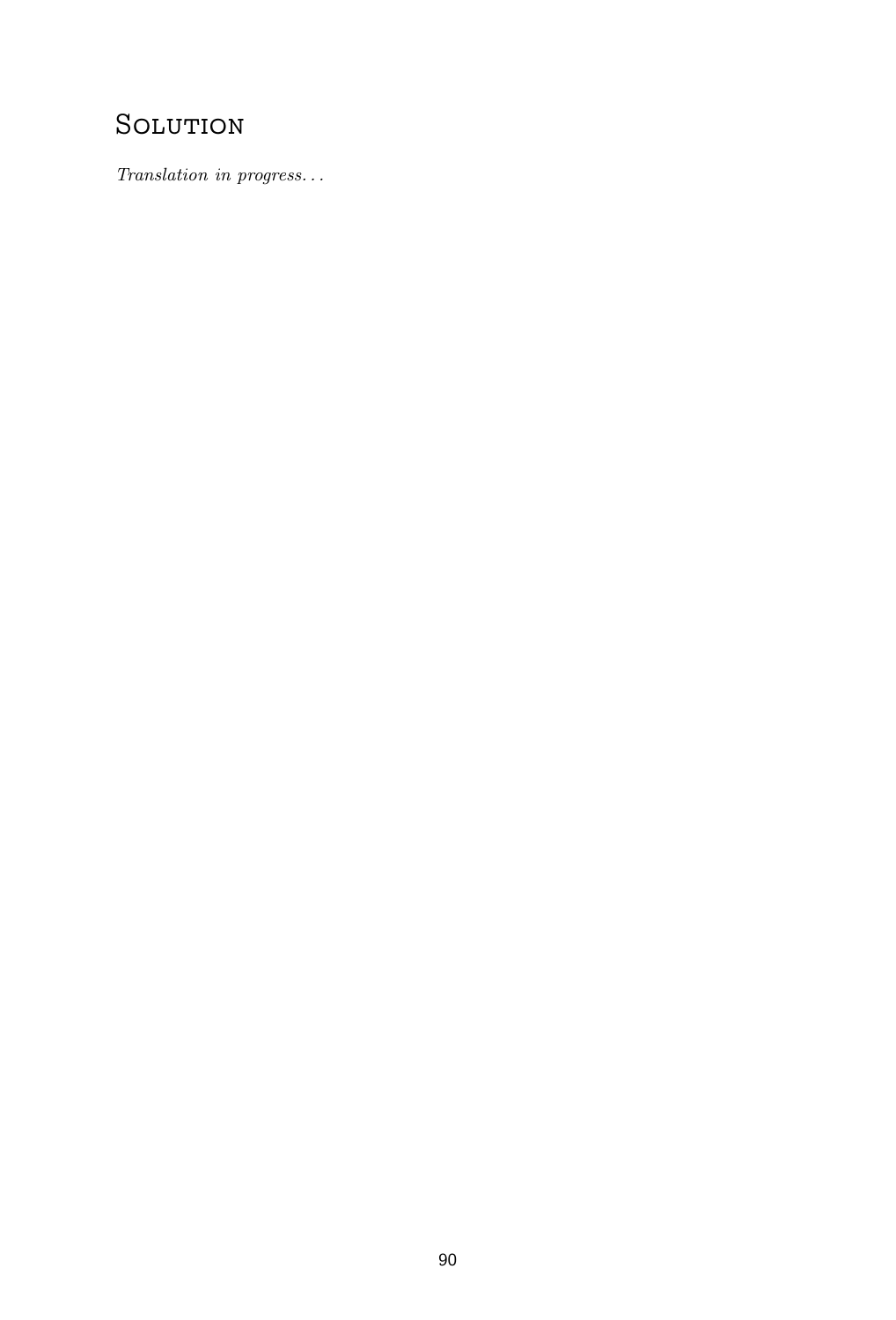## Solution

*Translation in progress...*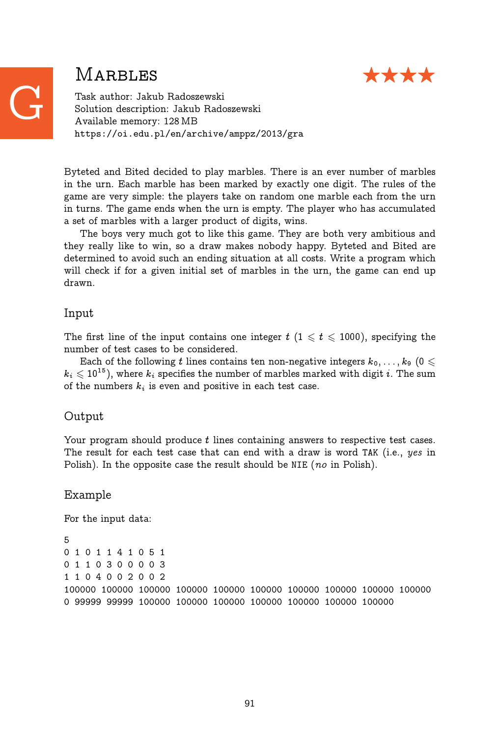# G — Marbles ★★★★

Task author: Jakub Radoszewski
Solution description: Jakub Radoszewski
Available memory: 128 MB
https://oi.edu.pl/en/archive/amppz/2013/gra

Byteted and Bited decided to play marbles. There is an ever number of marbles in the urn. Each marble has been marked by exactly one digit. The rules of the game are very simple: the players take on random one marble each from the urn in turns. The game ends when the urn is empty. The player who has accumulated a set of marbles with a larger product of digits, wins.

The boys very much got to like this game. They are both very ambitious and they really like to win, so a draw makes nobody happy. Byteted and Bited are determined to avoid such an ending situation at all costs. Write a program which will check if for a given initial set of marbles in the urn, the game can end up drawn.

## Input

The first line of the input contains one integer $t$ ($1 \leqslant t \leqslant 1000$), specifying the number of test cases to be considered.

Each of the following $t$ lines contains ten non-negative integers $k_0, \ldots, k_9$ ($0 \leqslant k_i \leqslant 10^{15}$), where $k_i$ specifies the number of marbles marked with digit $i$. The sum of the numbers $k_i$ is even and positive in each test case.

## Output

Your program should produce $t$ lines containing answers to respective test cases. The result for each test case that can end with a draw is word TAK (i.e., *yes* in Polish). In the opposite case the result should be NIE (*no* in Polish).

## Example

For the input data:

```
5
0 1 0 1 1 4 1 0 5 1
0 1 1 0 3 0 0 0 0 3
1 1 0 4 0 0 2 0 0 2
100000 100000 100000 100000 100000 100000 100000 100000 100000 100000
0 99999 99999 100000 100000 100000 100000 100000 100000 100000
```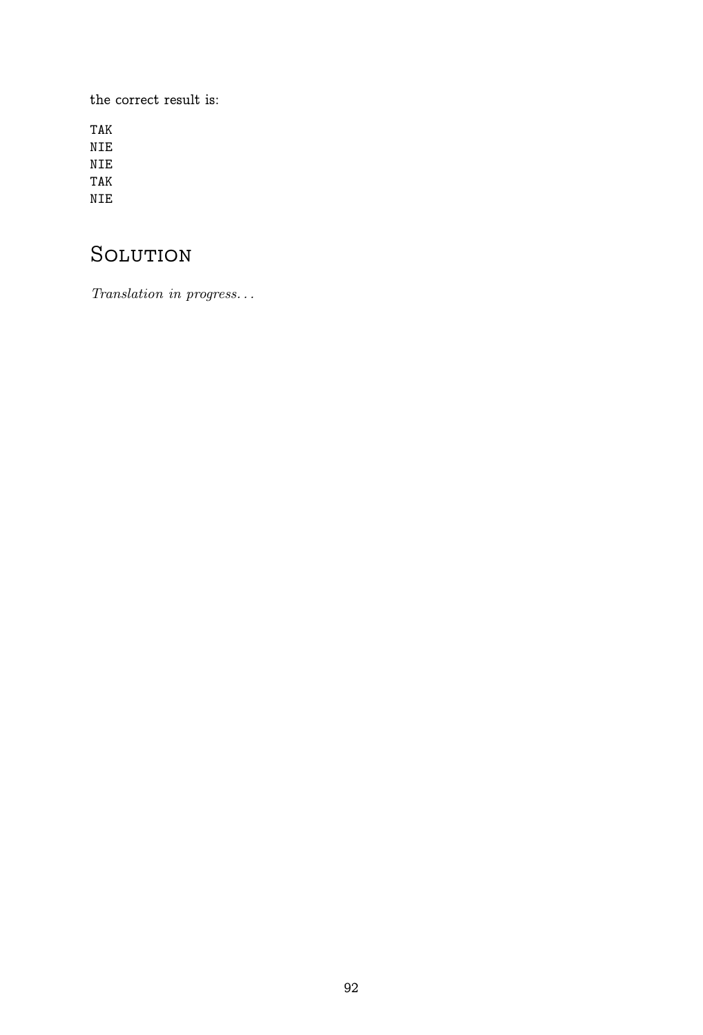the correct result is:

```
TAK
NIE
NIE
TAK
NIE
```

## Solution

*Translation in progress...*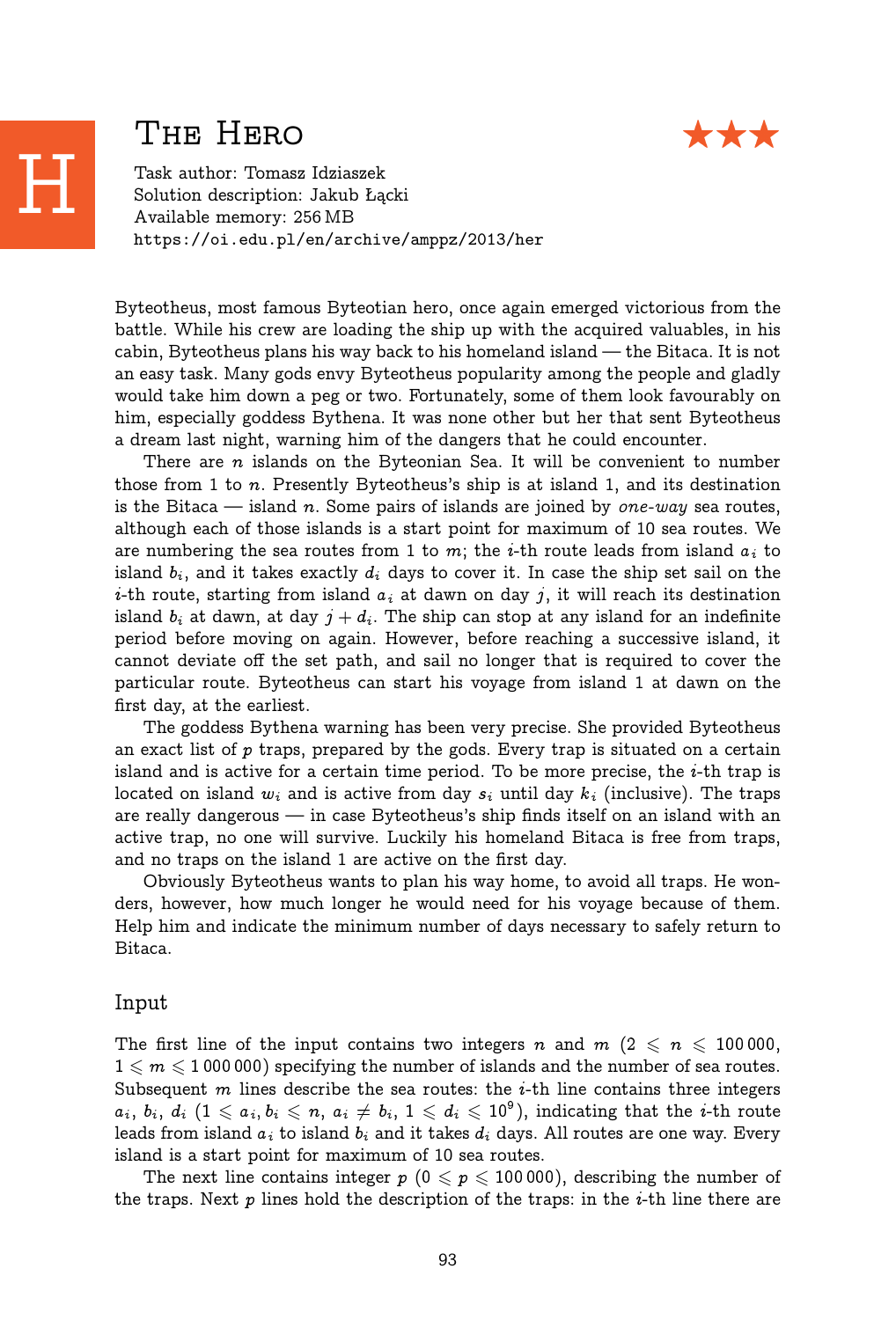# H The Hero ★★★

Task author: Tomasz Idziaszek
Solution description: Jakub Łącki
Available memory: 256 MB
https://oi.edu.pl/en/archive/amppz/2013/her

Byteotheus, most famous Byteotian hero, once again emerged victorious from the battle. While his crew are loading the ship up with the acquired valuables, in his cabin, Byteotheus plans his way back to his homeland island — the Bitaca. It is not an easy task. Many gods envy Byteotheus popularity among the people and gladly would take him down a peg or two. Fortunately, some of them look favourably on him, especially goddess Bythena. It was none other but her that sent Byteotheus a dream last night, warning him of the dangers that he could encounter.

There are $n$ islands on the Byteonian Sea. It will be convenient to number those from 1 to $n$. Presently Byteotheus's ship is at island 1, and its destination is the Bitaca — island $n$. Some pairs of islands are joined by *one-way* sea routes, although each of those islands is a start point for maximum of 10 sea routes. We are numbering the sea routes from 1 to $m$; the $i$-th route leads from island $a_i$ to island $b_i$, and it takes exactly $d_i$ days to cover it. In case the ship set sail on the $i$-th route, starting from island $a_i$ at dawn on day $j$, it will reach its destination island $b_i$ at dawn, at day $j + d_i$. The ship can stop at any island for an indefinite period before moving on again. However, before reaching a successive island, it cannot deviate off the set path, and sail no longer that is required to cover the particular route. Byteotheus can start his voyage from island 1 at dawn on the first day, at the earliest.

The goddess Bythena warning has been very precise. She provided Byteotheus an exact list of $p$ traps, prepared by the gods. Every trap is situated on a certain island and is active for a certain time period. To be more precise, the $i$-th trap is located on island $w_i$ and is active from day $s_i$ until day $k_i$ (inclusive). The traps are really dangerous — in case Byteotheus's ship finds itself on an island with an active trap, no one will survive. Luckily his homeland Bitaca is free from traps, and no traps on the island 1 are active on the first day.

Obviously Byteotheus wants to plan his way home, to avoid all traps. He wonders, however, how much longer he would need for his voyage because of them. Help him and indicate the minimum number of days necessary to safely return to Bitaca.

## Input

The first line of the input contains two integers $n$ and $m$ ($2 \leqslant n \leqslant 100\,000$, $1 \leqslant m \leqslant 1\,000\,000$) specifying the number of islands and the number of sea routes. Subsequent $m$ lines describe the sea routes: the $i$-th line contains three integers $a_i$, $b_i$, $d_i$ ($1 \leqslant a_i, b_i \leqslant n$, $a_i \neq b_i$, $1 \leqslant d_i \leqslant 10^9$), indicating that the $i$-th route leads from island $a_i$ to island $b_i$ and it takes $d_i$ days. All routes are one way. Every island is a start point for maximum of 10 sea routes.

The next line contains integer $p$ ($0 \leqslant p \leqslant 100\,000$), describing the number of the traps. Next $p$ lines hold the description of the traps: in the $i$-th line there are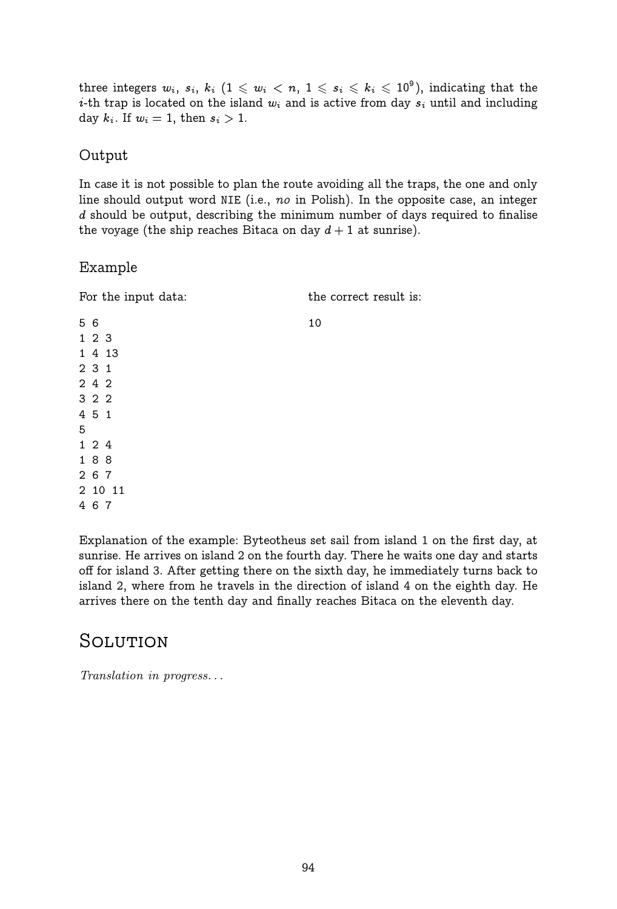three integers $w_i$, $s_i$, $k_i$ ($1 \leqslant w_i < n$, $1 \leqslant s_i \leqslant k_i \leqslant 10^9$), indicating that the $i$-th trap is located on the island $w_i$ and is active from day $s_i$ until and including day $k_i$. If $w_i = 1$, then $s_i > 1$.

## Output

In case it is not possible to plan the route avoiding all the traps, the one and only line should output word NIE (i.e., *no* in Polish). In the opposite case, an integer $d$ should be output, describing the minimum number of days required to finalise the voyage (the ship reaches Bitaca on day $d + 1$ at sunrise).

## Example

For the input data:

```
5 6
1 2 3
1 4 13
2 3 1
2 4 2
3 2 2
4 5 1
5
1 2 4
1 8 8
2 6 7
2 10 11
4 6 7
```

the correct result is:

```
10
```

Explanation of the example: Byteotheus set sail from island 1 on the first day, at sunrise. He arrives on island 2 on the fourth day. There he waits one day and starts off for island 3. After getting there on the sixth day, he immediately turns back to island 2, where from he travels in the direction of island 4 on the eighth day. He arrives there on the tenth day and finally reaches Bitaca on the eleventh day.

# Solution

*Translation in progress...*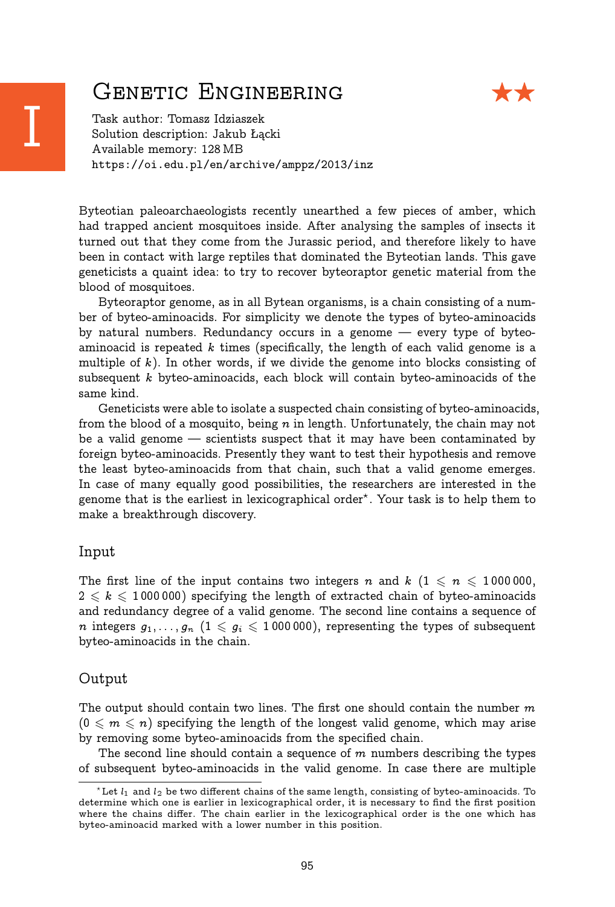# Genetic Engineering ★★

Task author: Tomasz Idziaszek
Solution description: Jakub Łącki
Available memory: 128 MB
https://oi.edu.pl/en/archive/amppz/2013/inz

Byteotian paleoarchaeologists recently unearthed a few pieces of amber, which had trapped ancient mosquitoes inside. After analysing the samples of insects it turned out that they come from the Jurassic period, and therefore likely to have been in contact with large reptiles that dominated the Byteotian lands. This gave geneticists a quaint idea: to try to recover byteoraptor genetic material from the blood of mosquitoes.

Byteoraptor genome, as in all Bytean organisms, is a chain consisting of a number of byteo-aminoacids. For simplicity we denote the types of byteo-aminoacids by natural numbers. Redundancy occurs in a genome — every type of byteo-aminoacid is repeated $k$ times (specifically, the length of each valid genome is a multiple of $k$). In other words, if we divide the genome into blocks consisting of subsequent $k$ byteo-aminoacids, each block will contain byteo-aminoacids of the same kind.

Geneticists were able to isolate a suspected chain consisting of byteo-aminoacids, from the blood of a mosquito, being $n$ in length. Unfortunately, the chain may not be a valid genome — scientists suspect that it may have been contaminated by foreign byteo-aminoacids. Presently they want to test their hypothesis and remove the least byteo-aminoacids from that chain, such that a valid genome emerges. In case of many equally good possibilities, the researchers are interested in the genome that is the earliest in lexicographical order*. Your task is to help them to make a breakthrough discovery.

## Input

The first line of the input contains two integers $n$ and $k$ ($1 \leqslant n \leqslant 1\,000\,000$, $2 \leqslant k \leqslant 1\,000\,000$) specifying the length of extracted chain of byteo-aminoacids and redundancy degree of a valid genome. The second line contains a sequence of $n$ integers $g_1, \ldots, g_n$ ($1 \leqslant g_i \leqslant 1\,000\,000$), representing the types of subsequent byteo-aminoacids in the chain.

## Output

The output should contain two lines. The first one should contain the number $m$ ($0 \leqslant m \leqslant n$) specifying the length of the longest valid genome, which may arise by removing some byteo-aminoacids from the specified chain.

The second line should contain a sequence of $m$ numbers describing the types of subsequent byteo-aminoacids in the valid genome. In case there are multiple

---

*Let $l_1$ and $l_2$ be two different chains of the same length, consisting of byteo-aminoacids. To determine which one is earlier in lexicographical order, it is necessary to find the first position where the chains differ. The chain earlier in the lexicographical order is the one which has byteo-aminoacid marked with a lower number in this position.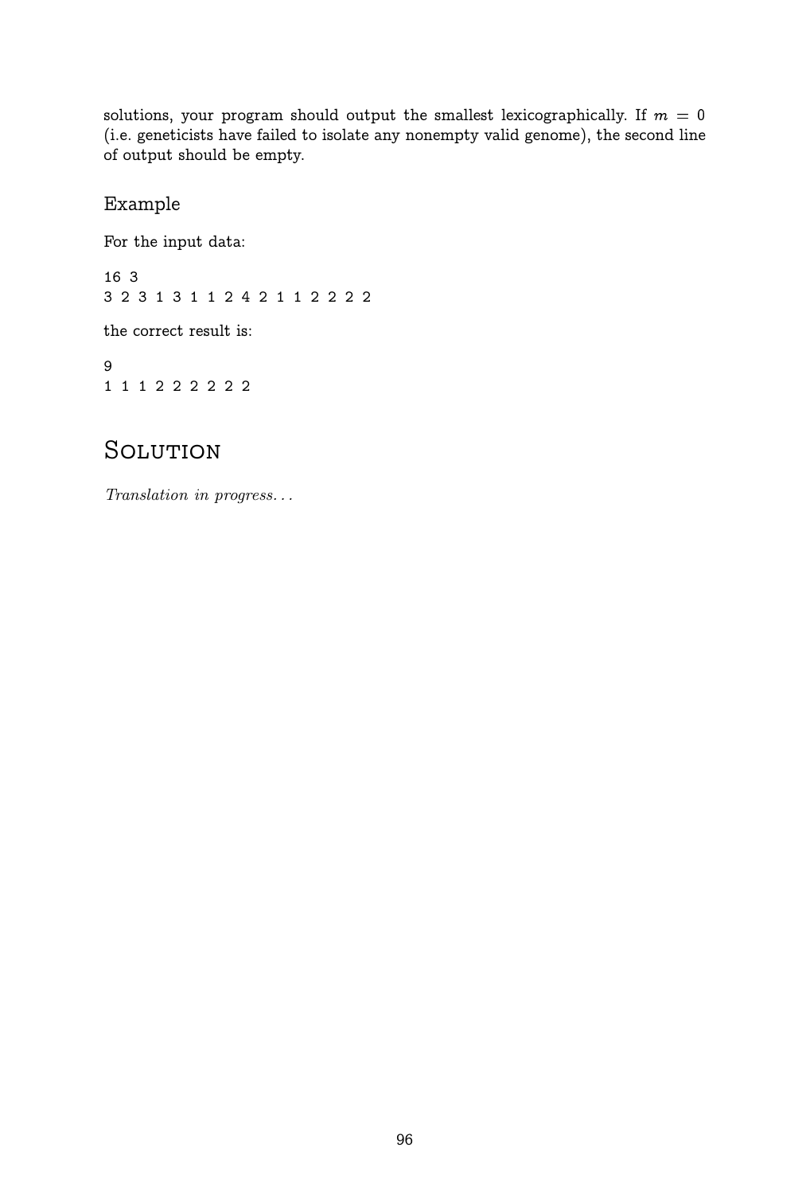solutions, your program should output the smallest lexicographically. If $m = 0$ (i.e. geneticists have failed to isolate any nonempty valid genome), the second line of output should be empty.

### Example

For the input data:

```
16 3
3 2 3 1 3 1 1 2 4 2 1 1 2 2 2 2
```

the correct result is:

```
9
1 1 1 2 2 2 2 2 2
```

## Solution

*Translation in progress...*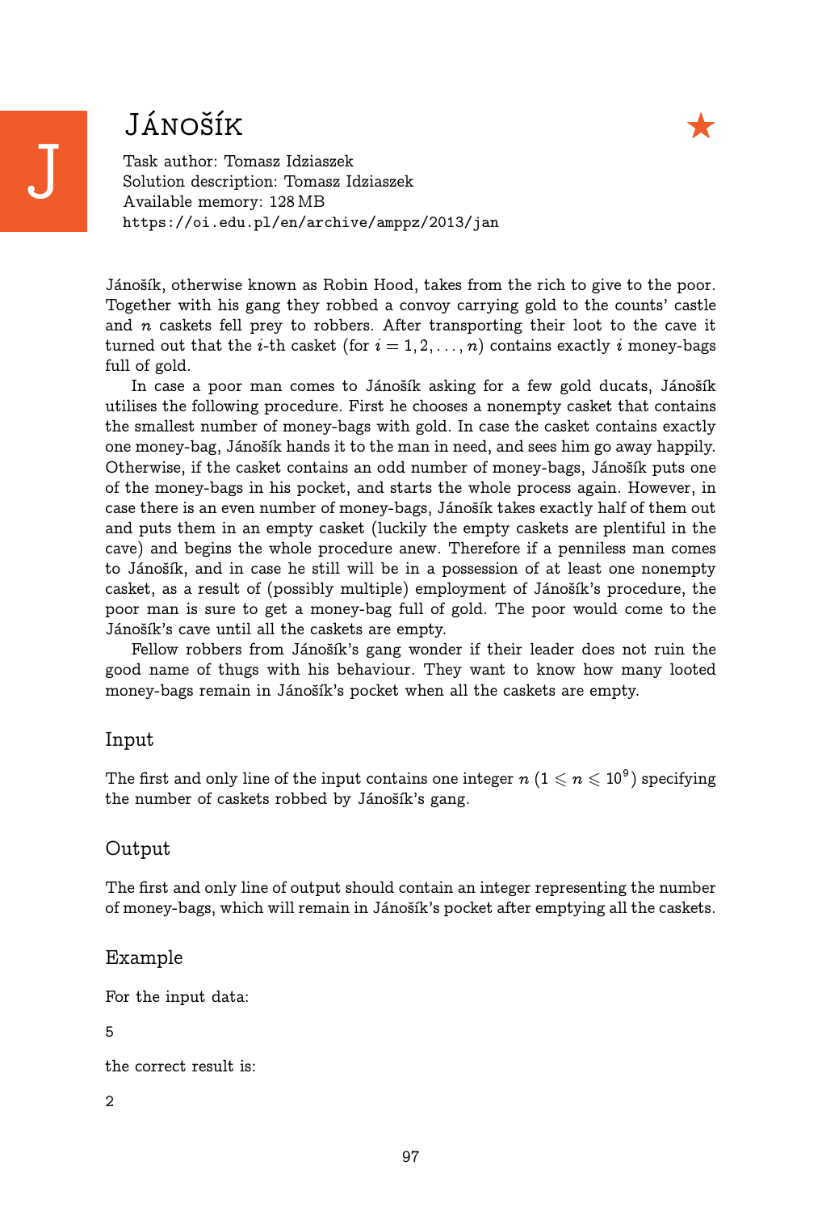# Jánošík

★

Task author: Tomasz Idziaszek
Solution description: Tomasz Idziaszek
Available memory: 128 MB
https://oi.edu.pl/en/archive/amppz/2013/jan

Jánošík, otherwise known as Robin Hood, takes from the rich to give to the poor. Together with his gang they robbed a convoy carrying gold to the counts' castle and $n$ caskets fell prey to robbers. After transporting their loot to the cave it turned out that the $i$-th casket (for $i = 1, 2, \ldots, n$) contains exactly $i$ money-bags full of gold.

In case a poor man comes to Jánošík asking for a few gold ducats, Jánošík utilises the following procedure. First he chooses a nonempty casket that contains the smallest number of money-bags with gold. In case the casket contains exactly one money-bag, Jánošík hands it to the man in need, and sees him go away happily. Otherwise, if the casket contains an odd number of money-bags, Jánošík puts one of the money-bags in his pocket, and starts the whole process again. However, in case there is an even number of money-bags, Jánošík takes exactly half of them out and puts them in an empty casket (luckily the empty caskets are plentiful in the cave) and begins the whole procedure anew. Therefore if a penniless man comes to Jánošík, and in case he still will be in a possession of at least one nonempty casket, as a result of (possibly multiple) employment of Jánošík's procedure, the poor man is sure to get a money-bag full of gold. The poor would come to the Jánošík's cave until all the caskets are empty.

Fellow robbers from Jánošík's gang wonder if their leader does not ruin the good name of thugs with his behaviour. They want to know how many looted money-bags remain in Jánošík's pocket when all the caskets are empty.

## Input

The first and only line of the input contains one integer $n$ ($1 \leqslant n \leqslant 10^9$) specifying the number of caskets robbed by Jánošík's gang.

## Output

The first and only line of output should contain an integer representing the number of money-bags, which will remain in Jánošík's pocket after emptying all the caskets.

## Example

For the input data:

```
5
```

the correct result is:

```
2
```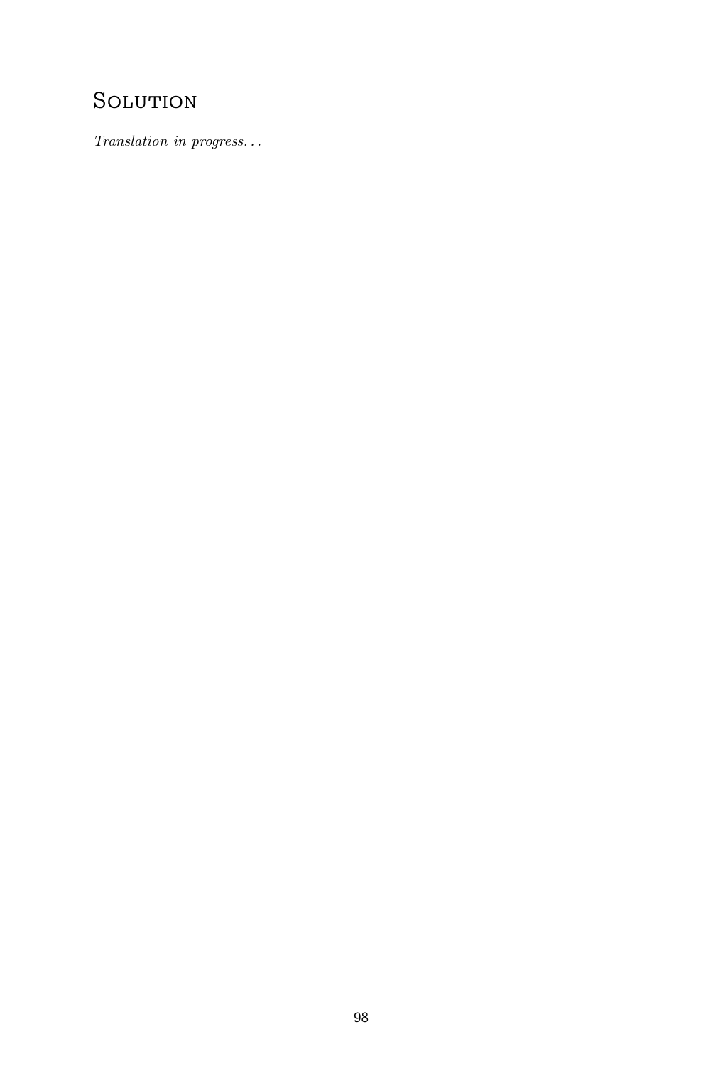# Solution

*Translation in progress...*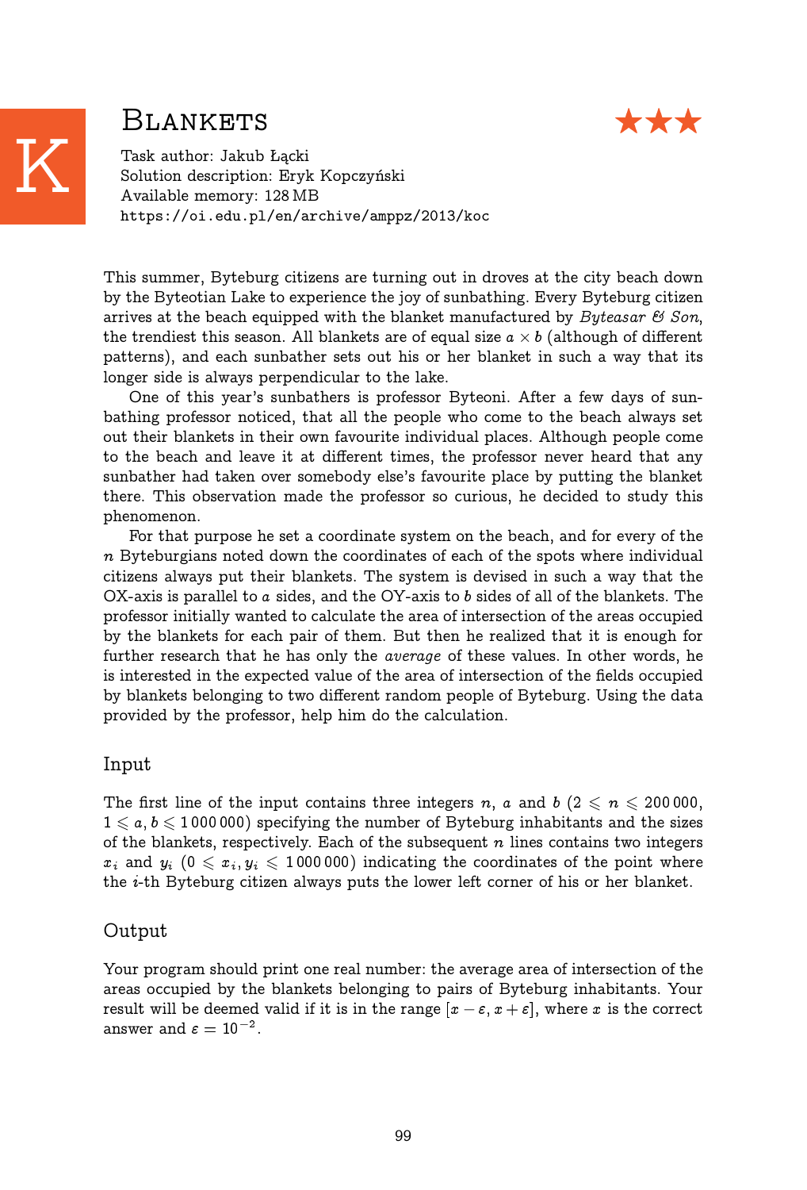K

# Blankets

★★★

Task author: Jakub Łącki
Solution description: Eryk Kopczyński
Available memory: 128 MB
https://oi.edu.pl/en/archive/amppz/2013/koc

This summer, Byteburg citizens are turning out in droves at the city beach down by the Byteotian Lake to experience the joy of sunbathing. Every Byteburg citizen arrives at the beach equipped with the blanket manufactured by *Byteasar & Son*, the trendiest this season. All blankets are of equal size $a \times b$ (although of different patterns), and each sunbather sets out his or her blanket in such a way that its longer side is always perpendicular to the lake.

One of this year's sunbathers is professor Byteoni. After a few days of sunbathing professor noticed, that all the people who come to the beach always set out their blankets in their own favourite individual places. Although people come to the beach and leave it at different times, the professor never heard that any sunbather had taken over somebody else's favourite place by putting the blanket there. This observation made the professor so curious, he decided to study this phenomenon.

For that purpose he set a coordinate system on the beach, and for every of the $n$ Byteburgians noted down the coordinates of each of the spots where individual citizens always put their blankets. The system is devised in such a way that the OX-axis is parallel to $a$ sides, and the OY-axis to $b$ sides of all of the blankets. The professor initially wanted to calculate the area of intersection of the areas occupied by the blankets for each pair of them. But then he realized that it is enough for further research that he has only the *average* of these values. In other words, he is interested in the expected value of the area of intersection of the fields occupied by blankets belonging to two different random people of Byteburg. Using the data provided by the professor, help him do the calculation.

## Input

The first line of the input contains three integers $n$, $a$ and $b$ ($2 \leqslant n \leqslant 200\,000$, $1 \leqslant a, b \leqslant 1\,000\,000$) specifying the number of Byteburg inhabitants and the sizes of the blankets, respectively. Each of the subsequent $n$ lines contains two integers $x_i$ and $y_i$ ($0 \leqslant x_i, y_i \leqslant 1\,000\,000$) indicating the coordinates of the point where the $i$-th Byteburg citizen always puts the lower left corner of his or her blanket.

## Output

Your program should print one real number: the average area of intersection of the areas occupied by the blankets belonging to pairs of Byteburg inhabitants. Your result will be deemed valid if it is in the range $[x - \varepsilon, x + \varepsilon]$, where $x$ is the correct answer and $\varepsilon = 10^{-2}$.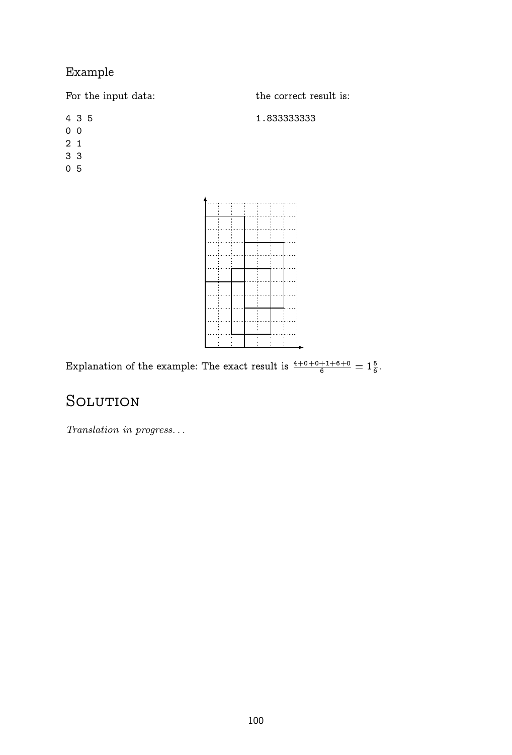### Example

For the input data:

```
4 3 5
0 0
2 1
3 3
0 5
```

the correct result is:

```
1.833333333
```

Explanation of the example: The exact result is $\frac{4+0+0+1+6+0}{6} = 1\frac{5}{6}$.

# Solution

*Translation in progress...*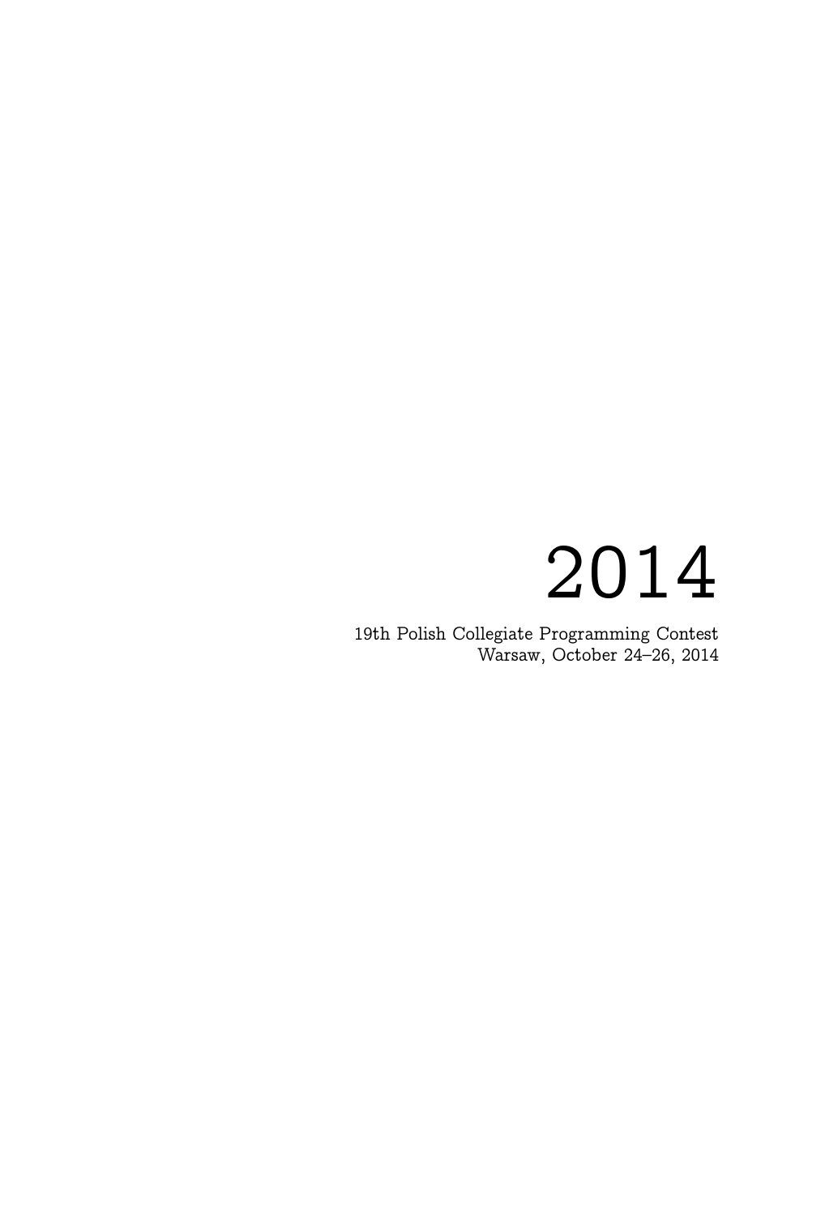# 2014

19th Polish Collegiate Programming Contest
Warsaw, October 24–26, 2014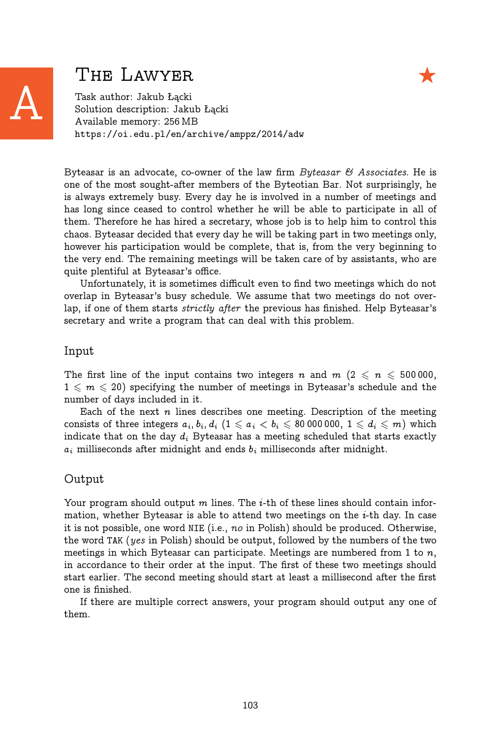# A The Lawyer ★

Task author: Jakub Łącki
Solution description: Jakub Łącki
Available memory: 256 MB
https://oi.edu.pl/en/archive/amppz/2014/adw

Byteasar is an advocate, co-owner of the law firm *Byteasar & Associates*. He is one of the most sought-after members of the Byteotian Bar. Not surprisingly, he is always extremely busy. Every day he is involved in a number of meetings and has long since ceased to control whether he will be able to participate in all of them. Therefore he has hired a secretary, whose job is to help him to control this chaos. Byteasar decided that every day he will be taking part in two meetings only, however his participation would be complete, that is, from the very beginning to the very end. The remaining meetings will be taken care of by assistants, who are quite plentiful at Byteasar's office.

Unfortunately, it is sometimes difficult even to find two meetings which do not overlap in Byteasar's busy schedule. We assume that two meetings do not overlap, if one of them starts *strictly after* the previous has finished. Help Byteasar's secretary and write a program that can deal with this problem.

## Input

The first line of the input contains two integers $n$ and $m$ ($2 \leqslant n \leqslant 500\,000$, $1 \leqslant m \leqslant 20$) specifying the number of meetings in Byteasar's schedule and the number of days included in it.

Each of the next $n$ lines describes one meeting. Description of the meeting consists of three integers $a_i, b_i, d_i$ ($1 \leqslant a_i < b_i \leqslant 80\,000\,000$, $1 \leqslant d_i \leqslant m$) which indicate that on the day $d_i$ Byteasar has a meeting scheduled that starts exactly $a_i$ milliseconds after midnight and ends $b_i$ milliseconds after midnight.

## Output

Your program should output $m$ lines. The $i$-th of these lines should contain information, whether Byteasar is able to attend two meetings on the $i$-th day. In case it is not possible, one word NIE (i.e., *no* in Polish) should be produced. Otherwise, the word TAK (*yes* in Polish) should be output, followed by the numbers of the two meetings in which Byteasar can participate. Meetings are numbered from 1 to $n$, in accordance to their order at the input. The first of these two meetings should start earlier. The second meeting should start at least a millisecond after the first one is finished.

If there are multiple correct answers, your program should output any one of them.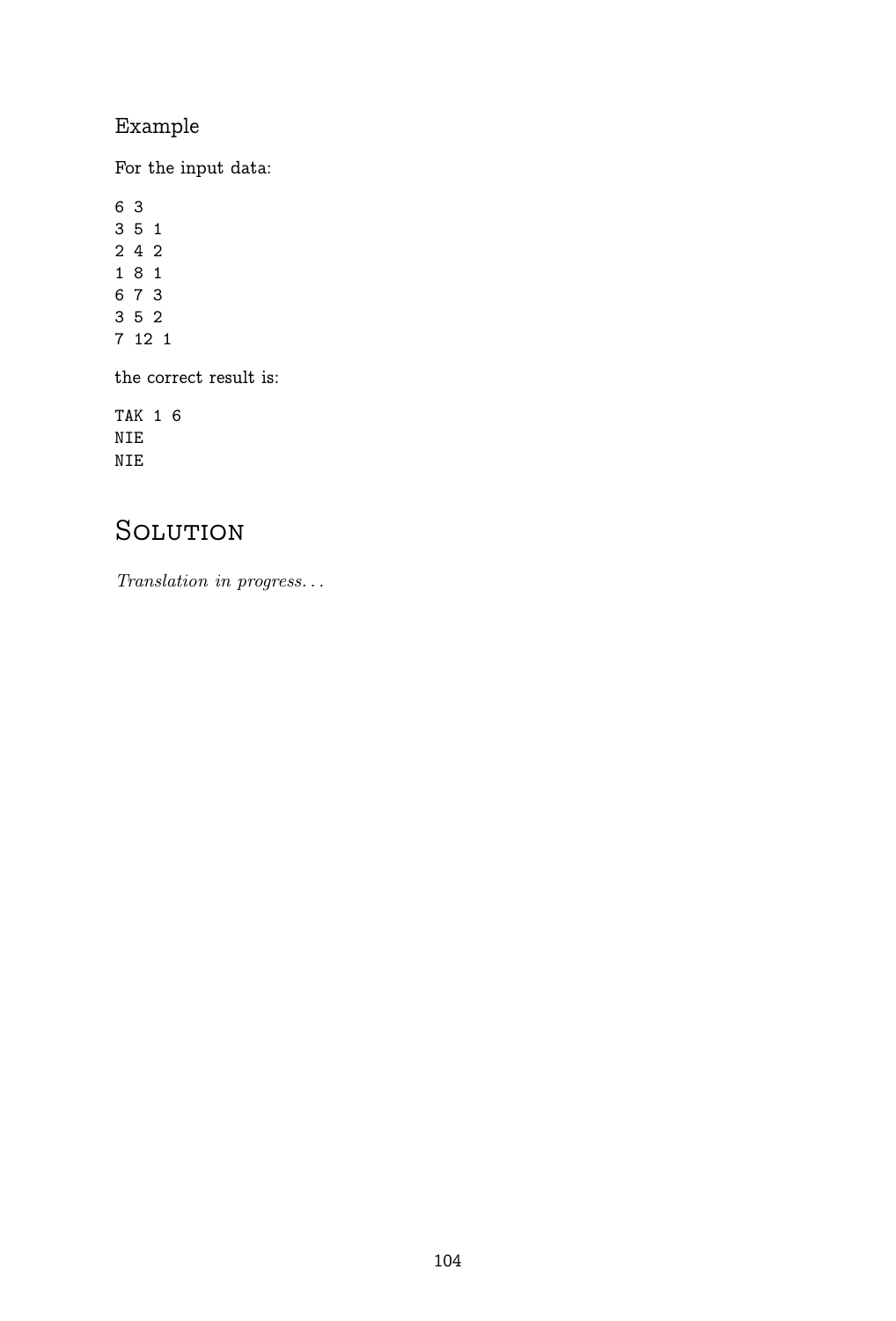### Example

For the input data:

```
6 3
3 5 1
2 4 2
1 8 1
6 7 3
3 5 2
7 12 1
```

the correct result is:

```
TAK 1 6
NIE
NIE
```

## Solution

*Translation in progress...*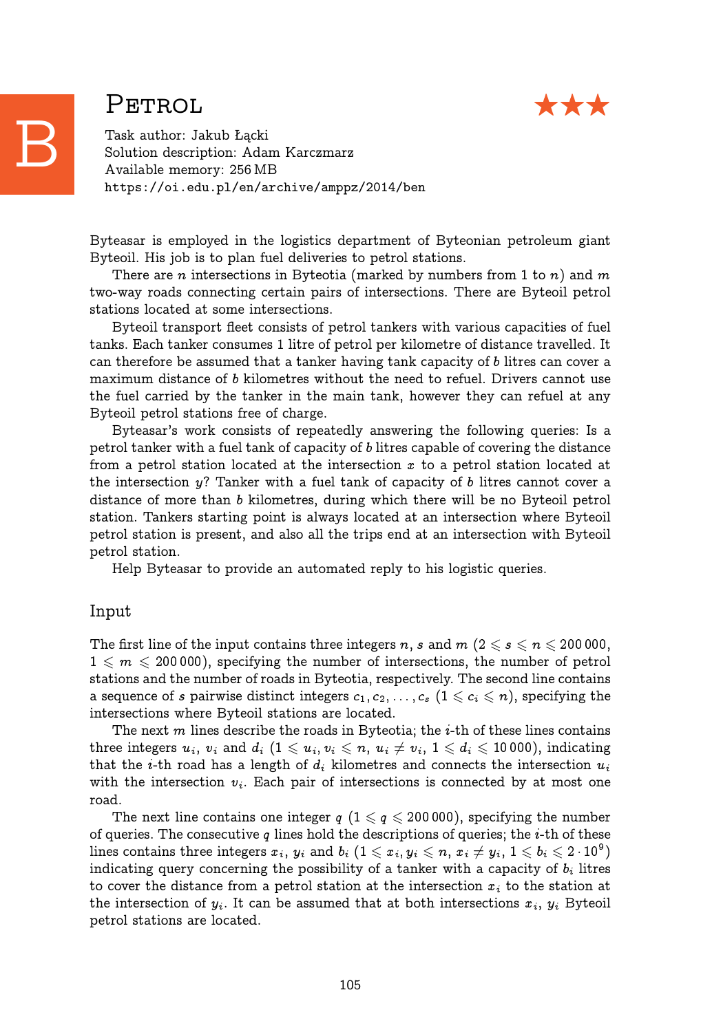# B Petrol ★★★

Task author: Jakub Łącki
Solution description: Adam Karczmarz
Available memory: 256 MB
https://oi.edu.pl/en/archive/amppz/2014/ben

Byteasar is employed in the logistics department of Byteonian petroleum giant Byteoil. His job is to plan fuel deliveries to petrol stations.

There are $n$ intersections in Byteotia (marked by numbers from 1 to $n$) and $m$ two-way roads connecting certain pairs of intersections. There are Byteoil petrol stations located at some intersections.

Byteoil transport fleet consists of petrol tankers with various capacities of fuel tanks. Each tanker consumes 1 litre of petrol per kilometre of distance travelled. It can therefore be assumed that a tanker having tank capacity of $b$ litres can cover a maximum distance of $b$ kilometres without the need to refuel. Drivers cannot use the fuel carried by the tanker in the main tank, however they can refuel at any Byteoil petrol stations free of charge.

Byteasar's work consists of repeatedly answering the following queries: Is a petrol tanker with a fuel tank of capacity of $b$ litres capable of covering the distance from a petrol station located at the intersection $x$ to a petrol station located at the intersection $y$? Tanker with a fuel tank of capacity of $b$ litres cannot cover a distance of more than $b$ kilometres, during which there will be no Byteoil petrol station. Tankers starting point is always located at an intersection where Byteoil petrol station is present, and also all the trips end at an intersection with Byteoil petrol station.

Help Byteasar to provide an automated reply to his logistic queries.

## Input

The first line of the input contains three integers $n$, $s$ and $m$ ($2 \leqslant s \leqslant n \leqslant 200\,000$, $1 \leqslant m \leqslant 200\,000$), specifying the number of intersections, the number of petrol stations and the number of roads in Byteotia, respectively. The second line contains a sequence of $s$ pairwise distinct integers $c_1, c_2, \ldots, c_s$ ($1 \leqslant c_i \leqslant n$), specifying the intersections where Byteoil stations are located.

The next $m$ lines describe the roads in Byteotia; the $i$-th of these lines contains three integers $u_i$, $v_i$ and $d_i$ ($1 \leqslant u_i, v_i \leqslant n$, $u_i \neq v_i$, $1 \leqslant d_i \leqslant 10\,000$), indicating that the $i$-th road has a length of $d_i$ kilometres and connects the intersection $u_i$ with the intersection $v_i$. Each pair of intersections is connected by at most one road.

The next line contains one integer $q$ ($1 \leqslant q \leqslant 200\,000$), specifying the number of queries. The consecutive $q$ lines hold the descriptions of queries; the $i$-th of these lines contains three integers $x_i$, $y_i$ and $b_i$ ($1 \leqslant x_i, y_i \leqslant n$, $x_i \neq y_i$, $1 \leqslant b_i \leqslant 2 \cdot 10^9$) indicating query concerning the possibility of a tanker with a capacity of $b_i$ litres to cover the distance from a petrol station at the intersection $x_i$ to the station at the intersection of $y_i$. It can be assumed that at both intersections $x_i$, $y_i$ Byteoil petrol stations are located.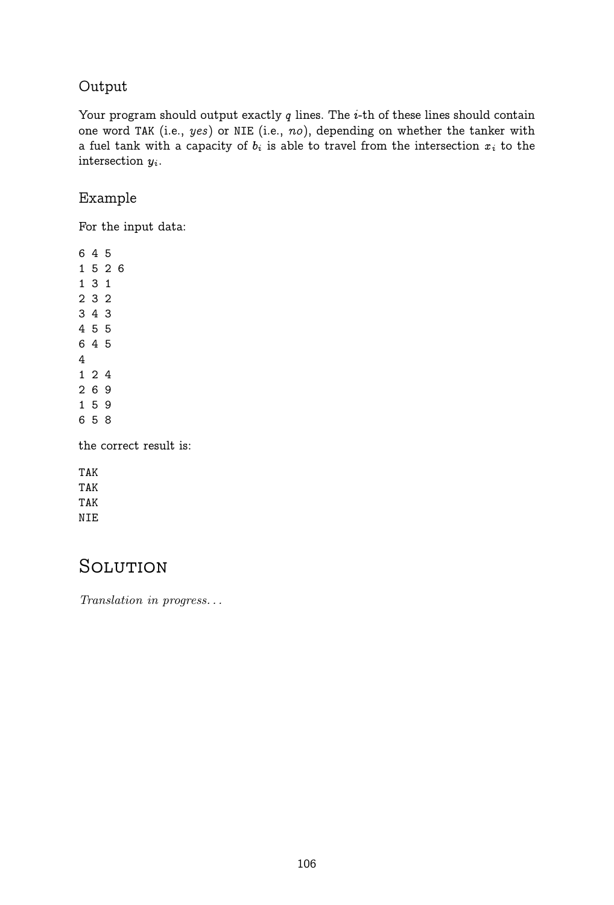## Output

Your program should output exactly $q$ lines. The $i$-th of these lines should contain one word TAK (i.e., *yes*) or NIE (i.e., *no*), depending on whether the tanker with a fuel tank with a capacity of $b_i$ is able to travel from the intersection $x_i$ to the intersection $y_i$.

## Example

For the input data:

```
6 4 5
1 5 2 6
1 3 1
2 3 2
3 4 3
4 5 5
6 4 5
4
1 2 4
2 6 9
1 5 9
6 5 8
```

the correct result is:

```
TAK
TAK
TAK
NIE
```

# Solution

*Translation in progress...*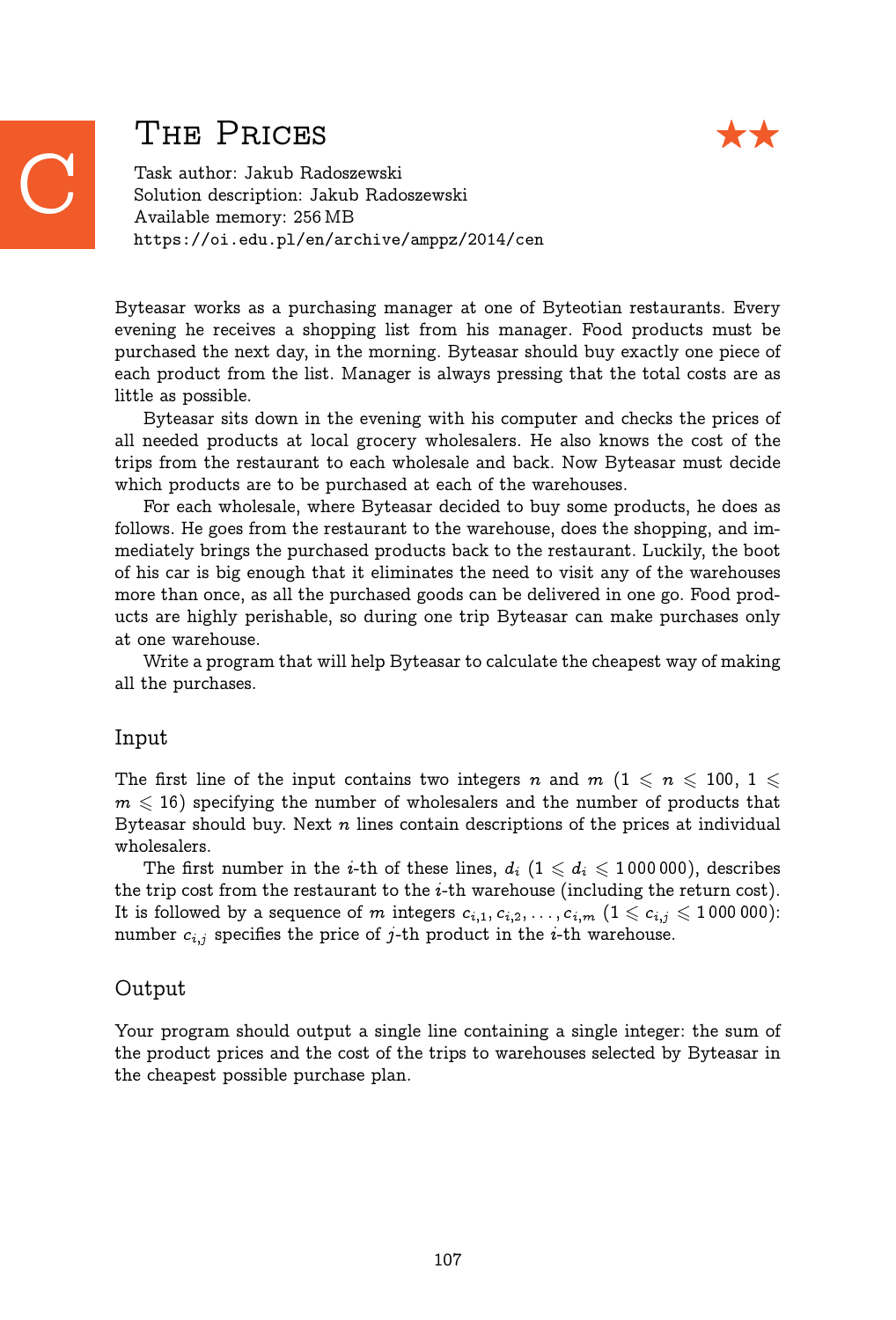C

# The Prices ★★

Task author: Jakub Radoszewski
Solution description: Jakub Radoszewski
Available memory: 256 MB
https://oi.edu.pl/en/archive/amppz/2014/cen

Byteasar works as a purchasing manager at one of Byteotian restaurants. Every evening he receives a shopping list from his manager. Food products must be purchased the next day, in the morning. Byteasar should buy exactly one piece of each product from the list. Manager is always pressing that the total costs are as little as possible.

Byteasar sits down in the evening with his computer and checks the prices of all needed products at local grocery wholesalers. He also knows the cost of the trips from the restaurant to each wholesale and back. Now Byteasar must decide which products are to be purchased at each of the warehouses.

For each wholesale, where Byteasar decided to buy some products, he does as follows. He goes from the restaurant to the warehouse, does the shopping, and immediately brings the purchased products back to the restaurant. Luckily, the boot of his car is big enough that it eliminates the need to visit any of the warehouses more than once, as all the purchased goods can be delivered in one go. Food products are highly perishable, so during one trip Byteasar can make purchases only at one warehouse.

Write a program that will help Byteasar to calculate the cheapest way of making all the purchases.

## Input

The first line of the input contains two integers $n$ and $m$ ($1 \leqslant n \leqslant 100$, $1 \leqslant m \leqslant 16$) specifying the number of wholesalers and the number of products that Byteasar should buy. Next $n$ lines contain descriptions of the prices at individual wholesalers.

The first number in the $i$-th of these lines, $d_i$ ($1 \leqslant d_i \leqslant 1\,000\,000$), describes the trip cost from the restaurant to the $i$-th warehouse (including the return cost). It is followed by a sequence of $m$ integers $c_{i,1}, c_{i,2}, \ldots, c_{i,m}$ ($1 \leqslant c_{i,j} \leqslant 1\,000\,000$): number $c_{i,j}$ specifies the price of $j$-th product in the $i$-th warehouse.

## Output

Your program should output a single line containing a single integer: the sum of the product prices and the cost of the trips to warehouses selected by Byteasar in the cheapest possible purchase plan.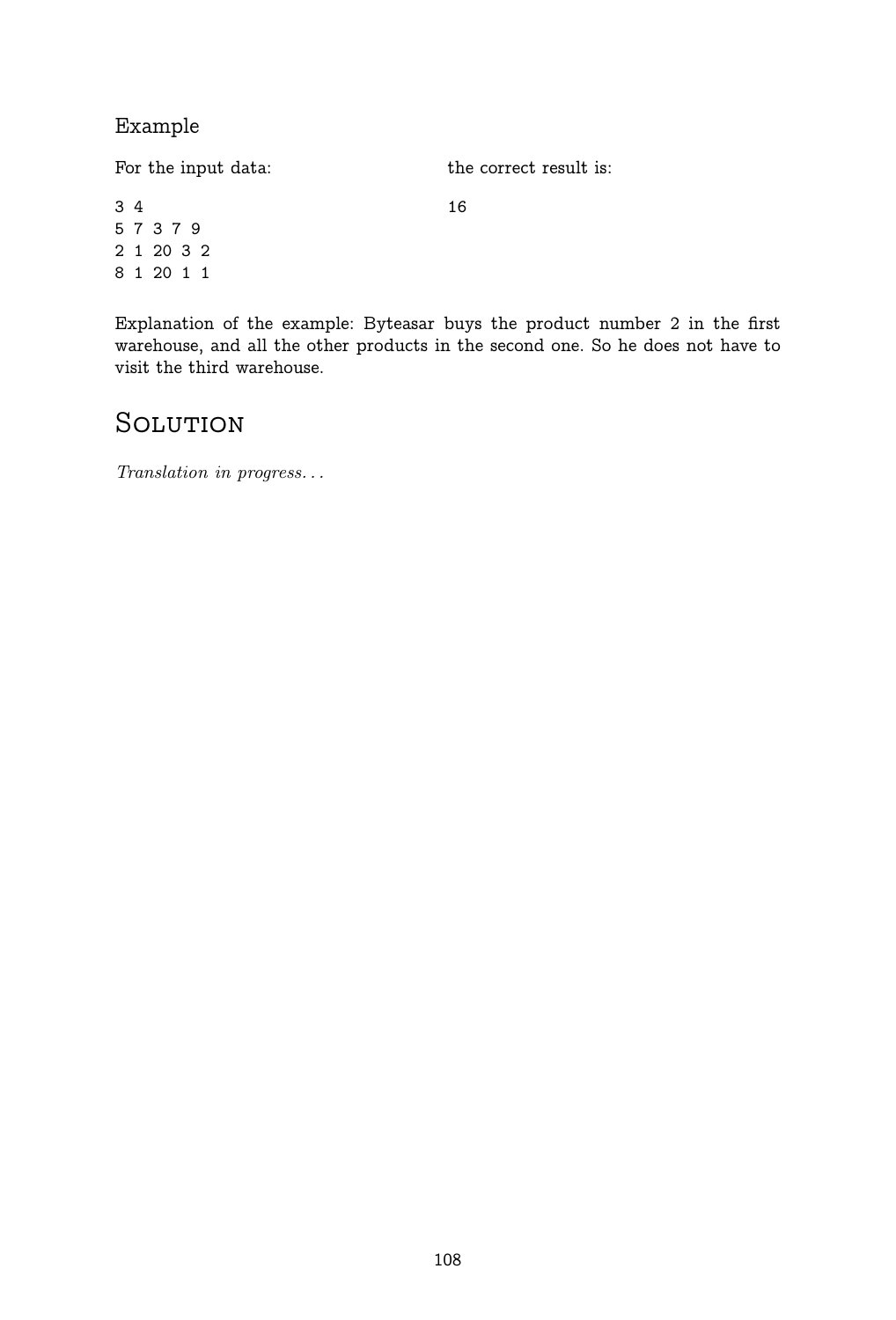### Example

For the input data:

```
3 4
5 7 3 7 9
2 1 20 3 2
8 1 20 1 1
```

the correct result is:

```
16
```

Explanation of the example: Byteasar buys the product number 2 in the first warehouse, and all the other products in the second one. So he does not have to visit the third warehouse.

## Solution

*Translation in progress...*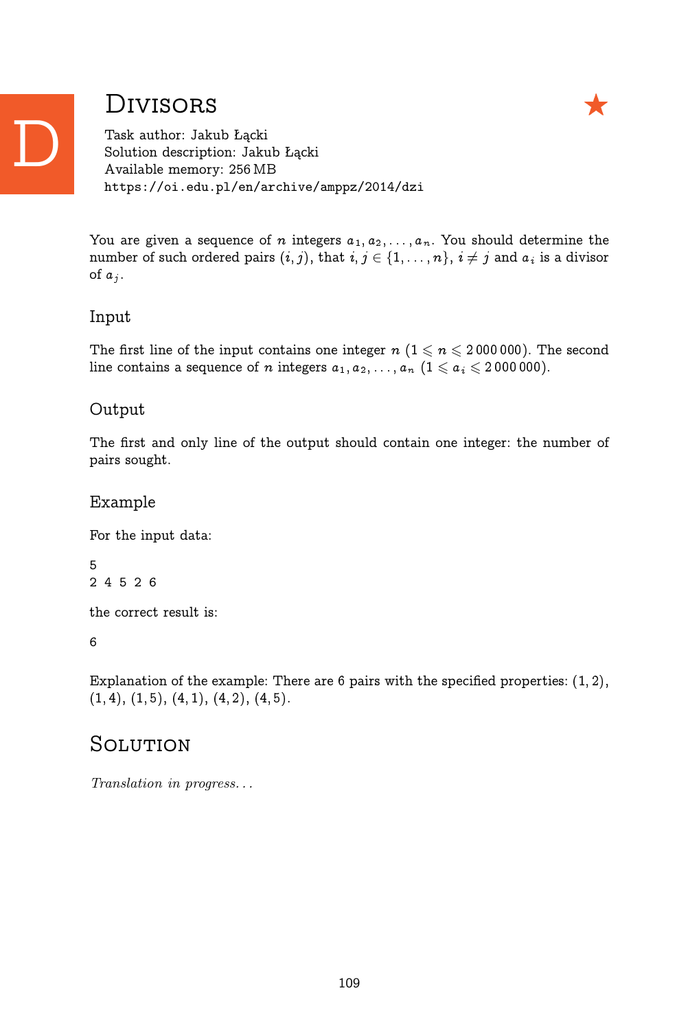# Divisors

Task author: Jakub Łącki
Solution description: Jakub Łącki
Available memory: 256 MB
https://oi.edu.pl/en/archive/amppz/2014/dzi

You are given a sequence of $n$ integers $a_1, a_2, \ldots, a_n$. You should determine the number of such ordered pairs $(i, j)$, that $i, j \in \{1, \ldots, n\}$, $i \neq j$ and $a_i$ is a divisor of $a_j$.

## Input

The first line of the input contains one integer $n$ ($1 \leqslant n \leqslant 2\,000\,000$). The second line contains a sequence of $n$ integers $a_1, a_2, \ldots, a_n$ ($1 \leqslant a_i \leqslant 2\,000\,000$).

## Output

The first and only line of the output should contain one integer: the number of pairs sought.

## Example

For the input data:

```
5
2 4 5 2 6
```

the correct result is:

```
6
```

Explanation of the example: There are 6 pairs with the specified properties: $(1, 2)$, $(1, 4)$, $(1, 5)$, $(4, 1)$, $(4, 2)$, $(4, 5)$.

# Solution

*Translation in progress. . .*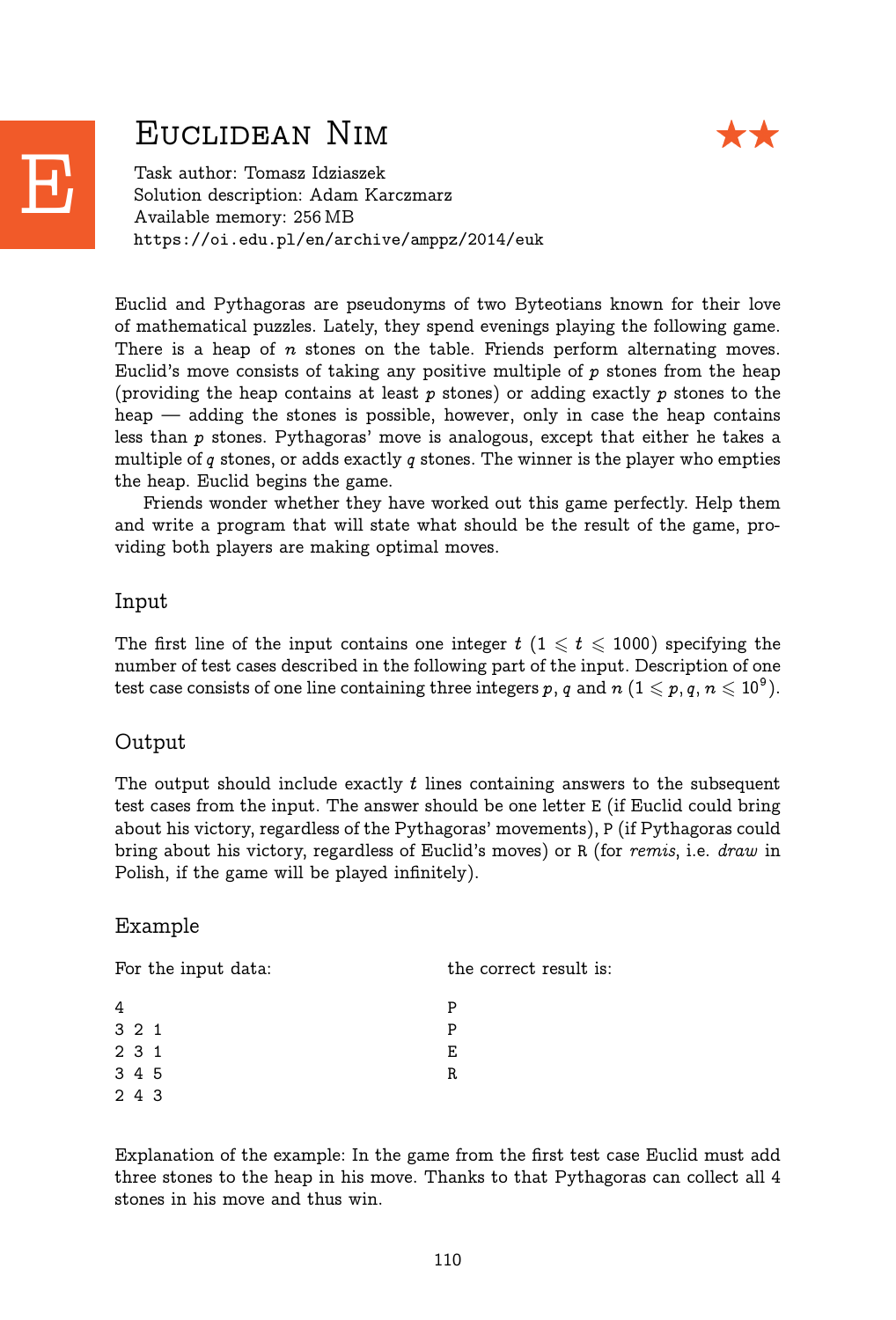# E — Euclidean Nim ★★

Task author: Tomasz Idziaszek
Solution description: Adam Karczmarz
Available memory: 256 MB
https://oi.edu.pl/en/archive/amppz/2014/euk

Euclid and Pythagoras are pseudonyms of two Byteotians known for their love of mathematical puzzles. Lately, they spend evenings playing the following game. There is a heap of $n$ stones on the table. Friends perform alternating moves. Euclid's move consists of taking any positive multiple of $p$ stones from the heap (providing the heap contains at least $p$ stones) or adding exactly $p$ stones to the heap — adding the stones is possible, however, only in case the heap contains less than $p$ stones. Pythagoras' move is analogous, except that either he takes a multiple of $q$ stones, or adds exactly $q$ stones. The winner is the player who empties the heap. Euclid begins the game.

Friends wonder whether they have worked out this game perfectly. Help them and write a program that will state what should be the result of the game, providing both players are making optimal moves.

## Input

The first line of the input contains one integer $t$ ($1 \leqslant t \leqslant 1000$) specifying the number of test cases described in the following part of the input. Description of one test case consists of one line containing three integers $p$, $q$ and $n$ ($1 \leqslant p, q, n \leqslant 10^9$).

## Output

The output should include exactly $t$ lines containing answers to the subsequent test cases from the input. The answer should be one letter E (if Euclid could bring about his victory, regardless of the Pythagoras' movements), P (if Pythagoras could bring about his victory, regardless of Euclid's moves) or R (for *remis*, i.e. *draw* in Polish, if the game will be played infinitely).

## Example

For the input data:

```
4
3 2 1
2 3 1
3 4 5
2 4 3
```

the correct result is:

```
P
P
E
R
```

Explanation of the example: In the game from the first test case Euclid must add three stones to the heap in his move. Thanks to that Pythagoras can collect all 4 stones in his move and thus win.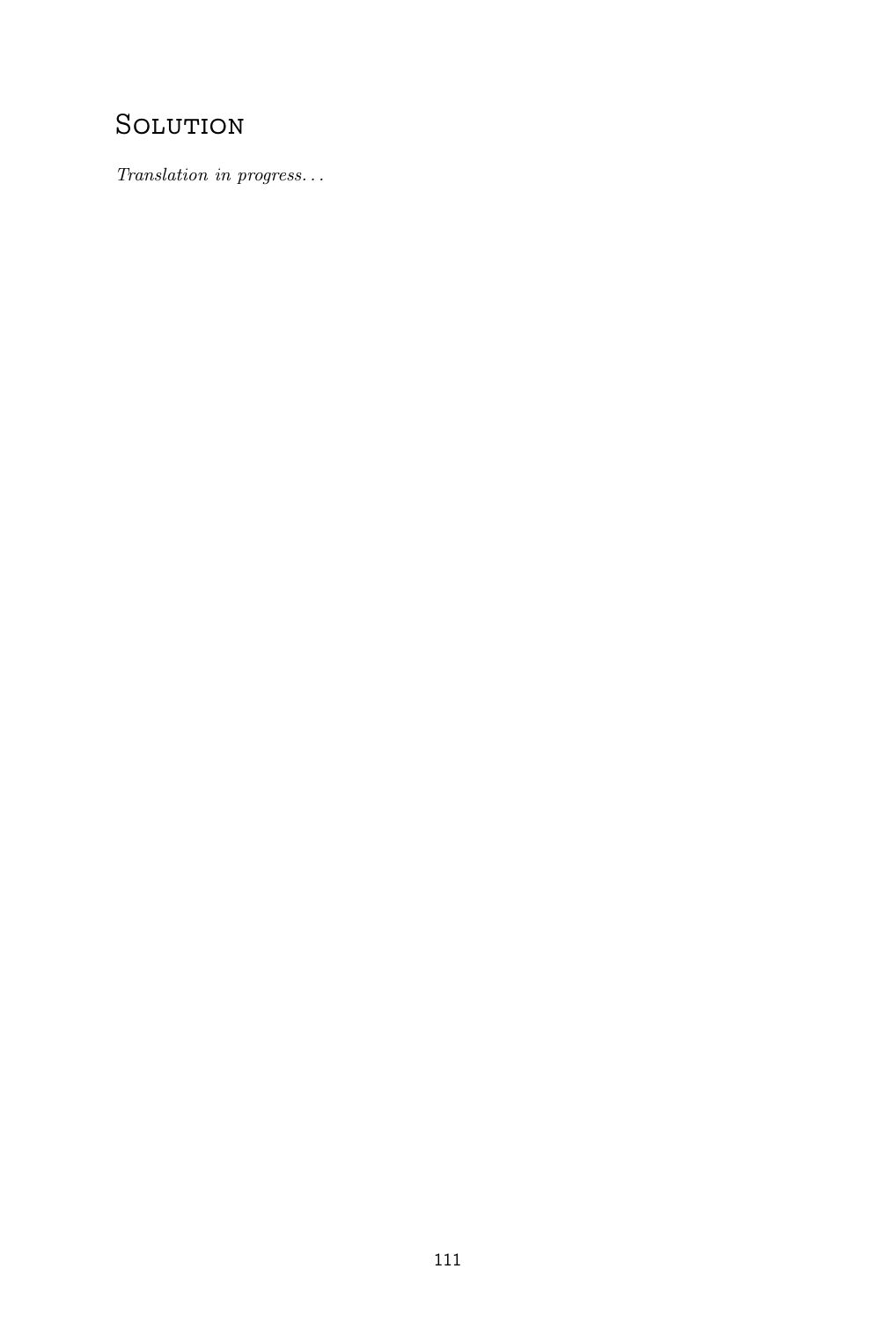# Solution

*Translation in progress...*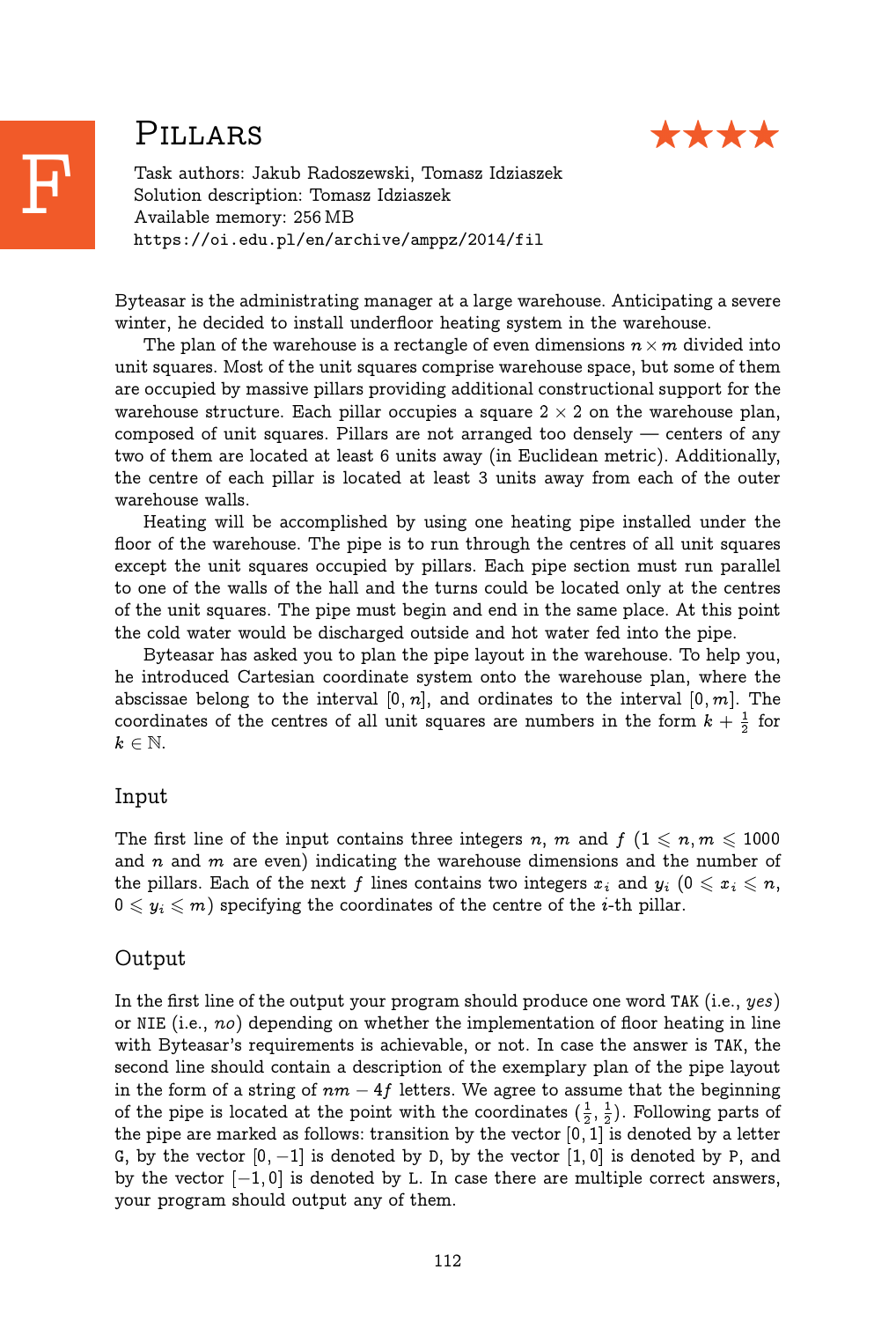# F Pillars ★★★★

Task authors: Jakub Radoszewski, Tomasz Idziaszek
Solution description: Tomasz Idziaszek
Available memory: 256 MB
https://oi.edu.pl/en/archive/amppz/2014/fil

Byteasar is the administrating manager at a large warehouse. Anticipating a severe winter, he decided to install underfloor heating system in the warehouse.

The plan of the warehouse is a rectangle of even dimensions $n \times m$ divided into unit squares. Most of the unit squares comprise warehouse space, but some of them are occupied by massive pillars providing additional constructional support for the warehouse structure. Each pillar occupies a square $2 \times 2$ on the warehouse plan, composed of unit squares. Pillars are not arranged too densely — centers of any two of them are located at least 6 units away (in Euclidean metric). Additionally, the centre of each pillar is located at least 3 units away from each of the outer warehouse walls.

Heating will be accomplished by using one heating pipe installed under the floor of the warehouse. The pipe is to run through the centres of all unit squares except the unit squares occupied by pillars. Each pipe section must run parallel to one of the walls of the hall and the turns could be located only at the centres of the unit squares. The pipe must begin and end in the same place. At this point the cold water would be discharged outside and hot water fed into the pipe.

Byteasar has asked you to plan the pipe layout in the warehouse. To help you, he introduced Cartesian coordinate system onto the warehouse plan, where the abscissae belong to the interval $[0, n]$, and ordinates to the interval $[0, m]$. The coordinates of the centres of all unit squares are numbers in the form $k + \frac{1}{2}$ for $k \in \mathbb{N}$.

## Input

The first line of the input contains three integers $n$, $m$ and $f$ ($1 \leqslant n, m \leqslant 1000$ and $n$ and $m$ are even) indicating the warehouse dimensions and the number of the pillars. Each of the next $f$ lines contains two integers $x_i$ and $y_i$ ($0 \leqslant x_i \leqslant n$, $0 \leqslant y_i \leqslant m$) specifying the coordinates of the centre of the $i$-th pillar.

## Output

In the first line of the output your program should produce one word TAK (i.e., *yes*) or NIE (i.e., *no*) depending on whether the implementation of floor heating in line with Byteasar's requirements is achievable, or not. In case the answer is TAK, the second line should contain a description of the exemplary plan of the pipe layout in the form of a string of $nm - 4f$ letters. We agree to assume that the beginning of the pipe is located at the point with the coordinates $(\frac{1}{2}, \frac{1}{2})$. Following parts of the pipe are marked as follows: transition by the vector $[0, 1]$ is denoted by a letter G, by the vector $[0, -1]$ is denoted by D, by the vector $[1, 0]$ is denoted by P, and by the vector $[-1, 0]$ is denoted by L. In case there are multiple correct answers, your program should output any of them.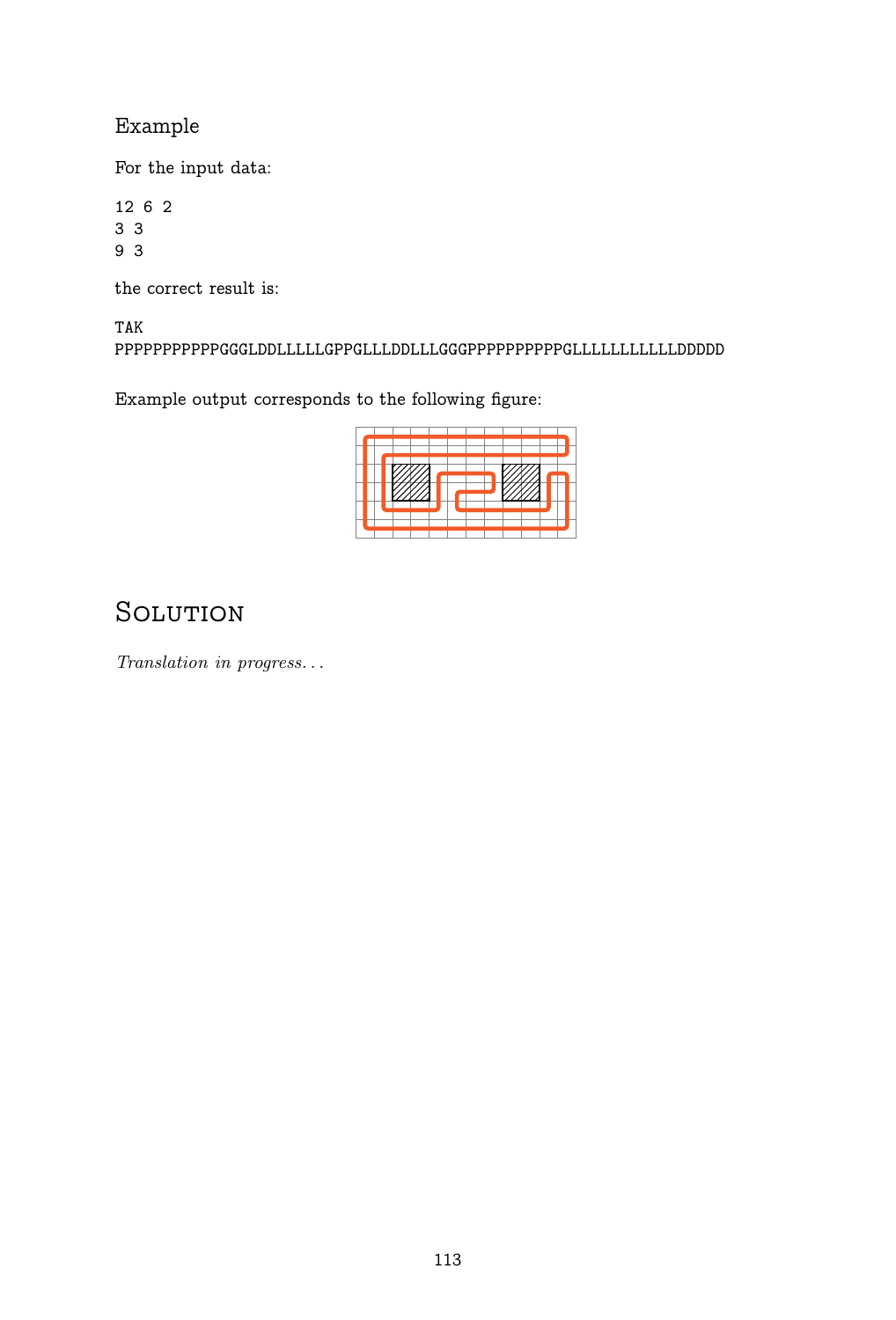Example

For the input data:

```
12 6 2
3 3
9 3
```

the correct result is:

```
TAK
PPPPPPPPPPPGGGLDDLLLLLGPPGLLLDDLLLGGGPPPPPPPPPPGLLLLLLLLLLLDDDDD
```

Example output corresponds to the following figure:

# Solution

*Translation in progress...*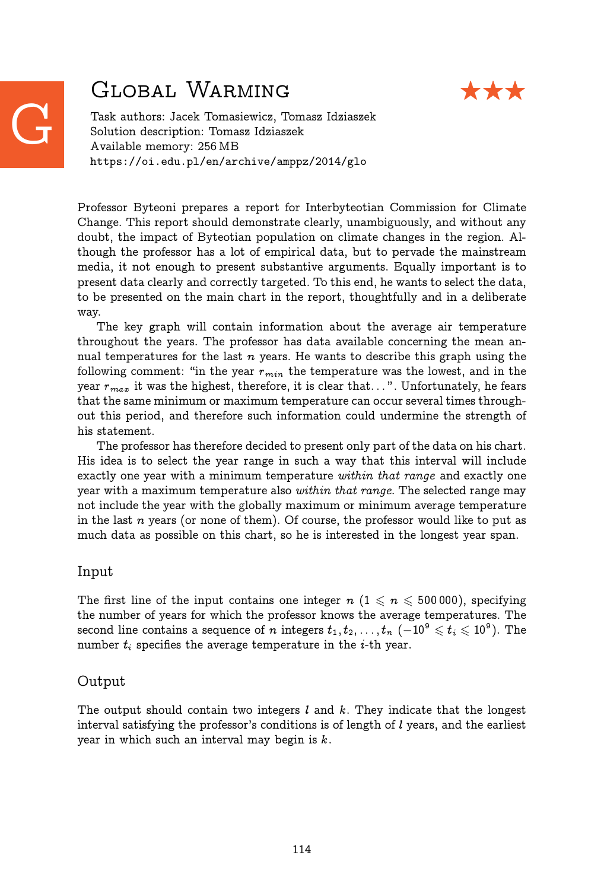# G Global Warming ★★★

Task authors: Jacek Tomasiewicz, Tomasz Idziaszek
Solution description: Tomasz Idziaszek
Available memory: 256 MB
https://oi.edu.pl/en/archive/amppz/2014/glo

Professor Byteoni prepares a report for Interbyteotian Commission for Climate Change. This report should demonstrate clearly, unambiguously, and without any doubt, the impact of Byteotian population on climate changes in the region. Although the professor has a lot of empirical data, but to pervade the mainstream media, it not enough to present substantive arguments. Equally important is to present data clearly and correctly targeted. To this end, he wants to select the data, to be presented on the main chart in the report, thoughtfully and in a deliberate way.

The key graph will contain information about the average air temperature throughout the years. The professor has data available concerning the mean annual temperatures for the last $n$ years. He wants to describe this graph using the following comment: "in the year $r_{min}$ the temperature was the lowest, and in the year $r_{max}$ it was the highest, therefore, it is clear that...". Unfortunately, he fears that the same minimum or maximum temperature can occur several times throughout this period, and therefore such information could undermine the strength of his statement.

The professor has therefore decided to present only part of the data on his chart. His idea is to select the year range in such a way that this interval will include exactly one year with a minimum temperature *within that range* and exactly one year with a maximum temperature also *within that range*. The selected range may not include the year with the globally maximum or minimum average temperature in the last $n$ years (or none of them). Of course, the professor would like to put as much data as possible on this chart, so he is interested in the longest year span.

## Input

The first line of the input contains one integer $n$ ($1 \leqslant n \leqslant 500\,000$), specifying the number of years for which the professor knows the average temperatures. The second line contains a sequence of $n$ integers $t_1, t_2, \ldots, t_n$ ($-10^9 \leqslant t_i \leqslant 10^9$). The number $t_i$ specifies the average temperature in the $i$-th year.

## Output

The output should contain two integers $l$ and $k$. They indicate that the longest interval satisfying the professor's conditions is of length of $l$ years, and the earliest year in which such an interval may begin is $k$.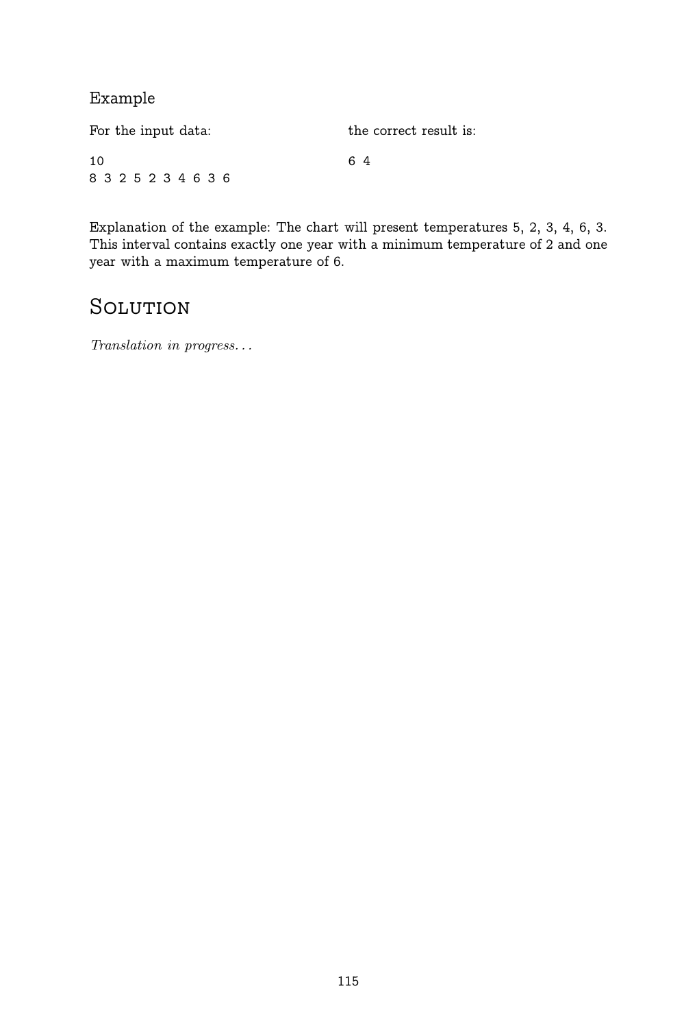### Example

For the input data:

```
10
8 3 2 5 2 3 4 6 3 6
```

the correct result is:

```
6 4
```

Explanation of the example: The chart will present temperatures 5, 2, 3, 4, 6, 3. This interval contains exactly one year with a minimum temperature of 2 and one year with a maximum temperature of 6.

## Solution

*Translation in progress...*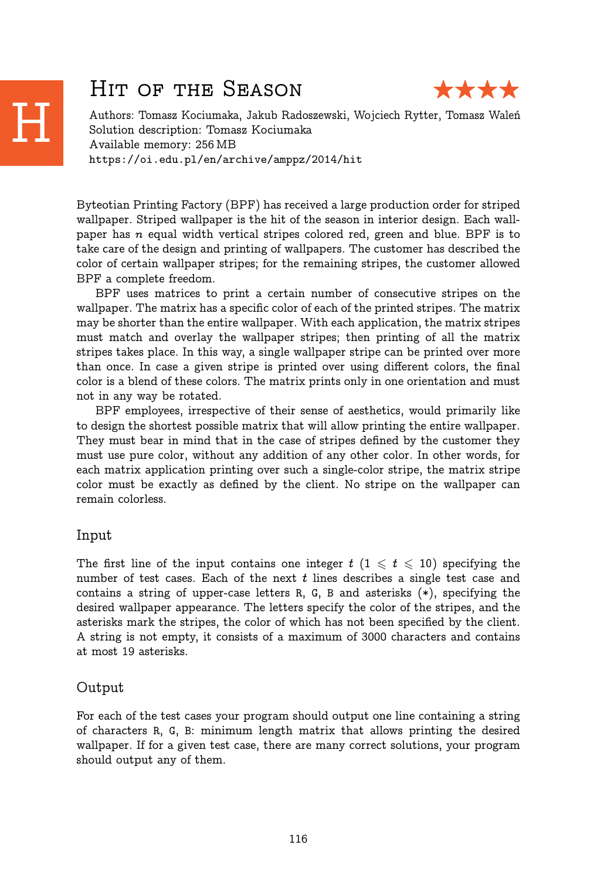# H Hit of the Season ★★★★

Authors: Tomasz Kociumaka, Jakub Radoszewski, Wojciech Rytter, Tomasz Waleń
Solution description: Tomasz Kociumaka
Available memory: 256 MB
https://oi.edu.pl/en/archive/amppz/2014/hit

Byteotian Printing Factory (BPF) has received a large production order for striped wallpaper. Striped wallpaper is the hit of the season in interior design. Each wallpaper has $n$ equal width vertical stripes colored red, green and blue. BPF is to take care of the design and printing of wallpapers. The customer has described the color of certain wallpaper stripes; for the remaining stripes, the customer allowed BPF a complete freedom.

BPF uses matrices to print a certain number of consecutive stripes on the wallpaper. The matrix has a specific color of each of the printed stripes. The matrix may be shorter than the entire wallpaper. With each application, the matrix stripes must match and overlay the wallpaper stripes; then printing of all the matrix stripes takes place. In this way, a single wallpaper stripe can be printed over more than once. In case a given stripe is printed over using different colors, the final color is a blend of these colors. The matrix prints only in one orientation and must not in any way be rotated.

BPF employees, irrespective of their sense of aesthetics, would primarily like to design the shortest possible matrix that will allow printing the entire wallpaper. They must bear in mind that in the case of stripes defined by the customer they must use pure color, without any addition of any other color. In other words, for each matrix application printing over such a single-color stripe, the matrix stripe color must be exactly as defined by the client. No stripe on the wallpaper can remain colorless.

## Input

The first line of the input contains one integer $t$ ($1 \leqslant t \leqslant 10$) specifying the number of test cases. Each of the next $t$ lines describes a single test case and contains a string of upper-case letters R, G, B and asterisks (*), specifying the desired wallpaper appearance. The letters specify the color of the stripes, and the asterisks mark the stripes, the color of which has not been specified by the client. A string is not empty, it consists of a maximum of 3000 characters and contains at most 19 asterisks.

## Output

For each of the test cases your program should output one line containing a string of characters R, G, B: minimum length matrix that allows printing the desired wallpaper. If for a given test case, there are many correct solutions, your program should output any of them.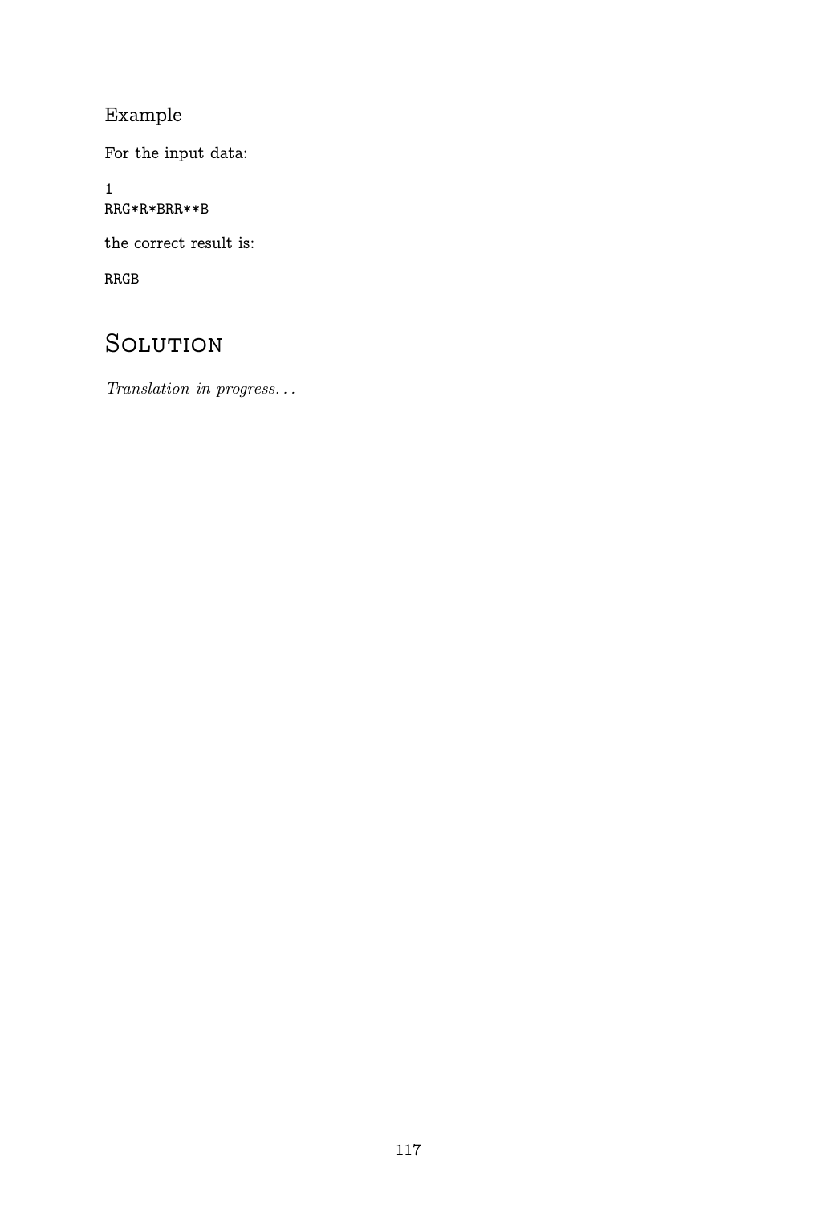### Example

For the input data:

```
1
RRG*R*BRR**B
```

the correct result is:

```
RRGB
```

## Solution

*Translation in progress...*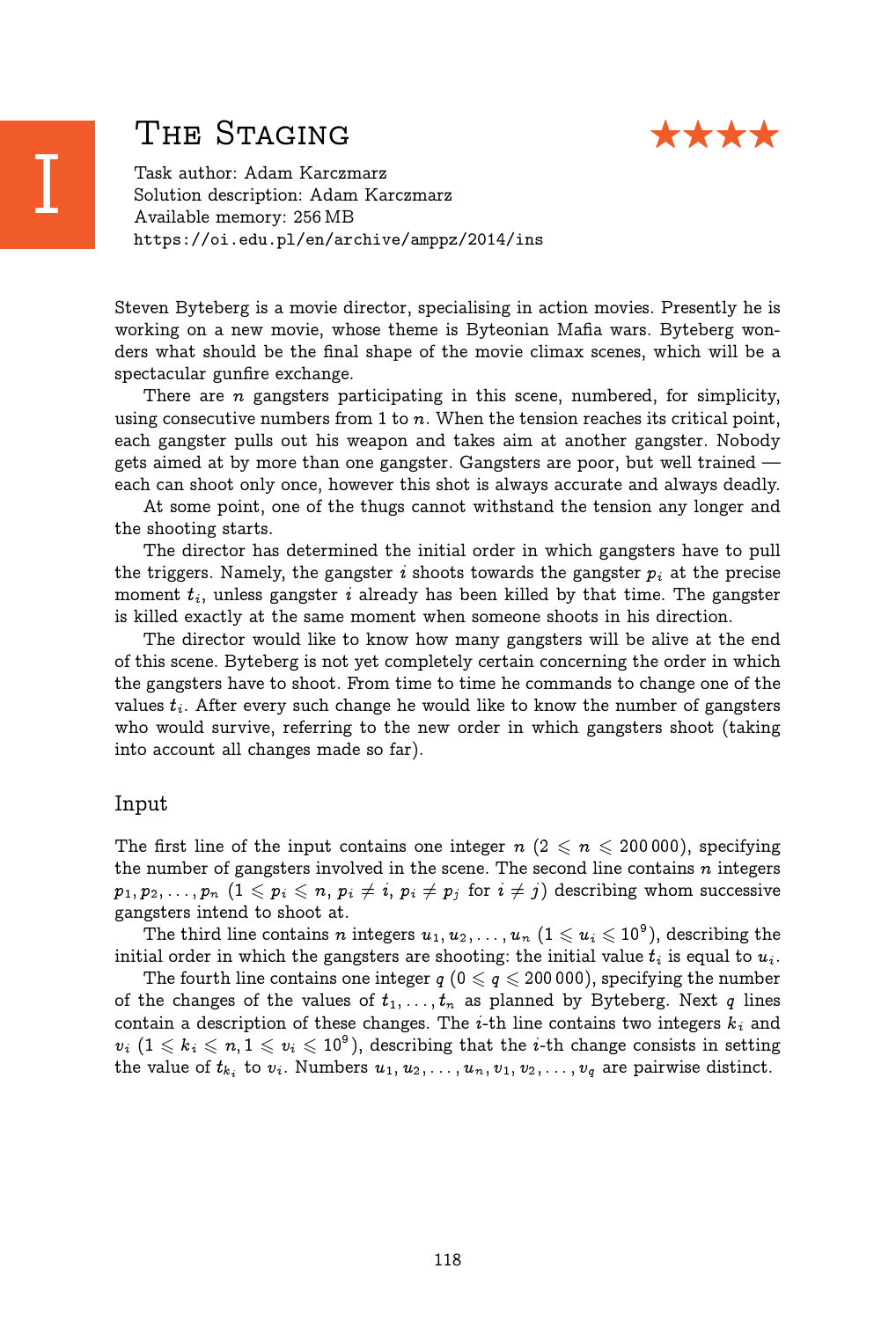# The Staging

★★★★

Task author: Adam Karczmarz
Solution description: Adam Karczmarz
Available memory: 256 MB
https://oi.edu.pl/en/archive/amppz/2014/ins

Steven Byteberg is a movie director, specialising in action movies. Presently he is working on a new movie, whose theme is Byteonian Mafia wars. Byteberg wonders what should be the final shape of the movie climax scenes, which will be a spectacular gunfire exchange.

There are $n$ gangsters participating in this scene, numbered, for simplicity, using consecutive numbers from 1 to $n$. When the tension reaches its critical point, each gangster pulls out his weapon and takes aim at another gangster. Nobody gets aimed at by more than one gangster. Gangsters are poor, but well trained — each can shoot only once, however this shot is always accurate and always deadly.

At some point, one of the thugs cannot withstand the tension any longer and the shooting starts.

The director has determined the initial order in which gangsters have to pull the triggers. Namely, the gangster $i$ shoots towards the gangster $p_i$ at the precise moment $t_i$, unless gangster $i$ already has been killed by that time. The gangster is killed exactly at the same moment when someone shoots in his direction.

The director would like to know how many gangsters will be alive at the end of this scene. Byteberg is not yet completely certain concerning the order in which the gangsters have to shoot. From time to time he commands to change one of the values $t_i$. After every such change he would like to know the number of gangsters who would survive, referring to the new order in which gangsters shoot (taking into account all changes made so far).

## Input

The first line of the input contains one integer $n$ ($2 \leqslant n \leqslant 200\,000$), specifying the number of gangsters involved in the scene. The second line contains $n$ integers $p_1, p_2, \ldots, p_n$ ($1 \leqslant p_i \leqslant n$, $p_i \neq i$, $p_i \neq p_j$ for $i \neq j$) describing whom successive gangsters intend to shoot at.

The third line contains $n$ integers $u_1, u_2, \ldots, u_n$ ($1 \leqslant u_i \leqslant 10^9$), describing the initial order in which the gangsters are shooting: the initial value $t_i$ is equal to $u_i$.

The fourth line contains one integer $q$ ($0 \leqslant q \leqslant 200\,000$), specifying the number of the changes of the values of $t_1, \ldots, t_n$ as planned by Byteberg. Next $q$ lines contain a description of these changes. The $i$-th line contains two integers $k_i$ and $v_i$ ($1 \leqslant k_i \leqslant n, 1 \leqslant v_i \leqslant 10^9$), describing that the $i$-th change consists in setting the value of $t_{k_i}$ to $v_i$. Numbers $u_1, u_2, \ldots, u_n, v_1, v_2, \ldots, v_q$ are pairwise distinct.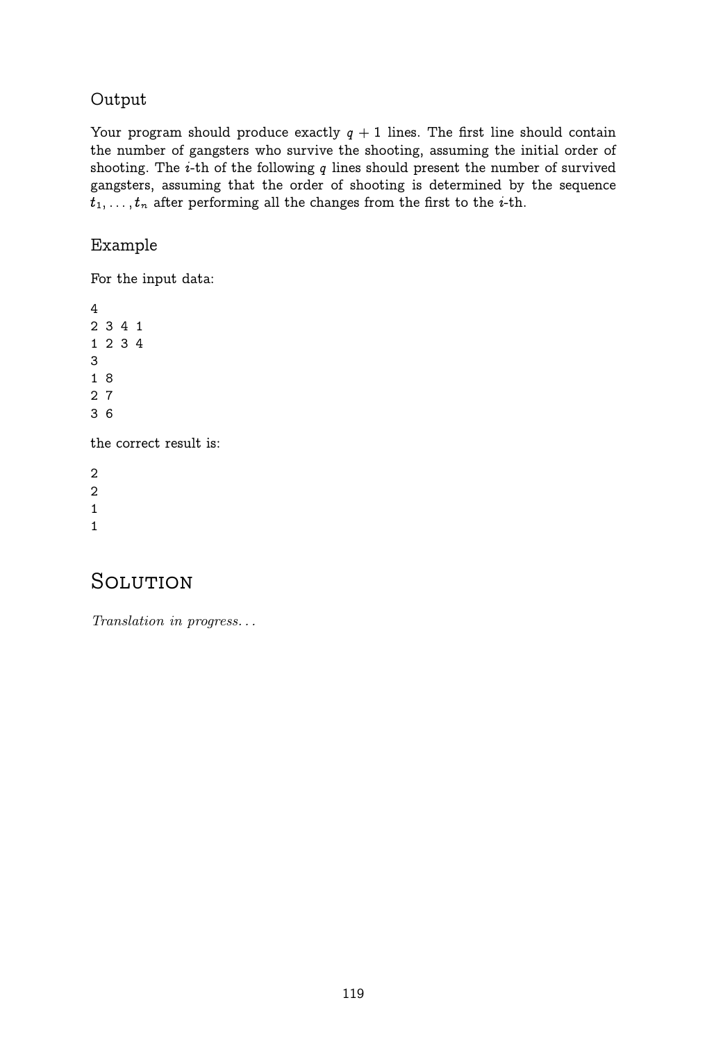## Output

Your program should produce exactly $q + 1$ lines. The first line should contain the number of gangsters who survive the shooting, assuming the initial order of shooting. The $i$-th of the following $q$ lines should present the number of survived gangsters, assuming that the order of shooting is determined by the sequence $t_1, \ldots, t_n$ after performing all the changes from the first to the $i$-th.

## Example

For the input data:

```
4
2 3 4 1
1 2 3 4
3
1 8
2 7
3 6
```

the correct result is:

```
2
2
1
1
```

# Solution

*Translation in progress...*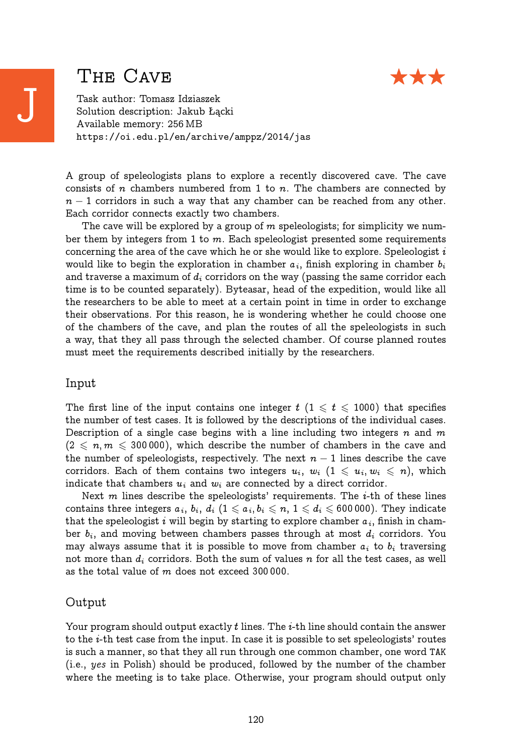# The Cave ★★★

J

Task author: Tomasz Idziaszek
Solution description: Jakub Łącki
Available memory: 256 MB
https://oi.edu.pl/en/archive/amppz/2014/jas

A group of speleologists plans to explore a recently discovered cave. The cave consists of $n$ chambers numbered from 1 to $n$. The chambers are connected by $n-1$ corridors in such a way that any chamber can be reached from any other. Each corridor connects exactly two chambers.

The cave will be explored by a group of $m$ speleologists; for simplicity we number them by integers from 1 to $m$. Each speleologist presented some requirements concerning the area of the cave which he or she would like to explore. Speleologist $i$ would like to begin the exploration in chamber $a_i$, finish exploring in chamber $b_i$ and traverse a maximum of $d_i$ corridors on the way (passing the same corridor each time is to be counted separately). Byteasar, head of the expedition, would like all the researchers to be able to meet at a certain point in time in order to exchange their observations. For this reason, he is wondering whether he could choose one of the chambers of the cave, and plan the routes of all the speleologists in such a way, that they all pass through the selected chamber. Of course planned routes must meet the requirements described initially by the researchers.

## Input

The first line of the input contains one integer $t$ ($1 \leqslant t \leqslant 1000$) that specifies the number of test cases. It is followed by the descriptions of the individual cases. Description of a single case begins with a line including two integers $n$ and $m$ ($2 \leqslant n, m \leqslant 300\,000$), which describe the number of chambers in the cave and the number of speleologists, respectively. The next $n-1$ lines describe the cave corridors. Each of them contains two integers $u_i$, $w_i$ ($1 \leqslant u_i, w_i \leqslant n$), which indicate that chambers $u_i$ and $w_i$ are connected by a direct corridor.

Next $m$ lines describe the speleologists' requirements. The $i$-th of these lines contains three integers $a_i$, $b_i$, $d_i$ ($1 \leqslant a_i, b_i \leqslant n$, $1 \leqslant d_i \leqslant 600\,000$). They indicate that the speleologist $i$ will begin by starting to explore chamber $a_i$, finish in chamber $b_i$, and moving between chambers passes through at most $d_i$ corridors. You may always assume that it is possible to move from chamber $a_i$ to $b_i$ traversing not more than $d_i$ corridors. Both the sum of values $n$ for all the test cases, as well as the total value of $m$ does not exceed $300\,000$.

## Output

Your program should output exactly $t$ lines. The $i$-th line should contain the answer to the $i$-th test case from the input. In case it is possible to set speleologists' routes is such a manner, so that they all run through one common chamber, one word TAK (i.e., *yes* in Polish) should be produced, followed by the number of the chamber where the meeting is to take place. Otherwise, your program should output only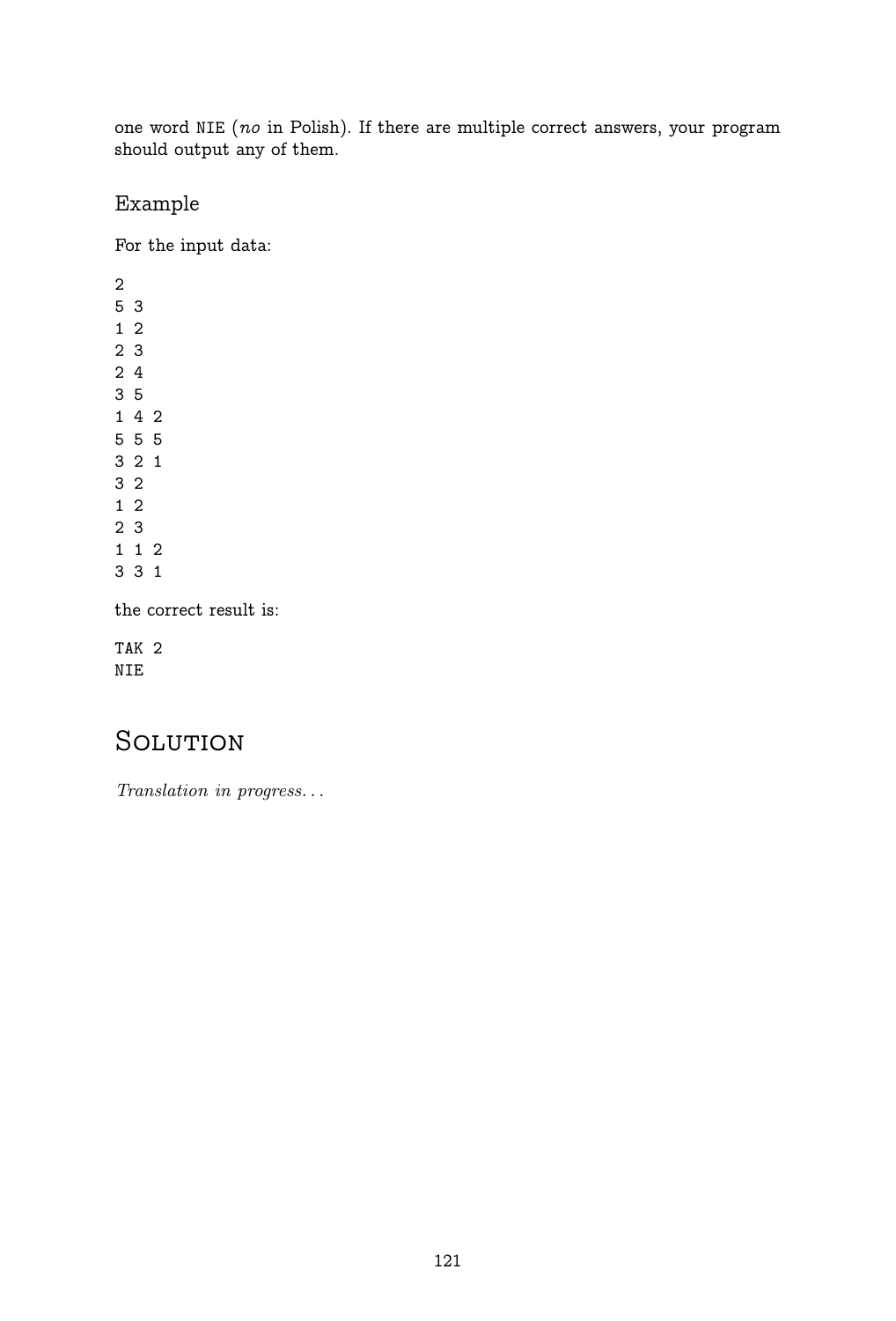one word `NIE` (*no* in Polish). If there are multiple correct answers, your program should output any of them.

## Example

For the input data:

```
2
5 3
1 2
2 3
2 4
3 5
1 4 2
5 5 5
3 2 1
3 2
1 2
2 3
1 1 2
3 3 1
```

the correct result is:

```
TAK 2
NIE
```

# Solution

*Translation in progress...*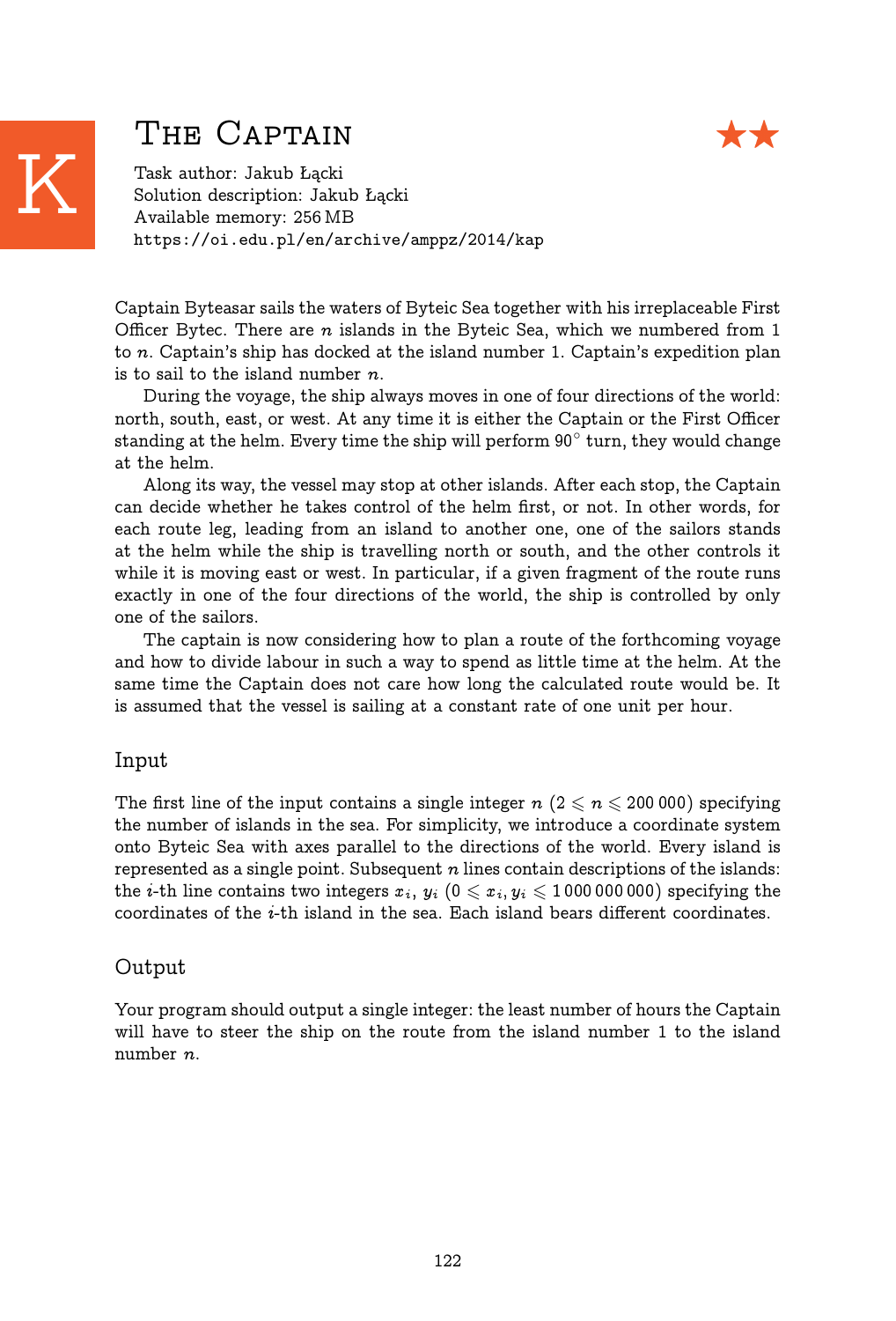# K The Captain ★★

Task author: Jakub Łącki
Solution description: Jakub Łącki
Available memory: 256 MB
https://oi.edu.pl/en/archive/amppz/2014/kap

Captain Byteasar sails the waters of Byteic Sea together with his irreplaceable First Officer Bytec. There are $n$ islands in the Byteic Sea, which we numbered from 1 to $n$. Captain's ship has docked at the island number 1. Captain's expedition plan is to sail to the island number $n$.

During the voyage, the ship always moves in one of four directions of the world: north, south, east, or west. At any time it is either the Captain or the First Officer standing at the helm. Every time the ship will perform $90^\circ$ turn, they would change at the helm.

Along its way, the vessel may stop at other islands. After each stop, the Captain can decide whether he takes control of the helm first, or not. In other words, for each route leg, leading from an island to another one, one of the sailors stands at the helm while the ship is travelling north or south, and the other controls it while it is moving east or west. In particular, if a given fragment of the route runs exactly in one of the four directions of the world, the ship is controlled by only one of the sailors.

The captain is now considering how to plan a route of the forthcoming voyage and how to divide labour in such a way to spend as little time at the helm. At the same time the Captain does not care how long the calculated route would be. It is assumed that the vessel is sailing at a constant rate of one unit per hour.

## Input

The first line of the input contains a single integer $n$ ($2 \leqslant n \leqslant 200\,000$) specifying the number of islands in the sea. For simplicity, we introduce a coordinate system onto Byteic Sea with axes parallel to the directions of the world. Every island is represented as a single point. Subsequent $n$ lines contain descriptions of the islands: the $i$-th line contains two integers $x_i$, $y_i$ ($0 \leqslant x_i, y_i \leqslant 1\,000\,000\,000$) specifying the coordinates of the $i$-th island in the sea. Each island bears different coordinates.

## Output

Your program should output a single integer: the least number of hours the Captain will have to steer the ship on the route from the island number 1 to the island number $n$.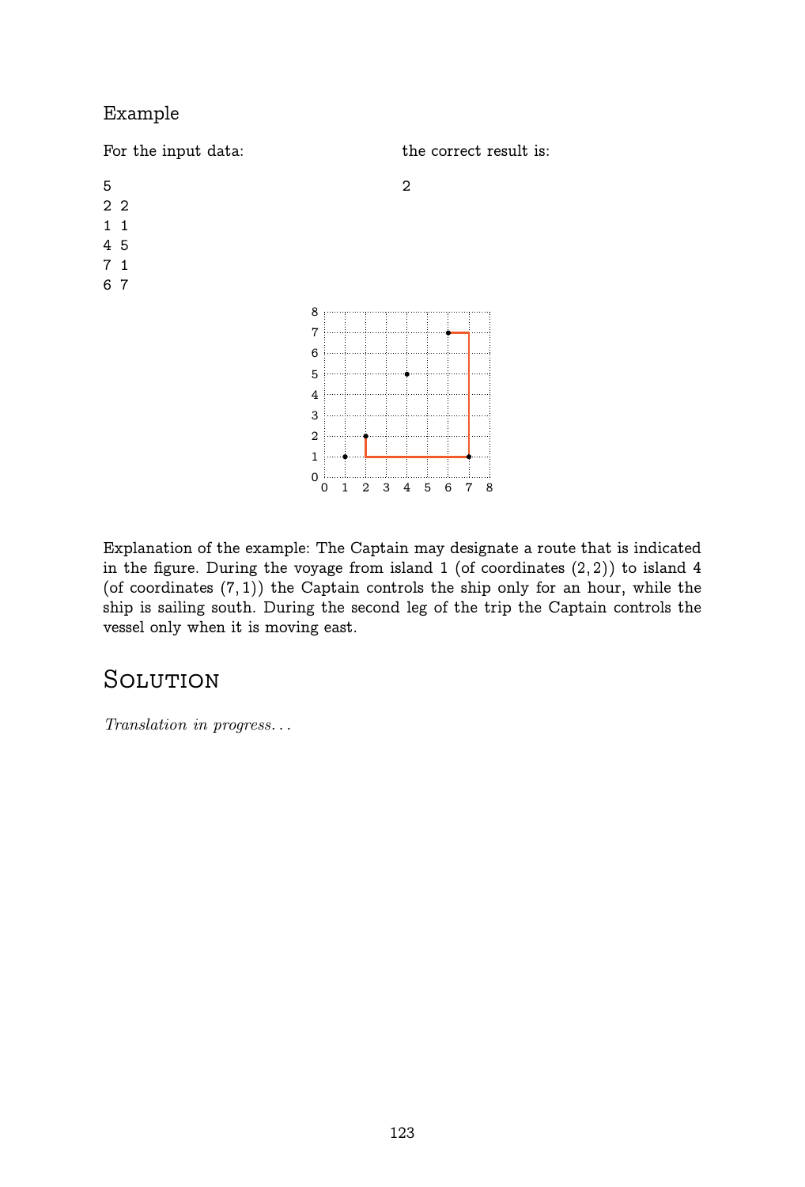Example

For the input data:

```
5
2 2
1 1
4 5
7 1
6 7
```

the correct result is:

```
2
```

Explanation of the example: The Captain may designate a route that is indicated in the figure. During the voyage from island 1 (of coordinates $(2, 2)$) to island 4 (of coordinates $(7, 1)$) the Captain controls the ship only for an hour, while the ship is sailing south. During the second leg of the trip the Captain controls the vessel only when it is moving east.

# Solution

*Translation in progress...*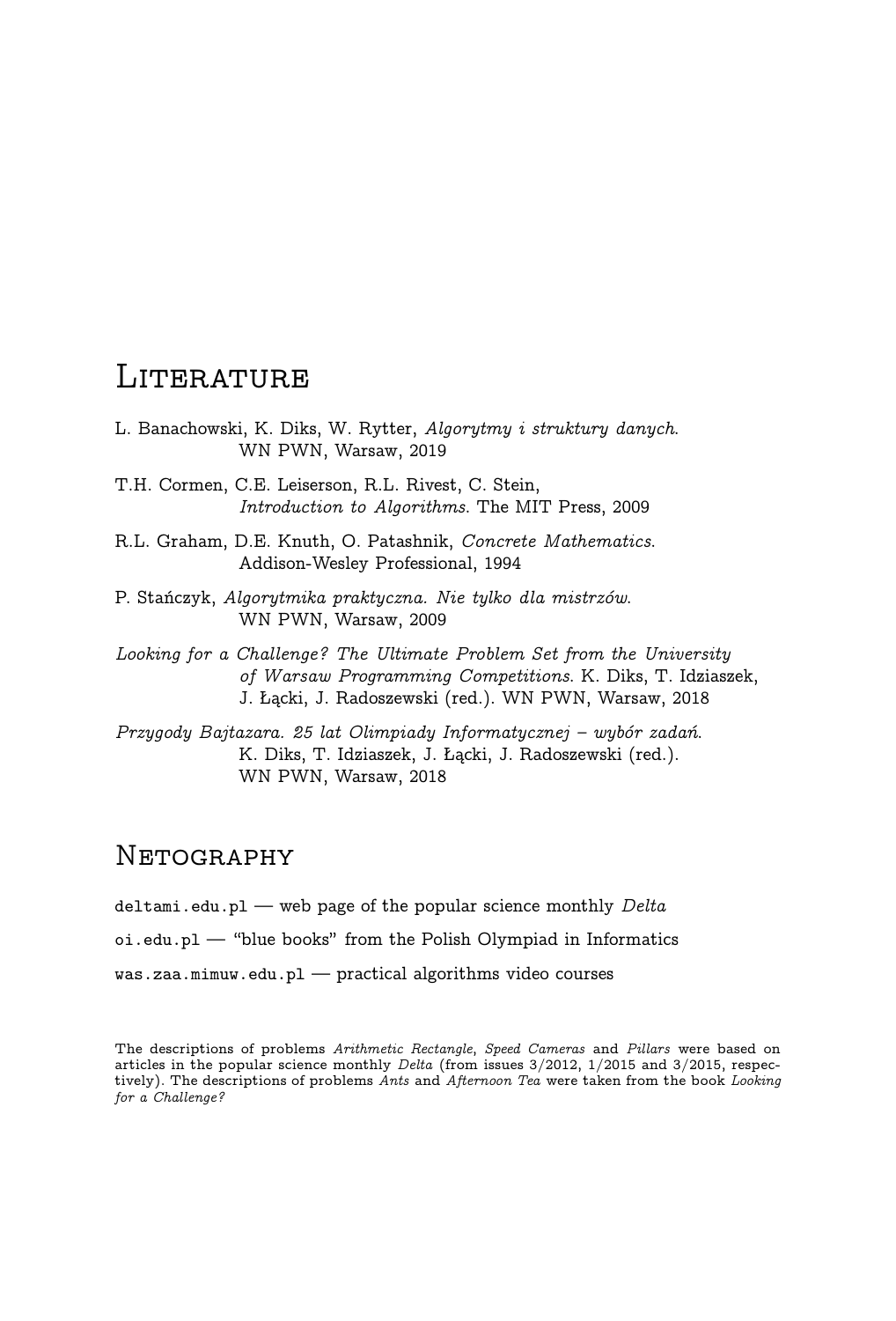# Literature

L. Banachowski, K. Diks, W. Rytter, *Algorytmy i struktury danych.* WN PWN, Warsaw, 2019

T.H. Cormen, C.E. Leiserson, R.L. Rivest, C. Stein, *Introduction to Algorithms.* The MIT Press, 2009

R.L. Graham, D.E. Knuth, O. Patashnik, *Concrete Mathematics.* Addison-Wesley Professional, 1994

P. Stańczyk, *Algorytmika praktyczna. Nie tylko dla mistrzów.* WN PWN, Warsaw, 2009

*Looking for a Challenge? The Ultimate Problem Set from the University of Warsaw Programming Competitions.* K. Diks, T. Idziaszek, J. Łącki, J. Radoszewski (red.). WN PWN, Warsaw, 2018

*Przygody Bajtazara. 25 lat Olimpiady Informatycznej – wybór zadań.* K. Diks, T. Idziaszek, J. Łącki, J. Radoszewski (red.). WN PWN, Warsaw, 2018

# Netography

`deltami.edu.pl` — web page of the popular science monthly *Delta*

`oi.edu.pl` — "blue books" from the Polish Olympiad in Informatics

`was.zaa.mimuw.edu.pl` — practical algorithms video courses

The descriptions of problems *Arithmetic Rectangle*, *Speed Cameras* and *Pillars* were based on articles in the popular science monthly *Delta* (from issues 3/2012, 1/2015 and 3/2015, respectively). The descriptions of problems *Ants* and *Afternoon Tea* were taken from the book *Looking for a Challenge?*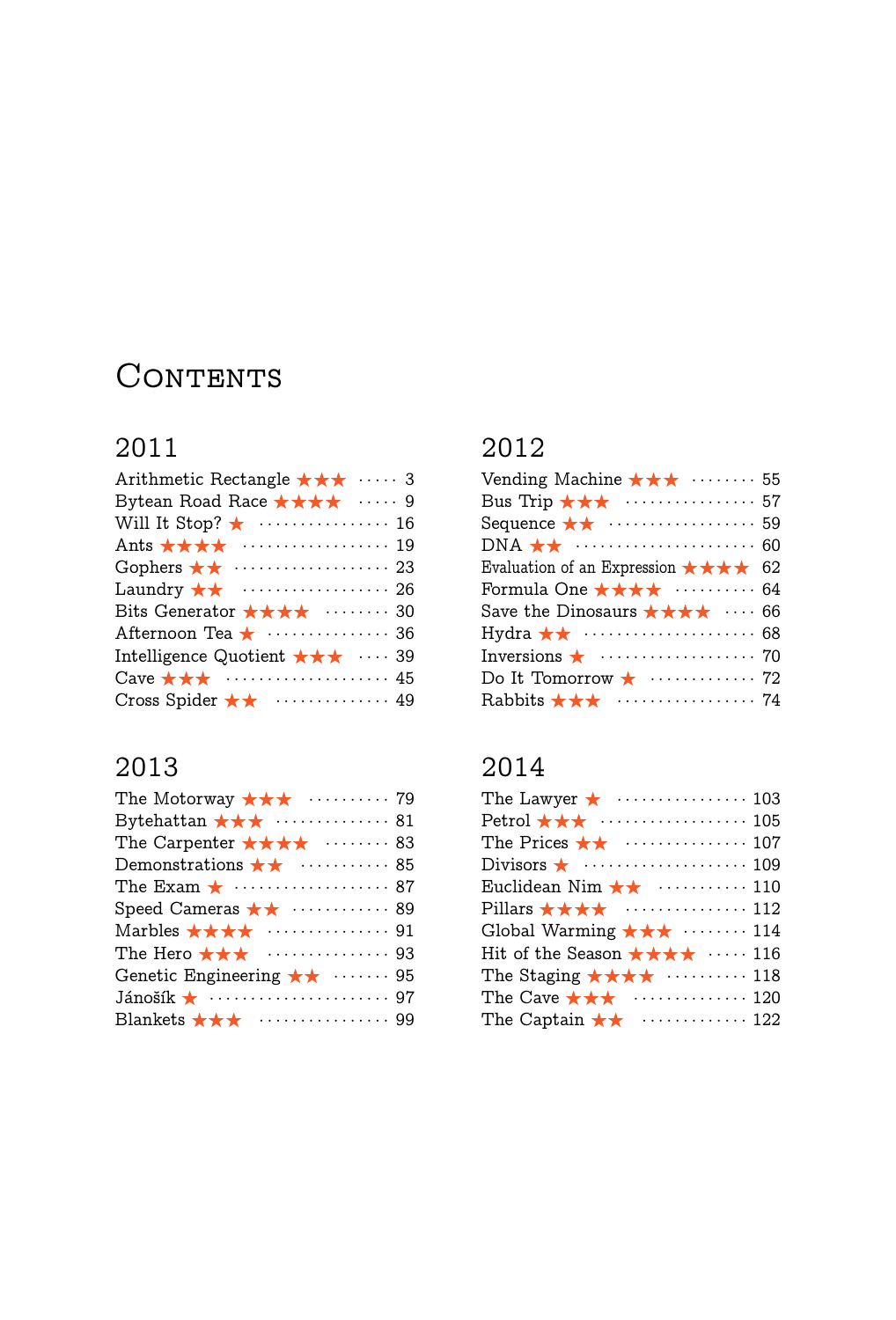# Contents

## 2011

- Arithmetic Rectangle ★★★ ..... 3
- Bytean Road Race ★★★★ ..... 9
- Will It Stop? ★ ..... 16
- Ants ★★★★ ..... 19
- Gophers ★★ ..... 23
- Laundry ★★ ..... 26
- Bits Generator ★★★★ ..... 30
- Afternoon Tea ★ ..... 36
- Intelligence Quotient ★★★ ..... 39
- Cave ★★★ ..... 45
- Cross Spider ★★ ..... 49

## 2012

- Vending Machine ★★★ ..... 55
- Bus Trip ★★★ ..... 57
- Sequence ★★ ..... 59
- DNA ★★ ..... 60
- Evaluation of an Expression ★★★★ ..... 62
- Formula One ★★★★ ..... 64
- Save the Dinosaurs ★★★★ ..... 66
- Hydra ★★ ..... 68
- Inversions ★ ..... 70
- Do It Tomorrow ★ ..... 72
- Rabbits ★★★ ..... 74

## 2013

- The Motorway ★★★ ..... 79
- Bytehattan ★★★ ..... 81
- The Carpenter ★★★★ ..... 83
- Demonstrations ★★ ..... 85
- The Exam ★ ..... 87
- Speed Cameras ★★ ..... 89
- Marbles ★★★★ ..... 91
- The Hero ★★★ ..... 93
- Genetic Engineering ★★ ..... 95
- Jánošík ★ ..... 97
- Blankets ★★★ ..... 99

## 2014

- The Lawyer ★ ..... 103
- Petrol ★★★ ..... 105
- The Prices ★★ ..... 107
- Divisors ★ ..... 109
- Euclidean Nim ★★ ..... 110
- Pillars ★★★★ ..... 112
- Global Warming ★★★ ..... 114
- Hit of the Season ★★★★ ..... 116
- The Staging ★★★★ ..... 118
- The Cave ★★★ ..... 120
- The Captain ★★ ..... 122